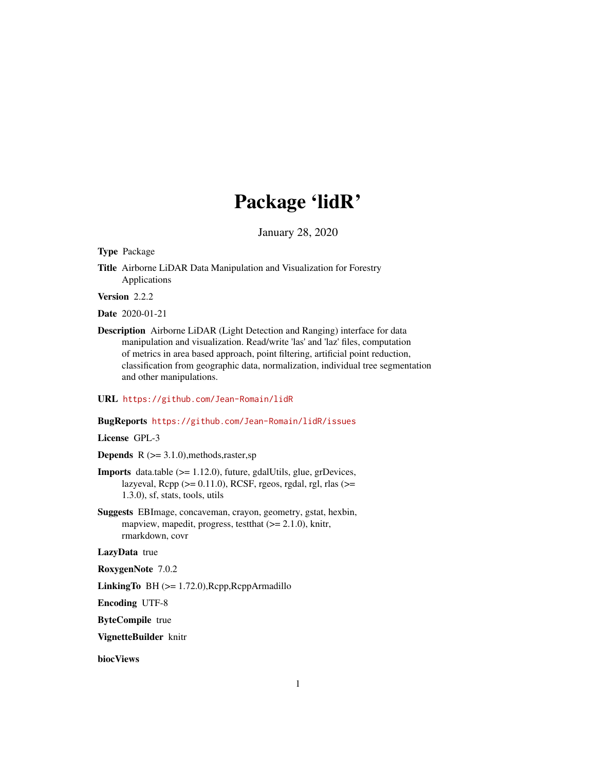# Package 'lidR'

January 28, 2020

**Type** Package

**Title** Airborne LiDAR Data Manipulation and Visualization for Forestry Applications

**Version** 2.2.2

**Date** 2020-01-21

**Description** Airborne LiDAR (Light Detection and Ranging) interface for data manipulation and visualization. Read/write 'las' and 'laz' files, computation of metrics in area based approach, point filtering, artificial point reduction, classification from geographic data, normalization, individual tree segmentation and other manipulations.

**URL** https://github.com/Jean-Romain/lidR

**BugReports** https://github.com/Jean-Romain/lidR/issues

**License** GPL-3

**Depends** R (>= 3.1.0),methods,raster,sp

**Imports** data.table (>= 1.12.0), future, gdalUtils, glue, grDevices, lazyeval, Rcpp (>= 0.11.0), RCSF, rgeos, rgdal, rgl, rlas (>= 1.3.0), sf, stats, tools, utils

**Suggests** EBImage, concaveman, crayon, geometry, gstat, hexbin, mapview, mapedit, progress, testthat (>= 2.1.0), knitr, rmarkdown, covr

**LazyData** true

**RoxygenNote** 7.0.2

**LinkingTo** BH (>= 1.72.0),Rcpp,RcppArmadillo

**Encoding** UTF-8

**ByteCompile** true

**VignetteBuilder** knitr

**biocViews**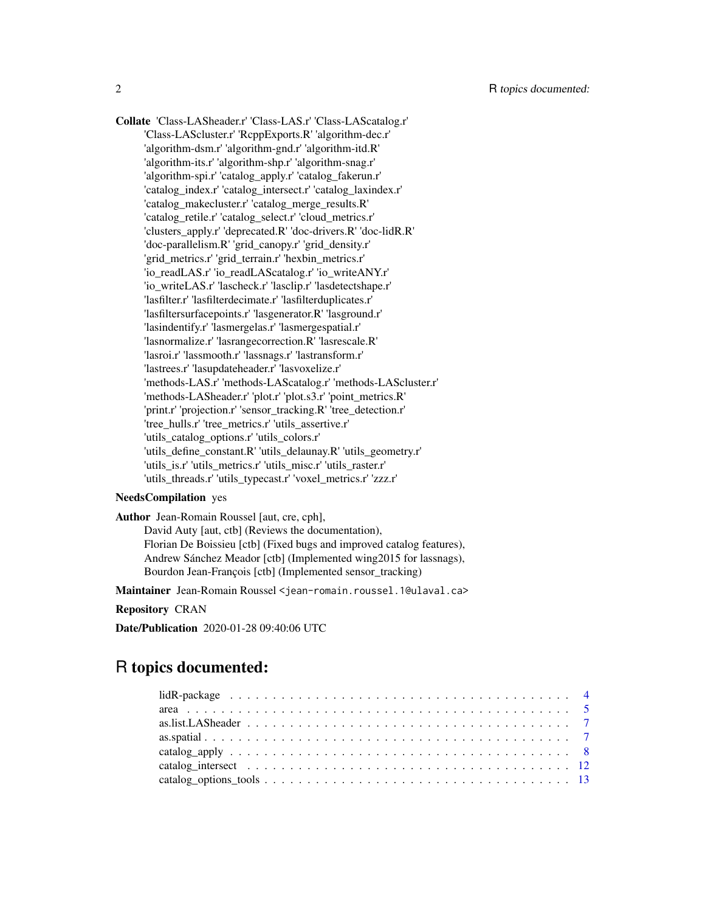**Collate** 'Class-LASheader.r' 'Class-LAS.r' 'Class-LAScatalog.r' 'Class-LAScluster.r' 'RcppExports.R' 'algorithm-dec.r' 'algorithm-dsm.r' 'algorithm-gnd.r' 'algorithm-itd.R' 'algorithm-its.r' 'algorithm-shp.r' 'algorithm-snag.r' 'algorithm-spi.r' 'catalog_apply.r' 'catalog_fakerun.r' 'catalog_index.r' 'catalog_intersect.r' 'catalog_laxindex.r' 'catalog_makecluster.r' 'catalog_merge_results.R' 'catalog_retile.r' 'catalog_select.r' 'cloud_metrics.r' 'clusters_apply.r' 'deprecated.R' 'doc-drivers.R' 'doc-lidR.R' 'doc-parallelism.R' 'grid_canopy.r' 'grid_density.r' 'grid_metrics.r' 'grid_terrain.r' 'hexbin_metrics.r' 'io_readLAS.r' 'io_readLAScatalog.r' 'io_writeANY.r' 'io_writeLAS.r' 'lascheck.r' 'lasclip.r' 'lasdetectshape.r' 'lasfilter.r' 'lasfilterdecimate.r' 'lasfilterduplicates.r' 'lasfiltersurfacepoints.r' 'lasgenerator.R' 'lasground.r' 'lasindentify.r' 'lasmergelas.r' 'lasmergespatial.r' 'lasnormalize.r' 'lasrangecorrection.R' 'lasrescale.R' 'lasroi.r' 'lassmooth.r' 'lassnags.r' 'lastransform.r' 'lastrees.r' 'lasupdateheader.r' 'lasvoxelize.r' 'methods-LAS.r' 'methods-LAScatalog.r' 'methods-LAScluster.r' 'methods-LASheader.r' 'plot.r' 'plot.s3.r' 'point_metrics.R' 'print.r' 'projection.r' 'sensor_tracking.R' 'tree_detection.r' 'tree_hulls.r' 'tree_metrics.r' 'utils_assertive.r' 'utils_catalog_options.r' 'utils_colors.r' 'utils_define_constant.R' 'utils_delaunay.R' 'utils_geometry.r' 'utils_is.r' 'utils_metrics.r' 'utils_misc.r' 'utils_raster.r' 'utils_threads.r' 'utils_typecast.r' 'voxel_metrics.r' 'zzz.r'

**NeedsCompilation** yes

**Author** Jean-Romain Roussel [aut, cre, cph],
David Auty [aut, ctb] (Reviews the documentation),
Florian De Boissieu [ctb] (Fixed bugs and improved catalog features),
Andrew Sánchez Meador [ctb] (Implemented wing2015 for lassnags),
Bourdon Jean-François [ctb] (Implemented sensor_tracking)

**Maintainer** Jean-Romain Roussel <jean-romain.roussel.1@ulaval.ca>

**Repository** CRAN

**Date/Publication** 2020-01-28 09:40:06 UTC

# R topics documented:

| | |
|---|---|
| lidR-package | 4 |
| area | 5 |
| as.list.LASheader | 7 |
| as.spatial | 7 |
| catalog_apply | 8 |
| catalog_intersect | 12 |
| catalog_options_tools | 13 |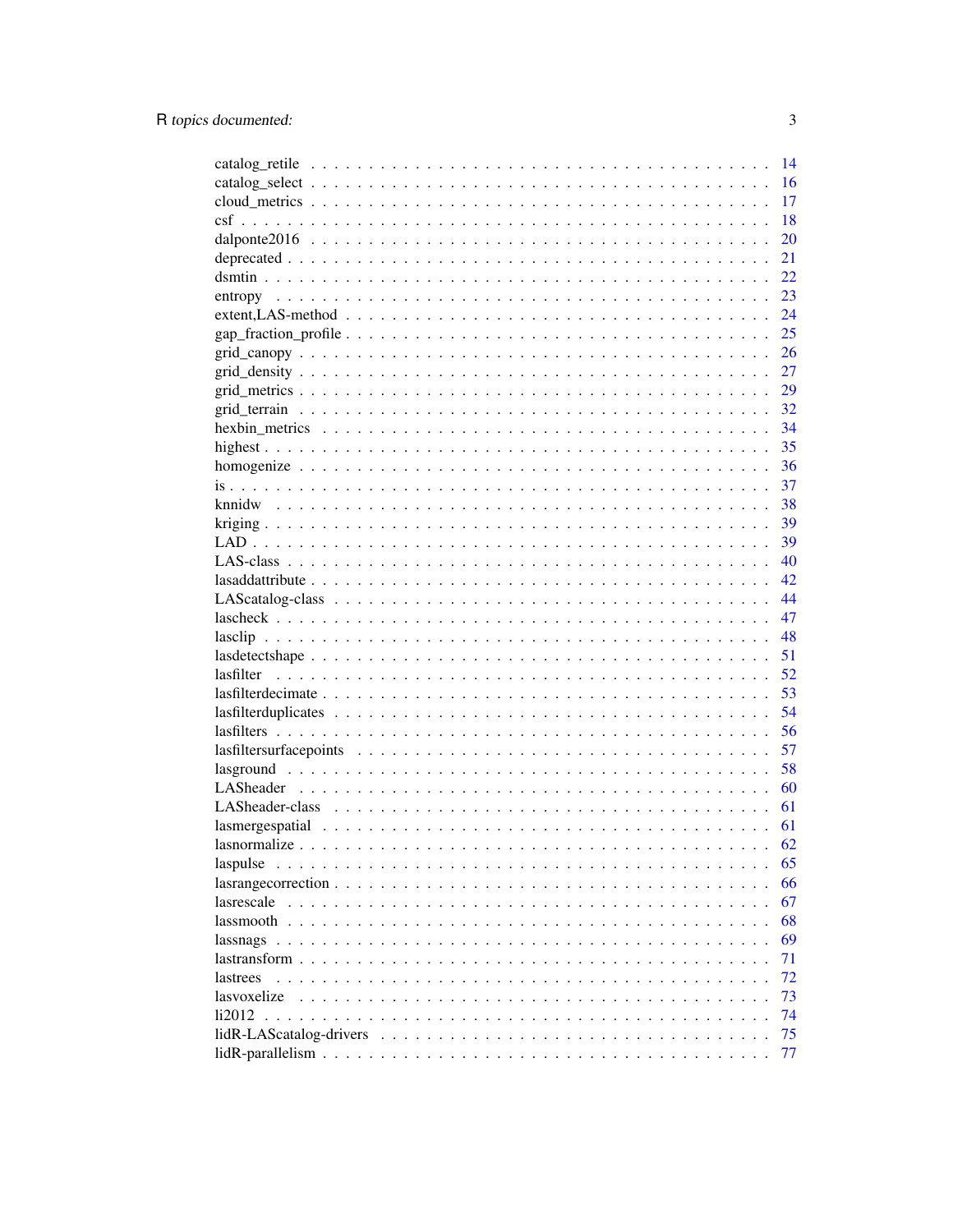catalog_retile . . . . . . . . . . . . . . . . . . . . . . . . . . . . . . . . . . 14
catalog_select . . . . . . . . . . . . . . . . . . . . . . . . . . . . . . . . . . 16
cloud_metrics . . . . . . . . . . . . . . . . . . . . . . . . . . . . . . . . . . 17
csf . . . . . . . . . . . . . . . . . . . . . . . . . . . . . . . . . . . . . . . 18
dalponte2016 . . . . . . . . . . . . . . . . . . . . . . . . . . . . . . . . . . 20
deprecated . . . . . . . . . . . . . . . . . . . . . . . . . . . . . . . . . . . 21
dsmtin . . . . . . . . . . . . . . . . . . . . . . . . . . . . . . . . . . . . . 22
entropy . . . . . . . . . . . . . . . . . . . . . . . . . . . . . . . . . . . . . 23
extent,LAS-method . . . . . . . . . . . . . . . . . . . . . . . . . . . . . . . 24
gap_fraction_profile . . . . . . . . . . . . . . . . . . . . . . . . . . . . . . 25
grid_canopy . . . . . . . . . . . . . . . . . . . . . . . . . . . . . . . . . . . 26
grid_density . . . . . . . . . . . . . . . . . . . . . . . . . . . . . . . . . . 27
grid_metrics . . . . . . . . . . . . . . . . . . . . . . . . . . . . . . . . . . 29
grid_terrain . . . . . . . . . . . . . . . . . . . . . . . . . . . . . . . . . . 32
hexbin_metrics . . . . . . . . . . . . . . . . . . . . . . . . . . . . . . . . . 34
highest . . . . . . . . . . . . . . . . . . . . . . . . . . . . . . . . . . . . . 35
homogenize . . . . . . . . . . . . . . . . . . . . . . . . . . . . . . . . . . . 36
is . . . . . . . . . . . . . . . . . . . . . . . . . . . . . . . . . . . . . . . . 37
knnidw . . . . . . . . . . . . . . . . . . . . . . . . . . . . . . . . . . . . . 38
kriging . . . . . . . . . . . . . . . . . . . . . . . . . . . . . . . . . . . . . 39
LAD . . . . . . . . . . . . . . . . . . . . . . . . . . . . . . . . . . . . . . . 39
LAS-class . . . . . . . . . . . . . . . . . . . . . . . . . . . . . . . . . . . . 40
lasaddattribute . . . . . . . . . . . . . . . . . . . . . . . . . . . . . . . . . 42
LAScatalog-class . . . . . . . . . . . . . . . . . . . . . . . . . . . . . . . . 44
lascheck . . . . . . . . . . . . . . . . . . . . . . . . . . . . . . . . . . . . . 47
lasclip . . . . . . . . . . . . . . . . . . . . . . . . . . . . . . . . . . . . . 48
lasdetectshape . . . . . . . . . . . . . . . . . . . . . . . . . . . . . . . . . 51
lasfilter . . . . . . . . . . . . . . . . . . . . . . . . . . . . . . . . . . . . 52
lasfilterdecimate . . . . . . . . . . . . . . . . . . . . . . . . . . . . . . . . 53
lasfilterduplicates . . . . . . . . . . . . . . . . . . . . . . . . . . . . . . . 54
lasfilters . . . . . . . . . . . . . . . . . . . . . . . . . . . . . . . . . . . . 56
lasfiltersurfacepoints . . . . . . . . . . . . . . . . . . . . . . . . . . . . . 57
lasground . . . . . . . . . . . . . . . . . . . . . . . . . . . . . . . . . . . . 58
LASheader . . . . . . . . . . . . . . . . . . . . . . . . . . . . . . . . . . . . 60
LASheader-class . . . . . . . . . . . . . . . . . . . . . . . . . . . . . . . . . 61
lasmergespatial . . . . . . . . . . . . . . . . . . . . . . . . . . . . . . . . . 61
lasnormalize . . . . . . . . . . . . . . . . . . . . . . . . . . . . . . . . . . . 62
laspulse . . . . . . . . . . . . . . . . . . . . . . . . . . . . . . . . . . . . . 65
lasrangecorrection . . . . . . . . . . . . . . . . . . . . . . . . . . . . . . . 66
lasrescale . . . . . . . . . . . . . . . . . . . . . . . . . . . . . . . . . . . . 67
lassmooth . . . . . . . . . . . . . . . . . . . . . . . . . . . . . . . . . . . . 68
lassnags . . . . . . . . . . . . . . . . . . . . . . . . . . . . . . . . . . . . . 69
lastransform . . . . . . . . . . . . . . . . . . . . . . . . . . . . . . . . . . . 71
lastrees . . . . . . . . . . . . . . . . . . . . . . . . . . . . . . . . . . . . . 72
lasvoxelize . . . . . . . . . . . . . . . . . . . . . . . . . . . . . . . . . . . 73
li2012 . . . . . . . . . . . . . . . . . . . . . . . . . . . . . . . . . . . . . . 74
lidR-LAScatalog-drivers . . . . . . . . . . . . . . . . . . . . . . . . . . . . . 75
lidR-parallelism . . . . . . . . . . . . . . . . . . . . . . . . . . . . . . . . . 77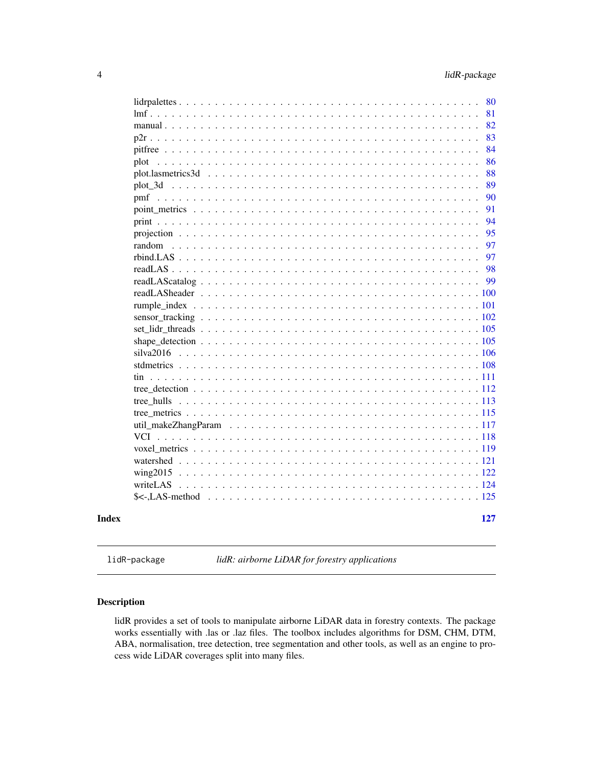lidrpalettes . . . . . . . . . . . . . . . . . . . . . . . . . . . . . . . . . . . . . . 80
lmf . . . . . . . . . . . . . . . . . . . . . . . . . . . . . . . . . . . . . . . . . . . 81
manual . . . . . . . . . . . . . . . . . . . . . . . . . . . . . . . . . . . . . . . . . 82
p2r . . . . . . . . . . . . . . . . . . . . . . . . . . . . . . . . . . . . . . . . . . . 83
pitfree . . . . . . . . . . . . . . . . . . . . . . . . . . . . . . . . . . . . . . . . . 84
plot . . . . . . . . . . . . . . . . . . . . . . . . . . . . . . . . . . . . . . . . . . . 86
plot.lasmetrics3d . . . . . . . . . . . . . . . . . . . . . . . . . . . . . . . . . . . . 88
plot_3d . . . . . . . . . . . . . . . . . . . . . . . . . . . . . . . . . . . . . . . . . 89
pmf . . . . . . . . . . . . . . . . . . . . . . . . . . . . . . . . . . . . . . . . . . . 90
point_metrics . . . . . . . . . . . . . . . . . . . . . . . . . . . . . . . . . . . . . . 91
print . . . . . . . . . . . . . . . . . . . . . . . . . . . . . . . . . . . . . . . . . . 94
projection . . . . . . . . . . . . . . . . . . . . . . . . . . . . . . . . . . . . . . . 95
random . . . . . . . . . . . . . . . . . . . . . . . . . . . . . . . . . . . . . . . . . 97
rbind.LAS . . . . . . . . . . . . . . . . . . . . . . . . . . . . . . . . . . . . . . . . 97
readLAS . . . . . . . . . . . . . . . . . . . . . . . . . . . . . . . . . . . . . . . . . 98
readLAScatalog . . . . . . . . . . . . . . . . . . . . . . . . . . . . . . . . . . . . . 99
readLASheader . . . . . . . . . . . . . . . . . . . . . . . . . . . . . . . . . . . . . 100
rumple_index . . . . . . . . . . . . . . . . . . . . . . . . . . . . . . . . . . . . . . 101
sensor_tracking . . . . . . . . . . . . . . . . . . . . . . . . . . . . . . . . . . . . 102
set_lidr_threads . . . . . . . . . . . . . . . . . . . . . . . . . . . . . . . . . . . . 105
shape_detection . . . . . . . . . . . . . . . . . . . . . . . . . . . . . . . . . . . . 105
silva2016 . . . . . . . . . . . . . . . . . . . . . . . . . . . . . . . . . . . . . . . . 106
stdmetrics . . . . . . . . . . . . . . . . . . . . . . . . . . . . . . . . . . . . . . . 108
tin . . . . . . . . . . . . . . . . . . . . . . . . . . . . . . . . . . . . . . . . . . . 111
tree_detection . . . . . . . . . . . . . . . . . . . . . . . . . . . . . . . . . . . . . 112
tree_hulls . . . . . . . . . . . . . . . . . . . . . . . . . . . . . . . . . . . . . . . 113
tree_metrics . . . . . . . . . . . . . . . . . . . . . . . . . . . . . . . . . . . . . . 115
util_makeZhangParam . . . . . . . . . . . . . . . . . . . . . . . . . . . . . . . . . 117
VCI . . . . . . . . . . . . . . . . . . . . . . . . . . . . . . . . . . . . . . . . . . . 118
voxel_metrics . . . . . . . . . . . . . . . . . . . . . . . . . . . . . . . . . . . . . 119
watershed . . . . . . . . . . . . . . . . . . . . . . . . . . . . . . . . . . . . . . . 121
wing2015 . . . . . . . . . . . . . . . . . . . . . . . . . . . . . . . . . . . . . . . . 122
writeLAS . . . . . . . . . . . . . . . . . . . . . . . . . . . . . . . . . . . . . . . . 124
$<-,LAS-method . . . . . . . . . . . . . . . . . . . . . . . . . . . . . . . . . . . . 125

**Index** **127**

---

`lidR-package` *lidR: airborne LiDAR for forestry applications*

---

### Description

lidR provides a set of tools to manipulate airborne LiDAR data in forestry contexts. The package works essentially with .las or .laz files. The toolbox includes algorithms for DSM, CHM, DTM, ABA, normalisation, tree detection, tree segmentation and other tools, as well as an engine to process wide LiDAR coverages split into many files.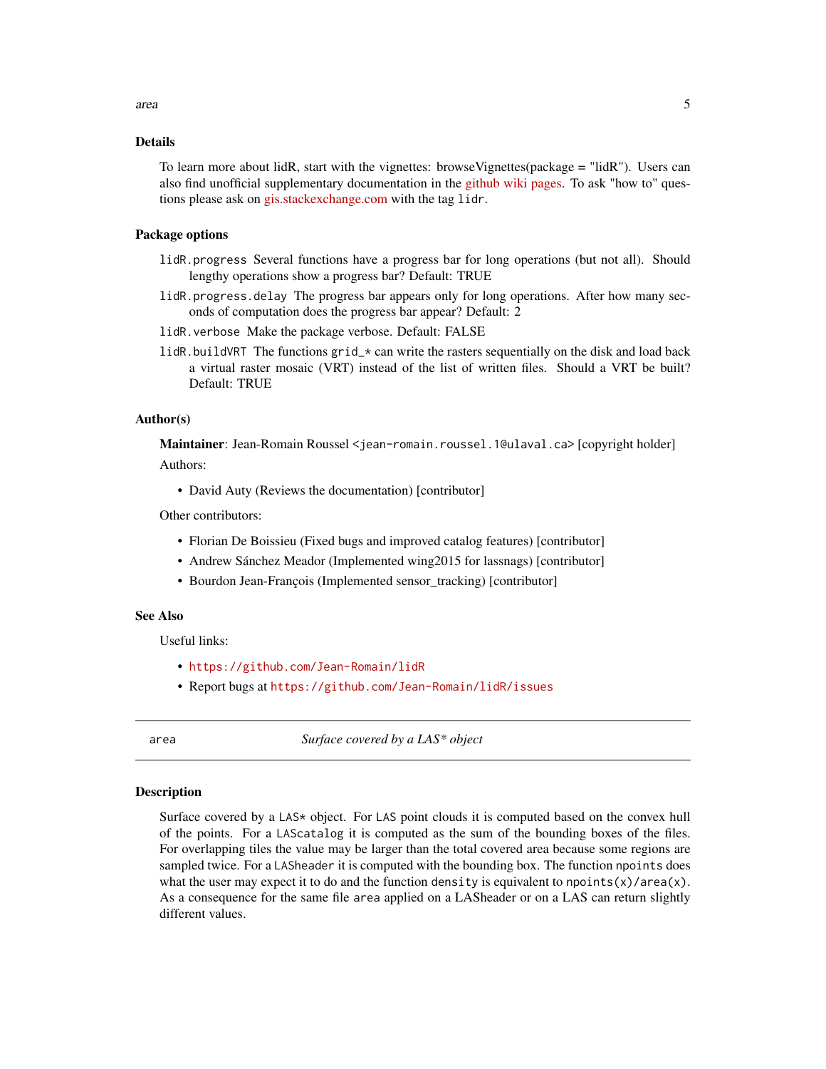### Details

To learn more about lidR, start with the vignettes: browseVignettes(package = "lidR"). Users can also find unofficial supplementary documentation in the github wiki pages. To ask "how to" questions please ask on gis.stackexchange.com with the tag `lidr`.

### Package options

`lidR.progress` Several functions have a progress bar for long operations (but not all). Should lengthy operations show a progress bar? Default: TRUE

`lidR.progress.delay` The progress bar appears only for long operations. After how many seconds of computation does the progress bar appear? Default: 2

`lidR.verbose` Make the package verbose. Default: FALSE

`lidR.buildVRT` The functions `grid_*` can write the rasters sequentially on the disk and load back a virtual raster mosaic (VRT) instead of the list of written files. Should a VRT be built? Default: TRUE

### Author(s)

**Maintainer**: Jean-Romain Roussel `<jean-romain.roussel.1@ulaval.ca>` [copyright holder]

Authors:

- David Auty (Reviews the documentation) [contributor]

Other contributors:

- Florian De Boissieu (Fixed bugs and improved catalog features) [contributor]
- Andrew Sánchez Meador (Implemented wing2015 for lassnags) [contributor]
- Bourdon Jean-François (Implemented sensor_tracking) [contributor]

### See Also

Useful links:

- `https://github.com/Jean-Romain/lidR`
- Report bugs at `https://github.com/Jean-Romain/lidR/issues`

---

## area — *Surface covered by a LAS* object*

### Description

Surface covered by a `LAS*` object. For `LAS` point clouds it is computed based on the convex hull of the points. For a `LAScatalog` it is computed as the sum of the bounding boxes of the files. For overlapping tiles the value may be larger than the total covered area because some regions are sampled twice. For a `LASheader` it is computed with the bounding box. The function `npoints` does what the user may expect it to do and the function `density` is equivalent to `npoints(x)/area(x)`. As a consequence for the same file `area` applied on a LASheader or on a LAS can return slightly different values.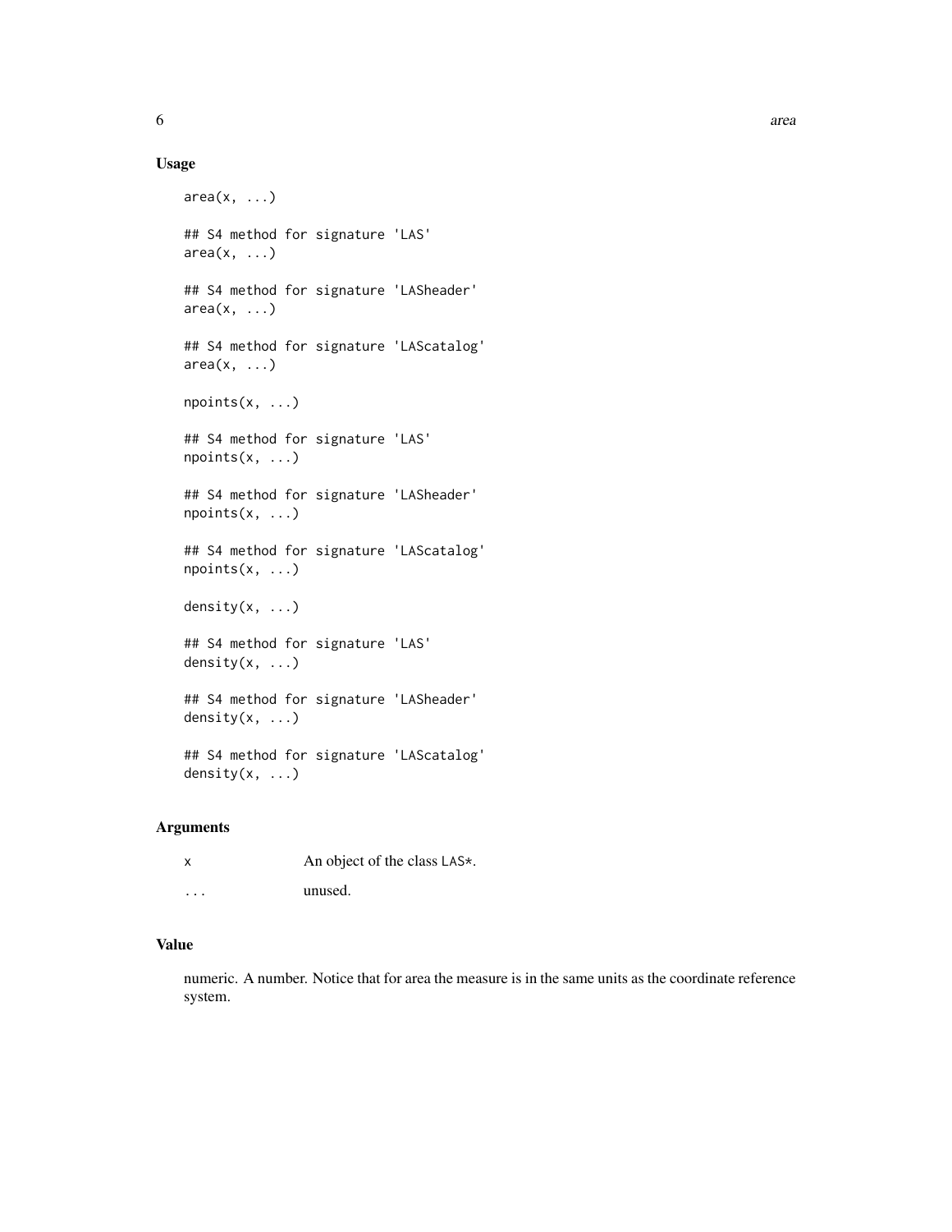## Usage

```
area(x, ...)

## S4 method for signature 'LAS'
area(x, ...)

## S4 method for signature 'LASheader'
area(x, ...)

## S4 method for signature 'LAScatalog'
area(x, ...)

npoints(x, ...)

## S4 method for signature 'LAS'
npoints(x, ...)

## S4 method for signature 'LASheader'
npoints(x, ...)

## S4 method for signature 'LAScatalog'
npoints(x, ...)

density(x, ...)

## S4 method for signature 'LAS'
density(x, ...)

## S4 method for signature 'LASheader'
density(x, ...)

## S4 method for signature 'LAScatalog'
density(x, ...)
```

## Arguments

| | |
|---|---|
| x | An object of the class `LAS*`. |
| ... | unused. |

## Value

numeric. A number. Notice that for area the measure is in the same units as the coordinate reference system.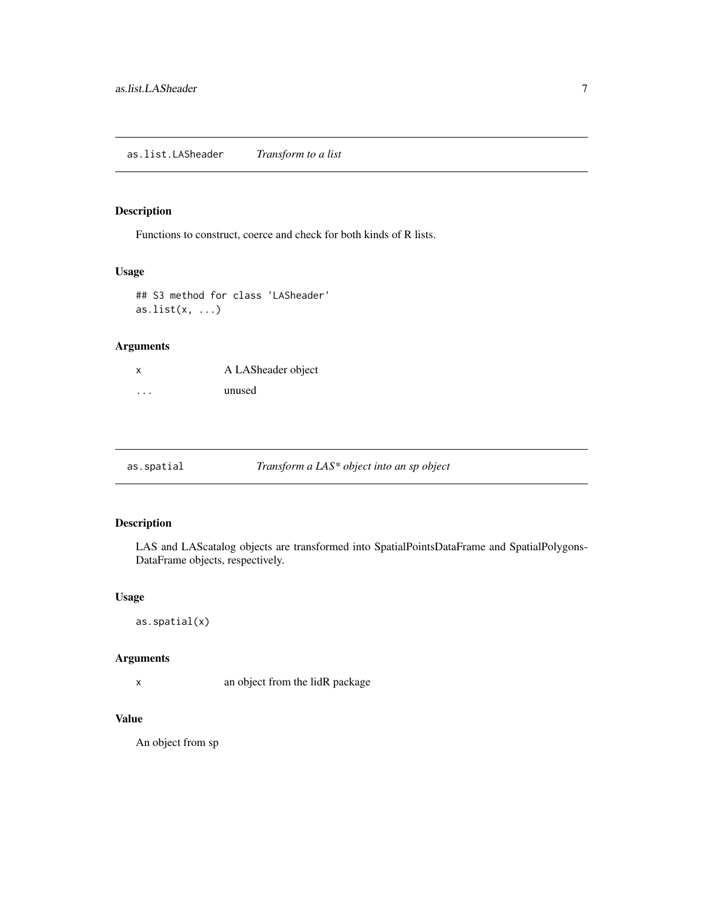## as.list.LASheader *Transform to a list*

### Description

Functions to construct, coerce and check for both kinds of R lists.

### Usage

```
## S3 method for class 'LASheader'
as.list(x, ...)
```

### Arguments

| | |
|---|---|
| x | A LASheader object |
| ... | unused |

## as.spatial *Transform a LAS* object into an sp object*

### Description

LAS and LAScatalog objects are transformed into SpatialPointsDataFrame and SpatialPolygons-DataFrame objects, respectively.

### Usage

```
as.spatial(x)
```

### Arguments

| | |
|---|---|
| x | an object from the lidR package |

### Value

An object from sp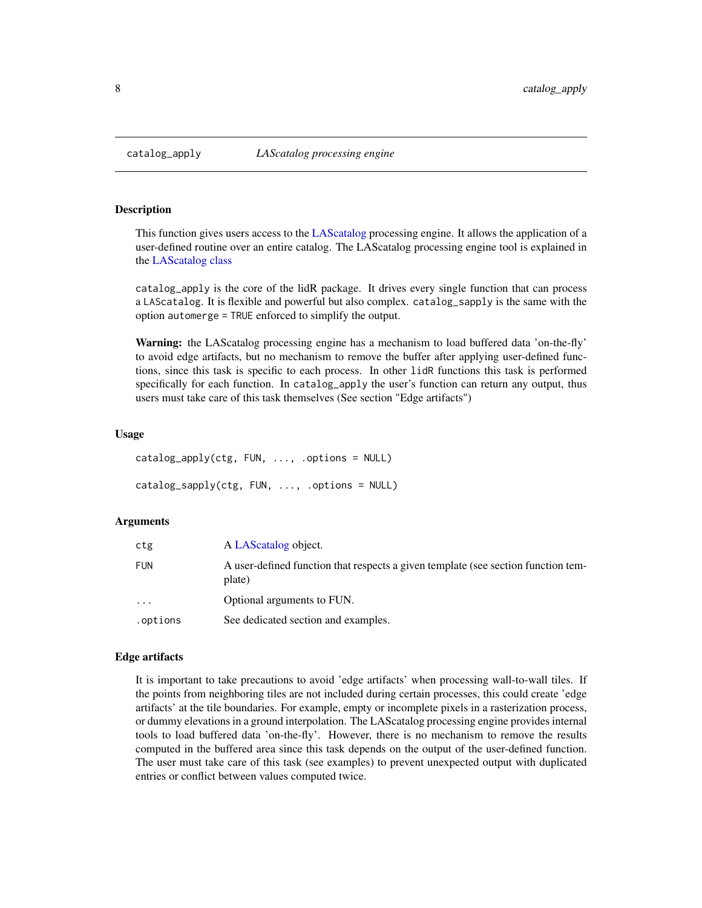## catalog_apply — *LAScatalog processing engine*

### Description

This function gives users access to the LAScatalog processing engine. It allows the application of a user-defined routine over an entire catalog. The LAScatalog processing engine tool is explained in the LAScatalog class

`catalog_apply` is the core of the lidR package. It drives every single function that can process a `LAScatalog`. It is flexible and powerful but also complex. `catalog_sapply` is the same with the option `automerge = TRUE` enforced to simplify the output.

**Warning:** the LAScatalog processing engine has a mechanism to load buffered data 'on-the-fly' to avoid edge artifacts, but no mechanism to remove the buffer after applying user-defined functions, since this task is specific to each process. In other `lidR` functions this task is performed specifically for each function. In `catalog_apply` the user's function can return any output, thus users must take care of this task themselves (See section "Edge artifacts")

### Usage

```
catalog_apply(ctg, FUN, ..., .options = NULL)

catalog_sapply(ctg, FUN, ..., .options = NULL)
```

### Arguments

| | |
|---|---|
| `ctg` | A LAScatalog object. |
| `FUN` | A user-defined function that respects a given template (see section function template) |
| `...` | Optional arguments to FUN. |
| `.options` | See dedicated section and examples. |

### Edge artifacts

It is important to take precautions to avoid 'edge artifacts' when processing wall-to-wall tiles. If the points from neighboring tiles are not included during certain processes, this could create 'edge artifacts' at the tile boundaries. For example, empty or incomplete pixels in a rasterization process, or dummy elevations in a ground interpolation. The LAScatalog processing engine provides internal tools to load buffered data 'on-the-fly'. However, there is no mechanism to remove the results computed in the buffered area since this task depends on the output of the user-defined function. The user must take care of this task (see examples) to prevent unexpected output with duplicated entries or conflict between values computed twice.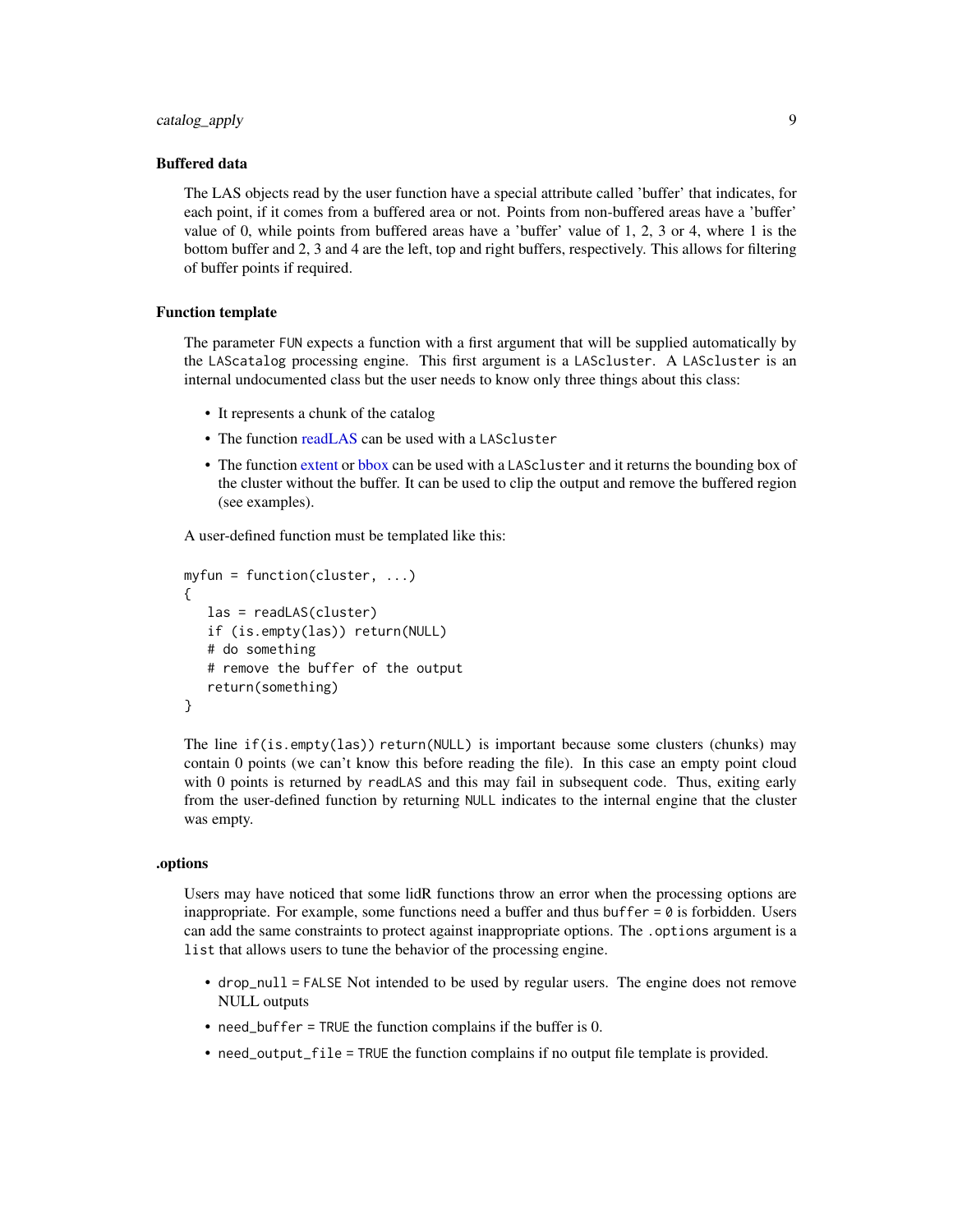## Buffered data

The LAS objects read by the user function have a special attribute called 'buffer' that indicates, for each point, if it comes from a buffered area or not. Points from non-buffered areas have a 'buffer' value of 0, while points from buffered areas have a 'buffer' value of 1, 2, 3 or 4, where 1 is the bottom buffer and 2, 3 and 4 are the left, top and right buffers, respectively. This allows for filtering of buffer points if required.

## Function template

The parameter `FUN` expects a function with a first argument that will be supplied automatically by the `LAScatalog` processing engine. This first argument is a `LAScluster`. A `LAScluster` is an internal undocumented class but the user needs to know only three things about this class:

- It represents a chunk of the catalog
- The function readLAS can be used with a `LAScluster`
- The function extent or bbox can be used with a `LAScluster` and it returns the bounding box of the cluster without the buffer. It can be used to clip the output and remove the buffered region (see examples).

A user-defined function must be templated like this:

```
myfun = function(cluster, ...)
{
   las = readLAS(cluster)
   if (is.empty(las)) return(NULL)
   # do something
   # remove the buffer of the output
   return(something)
}
```

The line `if(is.empty(las)) return(NULL)` is important because some clusters (chunks) may contain 0 points (we can't know this before reading the file). In this case an empty point cloud with 0 points is returned by `readLAS` and this may fail in subsequent code. Thus, exiting early from the user-defined function by returning `NULL` indicates to the internal engine that the cluster was empty.

## .options

Users may have noticed that some lidR functions throw an error when the processing options are inappropriate. For example, some functions need a buffer and thus `buffer = 0` is forbidden. Users can add the same constraints to protect against inappropriate options. The `.options` argument is a `list` that allows users to tune the behavior of the processing engine.

- `drop_null = FALSE` Not intended to be used by regular users. The engine does not remove NULL outputs
- `need_buffer = TRUE` the function complains if the buffer is 0.
- `need_output_file = TRUE` the function complains if no output file template is provided.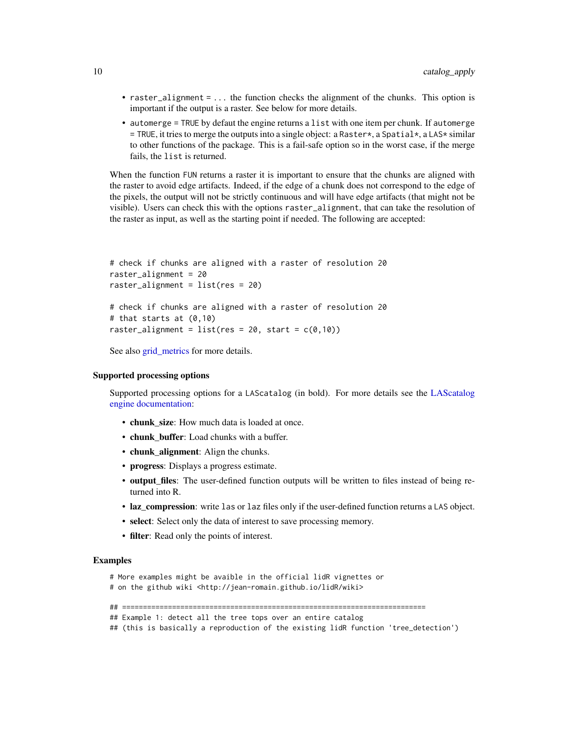- raster_alignment = ... the function checks the alignment of the chunks. This option is important if the output is a raster. See below for more details.
- automerge = TRUE by defaut the engine returns a list with one item per chunk. If automerge = TRUE, it tries to merge the outputs into a single object: a Raster*, a Spatial*, a LAS* similar to other functions of the package. This is a fail-safe option so in the worst case, if the merge fails, the list is returned.

When the function FUN returns a raster it is important to ensure that the chunks are aligned with the raster to avoid edge artifacts. Indeed, if the edge of a chunk does not correspond to the edge of the pixels, the output will not be strictly continuous and will have edge artifacts (that might not be visible). Users can check this with the options raster_alignment, that can take the resolution of the raster as input, as well as the starting point if needed. The following are accepted:

```
# check if chunks are aligned with a raster of resolution 20
raster_alignment = 20
raster_alignment = list(res = 20)

# check if chunks are aligned with a raster of resolution 20
# that starts at (0,10)
raster_alignment = list(res = 20, start = c(0,10))
```

See also grid_metrics for more details.

### Supported processing options

Supported processing options for a LAScatalog (in bold). For more details see the LAScatalog engine documentation:

- **chunk_size**: How much data is loaded at once.
- **chunk_buffer**: Load chunks with a buffer.
- **chunk_alignment**: Align the chunks.
- **progress**: Displays a progress estimate.
- **output_files**: The user-defined function outputs will be written to files instead of being returned into R.
- **laz_compression**: write las or laz files only if the user-defined function returns a LAS object.
- **select**: Select only the data of interest to save processing memory.
- **filter**: Read only the points of interest.

### Examples

```
# More examples might be avaible in the official lidR vignettes or
# on the github wiki <http://jean-romain.github.io/lidR/wiki>

## =========================================================================
## Example 1: detect all the tree tops over an entire catalog
## (this is basically a reproduction of the existing lidR function 'tree_detection')
```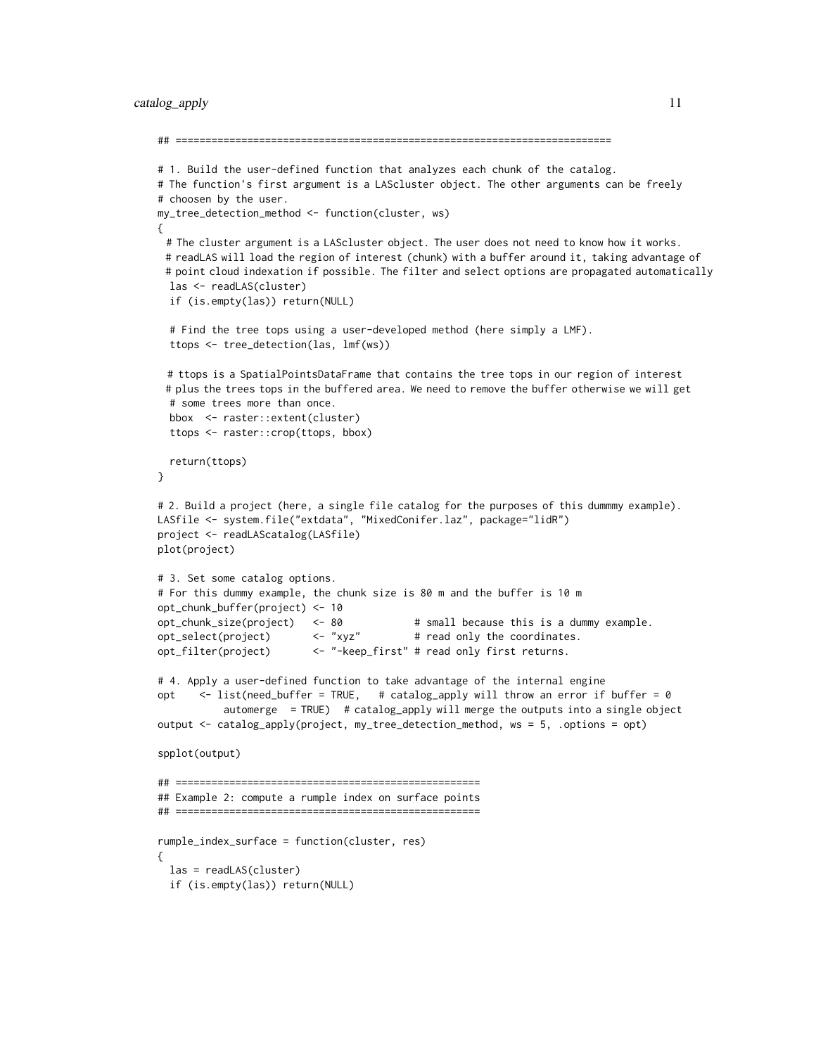```r
## =========================================================================

# 1. Build the user-defined function that analyzes each chunk of the catalog.
# The function's first argument is a LAScluster object. The other arguments can be freely
# choosen by the user.
my_tree_detection_method <- function(cluster, ws)
{
  # The cluster argument is a LAScluster object. The user does not need to know how it works.
  # readLAS will load the region of interest (chunk) with a buffer around it, taking advantage of
  # point cloud indexation if possible. The filter and select options are propagated automatically
  las <- readLAS(cluster)
  if (is.empty(las)) return(NULL)

  # Find the tree tops using a user-developed method (here simply a LMF).
  ttops <- tree_detection(las, lmf(ws))

  # ttops is a SpatialPointsDataFrame that contains the tree tops in our region of interest
  # plus the trees tops in the buffered area. We need to remove the buffer otherwise we will get
  # some trees more than once.
  bbox  <- raster::extent(cluster)
  ttops <- raster::crop(ttops, bbox)

  return(ttops)
}

# 2. Build a project (here, a single file catalog for the purposes of this dummmy example).
LASfile <- system.file("extdata", "MixedConifer.laz", package="lidR")
project <- readLAScatalog(LASfile)
plot(project)

# 3. Set some catalog options.
# For this dummy example, the chunk size is 80 m and the buffer is 10 m
opt_chunk_buffer(project) <- 10
opt_chunk_size(project)   <- 80            # small because this is a dummy example.
opt_select(project)       <- "xyz"         # read only the coordinates.
opt_filter(project)       <- "-keep_first" # read only first returns.

# 4. Apply a user-defined function to take advantage of the internal engine
opt    <- list(need_buffer = TRUE,   # catalog_apply will throw an error if buffer = 0
           automerge   = TRUE)  # catalog_apply will merge the outputs into a single object
output <- catalog_apply(project, my_tree_detection_method, ws = 5, .options = opt)

spplot(output)

## ==================================================
## Example 2: compute a rumple index on surface points
## ==================================================

rumple_index_surface = function(cluster, res)
{
  las = readLAS(cluster)
  if (is.empty(las)) return(NULL)
```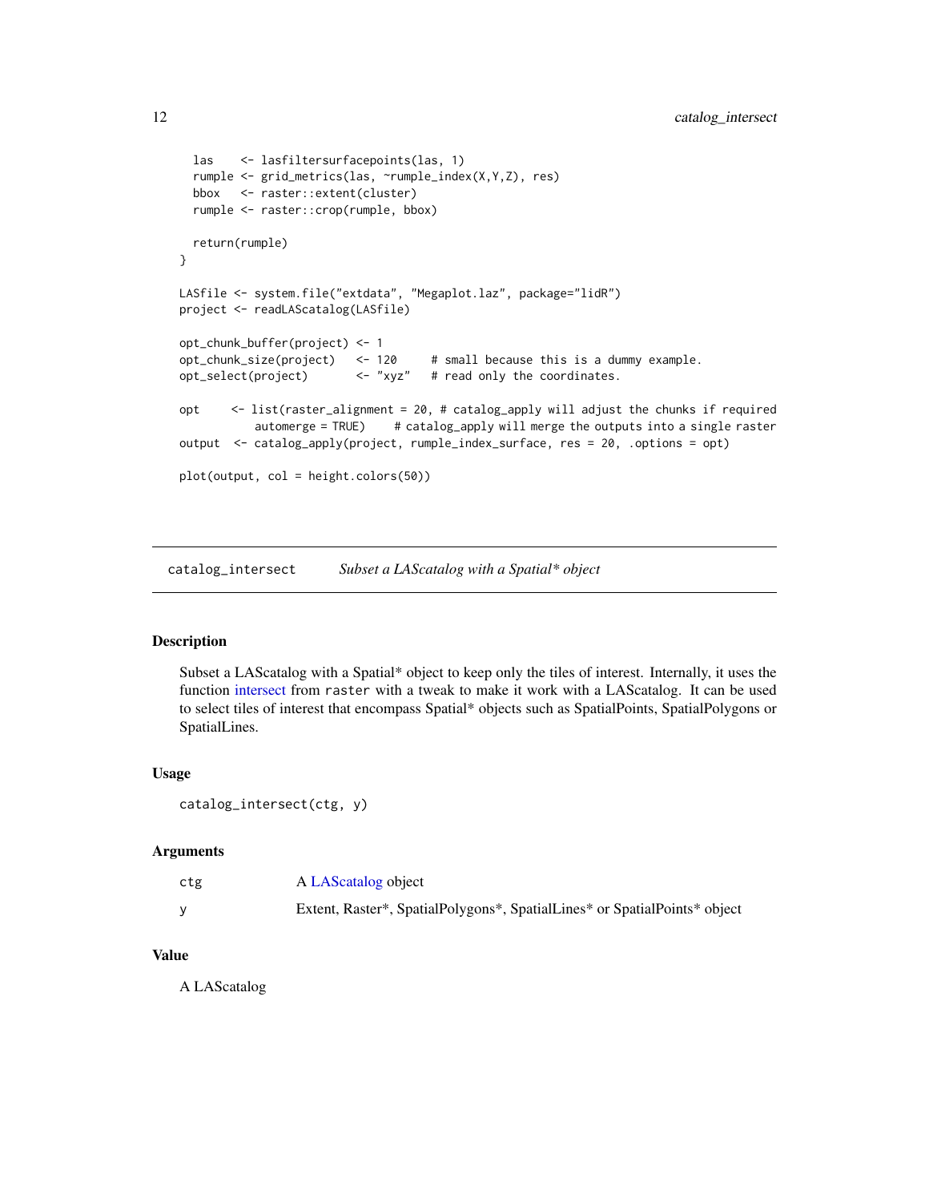```
  las    <- lasfiltersurfacepoints(las, 1)
  rumple <- grid_metrics(las, ~rumple_index(X,Y,Z), res)
  bbox   <- raster::extent(cluster)
  rumple <- raster::crop(rumple, bbox)

  return(rumple)
}

LASfile <- system.file("extdata", "Megaplot.laz", package="lidR")
project <- readLAScatalog(LASfile)

opt_chunk_buffer(project) <- 1
opt_chunk_size(project)   <- 120     # small because this is a dummy example.
opt_select(project)       <- "xyz"   # read only the coordinates.

opt     <- list(raster_alignment = 20, # catalog_apply will adjust the chunks if required
            automerge = TRUE)     # catalog_apply will merge the outputs into a single raster
output  <- catalog_apply(project, rumple_index_surface, res = 20, .options = opt)

plot(output, col = height.colors(50))
```

## catalog_intersect — *Subset a LAScatalog with a Spatial\* object*

### Description

Subset a LAScatalog with a Spatial* object to keep only the tiles of interest. Internally, it uses the function intersect from `raster` with a tweak to make it work with a LAScatalog. It can be used to select tiles of interest that encompass Spatial* objects such as SpatialPoints, SpatialPolygons or SpatialLines.

### Usage

```
catalog_intersect(ctg, y)
```

### Arguments

| | |
|---|---|
| ctg | A LAScatalog object |
| y | Extent, Raster*, SpatialPolygons*, SpatialLines* or SpatialPoints* object |

### Value

A LAScatalog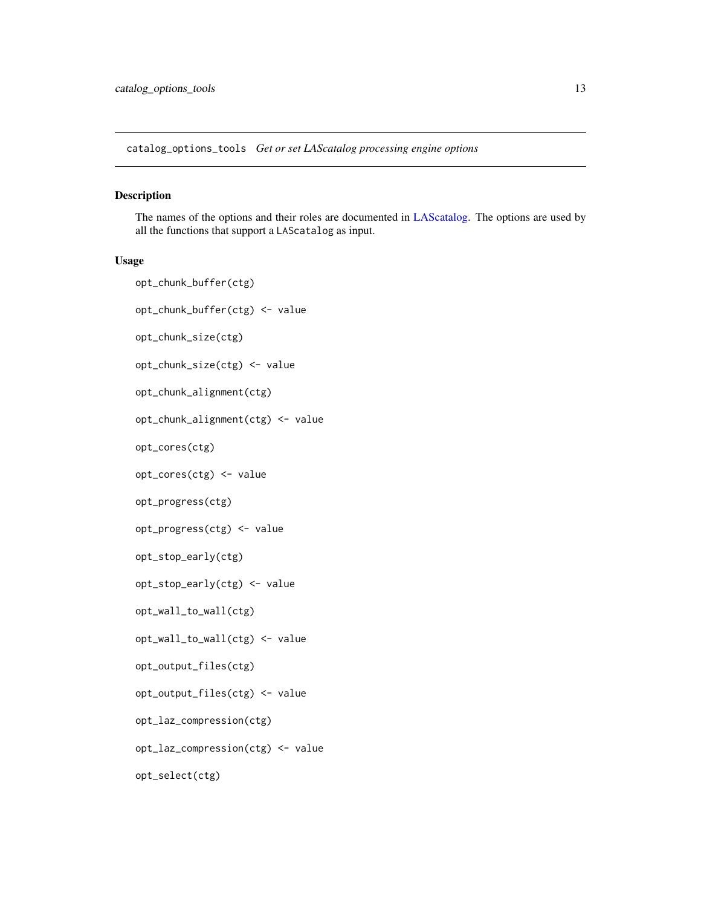catalog_options_tools *Get or set LAScatalog processing engine options*

## Description

The names of the options and their roles are documented in LAScatalog. The options are used by all the functions that support a `LAScatalog` as input.

## Usage

```
opt_chunk_buffer(ctg)

opt_chunk_buffer(ctg) <- value

opt_chunk_size(ctg)

opt_chunk_size(ctg) <- value

opt_chunk_alignment(ctg)

opt_chunk_alignment(ctg) <- value

opt_cores(ctg)

opt_cores(ctg) <- value

opt_progress(ctg)

opt_progress(ctg) <- value

opt_stop_early(ctg)

opt_stop_early(ctg) <- value

opt_wall_to_wall(ctg)

opt_wall_to_wall(ctg) <- value

opt_output_files(ctg)

opt_output_files(ctg) <- value

opt_laz_compression(ctg)

opt_laz_compression(ctg) <- value

opt_select(ctg)
```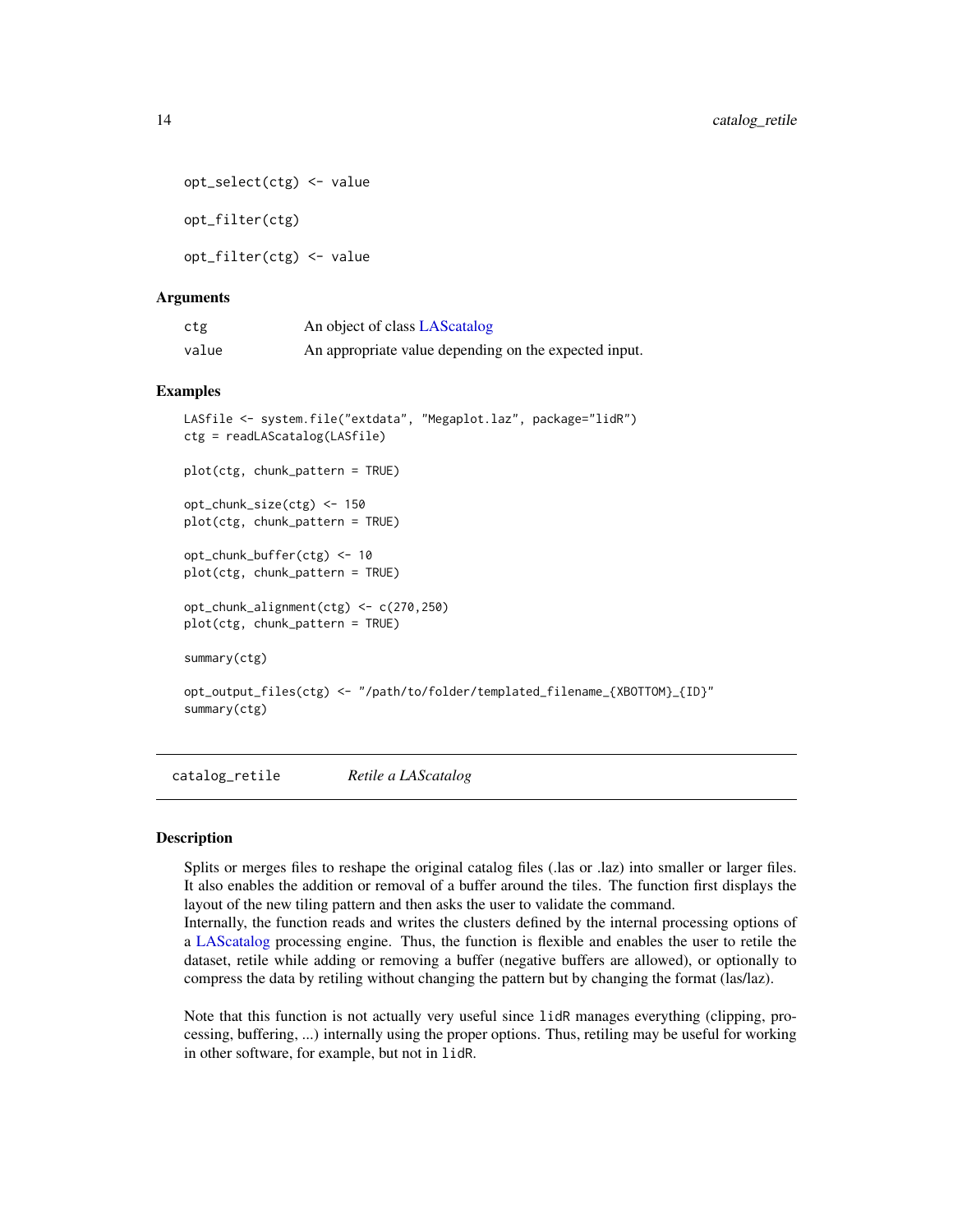```
opt_select(ctg) <- value

opt_filter(ctg)

opt_filter(ctg) <- value
```

### Arguments

| | |
|---|---|
| ctg | An object of class LAScatalog |
| value | An appropriate value depending on the expected input. |

### Examples

```
LASfile <- system.file("extdata", "Megaplot.laz", package="lidR")
ctg = readLAScatalog(LASfile)

plot(ctg, chunk_pattern = TRUE)

opt_chunk_size(ctg) <- 150
plot(ctg, chunk_pattern = TRUE)

opt_chunk_buffer(ctg) <- 10
plot(ctg, chunk_pattern = TRUE)

opt_chunk_alignment(ctg) <- c(270,250)
plot(ctg, chunk_pattern = TRUE)

summary(ctg)

opt_output_files(ctg) <- "/path/to/folder/templated_filename_{XBOTTOM}_{ID}"
summary(ctg)
```

---

## catalog_retile *Retile a LAScatalog*

### Description

Splits or merges files to reshape the original catalog files (.las or .laz) into smaller or larger files. It also enables the addition or removal of a buffer around the tiles. The function first displays the layout of the new tiling pattern and then asks the user to validate the command.
Internally, the function reads and writes the clusters defined by the internal processing options of a LAScatalog processing engine. Thus, the function is flexible and enables the user to retile the dataset, retile while adding or removing a buffer (negative buffers are allowed), or optionally to compress the data by retiling without changing the pattern but by changing the format (las/laz).

Note that this function is not actually very useful since `lidR` manages everything (clipping, processing, buffering, ...) internally using the proper options. Thus, retiling may be useful for working in other software, for example, but not in `lidR`.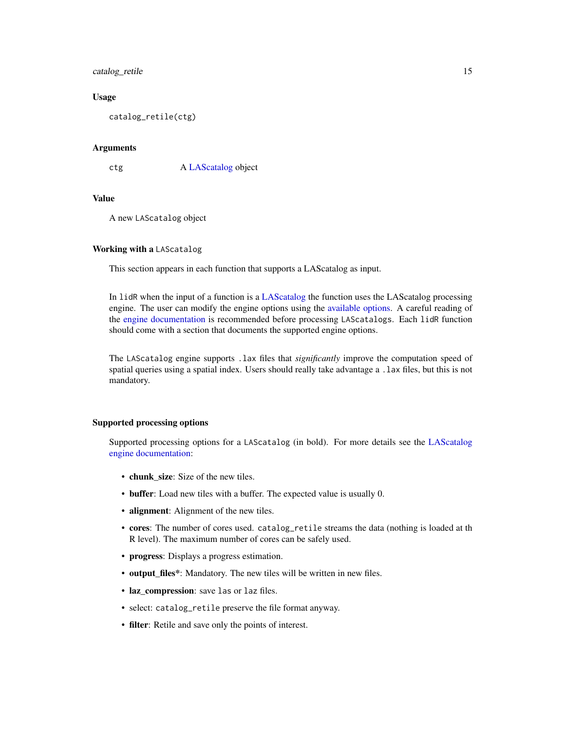### Usage

```
catalog_retile(ctg)
```

### Arguments

| | |
|---|---|
| ctg | A LAScatalog object |

### Value

A new `LAScatalog` object

### Working with a `LAScatalog`

This section appears in each function that supports a LAScatalog as input.

In `lidR` when the input of a function is a LAScatalog the function uses the LAScatalog processing engine. The user can modify the engine options using the available options. A careful reading of the engine documentation is recommended before processing `LAScatalogs`. Each `lidR` function should come with a section that documents the supported engine options.

The `LAScatalog` engine supports `.lax` files that *significantly* improve the computation speed of spatial queries using a spatial index. Users should really take advantage a `.lax` files, but this is not mandatory.

### Supported processing options

Supported processing options for a `LAScatalog` (in bold). For more details see the LAScatalog engine documentation:

- **chunk_size**: Size of the new tiles.
- **buffer**: Load new tiles with a buffer. The expected value is usually 0.
- **alignment**: Alignment of the new tiles.
- **cores**: The number of cores used. `catalog_retile` streams the data (nothing is loaded at th R level). The maximum number of cores can be safely used.
- **progress**: Displays a progress estimation.
- **output_files***: Mandatory. The new tiles will be written in new files.
- **laz_compression**: save `las` or `laz` files.
- select: `catalog_retile` preserve the file format anyway.
- **filter**: Retile and save only the points of interest.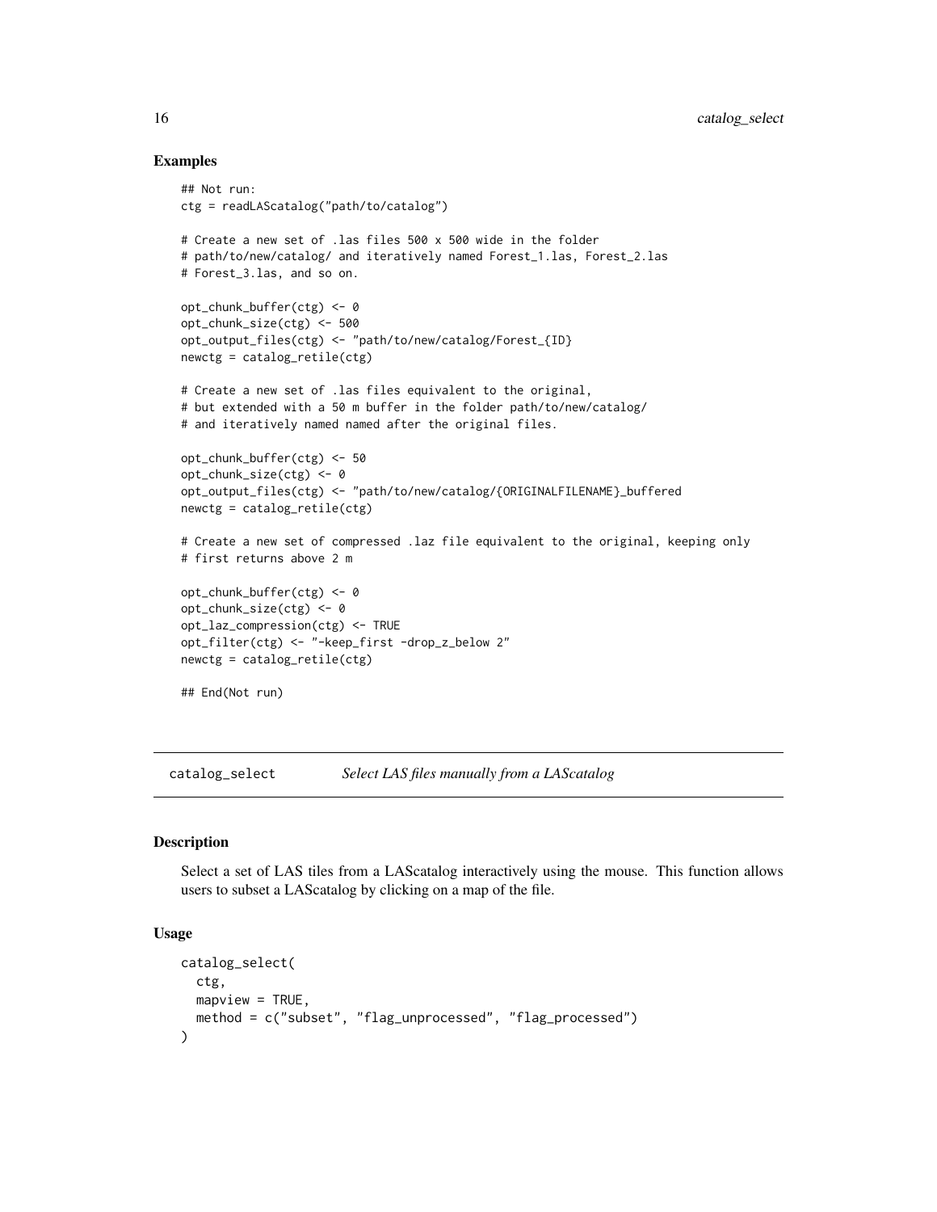### Examples

```
## Not run:
ctg = readLAScatalog("path/to/catalog")

# Create a new set of .las files 500 x 500 wide in the folder
# path/to/new/catalog/ and iteratively named Forest_1.las, Forest_2.las
# Forest_3.las, and so on.

opt_chunk_buffer(ctg) <- 0
opt_chunk_size(ctg) <- 500
opt_output_files(ctg) <- "path/to/new/catalog/Forest_{ID}
newctg = catalog_retile(ctg)

# Create a new set of .las files equivalent to the original,
# but extended with a 50 m buffer in the folder path/to/new/catalog/
# and iteratively named named after the original files.

opt_chunk_buffer(ctg) <- 50
opt_chunk_size(ctg) <- 0
opt_output_files(ctg) <- "path/to/new/catalog/{ORIGINALFILENAME}_buffered
newctg = catalog_retile(ctg)

# Create a new set of compressed .laz file equivalent to the original, keeping only
# first returns above 2 m

opt_chunk_buffer(ctg) <- 0
opt_chunk_size(ctg) <- 0
opt_laz_compression(ctg) <- TRUE
opt_filter(ctg) <- "-keep_first -drop_z_below 2"
newctg = catalog_retile(ctg)

## End(Not run)
```

---

## catalog_select — *Select LAS files manually from a LAScatalog*

---

### Description

Select a set of LAS tiles from a LAScatalog interactively using the mouse. This function allows users to subset a LAScatalog by clicking on a map of the file.

### Usage

```
catalog_select(
  ctg,
  mapview = TRUE,
  method = c("subset", "flag_unprocessed", "flag_processed")
)
```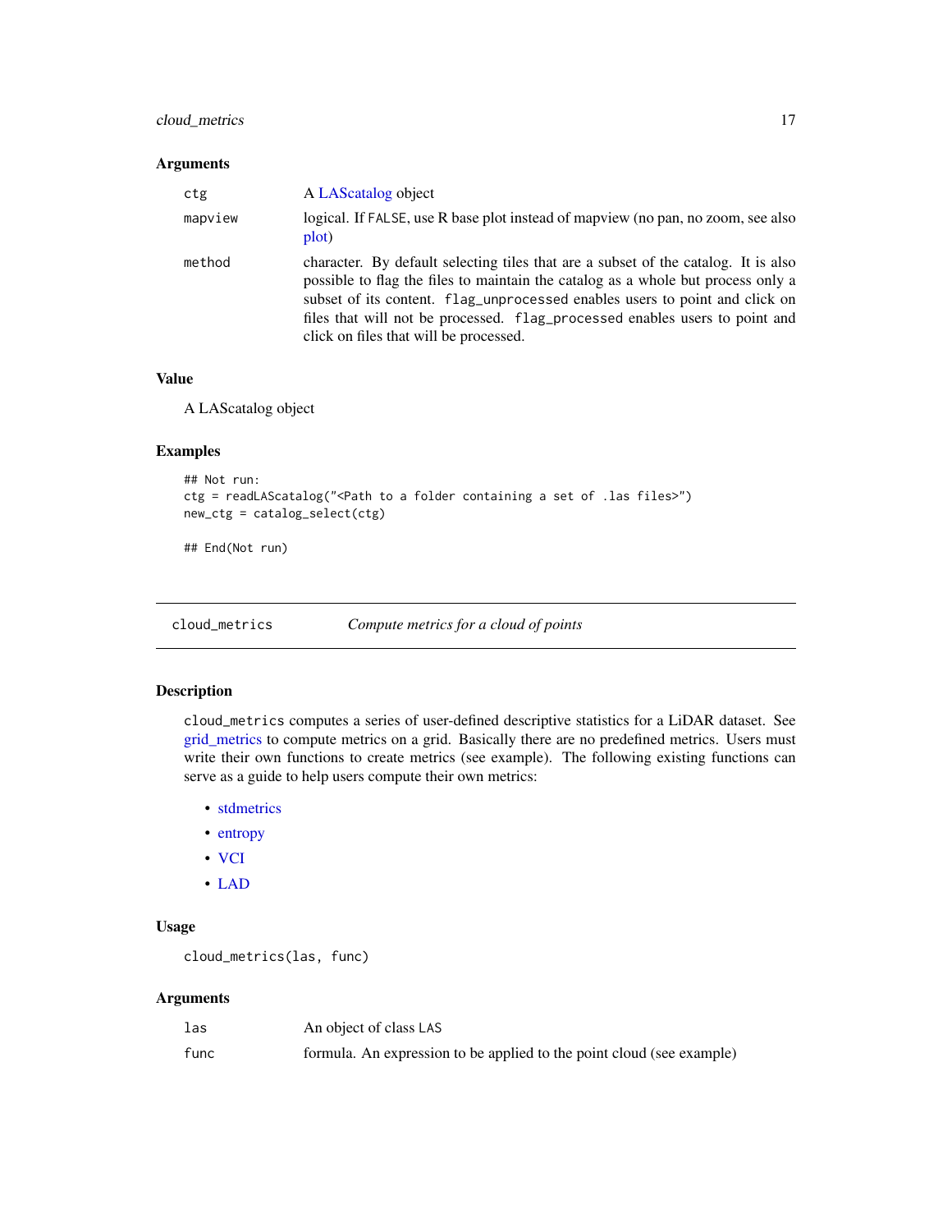### Arguments

| | |
|---|---|
| ctg | A LAScatalog object |
| mapview | logical. If FALSE, use R base plot instead of mapview (no pan, no zoom, see also plot) |
| method | character. By default selecting tiles that are a subset of the catalog. It is also possible to flag the files to maintain the catalog as a whole but process only a subset of its content. `flag_unprocessed` enables users to point and click on files that will not be processed. `flag_processed` enables users to point and click on files that will be processed. |

### Value

A LAScatalog object

### Examples

```
## Not run:
ctg = readLAScatalog("<Path to a folder containing a set of .las files>")
new_ctg = catalog_select(ctg)

## End(Not run)
```

---

## cloud_metrics *Compute metrics for a cloud of points*

### Description

`cloud_metrics` computes a series of user-defined descriptive statistics for a LiDAR dataset. See grid_metrics to compute metrics on a grid. Basically there are no predefined metrics. Users must write their own functions to create metrics (see example). The following existing functions can serve as a guide to help users compute their own metrics:

- stdmetrics
- entropy
- VCI
- LAD

### Usage

```
cloud_metrics(las, func)
```

### Arguments

| | |
|---|---|
| las | An object of class LAS |
| func | formula. An expression to be applied to the point cloud (see example) |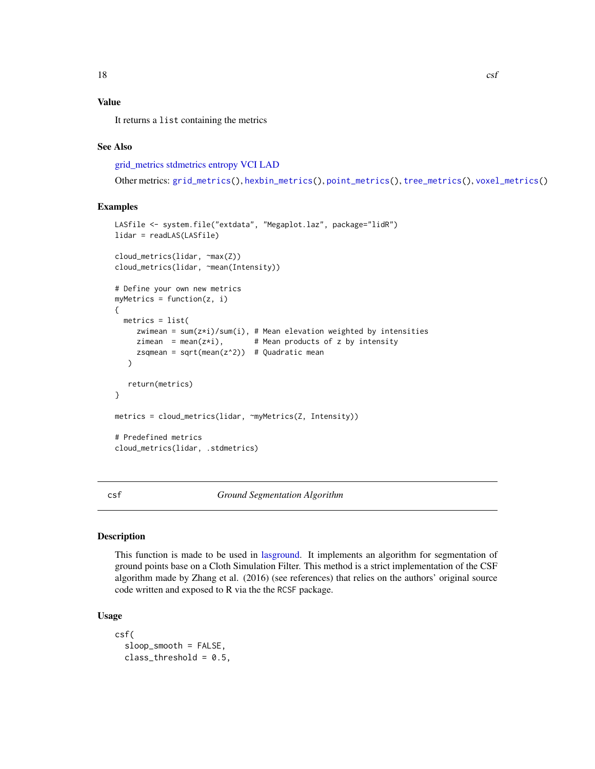### Value

It returns a `list` containing the metrics

### See Also

grid_metrics stdmetrics entropy VCI LAD

Other metrics: `grid_metrics()`, `hexbin_metrics()`, `point_metrics()`, `tree_metrics()`, `voxel_metrics()`

### Examples

```
LASfile <- system.file("extdata", "Megaplot.laz", package="lidR")
lidar = readLAS(LASfile)

cloud_metrics(lidar, ~max(Z))
cloud_metrics(lidar, ~mean(Intensity))

# Define your own new metrics
myMetrics = function(z, i)
{
  metrics = list(
     zwimean = sum(z*i)/sum(i), # Mean elevation weighted by intensities
     zimean  = mean(z*i),       # Mean products of z by intensity
     zsqmean = sqrt(mean(z^2))  # Quadratic mean
   )

   return(metrics)
}

metrics = cloud_metrics(lidar, ~myMetrics(Z, Intensity))

# Predefined metrics
cloud_metrics(lidar, .stdmetrics)
```

---

## csf — *Ground Segmentation Algorithm*

---

### Description

This function is made to be used in lasground. It implements an algorithm for segmentation of ground points base on a Cloth Simulation Filter. This method is a strict implementation of the CSF algorithm made by Zhang et al. (2016) (see references) that relies on the authors' original source code written and exposed to R via the the `RCSF` package.

### Usage

```
csf(
  sloop_smooth = FALSE,
  class_threshold = 0.5,
```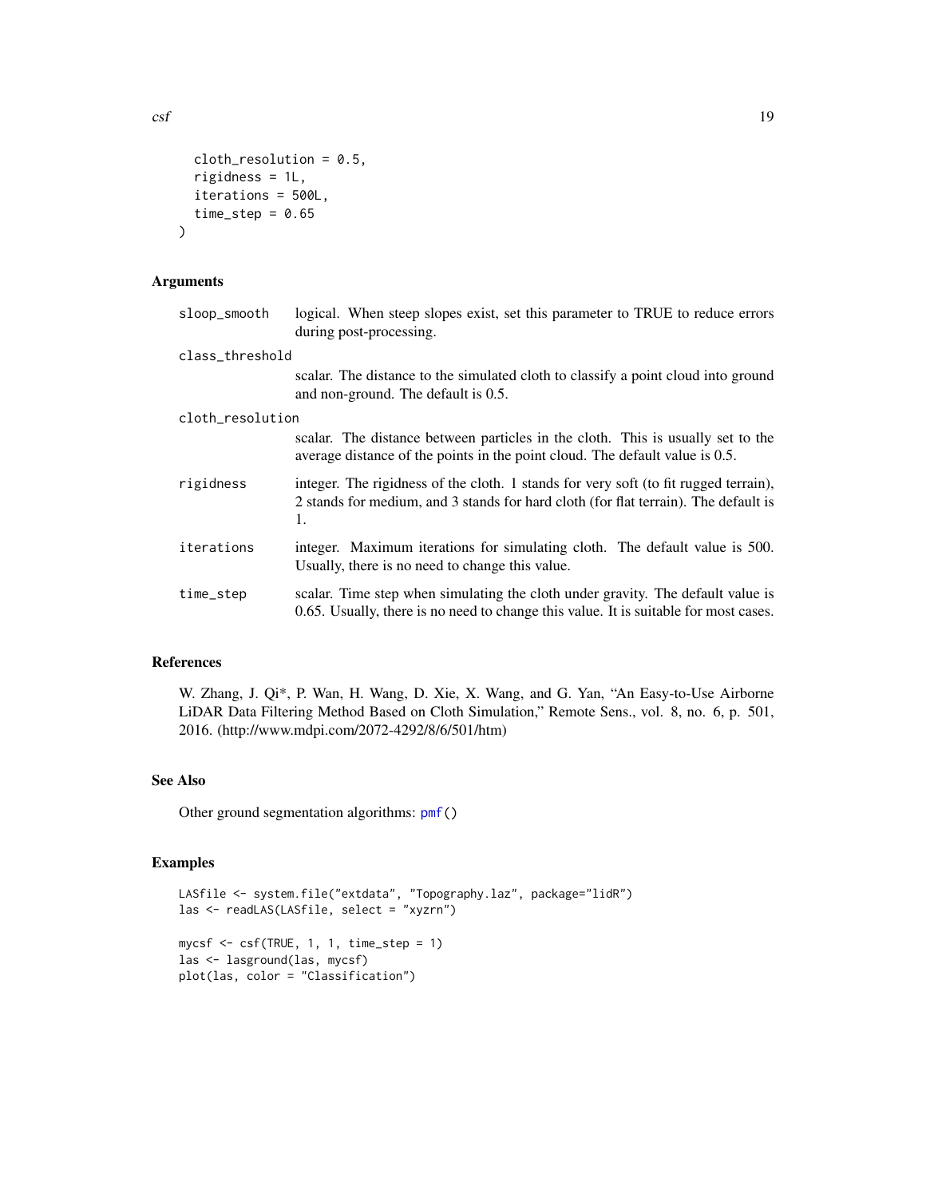```
  cloth_resolution = 0.5,
  rigidness = 1L,
  iterations = 500L,
  time_step = 0.65
)
```

## Arguments

| Argument | Description |
| --- | --- |
| `sloop_smooth` | logical. When steep slopes exist, set this parameter to TRUE to reduce errors during post-processing. |
| `class_threshold` | scalar. The distance to the simulated cloth to classify a point cloud into ground and non-ground. The default is 0.5. |
| `cloth_resolution` | scalar. The distance between particles in the cloth. This is usually set to the average distance of the points in the point cloud. The default value is 0.5. |
| `rigidness` | integer. The rigidness of the cloth. 1 stands for very soft (to fit rugged terrain), 2 stands for medium, and 3 stands for hard cloth (for flat terrain). The default is 1. |
| `iterations` | integer. Maximum iterations for simulating cloth. The default value is 500. Usually, there is no need to change this value. |
| `time_step` | scalar. Time step when simulating the cloth under gravity. The default value is 0.65. Usually, there is no need to change this value. It is suitable for most cases. |

## References

W. Zhang, J. Qi*, P. Wan, H. Wang, D. Xie, X. Wang, and G. Yan, "An Easy-to-Use Airborne LiDAR Data Filtering Method Based on Cloth Simulation," Remote Sens., vol. 8, no. 6, p. 501, 2016. (http://www.mdpi.com/2072-4292/8/6/501/htm)

## See Also

Other ground segmentation algorithms: `pmf()`

## Examples

```
LASfile <- system.file("extdata", "Topography.laz", package="lidR")
las <- readLAS(LASfile, select = "xyzrn")

mycsf <- csf(TRUE, 1, 1, time_step = 1)
las <- lasground(las, mycsf)
plot(las, color = "Classification")
```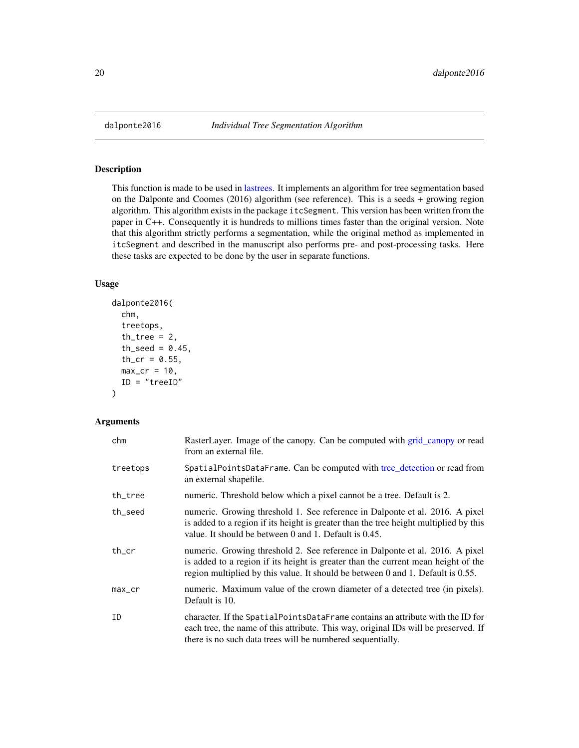## dalponte2016 — *Individual Tree Segmentation Algorithm*

### Description

This function is made to be used in lastrees. It implements an algorithm for tree segmentation based on the Dalponte and Coomes (2016) algorithm (see reference). This is a seeds + growing region algorithm. This algorithm exists in the package `itcSegment`. This version has been written from the paper in C++. Consequently it is hundreds to millions times faster than the original version. Note that this algorithm strictly performs a segmentation, while the original method as implemented in `itcSegment` and described in the manuscript also performs pre- and post-processing tasks. Here these tasks are expected to be done by the user in separate functions.

### Usage

```
dalponte2016(
  chm,
  treetops,
  th_tree = 2,
  th_seed = 0.45,
  th_cr = 0.55,
  max_cr = 10,
  ID = "treeID"
)
```

### Arguments

| | |
|---|---|
| `chm` | RasterLayer. Image of the canopy. Can be computed with grid_canopy or read from an external file. |
| `treetops` | `SpatialPointsDataFrame`. Can be computed with tree_detection or read from an external shapefile. |
| `th_tree` | numeric. Threshold below which a pixel cannot be a tree. Default is 2. |
| `th_seed` | numeric. Growing threshold 1. See reference in Dalponte et al. 2016. A pixel is added to a region if its height is greater than the tree height multiplied by this value. It should be between 0 and 1. Default is 0.45. |
| `th_cr` | numeric. Growing threshold 2. See reference in Dalponte et al. 2016. A pixel is added to a region if its height is greater than the current mean height of the region multiplied by this value. It should be between 0 and 1. Default is 0.55. |
| `max_cr` | numeric. Maximum value of the crown diameter of a detected tree (in pixels). Default is 10. |
| `ID` | character. If the `SpatialPointsDataFrame` contains an attribute with the ID for each tree, the name of this attribute. This way, original IDs will be preserved. If there is no such data trees will be numbered sequentially. |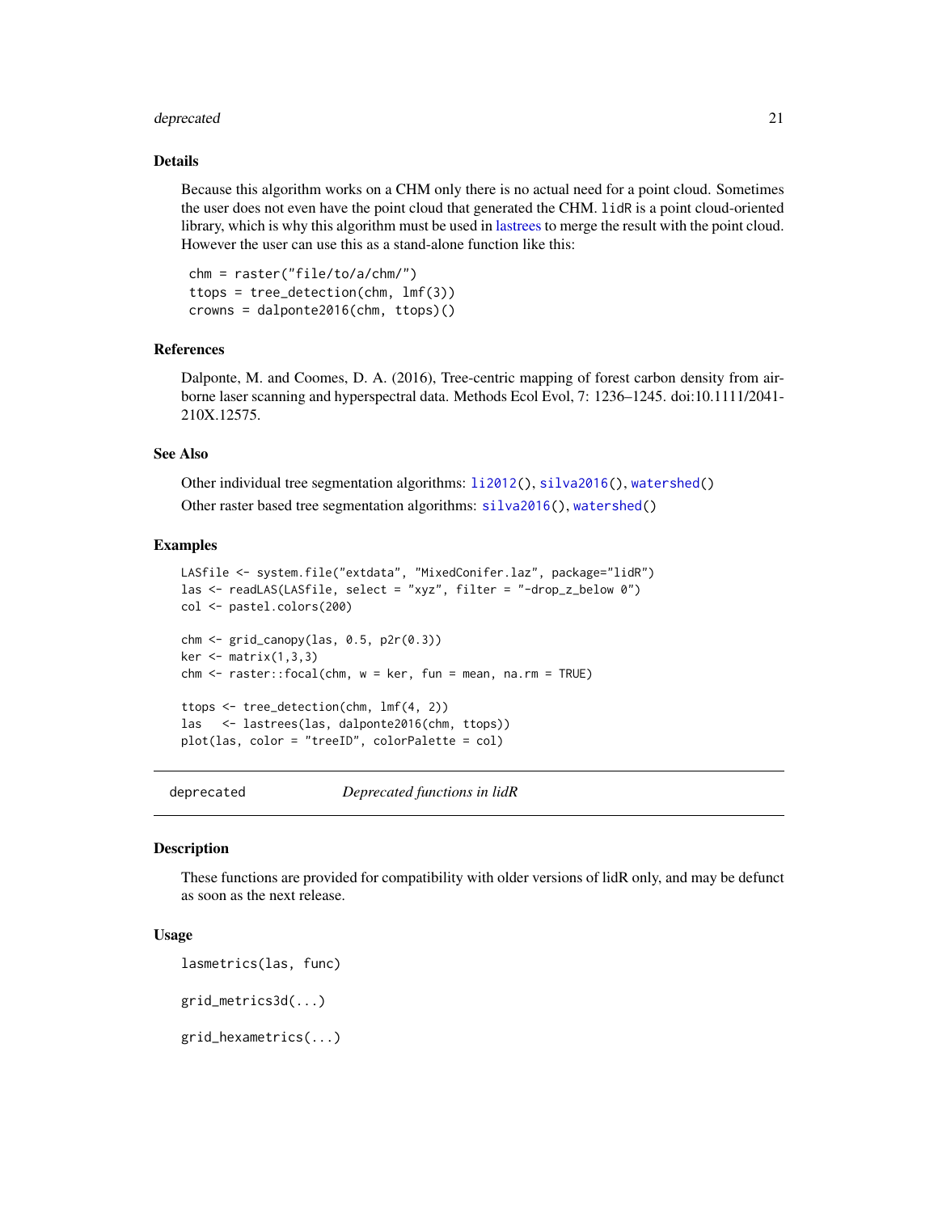### Details

Because this algorithm works on a CHM only there is no actual need for a point cloud. Sometimes the user does not even have the point cloud that generated the CHM. `lidR` is a point cloud-oriented library, which is why this algorithm must be used in lastrees to merge the result with the point cloud. However the user can use this as a stand-alone function like this:

```
chm = raster("file/to/a/chm/")
ttops = tree_detection(chm, lmf(3))
crowns = dalponte2016(chm, ttops)()
```

### References

Dalponte, M. and Coomes, D. A. (2016), Tree-centric mapping of forest carbon density from airborne laser scanning and hyperspectral data. Methods Ecol Evol, 7: 1236–1245. doi:10.1111/2041-210X.12575.

### See Also

Other individual tree segmentation algorithms: `li2012()`, `silva2016()`, `watershed()`

Other raster based tree segmentation algorithms: `silva2016()`, `watershed()`

### Examples

```
LASfile <- system.file("extdata", "MixedConifer.laz", package="lidR")
las <- readLAS(LASfile, select = "xyz", filter = "-drop_z_below 0")
col <- pastel.colors(200)

chm <- grid_canopy(las, 0.5, p2r(0.3))
ker <- matrix(1,3,3)
chm <- raster::focal(chm, w = ker, fun = mean, na.rm = TRUE)

ttops <- tree_detection(chm, lmf(4, 2))
las   <- lastrees(las, dalponte2016(chm, ttops))
plot(las, color = "treeID", colorPalette = col)
```

---

## deprecated — *Deprecated functions in lidR*

### Description

These functions are provided for compatibility with older versions of lidR only, and may be defunct as soon as the next release.

### Usage

```
lasmetrics(las, func)

grid_metrics3d(...)

grid_hexametrics(...)
```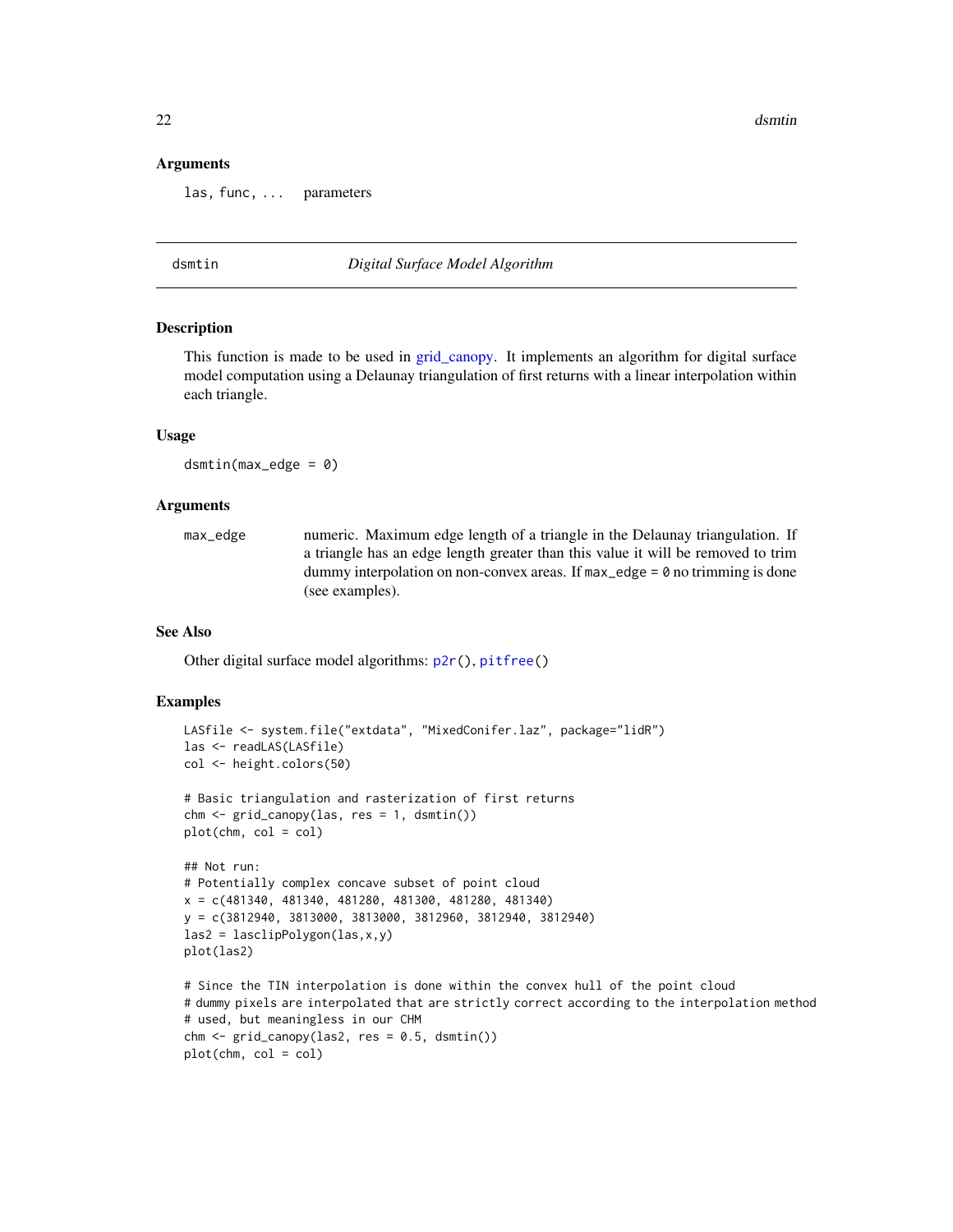### Arguments

`las, func, ...` parameters

## dsmtin — *Digital Surface Model Algorithm*

### Description

This function is made to be used in grid_canopy. It implements an algorithm for digital surface model computation using a Delaunay triangulation of first returns with a linear interpolation within each triangle.

### Usage

```
dsmtin(max_edge = 0)
```

### Arguments

| | |
|---|---|
| `max_edge` | numeric. Maximum edge length of a triangle in the Delaunay triangulation. If a triangle has an edge length greater than this value it will be removed to trim dummy interpolation on non-convex areas. If `max_edge = 0` no trimming is done (see examples). |

### See Also

Other digital surface model algorithms: `p2r()`, `pitfree()`

### Examples

```
LASfile <- system.file("extdata", "MixedConifer.laz", package="lidR")
las <- readLAS(LASfile)
col <- height.colors(50)

# Basic triangulation and rasterization of first returns
chm <- grid_canopy(las, res = 1, dsmtin())
plot(chm, col = col)

## Not run:
# Potentially complex concave subset of point cloud
x = c(481340, 481340, 481280, 481300, 481280, 481340)
y = c(3812940, 3813000, 3813000, 3812960, 3812940, 3812940)
las2 = lasclipPolygon(las,x,y)
plot(las2)

# Since the TIN interpolation is done within the convex hull of the point cloud
# dummy pixels are interpolated that are strictly correct according to the interpolation method
# used, but meaningless in our CHM
chm <- grid_canopy(las2, res = 0.5, dsmtin())
plot(chm, col = col)
```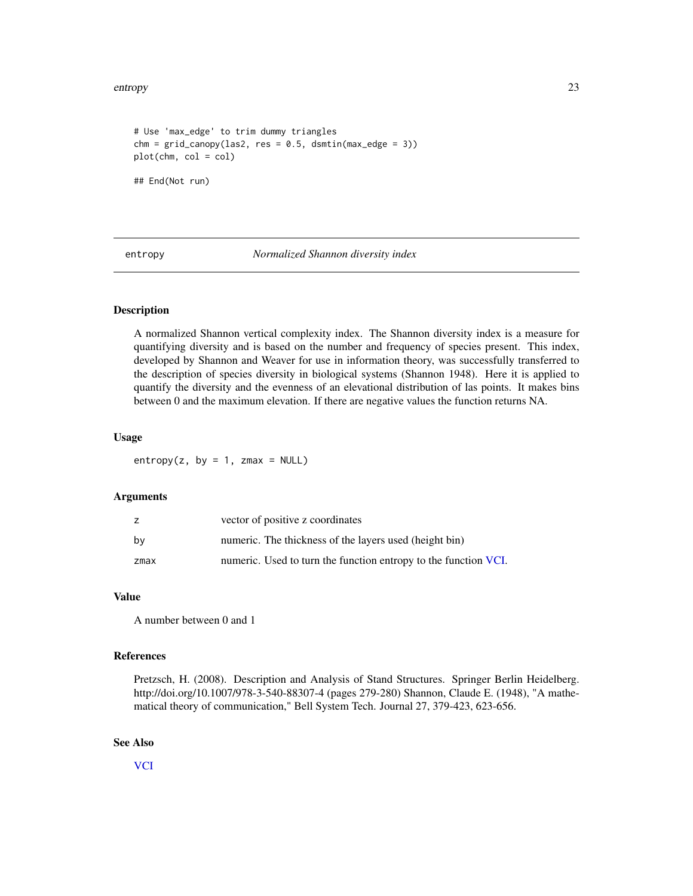```
# Use 'max_edge' to trim dummy triangles
chm = grid_canopy(las2, res = 0.5, dsmtin(max_edge = 3))
plot(chm, col = col)

## End(Not run)
```

---

## entropy — *Normalized Shannon diversity index*

### Description

A normalized Shannon vertical complexity index. The Shannon diversity index is a measure for quantifying diversity and is based on the number and frequency of species present. This index, developed by Shannon and Weaver for use in information theory, was successfully transferred to the description of species diversity in biological systems (Shannon 1948). Here it is applied to quantify the diversity and the evenness of an elevational distribution of las points. It makes bins between 0 and the maximum elevation. If there are negative values the function returns NA.

### Usage

```
entropy(z, by = 1, zmax = NULL)
```

### Arguments

| | |
|---|---|
| `z` | vector of positive z coordinates |
| `by` | numeric. The thickness of the layers used (height bin) |
| `zmax` | numeric. Used to turn the function entropy to the function VCI. |

### Value

A number between 0 and 1

### References

Pretzsch, H. (2008). Description and Analysis of Stand Structures. Springer Berlin Heidelberg. http://doi.org/10.1007/978-3-540-88307-4 (pages 279-280) Shannon, Claude E. (1948), "A mathematical theory of communication," Bell System Tech. Journal 27, 379-423, 623-656.

### See Also

VCI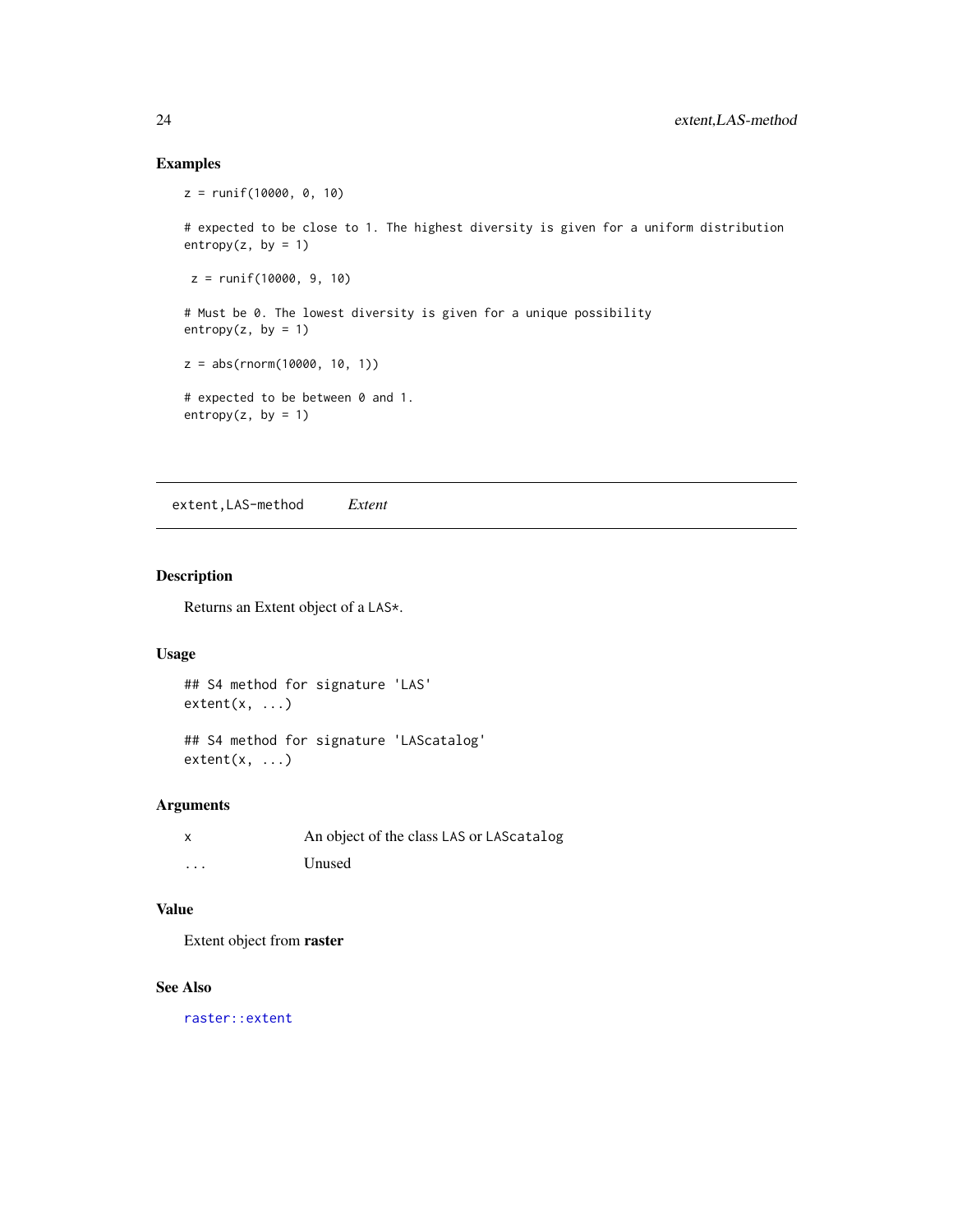## Examples

```
z = runif(10000, 0, 10)

# expected to be close to 1. The highest diversity is given for a uniform distribution
entropy(z, by = 1)

 z = runif(10000, 9, 10)

# Must be 0. The lowest diversity is given for a unique possibility
entropy(z, by = 1)

z = abs(rnorm(10000, 10, 1))

# expected to be between 0 and 1.
entropy(z, by = 1)
```

---

`extent,LAS-method` *Extent*

---

## Description

Returns an Extent object of a `LAS*`.

## Usage

```
## S4 method for signature 'LAS'
extent(x, ...)

## S4 method for signature 'LAScatalog'
extent(x, ...)
```

## Arguments

| | |
|---|---|
| `x` | An object of the class `LAS` or `LAScatalog` |
| `...` | Unused |

## Value

Extent object from **raster**

## See Also

`raster::extent`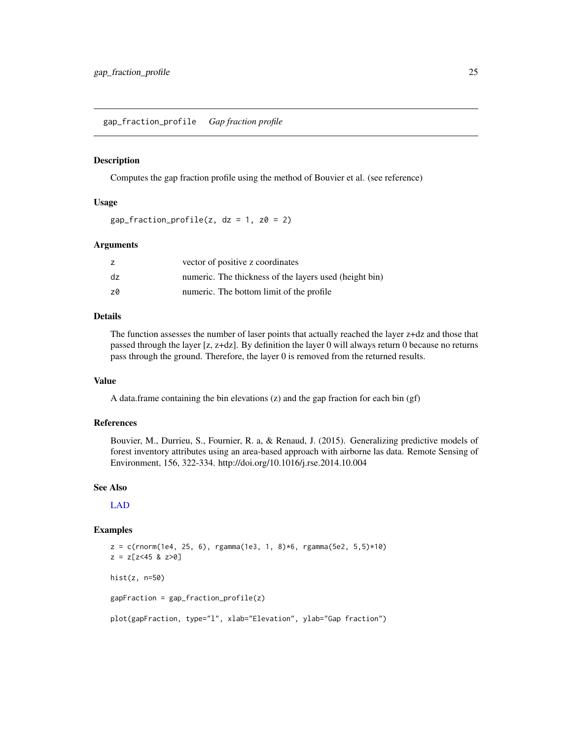## gap_fraction_profile *Gap fraction profile*

### Description

Computes the gap fraction profile using the method of Bouvier et al. (see reference)

### Usage

```
gap_fraction_profile(z, dz = 1, z0 = 2)
```

### Arguments

| | |
|---|---|
| z | vector of positive z coordinates |
| dz | numeric. The thickness of the layers used (height bin) |
| z0 | numeric. The bottom limit of the profile |

### Details

The function assesses the number of laser points that actually reached the layer z+dz and those that passed through the layer [z, z+dz]. By definition the layer 0 will always return 0 because no returns pass through the ground. Therefore, the layer 0 is removed from the returned results.

### Value

A data.frame containing the bin elevations (z) and the gap fraction for each bin (gf)

### References

Bouvier, M., Durrieu, S., Fournier, R. a, & Renaud, J. (2015). Generalizing predictive models of forest inventory attributes using an area-based approach with airborne las data. Remote Sensing of Environment, 156, 322-334. http://doi.org/10.1016/j.rse.2014.10.004

### See Also

LAD

### Examples

```
z = c(rnorm(1e4, 25, 6), rgamma(1e3, 1, 8)*6, rgamma(5e2, 5,5)*10)
z = z[z<45 & z>0]

hist(z, n=50)

gapFraction = gap_fraction_profile(z)

plot(gapFraction, type="l", xlab="Elevation", ylab="Gap fraction")
```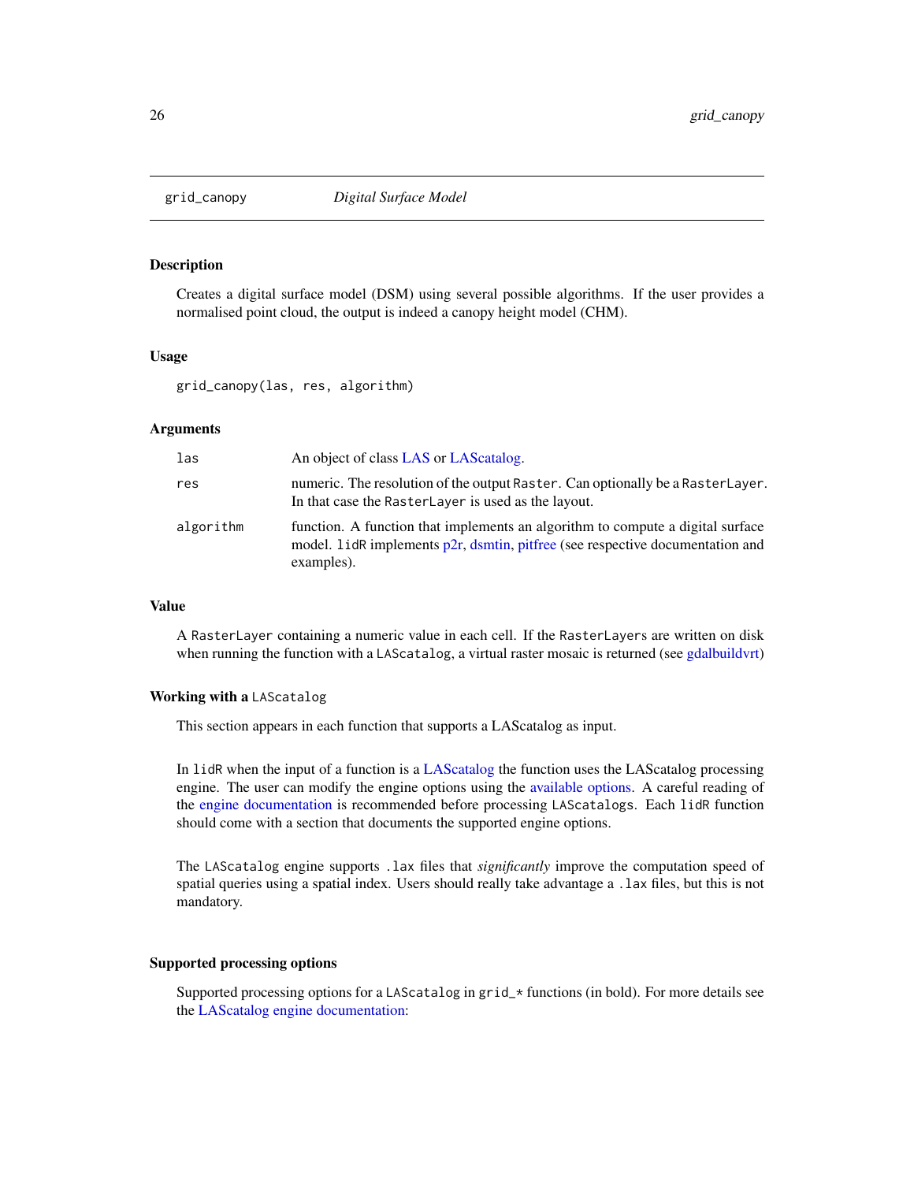## grid_canopy — *Digital Surface Model*

### Description

Creates a digital surface model (DSM) using several possible algorithms. If the user provides a normalised point cloud, the output is indeed a canopy height model (CHM).

### Usage

```
grid_canopy(las, res, algorithm)
```

### Arguments

| | |
|---|---|
| las | An object of class LAS or LAScatalog. |
| res | numeric. The resolution of the output `Raster`. Can optionally be a `RasterLayer`. In that case the `RasterLayer` is used as the layout. |
| algorithm | function. A function that implements an algorithm to compute a digital surface model. `lidR` implements p2r, dsmtin, pitfree (see respective documentation and examples). |

### Value

A `RasterLayer` containing a numeric value in each cell. If the `RasterLayers` are written on disk when running the function with a `LAScatalog`, a virtual raster mosaic is returned (see gdalbuildvrt)

### Working with a `LAScatalog`

This section appears in each function that supports a LAScatalog as input.

In `lidR` when the input of a function is a LAScatalog the function uses the LAScatalog processing engine. The user can modify the engine options using the available options. A careful reading of the engine documentation is recommended before processing `LAScatalogs`. Each `lidR` function should come with a section that documents the supported engine options.

The `LAScatalog` engine supports `.lax` files that *significantly* improve the computation speed of spatial queries using a spatial index. Users should really take advantage a `.lax` files, but this is not mandatory.

### Supported processing options

Supported processing options for a `LAScatalog` in `grid_*` functions (in bold). For more details see the LAScatalog engine documentation: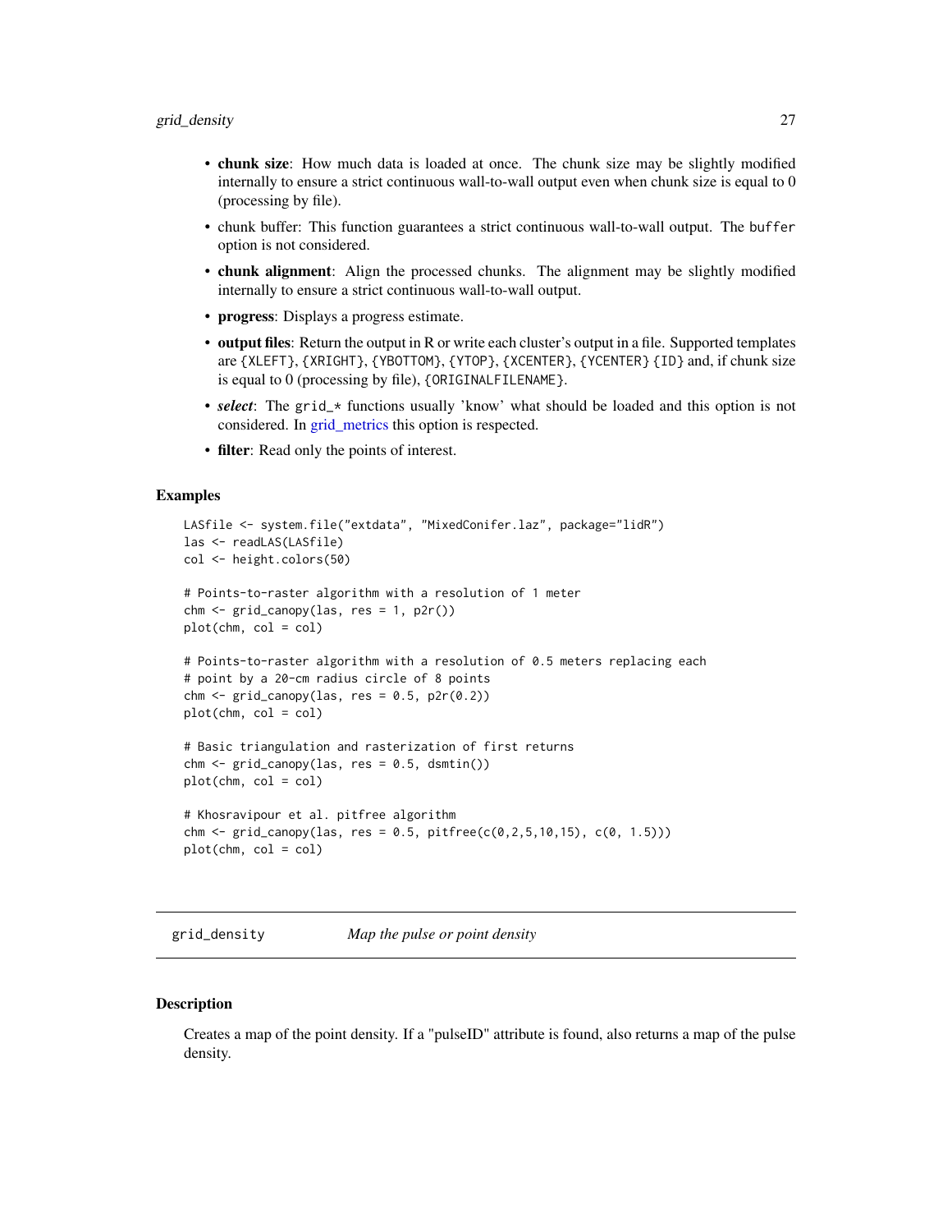- **chunk size**: How much data is loaded at once. The chunk size may be slightly modified internally to ensure a strict continuous wall-to-wall output even when chunk size is equal to 0 (processing by file).
- chunk buffer: This function guarantees a strict continuous wall-to-wall output. The `buffer` option is not considered.
- **chunk alignment**: Align the processed chunks. The alignment may be slightly modified internally to ensure a strict continuous wall-to-wall output.
- **progress**: Displays a progress estimate.
- **output files**: Return the output in R or write each cluster's output in a file. Supported templates are `{XLEFT}`, `{XRIGHT}`, `{YBOTTOM}`, `{YTOP}`, `{XCENTER}`, `{YCENTER}` `{ID}` and, if chunk size is equal to 0 (processing by file), `{ORIGINALFILENAME}`.
- ***select***: The `grid_*` functions usually 'know' what should be loaded and this option is not considered. In grid_metrics this option is respected.
- **filter**: Read only the points of interest.

### Examples

```
LASfile <- system.file("extdata", "MixedConifer.laz", package="lidR")
las <- readLAS(LASfile)
col <- height.colors(50)

# Points-to-raster algorithm with a resolution of 1 meter
chm <- grid_canopy(las, res = 1, p2r())
plot(chm, col = col)

# Points-to-raster algorithm with a resolution of 0.5 meters replacing each
# point by a 20-cm radius circle of 8 points
chm <- grid_canopy(las, res = 0.5, p2r(0.2))
plot(chm, col = col)

# Basic triangulation and rasterization of first returns
chm <- grid_canopy(las, res = 0.5, dsmtin())
plot(chm, col = col)

# Khosravipour et al. pitfree algorithm
chm <- grid_canopy(las, res = 0.5, pitfree(c(0,2,5,10,15), c(0, 1.5)))
plot(chm, col = col)
```

---

## grid_density — *Map the pulse or point density*

### Description

Creates a map of the point density. If a "pulseID" attribute is found, also returns a map of the pulse density.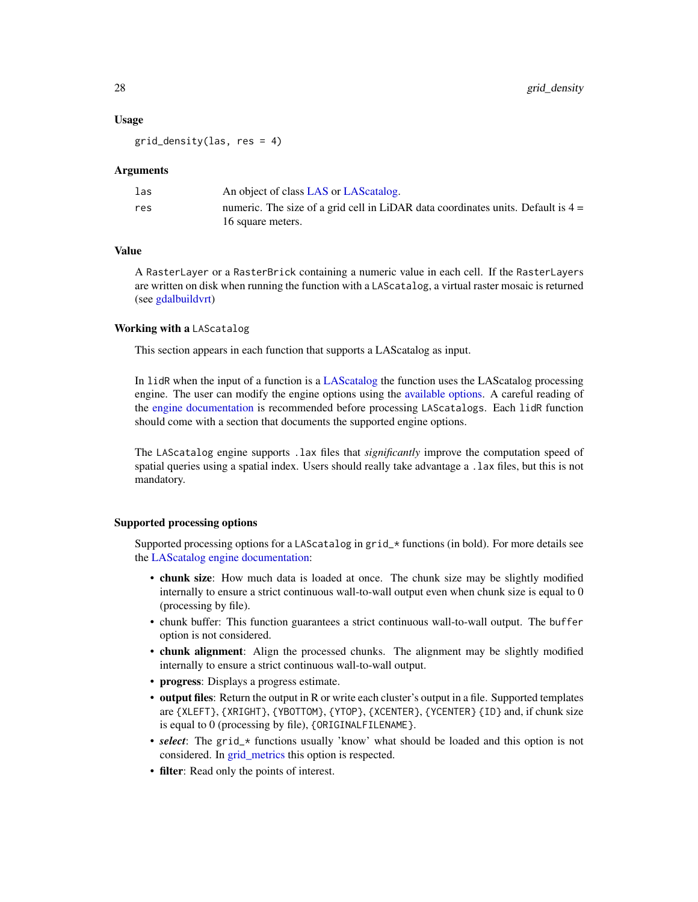### Usage

```
grid_density(las, res = 4)
```

### Arguments

| | |
|---|---|
| las | An object of class LAS or LAScatalog. |
| res | numeric. The size of a grid cell in LiDAR data coordinates units. Default is 4 = 16 square meters. |

### Value

A `RasterLayer` or a `RasterBrick` containing a numeric value in each cell. If the `RasterLayers` are written on disk when running the function with a `LAScatalog`, a virtual raster mosaic is returned (see gdalbuildvrt)

### Working with a `LAScatalog`

This section appears in each function that supports a LAScatalog as input.

In `lidR` when the input of a function is a LAScatalog the function uses the LAScatalog processing engine. The user can modify the engine options using the available options. A careful reading of the engine documentation is recommended before processing `LAScatalogs`. Each `lidR` function should come with a section that documents the supported engine options.

The `LAScatalog` engine supports `.lax` files that *significantly* improve the computation speed of spatial queries using a spatial index. Users should really take advantage a `.lax` files, but this is not mandatory.

### Supported processing options

Supported processing options for a `LAScatalog` in `grid_*` functions (in bold). For more details see the LAScatalog engine documentation:

- **chunk size**: How much data is loaded at once. The chunk size may be slightly modified internally to ensure a strict continuous wall-to-wall output even when chunk size is equal to 0 (processing by file).
- chunk buffer: This function guarantees a strict continuous wall-to-wall output. The `buffer` option is not considered.
- **chunk alignment**: Align the processed chunks. The alignment may be slightly modified internally to ensure a strict continuous wall-to-wall output.
- **progress**: Displays a progress estimate.
- **output files**: Return the output in R or write each cluster's output in a file. Supported templates are `{XLEFT}`, `{XRIGHT}`, `{YBOTTOM}`, `{YTOP}`, `{XCENTER}`, `{YCENTER}` `{ID}` and, if chunk size is equal to 0 (processing by file), `{ORIGINALFILENAME}`.
- ***select***: The `grid_*` functions usually 'know' what should be loaded and this option is not considered. In grid_metrics this option is respected.
- **filter**: Read only the points of interest.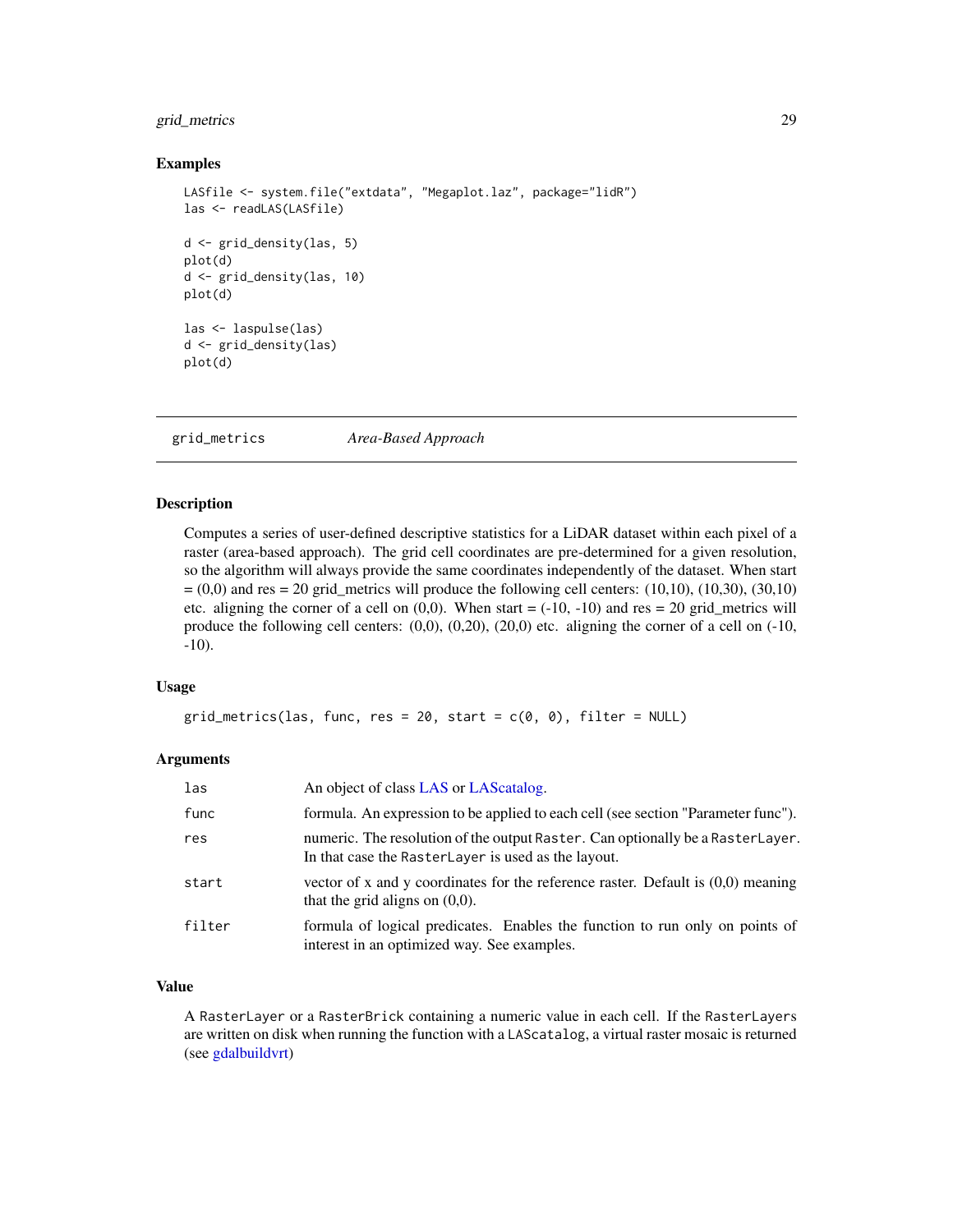## Examples

```
LASfile <- system.file("extdata", "Megaplot.laz", package="lidR")
las <- readLAS(LASfile)

d <- grid_density(las, 5)
plot(d)
d <- grid_density(las, 10)
plot(d)

las <- laspulse(las)
d <- grid_density(las)
plot(d)
```

---

# grid_metrics *Area-Based Approach*

---

## Description

Computes a series of user-defined descriptive statistics for a LiDAR dataset within each pixel of a raster (area-based approach). The grid cell coordinates are pre-determined for a given resolution, so the algorithm will always provide the same coordinates independently of the dataset. When start = (0,0) and res = 20 grid_metrics will produce the following cell centers: (10,10), (10,30), (30,10) etc. aligning the corner of a cell on (0,0). When start = (-10, -10) and res = 20 grid_metrics will produce the following cell centers: (0,0), (0,20), (20,0) etc. aligning the corner of a cell on (-10, -10).

## Usage

```
grid_metrics(las, func, res = 20, start = c(0, 0), filter = NULL)
```

## Arguments

| | |
|---|---|
| `las` | An object of class LAS or LAScatalog. |
| `func` | formula. An expression to be applied to each cell (see section "Parameter func"). |
| `res` | numeric. The resolution of the output `Raster`. Can optionally be a `RasterLayer`. In that case the `RasterLayer` is used as the layout. |
| `start` | vector of x and y coordinates for the reference raster. Default is (0,0) meaning that the grid aligns on (0,0). |
| `filter` | formula of logical predicates. Enables the function to run only on points of interest in an optimized way. See examples. |

## Value

A `RasterLayer` or a `RasterBrick` containing a numeric value in each cell. If the `RasterLayers` are written on disk when running the function with a `LAScatalog`, a virtual raster mosaic is returned (see gdalbuildvrt)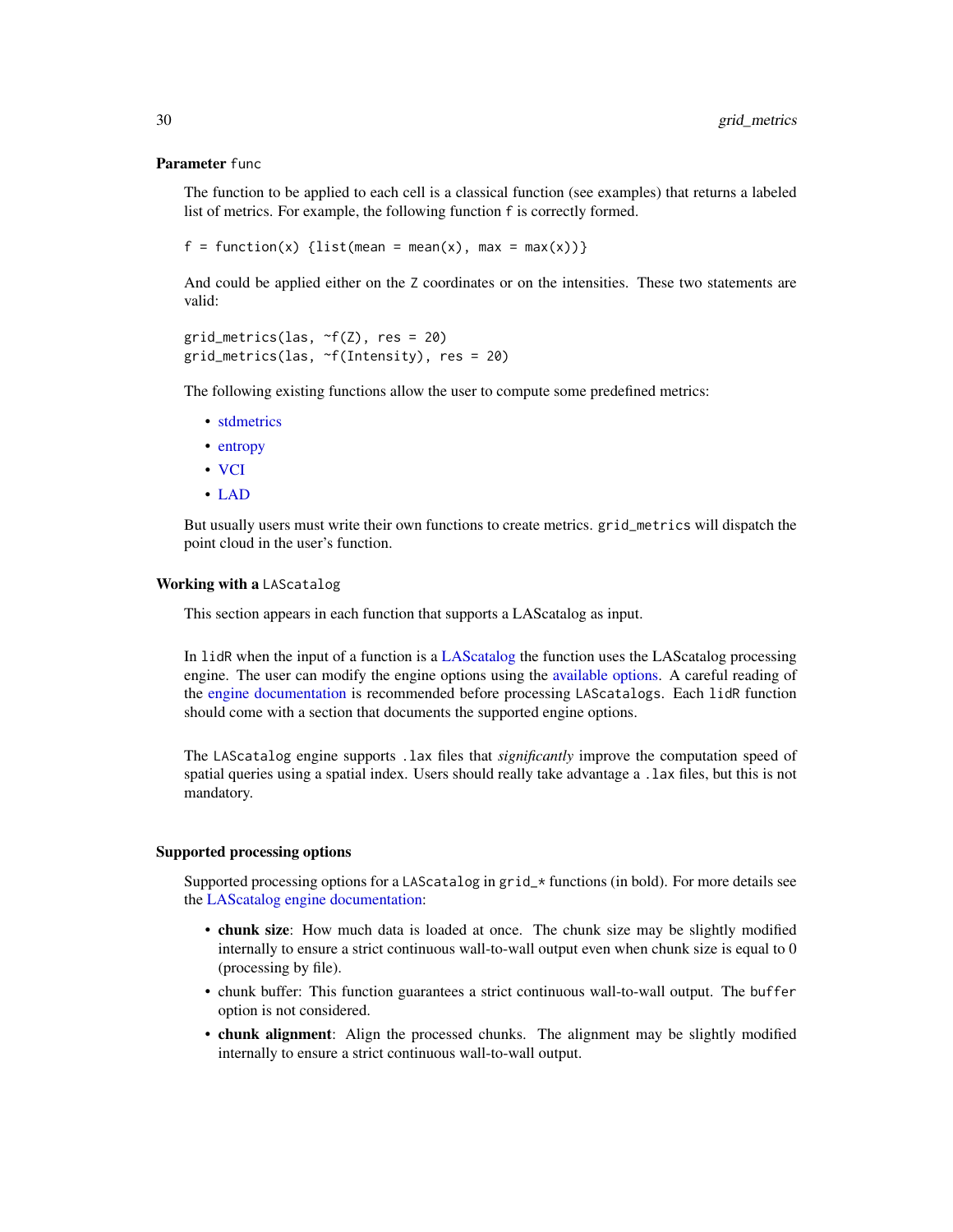### Parameter `func`

The function to be applied to each cell is a classical function (see examples) that returns a labeled list of metrics. For example, the following function `f` is correctly formed.

```
f = function(x) {list(mean = mean(x), max = max(x))}
```

And could be applied either on the `Z` coordinates or on the intensities. These two statements are valid:

```
grid_metrics(las, ~f(Z), res = 20)
grid_metrics(las, ~f(Intensity), res = 20)
```

The following existing functions allow the user to compute some predefined metrics:

- stdmetrics
- entropy
- VCI
- LAD

But usually users must write their own functions to create metrics. `grid_metrics` will dispatch the point cloud in the user's function.

### Working with a `LAScatalog`

This section appears in each function that supports a LAScatalog as input.

In `lidR` when the input of a function is a LAScatalog the function uses the LAScatalog processing engine. The user can modify the engine options using the available options. A careful reading of the engine documentation is recommended before processing `LAScatalogs`. Each `lidR` function should come with a section that documents the supported engine options.

The `LAScatalog` engine supports `.lax` files that *significantly* improve the computation speed of spatial queries using a spatial index. Users should really take advantage a `.lax` files, but this is not mandatory.

### Supported processing options

Supported processing options for a `LAScatalog` in `grid_*` functions (in bold). For more details see the LAScatalog engine documentation:

- **chunk size**: How much data is loaded at once. The chunk size may be slightly modified internally to ensure a strict continuous wall-to-wall output even when chunk size is equal to 0 (processing by file).
- chunk buffer: This function guarantees a strict continuous wall-to-wall output. The `buffer` option is not considered.
- **chunk alignment**: Align the processed chunks. The alignment may be slightly modified internally to ensure a strict continuous wall-to-wall output.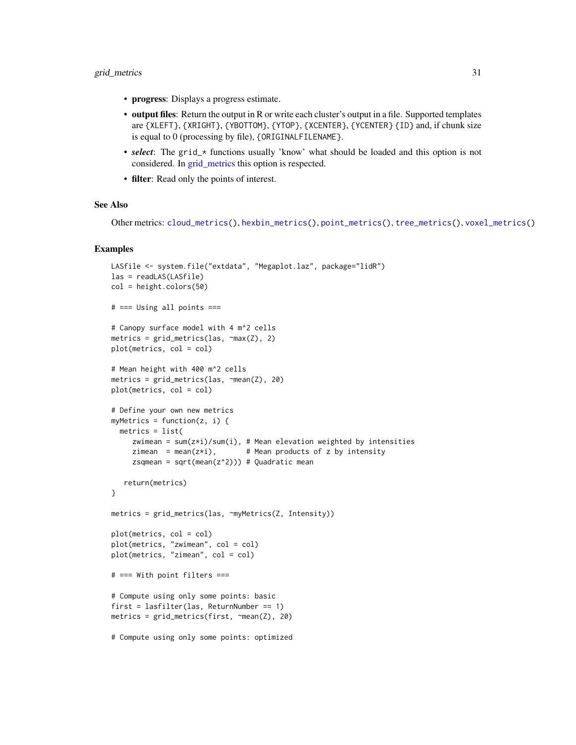- **progress**: Displays a progress estimate.
- **output files**: Return the output in R or write each cluster's output in a file. Supported templates are `{XLEFT}`, `{XRIGHT}`, `{YBOTTOM}`, `{YTOP}`, `{XCENTER}`, `{YCENTER}` `{ID}` and, if chunk size is equal to 0 (processing by file), `{ORIGINALFILENAME}`.
- ***select***: The `grid_*` functions usually 'know' what should be loaded and this option is not considered. In grid_metrics this option is respected.
- **filter**: Read only the points of interest.

### See Also

Other metrics: `cloud_metrics()`, `hexbin_metrics()`, `point_metrics()`, `tree_metrics()`, `voxel_metrics()`

### Examples

```
LASfile <- system.file("extdata", "Megaplot.laz", package="lidR")
las = readLAS(LASfile)
col = height.colors(50)

# === Using all points ===

# Canopy surface model with 4 m^2 cells
metrics = grid_metrics(las, ~max(Z), 2)
plot(metrics, col = col)

# Mean height with 400 m^2 cells
metrics = grid_metrics(las, ~mean(Z), 20)
plot(metrics, col = col)

# Define your own new metrics
myMetrics = function(z, i) {
  metrics = list(
     zwimean = sum(z*i)/sum(i), # Mean elevation weighted by intensities
     zimean  = mean(z*i),       # Mean products of z by intensity
     zsqmean = sqrt(mean(z^2))) # Quadratic mean

   return(metrics)
}

metrics = grid_metrics(las, ~myMetrics(Z, Intensity))

plot(metrics, col = col)
plot(metrics, "zwimean", col = col)
plot(metrics, "zimean", col = col)

# === With point filters ===

# Compute using only some points: basic
first = lasfilter(las, ReturnNumber == 1)
metrics = grid_metrics(first, ~mean(Z), 20)

# Compute using only some points: optimized
```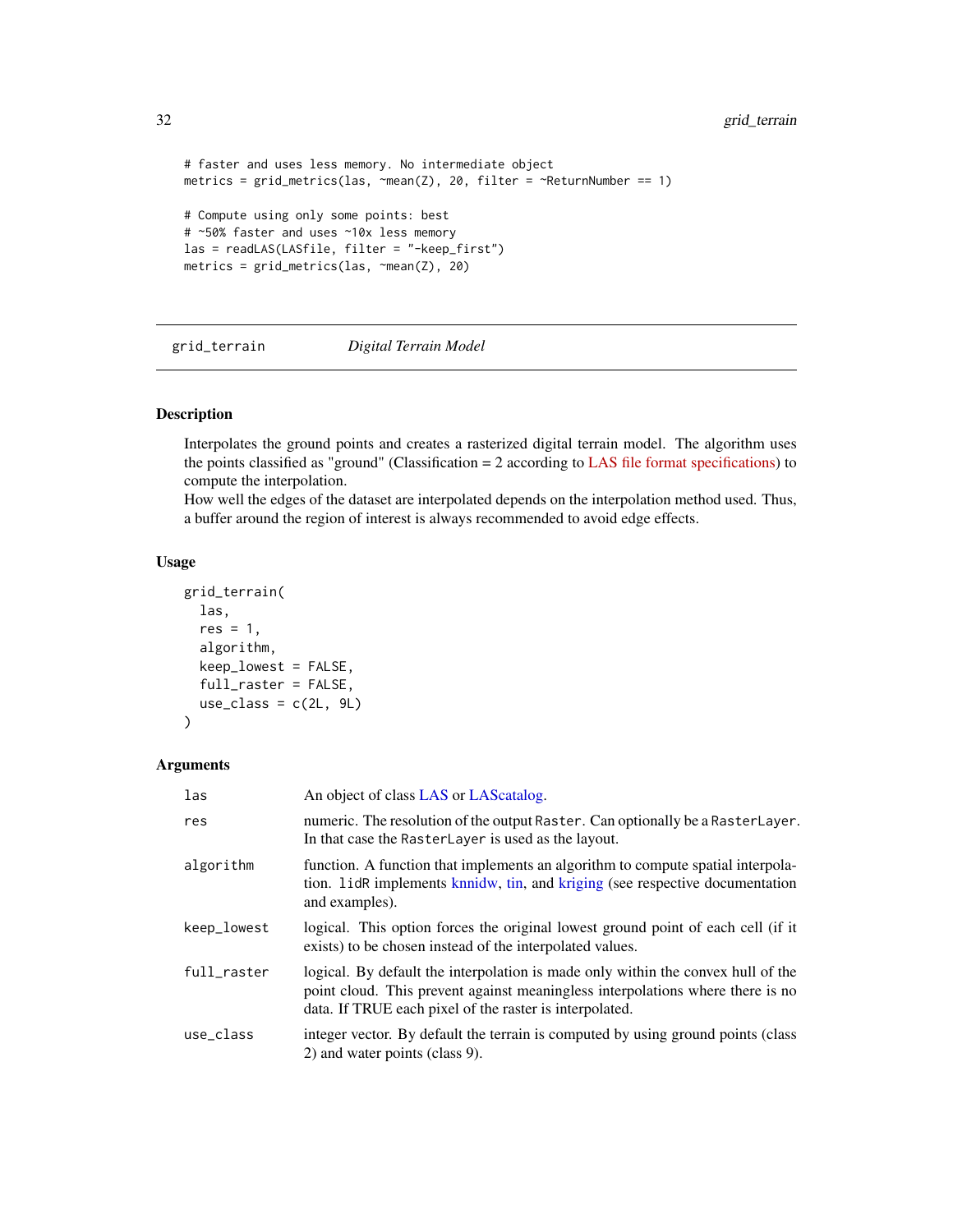```
# faster and uses less memory. No intermediate object
metrics = grid_metrics(las, ~mean(Z), 20, filter = ~ReturnNumber == 1)

# Compute using only some points: best
# ~50% faster and uses ~10x less memory
las = readLAS(LASfile, filter = "-keep_first")
metrics = grid_metrics(las, ~mean(Z), 20)
```

---

## grid_terrain — *Digital Terrain Model*

---

### Description

Interpolates the ground points and creates a rasterized digital terrain model. The algorithm uses the points classified as "ground" (Classification = 2 according to LAS file format specifications) to compute the interpolation.
How well the edges of the dataset are interpolated depends on the interpolation method used. Thus, a buffer around the region of interest is always recommended to avoid edge effects.

### Usage

```
grid_terrain(
  las,
  res = 1,
  algorithm,
  keep_lowest = FALSE,
  full_raster = FALSE,
  use_class = c(2L, 9L)
)
```

### Arguments

| | |
|---|---|
| `las` | An object of class LAS or LAScatalog. |
| `res` | numeric. The resolution of the output `Raster`. Can optionally be a `RasterLayer`. In that case the `RasterLayer` is used as the layout. |
| `algorithm` | function. A function that implements an algorithm to compute spatial interpolation. `lidR` implements knnidw, tin, and kriging (see respective documentation and examples). |
| `keep_lowest` | logical. This option forces the original lowest ground point of each cell (if it exists) to be chosen instead of the interpolated values. |
| `full_raster` | logical. By default the interpolation is made only within the convex hull of the point cloud. This prevent against meaningless interpolations where there is no data. If TRUE each pixel of the raster is interpolated. |
| `use_class` | integer vector. By default the terrain is computed by using ground points (class 2) and water points (class 9). |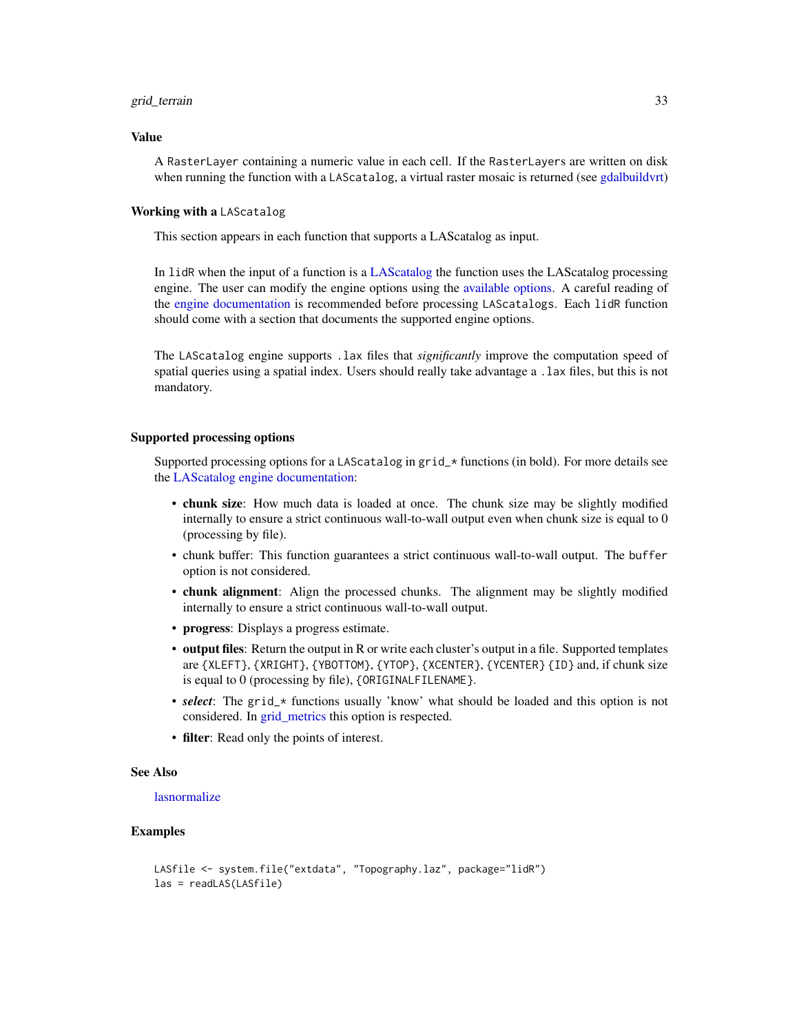## Value

A `RasterLayer` containing a numeric value in each cell. If the `RasterLayers` are written on disk when running the function with a `LAScatalog`, a virtual raster mosaic is returned (see gdalbuildvrt)

## Working with a `LAScatalog`

This section appears in each function that supports a LAScatalog as input.

In `lidR` when the input of a function is a LAScatalog the function uses the LAScatalog processing engine. The user can modify the engine options using the available options. A careful reading of the engine documentation is recommended before processing `LAScatalogs`. Each `lidR` function should come with a section that documents the supported engine options.

The `LAScatalog` engine supports `.lax` files that *significantly* improve the computation speed of spatial queries using a spatial index. Users should really take advantage a `.lax` files, but this is not mandatory.

## Supported processing options

Supported processing options for a `LAScatalog` in `grid_*` functions (in bold). For more details see the LAScatalog engine documentation:

- **chunk size**: How much data is loaded at once. The chunk size may be slightly modified internally to ensure a strict continuous wall-to-wall output even when chunk size is equal to 0 (processing by file).
- chunk buffer: This function guarantees a strict continuous wall-to-wall output. The `buffer` option is not considered.
- **chunk alignment**: Align the processed chunks. The alignment may be slightly modified internally to ensure a strict continuous wall-to-wall output.
- **progress**: Displays a progress estimate.
- **output files**: Return the output in R or write each cluster's output in a file. Supported templates are `{XLEFT}`, `{XRIGHT}`, `{YBOTTOM}`, `{YTOP}`, `{XCENTER}`, `{YCENTER}` `{ID}` and, if chunk size is equal to 0 (processing by file), `{ORIGINALFILENAME}`.
- ***select***: The `grid_*` functions usually 'know' what should be loaded and this option is not considered. In grid_metrics this option is respected.
- **filter**: Read only the points of interest.

## See Also

lasnormalize

## Examples

```
LASfile <- system.file("extdata", "Topography.laz", package="lidR")
las = readLAS(LASfile)
```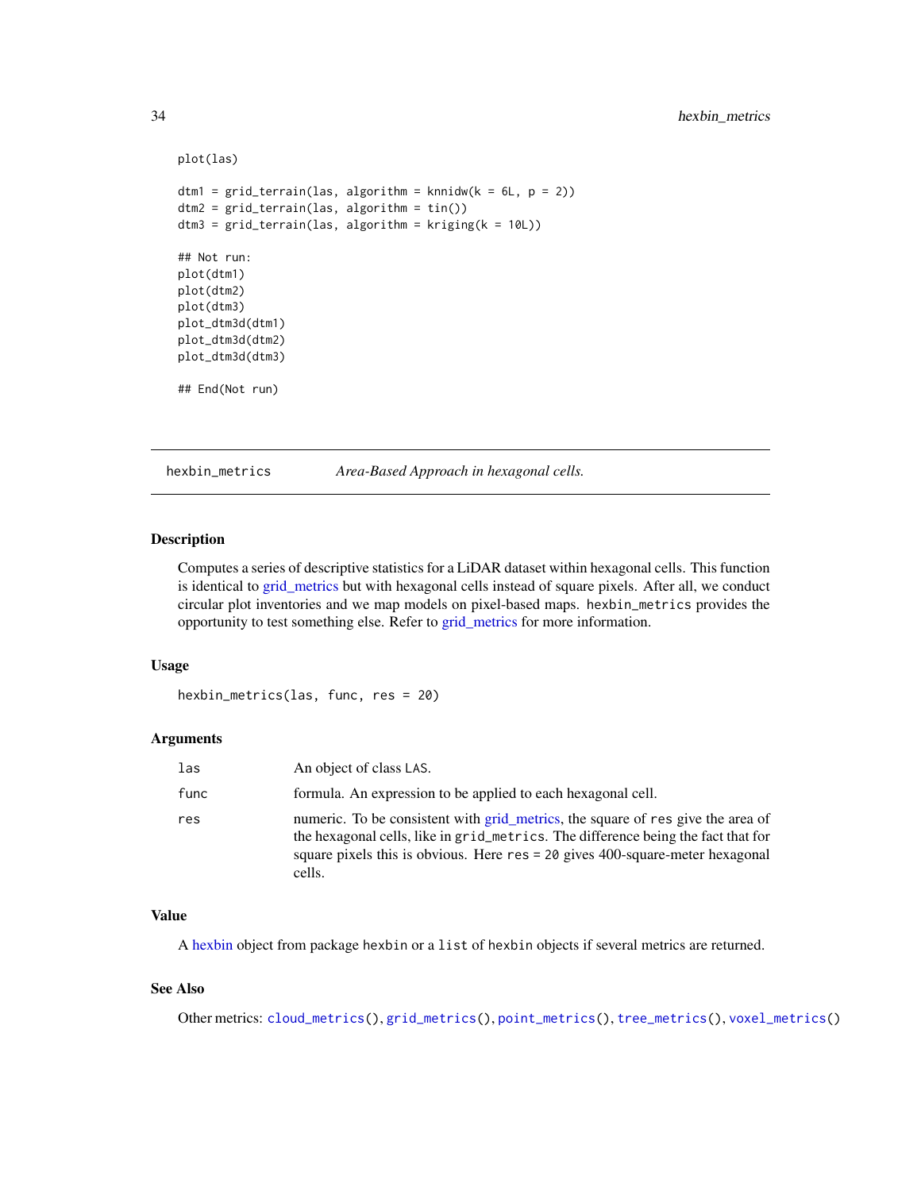```
plot(las)

dtm1 = grid_terrain(las, algorithm = knnidw(k = 6L, p = 2))
dtm2 = grid_terrain(las, algorithm = tin())
dtm3 = grid_terrain(las, algorithm = kriging(k = 10L))

## Not run:
plot(dtm1)
plot(dtm2)
plot(dtm3)
plot_dtm3d(dtm1)
plot_dtm3d(dtm2)
plot_dtm3d(dtm3)

## End(Not run)
```

## hexbin_metrics — *Area-Based Approach in hexagonal cells.*

### Description

Computes a series of descriptive statistics for a LiDAR dataset within hexagonal cells. This function is identical to grid_metrics but with hexagonal cells instead of square pixels. After all, we conduct circular plot inventories and we map models on pixel-based maps. `hexbin_metrics` provides the opportunity to test something else. Refer to grid_metrics for more information.

### Usage

```
hexbin_metrics(las, func, res = 20)
```

### Arguments

| | |
|---|---|
| las | An object of class LAS. |
| func | formula. An expression to be applied to each hexagonal cell. |
| res | numeric. To be consistent with grid_metrics, the square of `res` give the area of the hexagonal cells, like in `grid_metrics`. The difference being the fact that for square pixels this is obvious. Here `res = 20` gives 400-square-meter hexagonal cells. |

### Value

A hexbin object from package `hexbin` or a `list` of `hexbin` objects if several metrics are returned.

### See Also

Other metrics: `cloud_metrics()`, `grid_metrics()`, `point_metrics()`, `tree_metrics()`, `voxel_metrics()`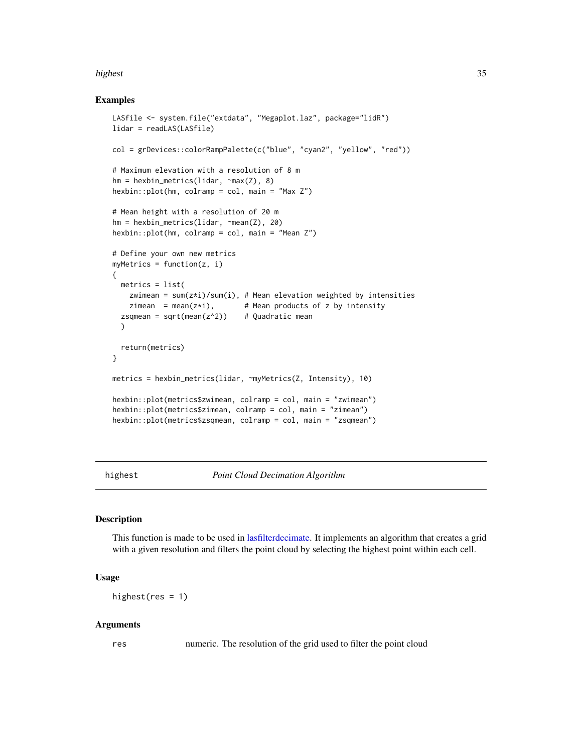## Examples

```
LASfile <- system.file("extdata", "Megaplot.laz", package="lidR")
lidar = readLAS(LASfile)

col = grDevices::colorRampPalette(c("blue", "cyan2", "yellow", "red"))

# Maximum elevation with a resolution of 8 m
hm = hexbin_metrics(lidar, ~max(Z), 8)
hexbin::plot(hm, colramp = col, main = "Max Z")

# Mean height with a resolution of 20 m
hm = hexbin_metrics(lidar, ~mean(Z), 20)
hexbin::plot(hm, colramp = col, main = "Mean Z")

# Define your own new metrics
myMetrics = function(z, i)
{
  metrics = list(
    zwimean = sum(z*i)/sum(i), # Mean elevation weighted by intensities
    zimean  = mean(z*i),       # Mean products of z by intensity
  zsqmean = sqrt(mean(z^2))    # Quadratic mean
  )

  return(metrics)
}

metrics = hexbin_metrics(lidar, ~myMetrics(Z, Intensity), 10)

hexbin::plot(metrics$zwimean, colramp = col, main = "zwimean")
hexbin::plot(metrics$zimean, colramp = col, main = "zimean")
hexbin::plot(metrics$zsqmean, colramp = col, main = "zsqmean")
```

---

`highest` *Point Cloud Decimation Algorithm*

---

## Description

This function is made to be used in lasfilterdecimate. It implements an algorithm that creates a grid with a given resolution and filters the point cloud by selecting the highest point within each cell.

## Usage

```
highest(res = 1)
```

## Arguments

| | |
|---|---|
| `res` | numeric. The resolution of the grid used to filter the point cloud |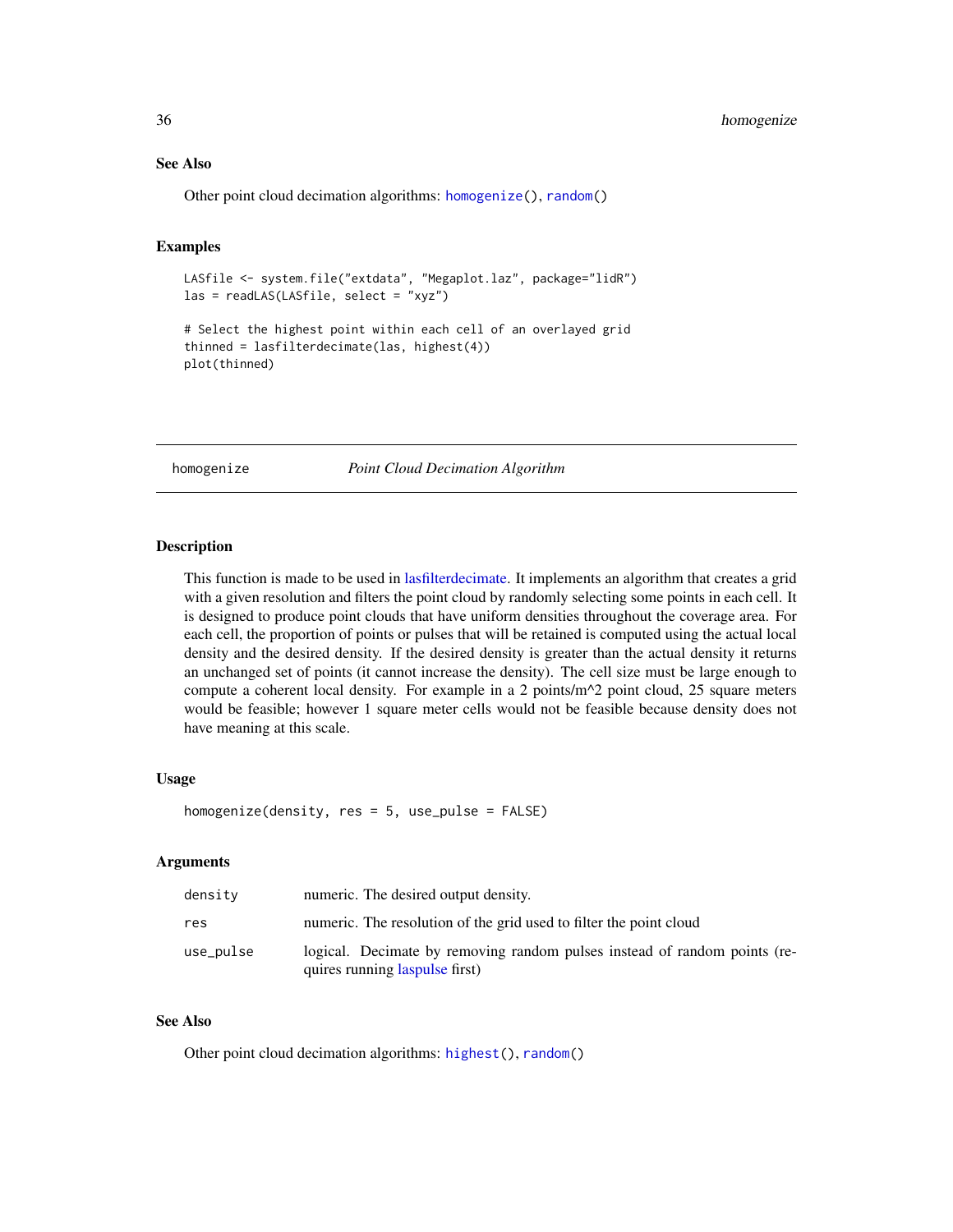### See Also

Other point cloud decimation algorithms: `homogenize()`, `random()`

### Examples

```
LASfile <- system.file("extdata", "Megaplot.laz", package="lidR")
las = readLAS(LASfile, select = "xyz")

# Select the highest point within each cell of an overlayed grid
thinned = lasfilterdecimate(las, highest(4))
plot(thinned)
```

---

## homogenize    *Point Cloud Decimation Algorithm*

---

### Description

This function is made to be used in lasfilterdecimate. It implements an algorithm that creates a grid with a given resolution and filters the point cloud by randomly selecting some points in each cell. It is designed to produce point clouds that have uniform densities throughout the coverage area. For each cell, the proportion of points or pulses that will be retained is computed using the actual local density and the desired density. If the desired density is greater than the actual density it returns an unchanged set of points (it cannot increase the density). The cell size must be large enough to compute a coherent local density. For example in a 2 points/m^2 point cloud, 25 square meters would be feasible; however 1 square meter cells would not be feasible because density does not have meaning at this scale.

### Usage

```
homogenize(density, res = 5, use_pulse = FALSE)
```

### Arguments

| | |
|---|---|
| density | numeric. The desired output density. |
| res | numeric. The resolution of the grid used to filter the point cloud |
| use_pulse | logical. Decimate by removing random pulses instead of random points (requires running laspulse first) |

### See Also

Other point cloud decimation algorithms: `highest()`, `random()`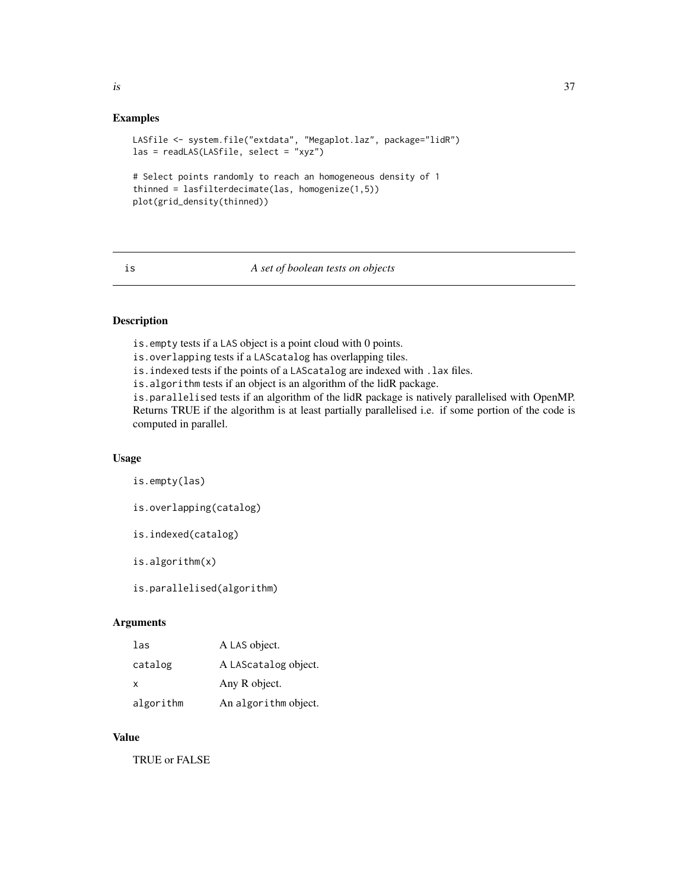## Examples

```
LASfile <- system.file("extdata", "Megaplot.laz", package="lidR")
las = readLAS(LASfile, select = "xyz")

# Select points randomly to reach an homogeneous density of 1
thinned = lasfilterdecimate(las, homogenize(1,5))
plot(grid_density(thinned))
```

---

# is — *A set of boolean tests on objects*

---

## Description

`is.empty` tests if a `LAS` object is a point cloud with 0 points.
`is.overlapping` tests if a `LAScatalog` has overlapping tiles.
`is.indexed` tests if the points of a `LAScatalog` are indexed with `.lax` files.
`is.algorithm` tests if an object is an algorithm of the lidR package.
`is.parallelised` tests if an algorithm of the lidR package is natively parallelised with OpenMP. Returns TRUE if the algorithm is at least partially parallelised i.e. if some portion of the code is computed in parallel.

## Usage

```
is.empty(las)

is.overlapping(catalog)

is.indexed(catalog)

is.algorithm(x)

is.parallelised(algorithm)
```

## Arguments

| | |
|---|---|
| `las` | A `LAS` object. |
| `catalog` | A `LAScatalog` object. |
| `x` | Any R object. |
| `algorithm` | An `algorithm` object. |

## Value

TRUE or FALSE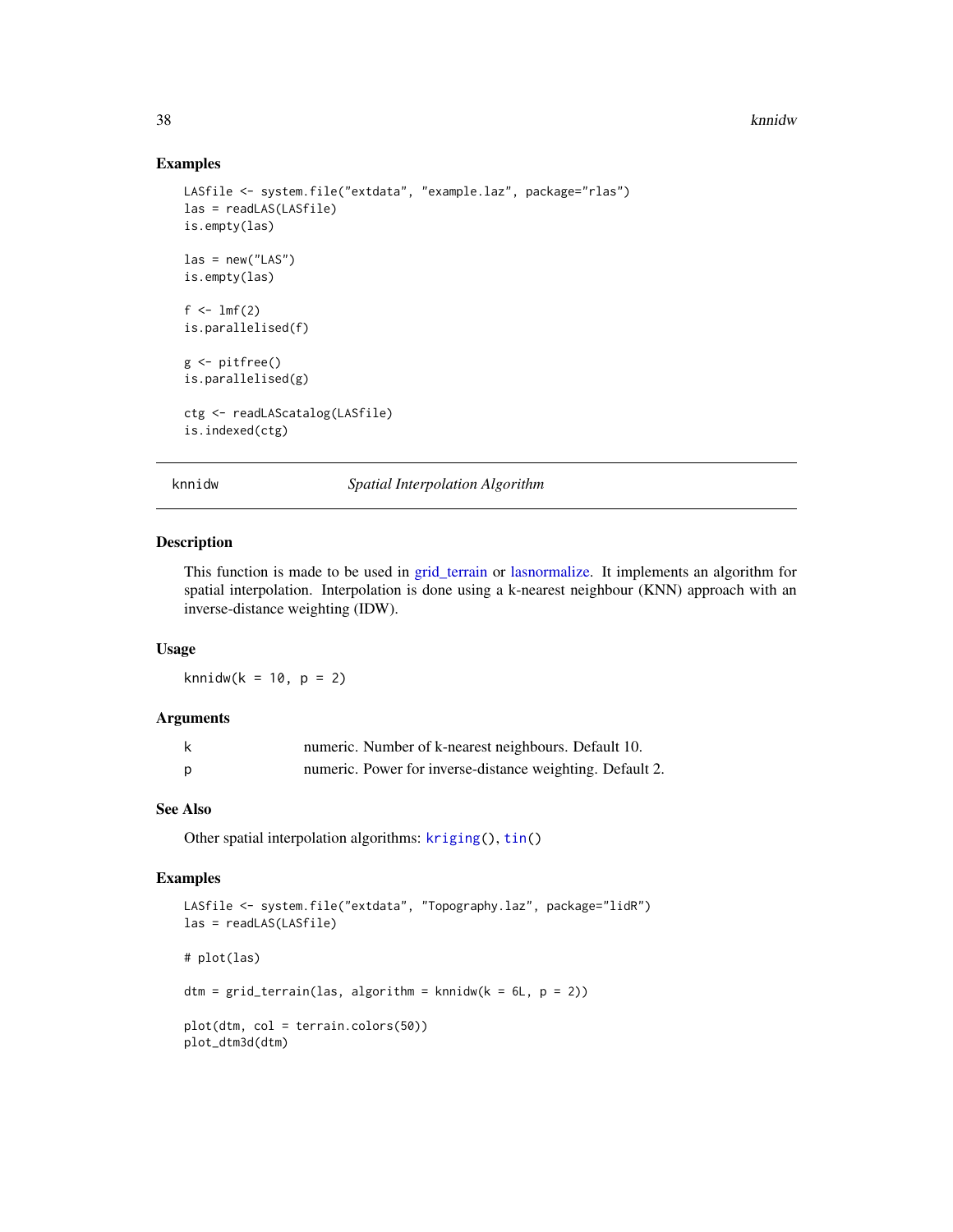## Examples

```
LASfile <- system.file("extdata", "example.laz", package="rlas")
las = readLAS(LASfile)
is.empty(las)

las = new("LAS")
is.empty(las)

f <- lmf(2)
is.parallelised(f)

g <- pitfree()
is.parallelised(g)

ctg <- readLAScatalog(LASfile)
is.indexed(ctg)
```

---

# knnidw — *Spatial Interpolation Algorithm*

---

## Description

This function is made to be used in grid_terrain or lasnormalize. It implements an algorithm for spatial interpolation. Interpolation is done using a k-nearest neighbour (KNN) approach with an inverse-distance weighting (IDW).

## Usage

```
knnidw(k = 10, p = 2)
```

## Arguments

| | |
|---|---|
| k | numeric. Number of k-nearest neighbours. Default 10. |
| p | numeric. Power for inverse-distance weighting. Default 2. |

## See Also

Other spatial interpolation algorithms: `kriging()`, `tin()`

## Examples

```
LASfile <- system.file("extdata", "Topography.laz", package="lidR")
las = readLAS(LASfile)

# plot(las)

dtm = grid_terrain(las, algorithm = knnidw(k = 6L, p = 2))

plot(dtm, col = terrain.colors(50))
plot_dtm3d(dtm)
```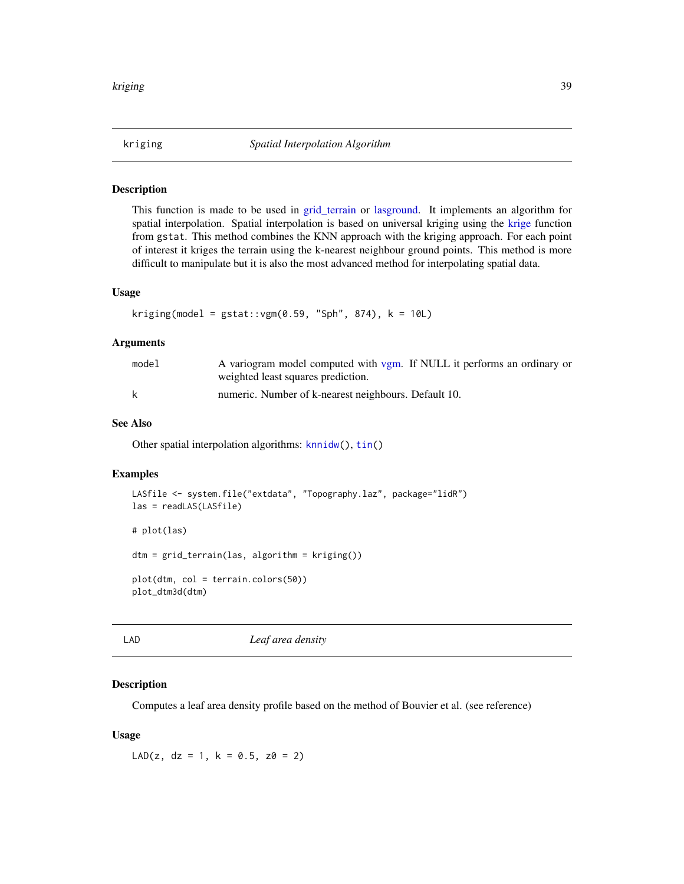## kriging *Spatial Interpolation Algorithm*

### Description

This function is made to be used in grid_terrain or lasground. It implements an algorithm for spatial interpolation. Spatial interpolation is based on universal kriging using the krige function from gstat. This method combines the KNN approach with the kriging approach. For each point of interest it kriges the terrain using the k-nearest neighbour ground points. This method is more difficult to manipulate but it is also the most advanced method for interpolating spatial data.

### Usage

```
kriging(model = gstat::vgm(0.59, "Sph", 874), k = 10L)
```

### Arguments

| | |
|---|---|
| model | A variogram model computed with vgm. If NULL it performs an ordinary or weighted least squares prediction. |
| k | numeric. Number of k-nearest neighbours. Default 10. |

### See Also

Other spatial interpolation algorithms: knnidw(), tin()

### Examples

```
LASfile <- system.file("extdata", "Topography.laz", package="lidR")
las = readLAS(LASfile)

# plot(las)

dtm = grid_terrain(las, algorithm = kriging())

plot(dtm, col = terrain.colors(50))
plot_dtm3d(dtm)
```

## LAD *Leaf area density*

### Description

Computes a leaf area density profile based on the method of Bouvier et al. (see reference)

### Usage

```
LAD(z, dz = 1, k = 0.5, z0 = 2)
```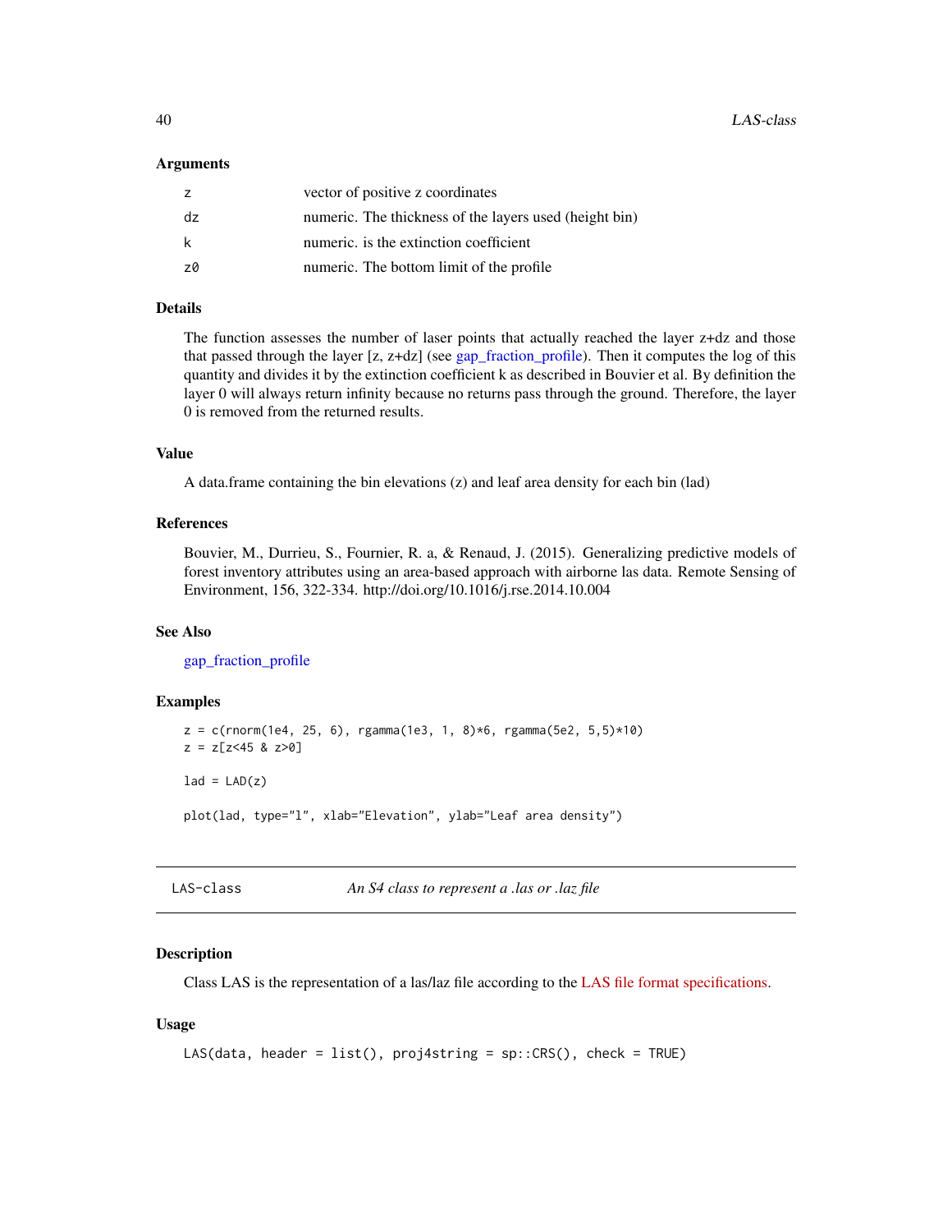### Arguments

| | |
|---|---|
| z | vector of positive z coordinates |
| dz | numeric. The thickness of the layers used (height bin) |
| k | numeric. is the extinction coefficient |
| z0 | numeric. The bottom limit of the profile |

### Details

The function assesses the number of laser points that actually reached the layer z+dz and those that passed through the layer [z, z+dz] (see gap_fraction_profile). Then it computes the log of this quantity and divides it by the extinction coefficient k as described in Bouvier et al. By definition the layer 0 will always return infinity because no returns pass through the ground. Therefore, the layer 0 is removed from the returned results.

### Value

A data.frame containing the bin elevations (z) and leaf area density for each bin (lad)

### References

Bouvier, M., Durrieu, S., Fournier, R. a, & Renaud, J. (2015). Generalizing predictive models of forest inventory attributes using an area-based approach with airborne las data. Remote Sensing of Environment, 156, 322-334. http://doi.org/10.1016/j.rse.2014.10.004

### See Also

gap_fraction_profile

### Examples

```
z = c(rnorm(1e4, 25, 6), rgamma(1e3, 1, 8)*6, rgamma(5e2, 5,5)*10)
z = z[z<45 & z>0]

lad = LAD(z)

plot(lad, type="l", xlab="Elevation", ylab="Leaf area density")
```

---

## LAS-class — *An S4 class to represent a .las or .laz file*

### Description

Class LAS is the representation of a las/laz file according to the LAS file format specifications.

### Usage

```
LAS(data, header = list(), proj4string = sp::CRS(), check = TRUE)
```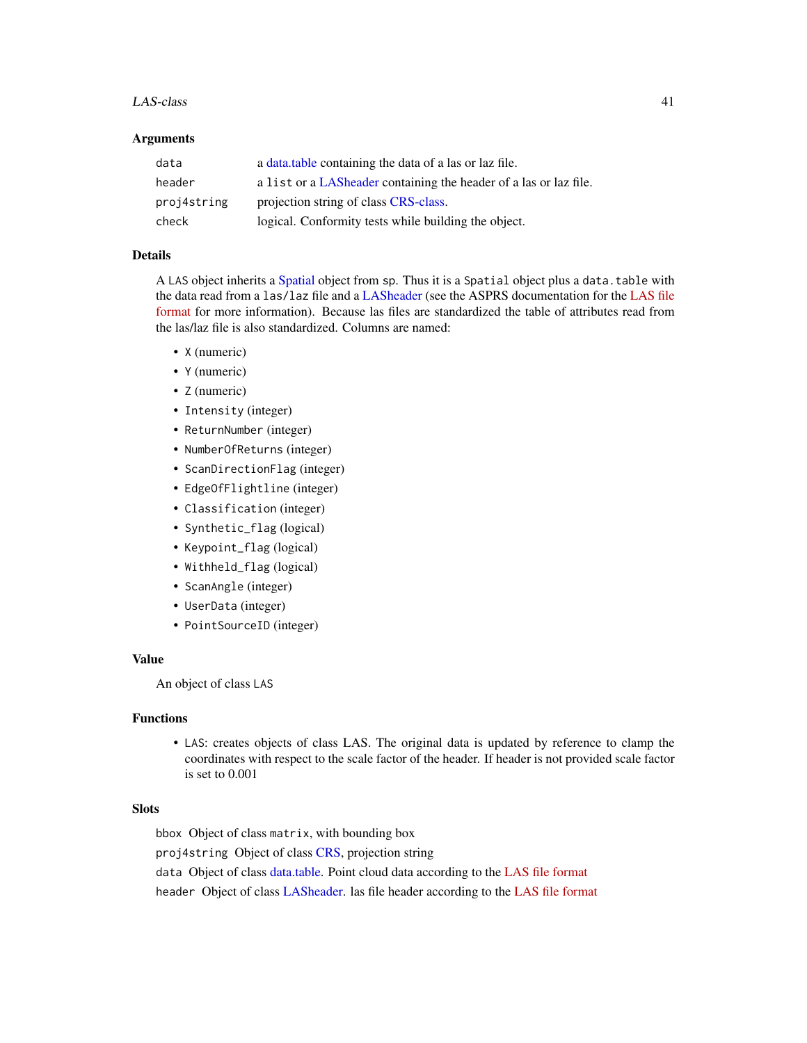## Arguments

| | |
|---|---|
| `data` | a data.table containing the data of a las or laz file. |
| `header` | a `list` or a LASheader containing the header of a las or laz file. |
| `proj4string` | projection string of class CRS-class. |
| `check` | logical. Conformity tests while building the object. |

## Details

A `LAS` object inherits a Spatial object from `sp`. Thus it is a `Spatial` object plus a `data.table` with the data read from a `las/laz` file and a LASheader (see the ASPRS documentation for the LAS file format for more information). Because las files are standardized the table of attributes read from the las/laz file is also standardized. Columns are named:

- `X` (numeric)
- `Y` (numeric)
- `Z` (numeric)
- `Intensity` (integer)
- `ReturnNumber` (integer)
- `NumberOfReturns` (integer)
- `ScanDirectionFlag` (integer)
- `EdgeOfFlightline` (integer)
- `Classification` (integer)
- `Synthetic_flag` (logical)
- `Keypoint_flag` (logical)
- `Withheld_flag` (logical)
- `ScanAngle` (integer)
- `UserData` (integer)
- `PointSourceID` (integer)

## Value

An object of class `LAS`

## Functions

- `LAS`: creates objects of class LAS. The original data is updated by reference to clamp the coordinates with respect to the scale factor of the header. If header is not provided scale factor is set to 0.001

## Slots

`bbox` Object of class `matrix`, with bounding box

`proj4string` Object of class CRS, projection string

`data` Object of class data.table. Point cloud data according to the LAS file format

`header` Object of class LASheader. las file header according to the LAS file format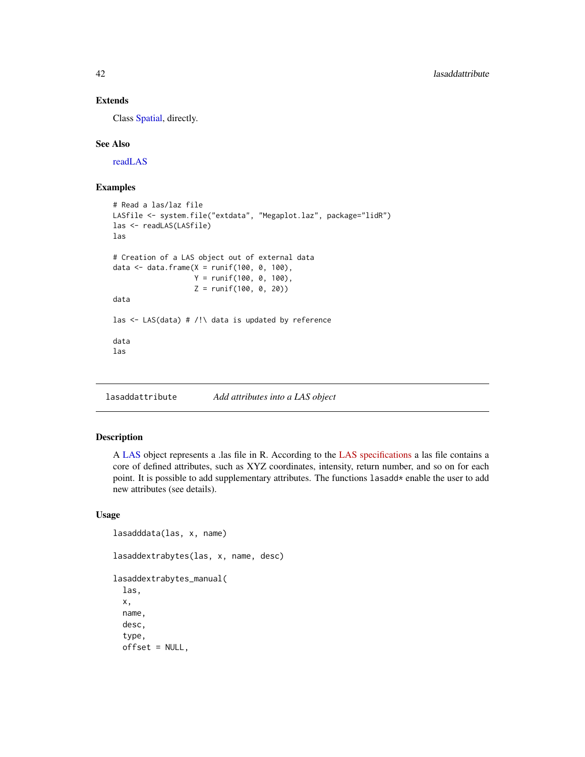### Extends

Class Spatial, directly.

### See Also

readLAS

### Examples

```
# Read a las/laz file
LASfile <- system.file("extdata", "Megaplot.laz", package="lidR")
las <- readLAS(LASfile)
las

# Creation of a LAS object out of external data
data <- data.frame(X = runif(100, 0, 100),
                   Y = runif(100, 0, 100),
                   Z = runif(100, 0, 20))
data

las <- LAS(data) # /!\ data is updated by reference

data
las
```

---

## lasaddattribute — *Add attributes into a LAS object*

---

### Description

A LAS object represents a .las file in R. According to the LAS specifications a las file contains a core of defined attributes, such as XYZ coordinates, intensity, return number, and so on for each point. It is possible to add supplementary attributes. The functions `lasadd*` enable the user to add new attributes (see details).

### Usage

```
lasadddata(las, x, name)

lasaddextrabytes(las, x, name, desc)

lasaddextrabytes_manual(
  las,
  x,
  name,
  desc,
  type,
  offset = NULL,
```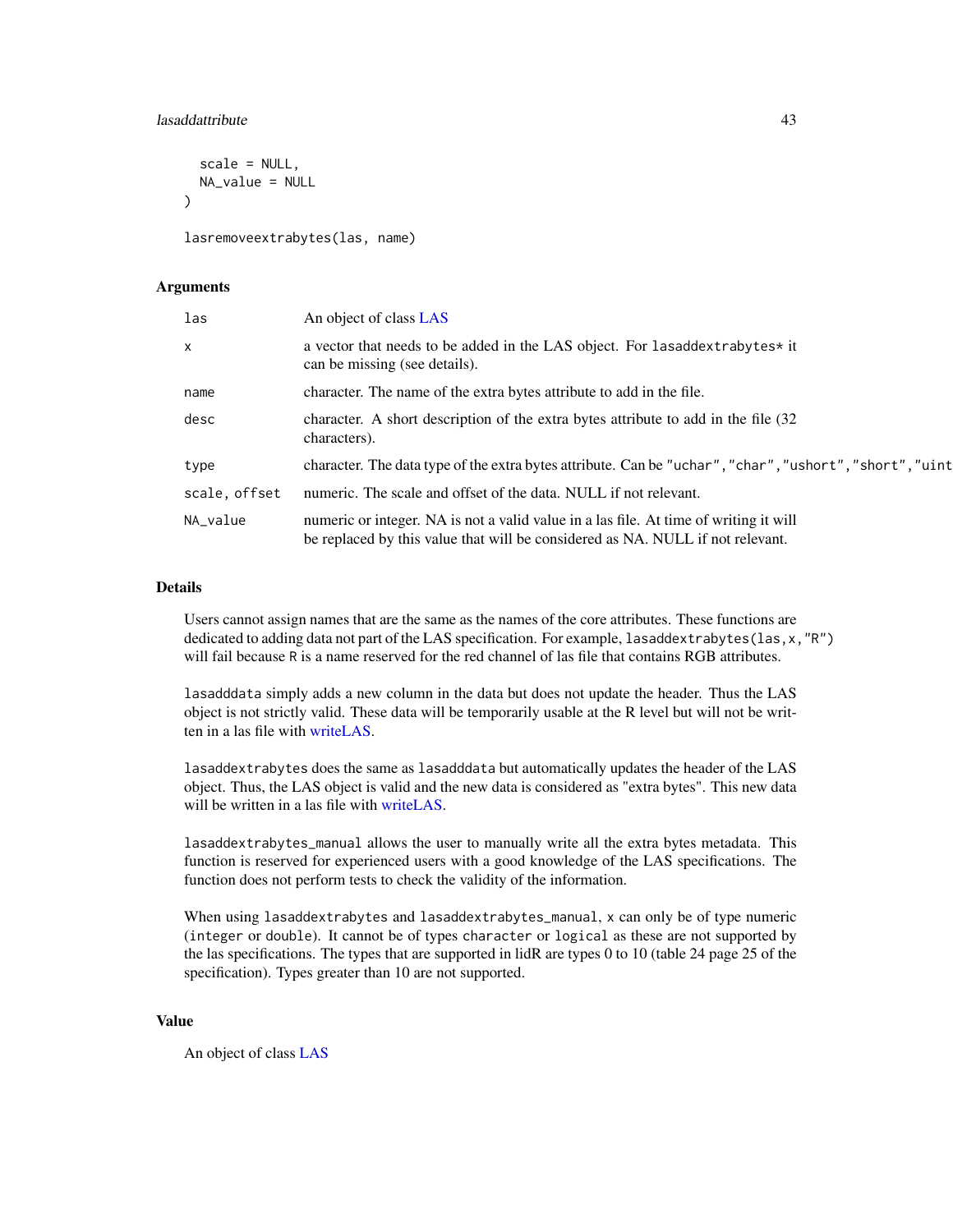```
  scale = NULL,
  NA_value = NULL
)

lasremoveextrabytes(las, name)
```

## Arguments

| | |
|---|---|
| las | An object of class LAS |
| x | a vector that needs to be added in the LAS object. For lasaddextrabytes* it can be missing (see details). |
| name | character. The name of the extra bytes attribute to add in the file. |
| desc | character. A short description of the extra bytes attribute to add in the file (32 characters). |
| type | character. The data type of the extra bytes attribute. Can be "uchar","char","ushort","short","uint |
| scale, offset | numeric. The scale and offset of the data. NULL if not relevant. |
| NA_value | numeric or integer. NA is not a valid value in a las file. At time of writing it will be replaced by this value that will be considered as NA. NULL if not relevant. |

## Details

Users cannot assign names that are the same as the names of the core attributes. These functions are dedicated to adding data not part of the LAS specification. For example, `lasaddextrabytes(las,x,"R")` will fail because `R` is a name reserved for the red channel of las file that contains RGB attributes.

`lasadddata` simply adds a new column in the data but does not update the header. Thus the LAS object is not strictly valid. These data will be temporarily usable at the R level but will not be written in a las file with writeLAS.

`lasaddextrabytes` does the same as `lasadddata` but automatically updates the header of the LAS object. Thus, the LAS object is valid and the new data is considered as "extra bytes". This new data will be written in a las file with writeLAS.

`lasaddextrabytes_manual` allows the user to manually write all the extra bytes metadata. This function is reserved for experienced users with a good knowledge of the LAS specifications. The function does not perform tests to check the validity of the information.

When using `lasaddextrabytes` and `lasaddextrabytes_manual`, `x` can only be of type numeric (`integer` or `double`). It cannot be of types `character` or `logical` as these are not supported by the las specifications. The types that are supported in lidR are types 0 to 10 (table 24 page 25 of the specification). Types greater than 10 are not supported.

## Value

An object of class LAS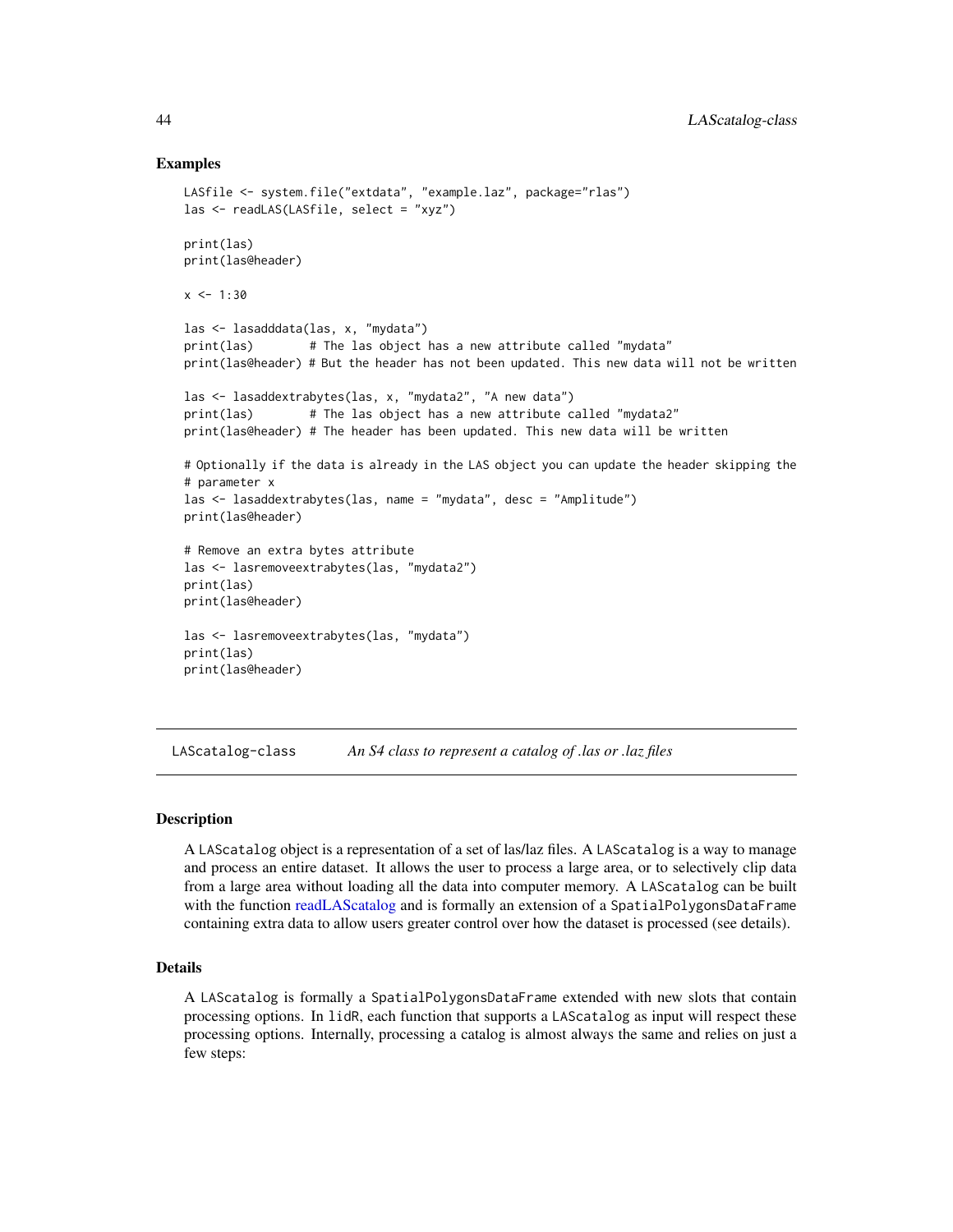### Examples

```
LASfile <- system.file("extdata", "example.laz", package="rlas")
las <- readLAS(LASfile, select = "xyz")

print(las)
print(las@header)

x <- 1:30

las <- lasadddata(las, x, "mydata")
print(las)        # The las object has a new attribute called "mydata"
print(las@header) # But the header has not been updated. This new data will not be written

las <- lasaddextrabytes(las, x, "mydata2", "A new data")
print(las)        # The las object has a new attribute called "mydata2"
print(las@header) # The header has been updated. This new data will be written

# Optionally if the data is already in the LAS object you can update the header skipping the
# parameter x
las <- lasaddextrabytes(las, name = "mydata", desc = "Amplitude")
print(las@header)

# Remove an extra bytes attribute
las <- lasremoveextrabytes(las, "mydata2")
print(las)
print(las@header)

las <- lasremoveextrabytes(las, "mydata")
print(las)
print(las@header)
```

## LAScatalog-class *An S4 class to represent a catalog of .las or .laz files*

### Description

A LAScatalog object is a representation of a set of las/laz files. A LAScatalog is a way to manage and process an entire dataset. It allows the user to process a large area, or to selectively clip data from a large area without loading all the data into computer memory. A LAScatalog can be built with the function readLAScatalog and is formally an extension of a SpatialPolygonsDataFrame containing extra data to allow users greater control over how the dataset is processed (see details).

### Details

A LAScatalog is formally a SpatialPolygonsDataFrame extended with new slots that contain processing options. In lidR, each function that supports a LAScatalog as input will respect these processing options. Internally, processing a catalog is almost always the same and relies on just a few steps: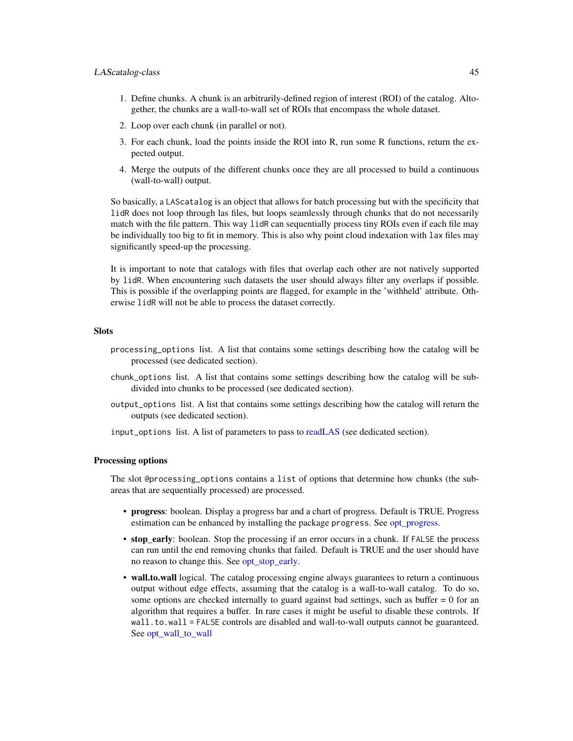1. Define chunks. A chunk is an arbitrarily-defined region of interest (ROI) of the catalog. Altogether, the chunks are a wall-to-wall set of ROIs that encompass the whole dataset.
2. Loop over each chunk (in parallel or not).
3. For each chunk, load the points inside the ROI into R, run some R functions, return the expected output.
4. Merge the outputs of the different chunks once they are all processed to build a continuous (wall-to-wall) output.

So basically, a `LAScatalog` is an object that allows for batch processing but with the specificity that `lidR` does not loop through las files, but loops seamlessly through chunks that do not necessarily match with the file pattern. This way `lidR` can sequentially process tiny ROIs even if each file may be individually too big to fit in memory. This is also why point cloud indexation with `lax` files may significantly speed-up the processing.

It is important to note that catalogs with files that overlap each other are not natively supported by `lidR`. When encountering such datasets the user should always filter any overlaps if possible. This is possible if the overlapping points are flagged, for example in the 'withheld' attribute. Otherwise `lidR` will not be able to process the dataset correctly.

### Slots

`processing_options` list. A list that contains some settings describing how the catalog will be processed (see dedicated section).

`chunk_options` list. A list that contains some settings describing how the catalog will be subdivided into chunks to be processed (see dedicated section).

`output_options` list. A list that contains some settings describing how the catalog will return the outputs (see dedicated section).

`input_options` list. A list of parameters to pass to readLAS (see dedicated section).

### Processing options

The slot `@processing_options` contains a `list` of options that determine how chunks (the sub-areas that are sequentially processed) are processed.

- **progress**: boolean. Display a progress bar and a chart of progress. Default is TRUE. Progress estimation can be enhanced by installing the package `progress`. See opt_progress.
- **stop_early**: boolean. Stop the processing if an error occurs in a chunk. If `FALSE` the process can run until the end removing chunks that failed. Default is TRUE and the user should have no reason to change this. See opt_stop_early.
- **wall.to.wall** logical. The catalog processing engine always guarantees to return a continuous output without edge effects, assuming that the catalog is a wall-to-wall catalog. To do so, some options are checked internally to guard against bad settings, such as buffer = 0 for an algorithm that requires a buffer. In rare cases it might be useful to disable these controls. If `wall.to.wall = FALSE` controls are disabled and wall-to-wall outputs cannot be guaranteed. See opt_wall_to_wall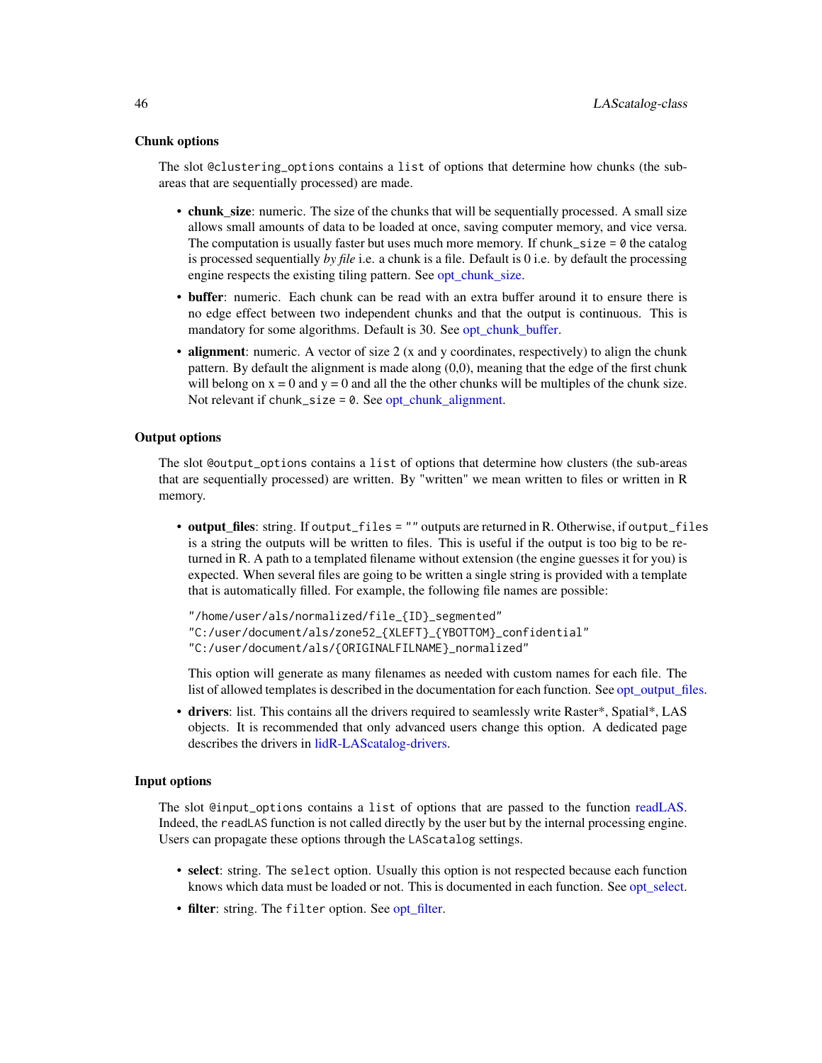### Chunk options

The slot `@clustering_options` contains a `list` of options that determine how chunks (the sub-areas that are sequentially processed) are made.

- **chunk_size**: numeric. The size of the chunks that will be sequentially processed. A small size allows small amounts of data to be loaded at once, saving computer memory, and vice versa. The computation is usually faster but uses much more memory. If `chunk_size = 0` the catalog is processed sequentially *by file* i.e. a chunk is a file. Default is 0 i.e. by default the processing engine respects the existing tiling pattern. See opt_chunk_size.
- **buffer**: numeric. Each chunk can be read with an extra buffer around it to ensure there is no edge effect between two independent chunks and that the output is continuous. This is mandatory for some algorithms. Default is 30. See opt_chunk_buffer.
- **alignment**: numeric. A vector of size 2 (x and y coordinates, respectively) to align the chunk pattern. By default the alignment is made along (0,0), meaning that the edge of the first chunk will belong on x = 0 and y = 0 and all the the other chunks will be multiples of the chunk size. Not relevant if `chunk_size = 0`. See opt_chunk_alignment.

### Output options

The slot `@output_options` contains a `list` of options that determine how clusters (the sub-areas that are sequentially processed) are written. By "written" we mean written to files or written in R memory.

- **output_files**: string. If `output_files = ""` outputs are returned in R. Otherwise, if `output_files` is a string the outputs will be written to files. This is useful if the output is too big to be returned in R. A path to a templated filename without extension (the engine guesses it for you) is expected. When several files are going to be written a single string is provided with a template that is automatically filled. For example, the following file names are possible:

```
"/home/user/als/normalized/file_{ID}_segmented"
"C:/user/document/als/zone52_{XLEFT}_{YBOTTOM}_confidential"
"C:/user/document/als/{ORIGINALFILNAME}_normalized"
```

  This option will generate as many filenames as needed with custom names for each file. The list of allowed templates is described in the documentation for each function. See opt_output_files.
- **drivers**: list. This contains all the drivers required to seamlessly write Raster*, Spatial*, LAS objects. It is recommended that only advanced users change this option. A dedicated page describes the drivers in lidR-LAScatalog-drivers.

### Input options

The slot `@input_options` contains a `list` of options that are passed to the function readLAS. Indeed, the `readLAS` function is not called directly by the user but by the internal processing engine. Users can propagate these options through the `LAScatalog` settings.

- **select**: string. The `select` option. Usually this option is not respected because each function knows which data must be loaded or not. This is documented in each function. See opt_select.
- **filter**: string. The `filter` option. See opt_filter.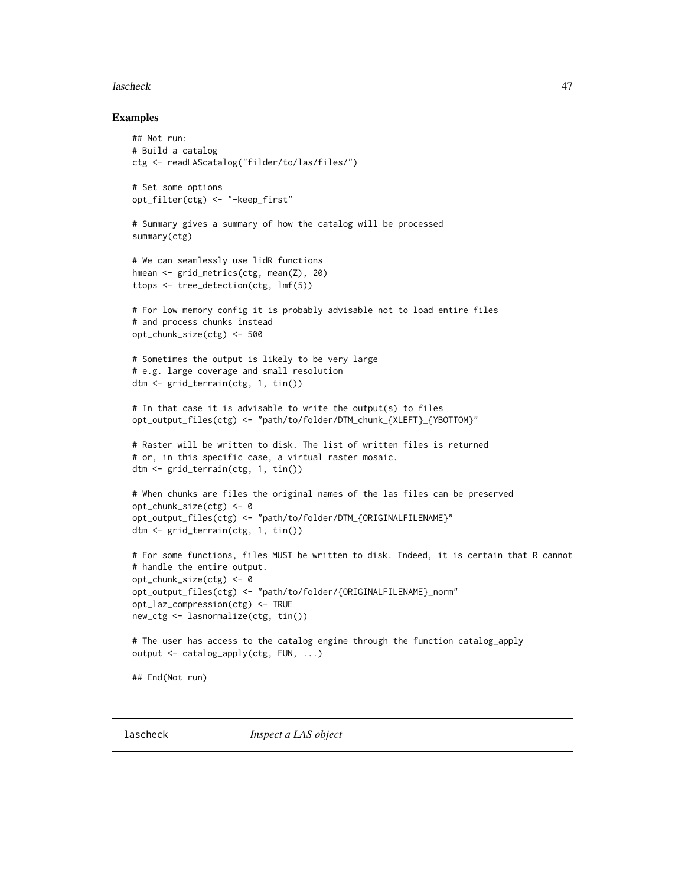## Examples

```
## Not run:
# Build a catalog
ctg <- readLAScatalog("filder/to/las/files/")

# Set some options
opt_filter(ctg) <- "-keep_first"

# Summary gives a summary of how the catalog will be processed
summary(ctg)

# We can seamlessly use lidR functions
hmean <- grid_metrics(ctg, mean(Z), 20)
ttops <- tree_detection(ctg, lmf(5))

# For low memory config it is probably advisable not to load entire files
# and process chunks instead
opt_chunk_size(ctg) <- 500

# Sometimes the output is likely to be very large
# e.g. large coverage and small resolution
dtm <- grid_terrain(ctg, 1, tin())

# In that case it is advisable to write the output(s) to files
opt_output_files(ctg) <- "path/to/folder/DTM_chunk_{XLEFT}_{YBOTTOM}"

# Raster will be written to disk. The list of written files is returned
# or, in this specific case, a virtual raster mosaic.
dtm <- grid_terrain(ctg, 1, tin())

# When chunks are files the original names of the las files can be preserved
opt_chunk_size(ctg) <- 0
opt_output_files(ctg) <- "path/to/folder/DTM_{ORIGINALFILENAME}"
dtm <- grid_terrain(ctg, 1, tin())

# For some functions, files MUST be written to disk. Indeed, it is certain that R cannot
# handle the entire output.
opt_chunk_size(ctg) <- 0
opt_output_files(ctg) <- "path/to/folder/{ORIGINALFILENAME}_norm"
opt_laz_compression(ctg) <- TRUE
new_ctg <- lasnormalize(ctg, tin())

# The user has access to the catalog engine through the function catalog_apply
output <- catalog_apply(ctg, FUN, ...)

## End(Not run)
```

---

## lascheck *Inspect a LAS object*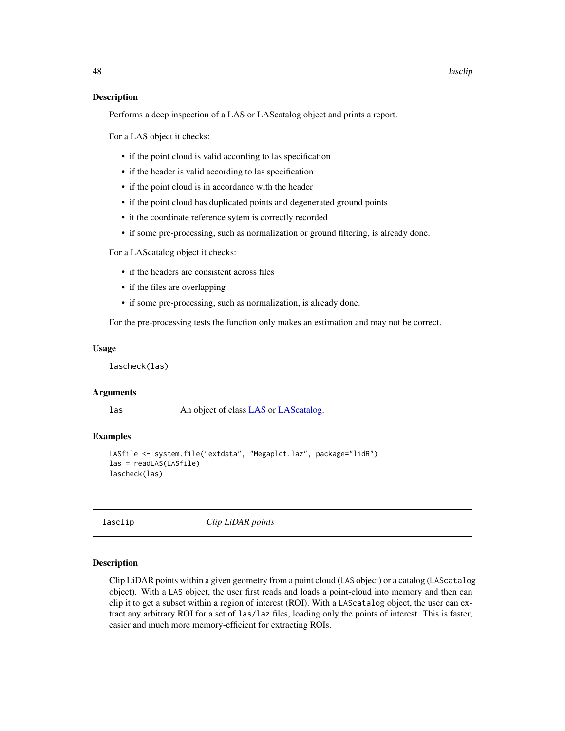## Description

Performs a deep inspection of a LAS or LAScatalog object and prints a report.

For a LAS object it checks:

- if the point cloud is valid according to las specification
- if the header is valid according to las specification
- if the point cloud is in accordance with the header
- if the point cloud has duplicated points and degenerated ground points
- it the coordinate reference sytem is correctly recorded
- if some pre-processing, such as normalization or ground filtering, is already done.

For a LAScatalog object it checks:

- if the headers are consistent across files
- if the files are overlapping
- if some pre-processing, such as normalization, is already done.

For the pre-processing tests the function only makes an estimation and may not be correct.

## Usage

```
lascheck(las)
```

## Arguments

| | |
|---|---|
| las | An object of class LAS or LAScatalog. |

## Examples

```
LASfile <- system.file("extdata", "Megaplot.laz", package="lidR")
las = readLAS(LASfile)
lascheck(las)
```

---

# lasclip — *Clip LiDAR points*

## Description

Clip LiDAR points within a given geometry from a point cloud (LAS object) or a catalog (LAScatalog object). With a LAS object, the user first reads and loads a point-cloud into memory and then can clip it to get a subset within a region of interest (ROI). With a LAScatalog object, the user can extract any arbitrary ROI for a set of las/laz files, loading only the points of interest. This is faster, easier and much more memory-efficient for extracting ROIs.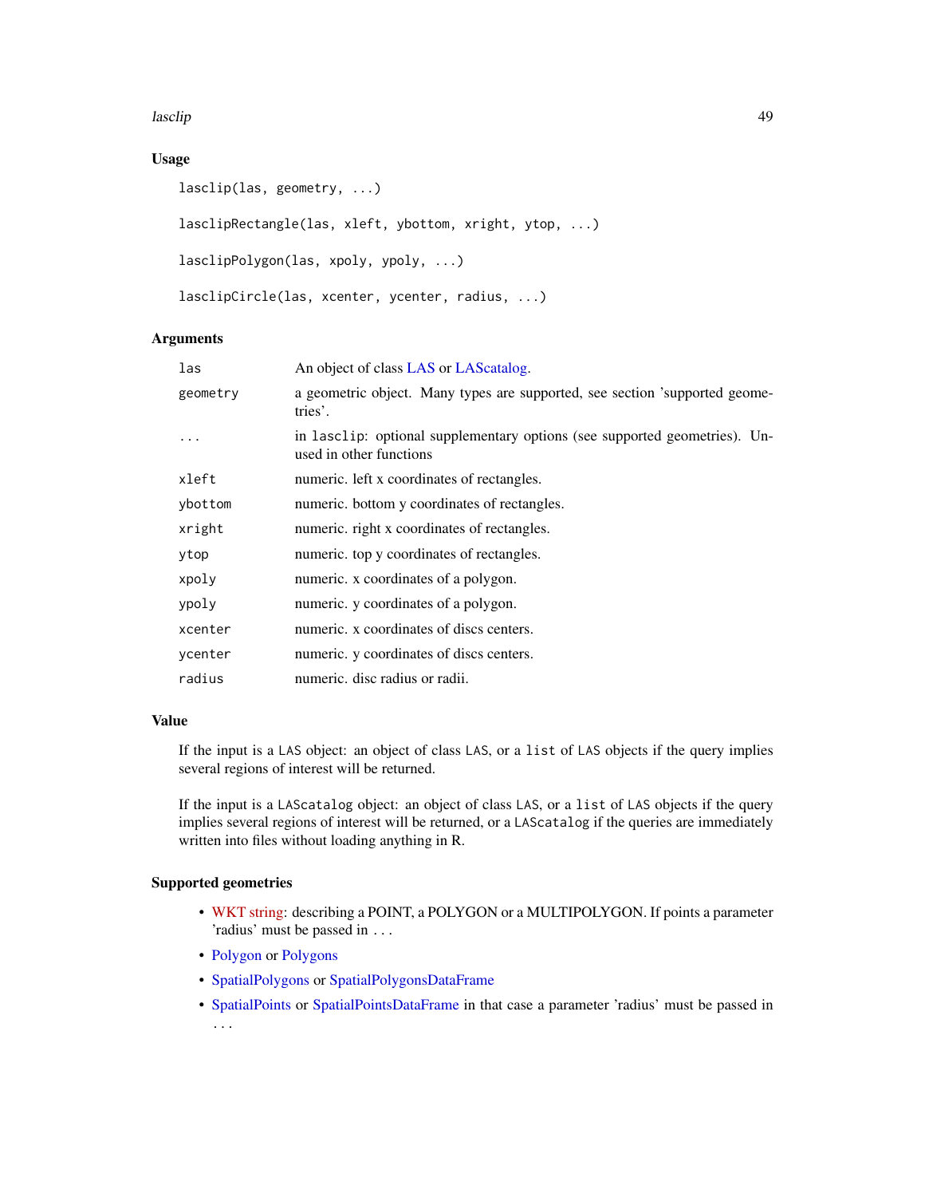## Usage

```
lasclip(las, geometry, ...)

lasclipRectangle(las, xleft, ybottom, xright, ytop, ...)

lasclipPolygon(las, xpoly, ypoly, ...)

lasclipCircle(las, xcenter, ycenter, radius, ...)
```

## Arguments

| | |
|---|---|
| las | An object of class LAS or LAScatalog. |
| geometry | a geometric object. Many types are supported, see section 'supported geometries'. |
| ... | in lasclip: optional supplementary options (see supported geometries). Unused in other functions |
| xleft | numeric. left x coordinates of rectangles. |
| ybottom | numeric. bottom y coordinates of rectangles. |
| xright | numeric. right x coordinates of rectangles. |
| ytop | numeric. top y coordinates of rectangles. |
| xpoly | numeric. x coordinates of a polygon. |
| ypoly | numeric. y coordinates of a polygon. |
| xcenter | numeric. x coordinates of discs centers. |
| ycenter | numeric. y coordinates of discs centers. |
| radius | numeric. disc radius or radii. |

## Value

If the input is a LAS object: an object of class LAS, or a list of LAS objects if the query implies several regions of interest will be returned.

If the input is a LAScatalog object: an object of class LAS, or a list of LAS objects if the query implies several regions of interest will be returned, or a LAScatalog if the queries are immediately written into files without loading anything in R.

## Supported geometries

- WKT string: describing a POINT, a POLYGON or a MULTIPOLYGON. If points a parameter 'radius' must be passed in ...
- Polygon or Polygons
- SpatialPolygons or SpatialPolygonsDataFrame
- SpatialPoints or SpatialPointsDataFrame in that case a parameter 'radius' must be passed in ...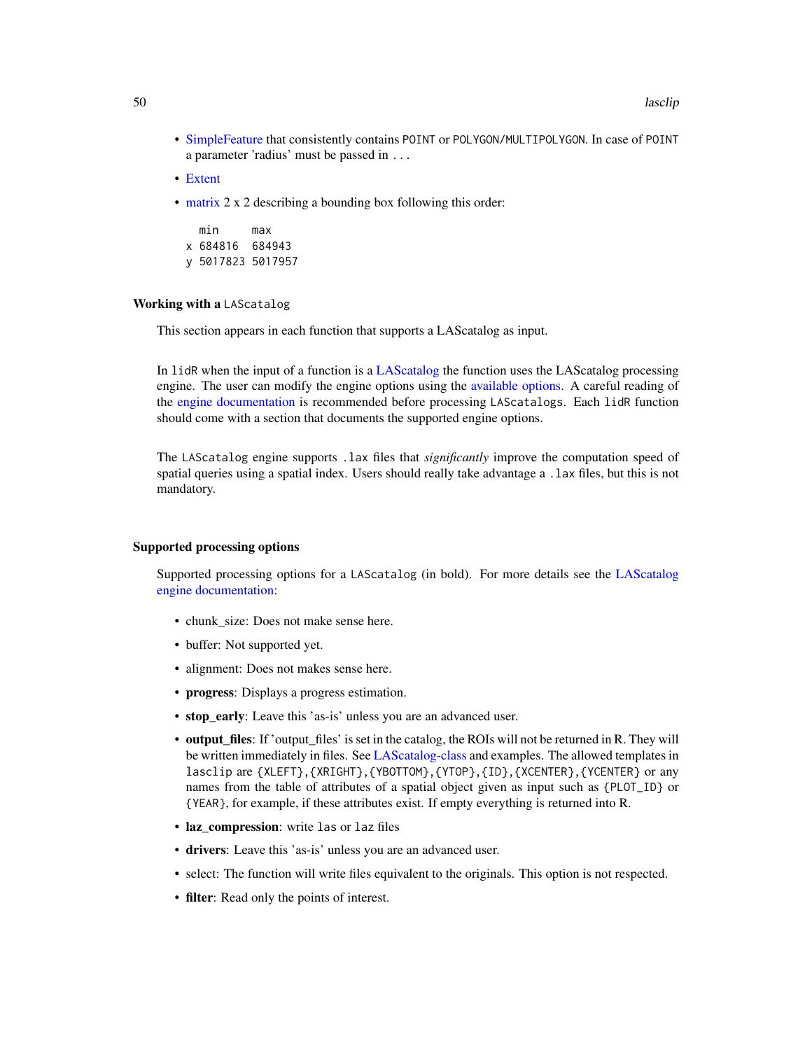- SimpleFeature that consistently contains `POINT` or `POLYGON/MULTIPOLYGON`. In case of `POINT` a parameter 'radius' must be passed in `...`
- Extent
- matrix 2 x 2 describing a bounding box following this order:

```
  min     max
x 684816  684943
y 5017823 5017957
```

### Working with a `LAScatalog`

This section appears in each function that supports a LAScatalog as input.

In `lidR` when the input of a function is a LAScatalog the function uses the LAScatalog processing engine. The user can modify the engine options using the available options. A careful reading of the engine documentation is recommended before processing `LAScatalogs`. Each `lidR` function should come with a section that documents the supported engine options.

The `LAScatalog` engine supports `.lax` files that *significantly* improve the computation speed of spatial queries using a spatial index. Users should really take advantage a `.lax` files, but this is not mandatory.

### Supported processing options

Supported processing options for a `LAScatalog` (in bold). For more details see the LAScatalog engine documentation:

- chunk_size: Does not make sense here.
- buffer: Not supported yet.
- alignment: Does not makes sense here.
- **progress**: Displays a progress estimation.
- **stop_early**: Leave this 'as-is' unless you are an advanced user.
- **output_files**: If 'output_files' is set in the catalog, the ROIs will not be returned in R. They will be written immediately in files. See LAScatalog-class and examples. The allowed templates in `lasclip` are `{XLEFT}`,`{XRIGHT}`,`{YBOTTOM}`,`{YTOP}`,`{ID}`,`{XCENTER}`,`{YCENTER}` or any names from the table of attributes of a spatial object given as input such as `{PLOT_ID}` or `{YEAR}`, for example, if these attributes exist. If empty everything is returned into R.
- **laz_compression**: write `las` or `laz` files
- **drivers**: Leave this 'as-is' unless you are an advanced user.
- select: The function will write files equivalent to the originals. This option is not respected.
- **filter**: Read only the points of interest.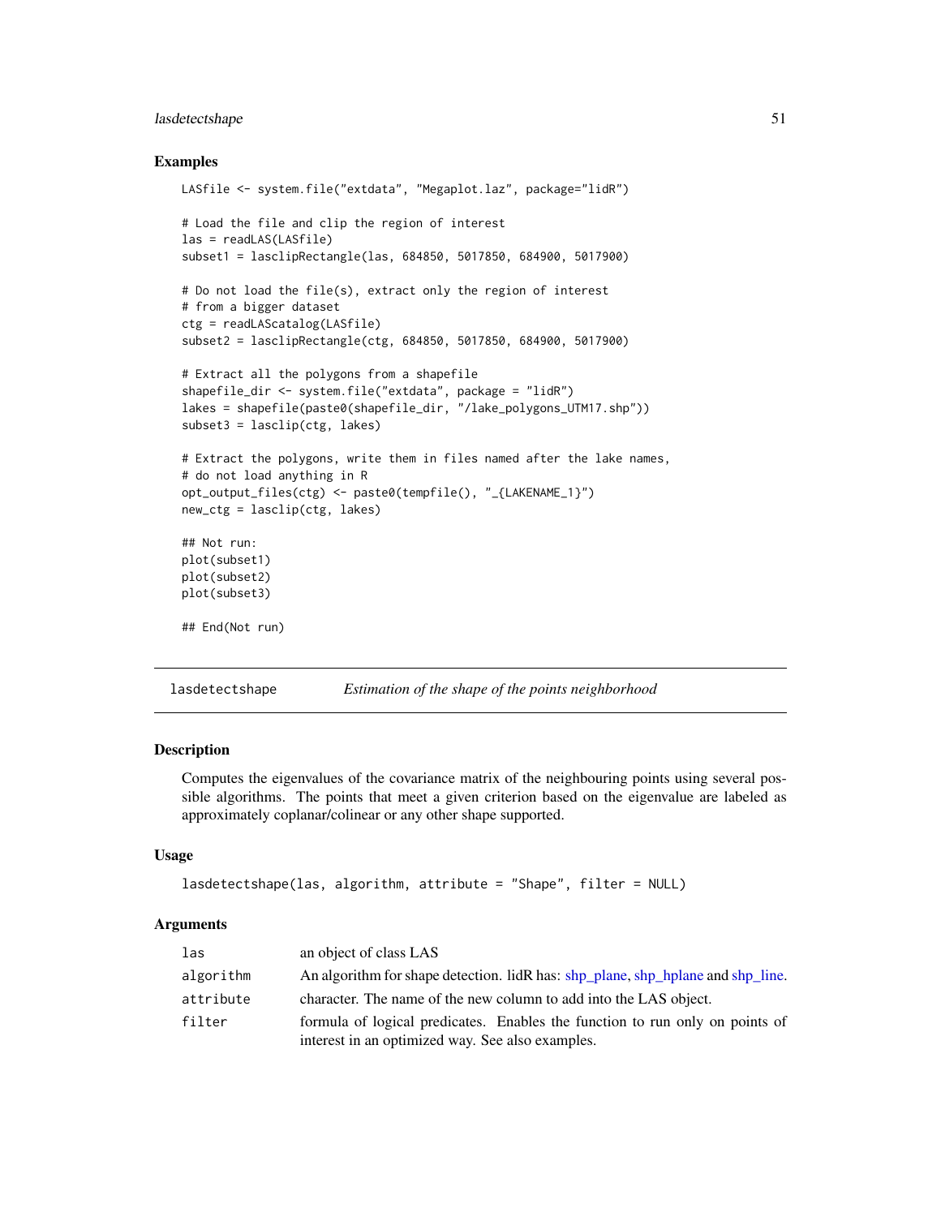### Examples

```
LASfile <- system.file("extdata", "Megaplot.laz", package="lidR")

# Load the file and clip the region of interest
las = readLAS(LASfile)
subset1 = lasclipRectangle(las, 684850, 5017850, 684900, 5017900)

# Do not load the file(s), extract only the region of interest
# from a bigger dataset
ctg = readLAScatalog(LASfile)
subset2 = lasclipRectangle(ctg, 684850, 5017850, 684900, 5017900)

# Extract all the polygons from a shapefile
shapefile_dir <- system.file("extdata", package = "lidR")
lakes = shapefile(paste0(shapefile_dir, "/lake_polygons_UTM17.shp"))
subset3 = lasclip(ctg, lakes)

# Extract the polygons, write them in files named after the lake names,
# do not load anything in R
opt_output_files(ctg) <- paste0(tempfile(), "_{LAKENAME_1}")
new_ctg = lasclip(ctg, lakes)

## Not run:
plot(subset1)
plot(subset2)
plot(subset3)

## End(Not run)
```

## lasdetectshape — *Estimation of the shape of the points neighborhood*

### Description

Computes the eigenvalues of the covariance matrix of the neighbouring points using several possible algorithms. The points that meet a given criterion based on the eigenvalue are labeled as approximately coplanar/colinear or any other shape supported.

### Usage

```
lasdetectshape(las, algorithm, attribute = "Shape", filter = NULL)
```

### Arguments

| | |
|---|---|
| `las` | an object of class LAS |
| `algorithm` | An algorithm for shape detection. lidR has: shp_plane, shp_hplane and shp_line. |
| `attribute` | character. The name of the new column to add into the LAS object. |
| `filter` | formula of logical predicates. Enables the function to run only on points of interest in an optimized way. See also examples. |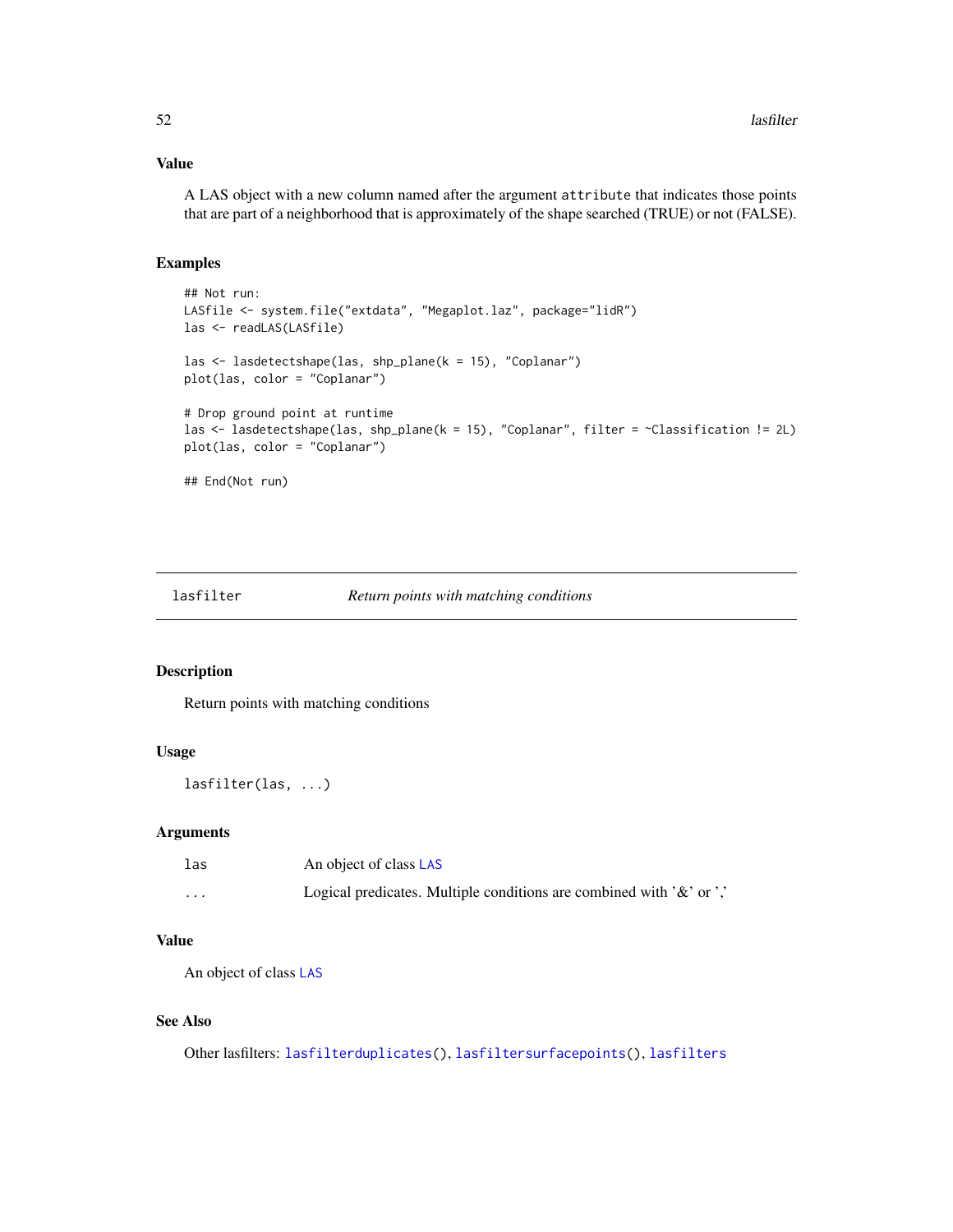## Value

A LAS object with a new column named after the argument `attribute` that indicates those points that are part of a neighborhood that is approximately of the shape searched (TRUE) or not (FALSE).

## Examples

```
## Not run:
LASfile <- system.file("extdata", "Megaplot.laz", package="lidR")
las <- readLAS(LASfile)

las <- lasdetectshape(las, shp_plane(k = 15), "Coplanar")
plot(las, color = "Coplanar")

# Drop ground point at runtime
las <- lasdetectshape(las, shp_plane(k = 15), "Coplanar", filter = ~Classification != 2L)
plot(las, color = "Coplanar")

## End(Not run)
```

---

# lasfilter — *Return points with matching conditions*

## Description

Return points with matching conditions

## Usage

```
lasfilter(las, ...)
```

## Arguments

| | |
|---|---|
| las | An object of class LAS |
| ... | Logical predicates. Multiple conditions are combined with '&' or ',' |

## Value

An object of class LAS

## See Also

Other lasfilters: `lasfilterduplicates()`, `lasfiltersurfacepoints()`, `lasfilters`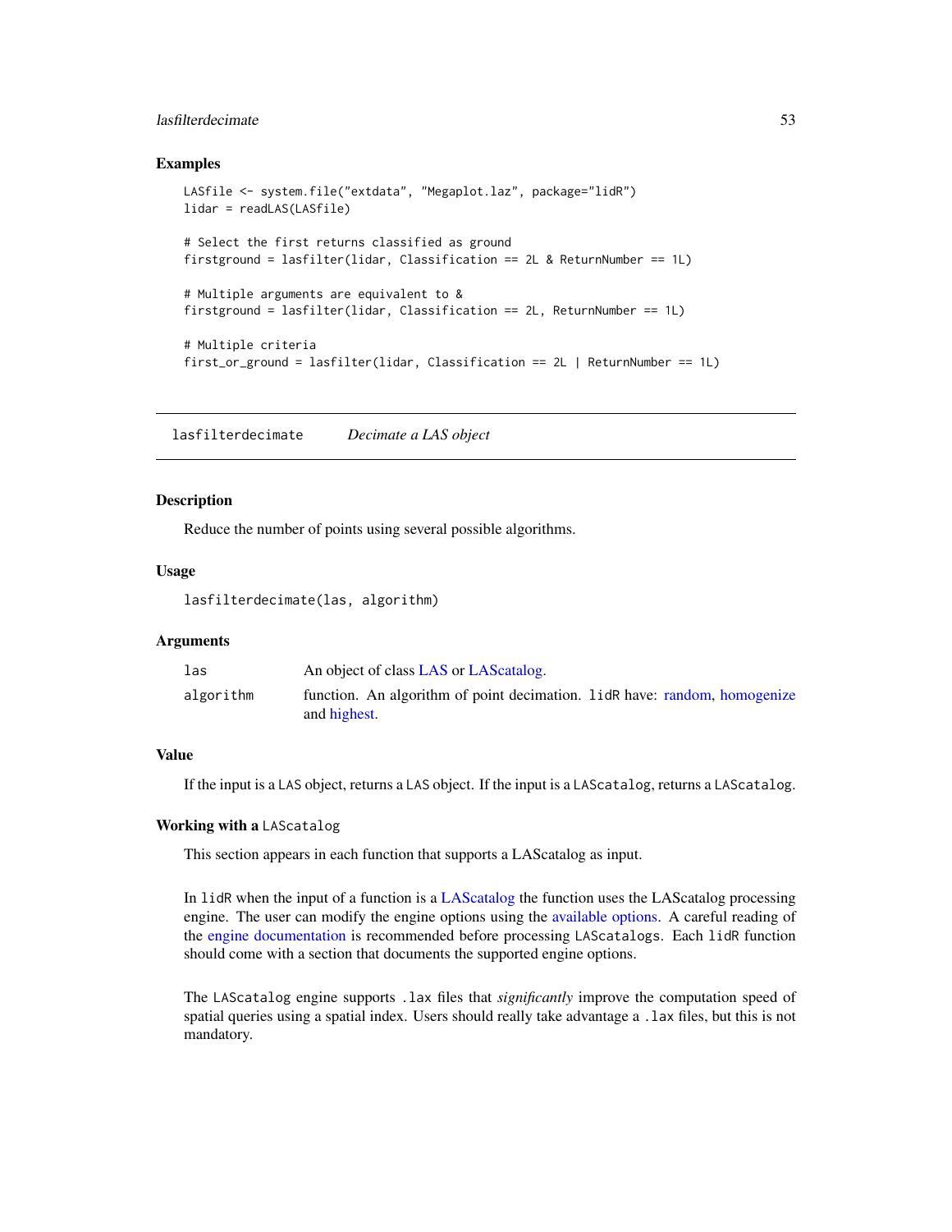### Examples

```
LASfile <- system.file("extdata", "Megaplot.laz", package="lidR")
lidar = readLAS(LASfile)

# Select the first returns classified as ground
firstground = lasfilter(lidar, Classification == 2L & ReturnNumber == 1L)

# Multiple arguments are equivalent to &
firstground = lasfilter(lidar, Classification == 2L, ReturnNumber == 1L)

# Multiple criteria
first_or_ground = lasfilter(lidar, Classification == 2L | ReturnNumber == 1L)
```

---

## lasfilterdecimate *Decimate a LAS object*

---

### Description

Reduce the number of points using several possible algorithms.

### Usage

```
lasfilterdecimate(las, algorithm)
```

### Arguments

| | |
|---|---|
| las | An object of class LAS or LAScatalog. |
| algorithm | function. An algorithm of point decimation. `lidR` have: random, homogenize and highest. |

### Value

If the input is a `LAS` object, returns a `LAS` object. If the input is a `LAScatalog`, returns a `LAScatalog`.

### Working with a `LAScatalog`

This section appears in each function that supports a LAScatalog as input.

In `lidR` when the input of a function is a LAScatalog the function uses the LAScatalog processing engine. The user can modify the engine options using the available options. A careful reading of the engine documentation is recommended before processing `LAScatalogs`. Each `lidR` function should come with a section that documents the supported engine options.

The `LAScatalog` engine supports `.lax` files that *significantly* improve the computation speed of spatial queries using a spatial index. Users should really take advantage a `.lax` files, but this is not mandatory.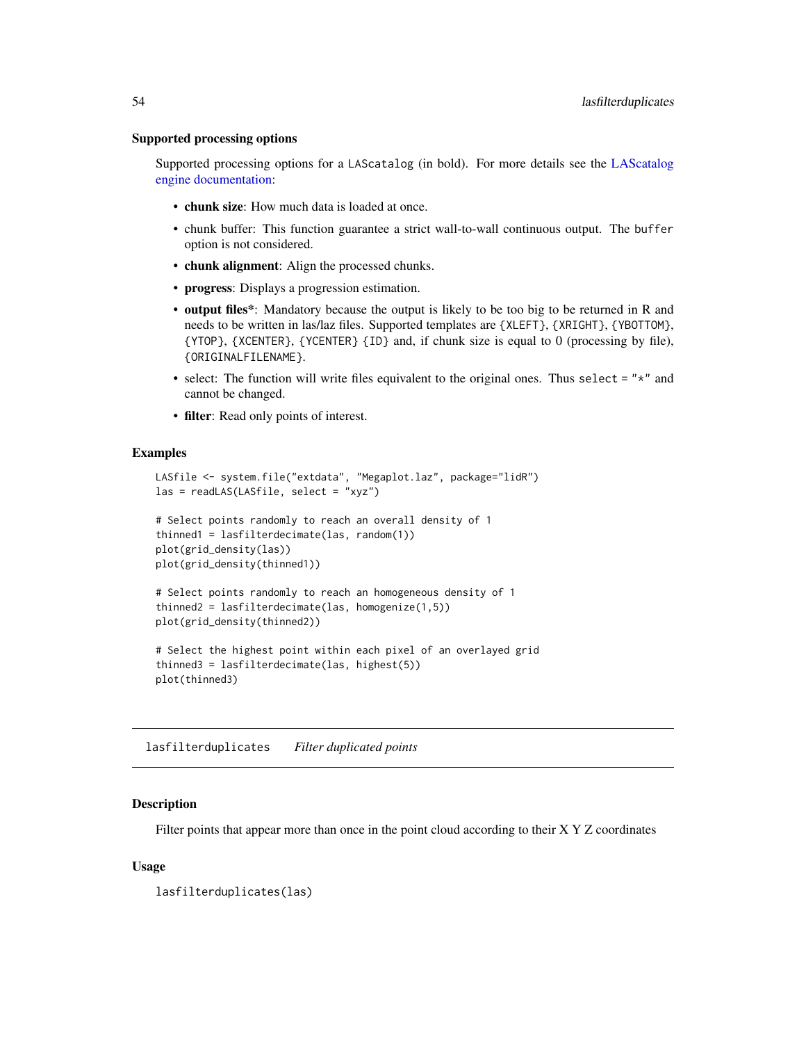### Supported processing options

Supported processing options for a `LAScatalog` (in bold). For more details see the LAScatalog engine documentation:

- **chunk size**: How much data is loaded at once.
- chunk buffer: This function guarantee a strict wall-to-wall continuous output. The `buffer` option is not considered.
- **chunk alignment**: Align the processed chunks.
- **progress**: Displays a progression estimation.
- **output files***: Mandatory because the output is likely to be too big to be returned in R and needs to be written in las/laz files. Supported templates are `{XLEFT}`, `{XRIGHT}`, `{YBOTTOM}`, `{YTOP}`, `{XCENTER}`, `{YCENTER}` `{ID}` and, if chunk size is equal to 0 (processing by file), `{ORIGINALFILENAME}`.
- select: The function will write files equivalent to the original ones. Thus `select = "*"` and cannot be changed.
- **filter**: Read only points of interest.

### Examples

```
LASfile <- system.file("extdata", "Megaplot.laz", package="lidR")
las = readLAS(LASfile, select = "xyz")

# Select points randomly to reach an overall density of 1
thinned1 = lasfilterdecimate(las, random(1))
plot(grid_density(las))
plot(grid_density(thinned1))

# Select points randomly to reach an homogeneous density of 1
thinned2 = lasfilterdecimate(las, homogenize(1,5))
plot(grid_density(thinned2))

# Select the highest point within each pixel of an overlayed grid
thinned3 = lasfilterdecimate(las, highest(5))
plot(thinned3)
```

---

## lasfilterduplicates    *Filter duplicated points*

---

### Description

Filter points that appear more than once in the point cloud according to their X Y Z coordinates

### Usage

```
lasfilterduplicates(las)
```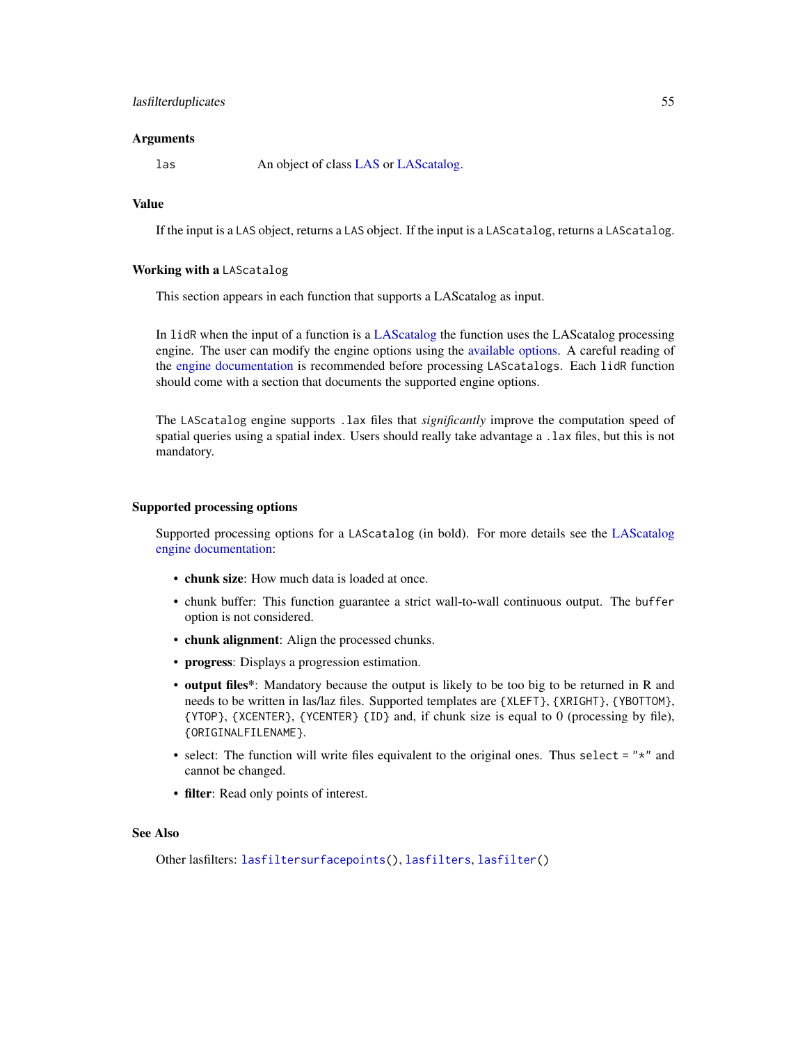### Arguments

`las` An object of class LAS or LAScatalog.

### Value

If the input is a `LAS` object, returns a `LAS` object. If the input is a `LAScatalog`, returns a `LAScatalog`.

### Working with a `LAScatalog`

This section appears in each function that supports a LAScatalog as input.

In `lidR` when the input of a function is a LAScatalog the function uses the LAScatalog processing engine. The user can modify the engine options using the available options. A careful reading of the engine documentation is recommended before processing `LAScatalogs`. Each `lidR` function should come with a section that documents the supported engine options.

The `LAScatalog` engine supports `.lax` files that *significantly* improve the computation speed of spatial queries using a spatial index. Users should really take advantage a `.lax` files, but this is not mandatory.

### Supported processing options

Supported processing options for a `LAScatalog` (in bold). For more details see the LAScatalog engine documentation:

- **chunk size**: How much data is loaded at once.
- chunk buffer: This function guarantee a strict wall-to-wall continuous output. The `buffer` option is not considered.
- **chunk alignment**: Align the processed chunks.
- **progress**: Displays a progression estimation.
- **output files***: Mandatory because the output is likely to be too big to be returned in R and needs to be written in las/laz files. Supported templates are `{XLEFT}`, `{XRIGHT}`, `{YBOTTOM}`, `{YTOP}`, `{XCENTER}`, `{YCENTER}` `{ID}` and, if chunk size is equal to 0 (processing by file), `{ORIGINALFILENAME}`.
- select: The function will write files equivalent to the original ones. Thus `select = "*"` and cannot be changed.
- **filter**: Read only points of interest.

### See Also

Other lasfilters: `lasfiltersurfacepoints()`, `lasfilters`, `lasfilter()`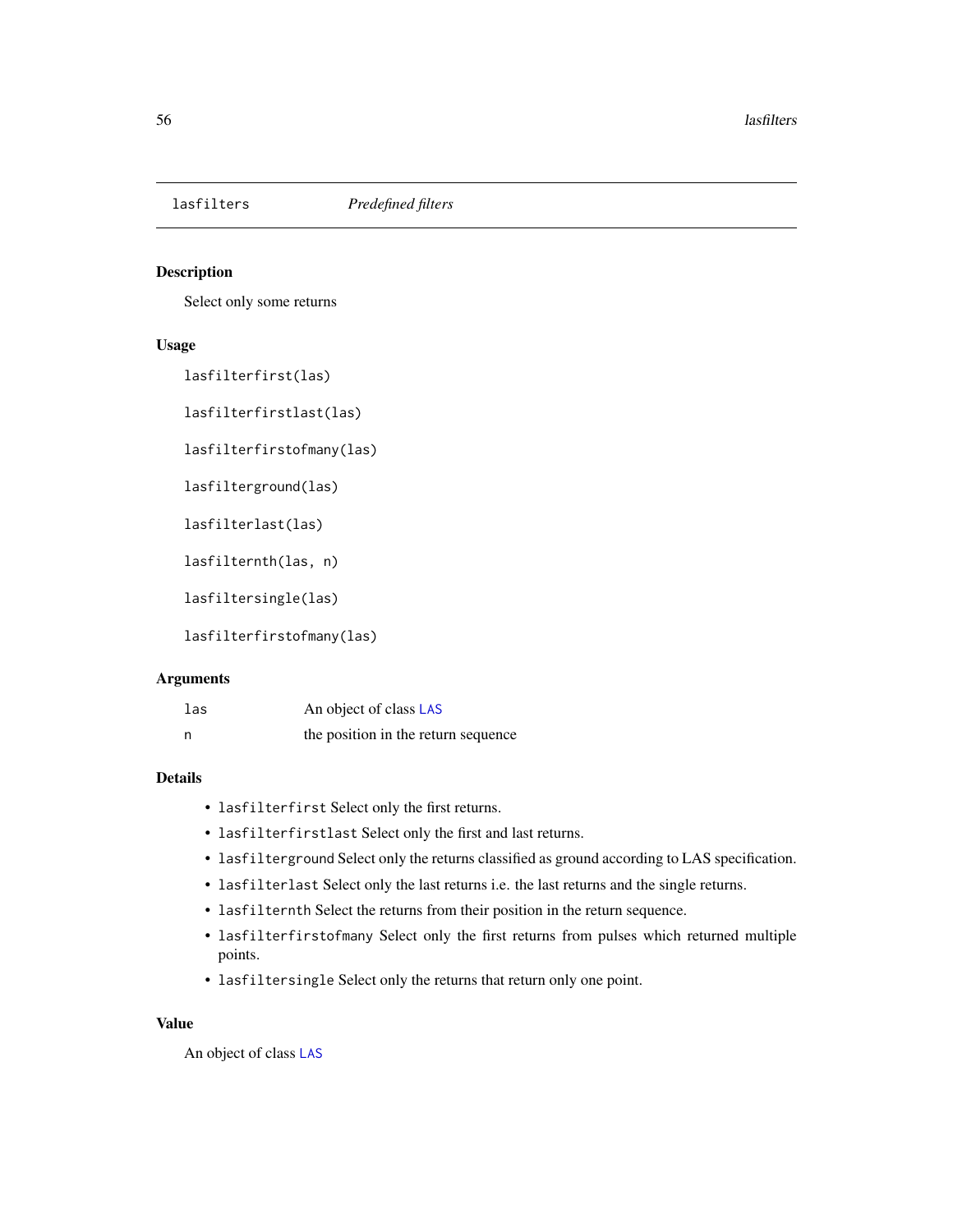lasfilters *Predefined filters*

## Description

Select only some returns

## Usage

```
lasfilterfirst(las)

lasfilterfirstlast(las)

lasfilterfirstofmany(las)

lasfilterground(las)

lasfilterlast(las)

lasfilternth(las, n)

lasfiltersingle(las)

lasfilterfirstofmany(las)
```

## Arguments

| | |
|---|---|
| `las` | An object of class LAS |
| `n` | the position in the return sequence |

## Details

- `lasfilterfirst` Select only the first returns.
- `lasfilterfirstlast` Select only the first and last returns.
- `lasfilterground` Select only the returns classified as ground according to LAS specification.
- `lasfilterlast` Select only the last returns i.e. the last returns and the single returns.
- `lasfilternth` Select the returns from their position in the return sequence.
- `lasfilterfirstofmany` Select only the first returns from pulses which returned multiple points.
- `lasfiltersingle` Select only the returns that return only one point.

## Value

An object of class LAS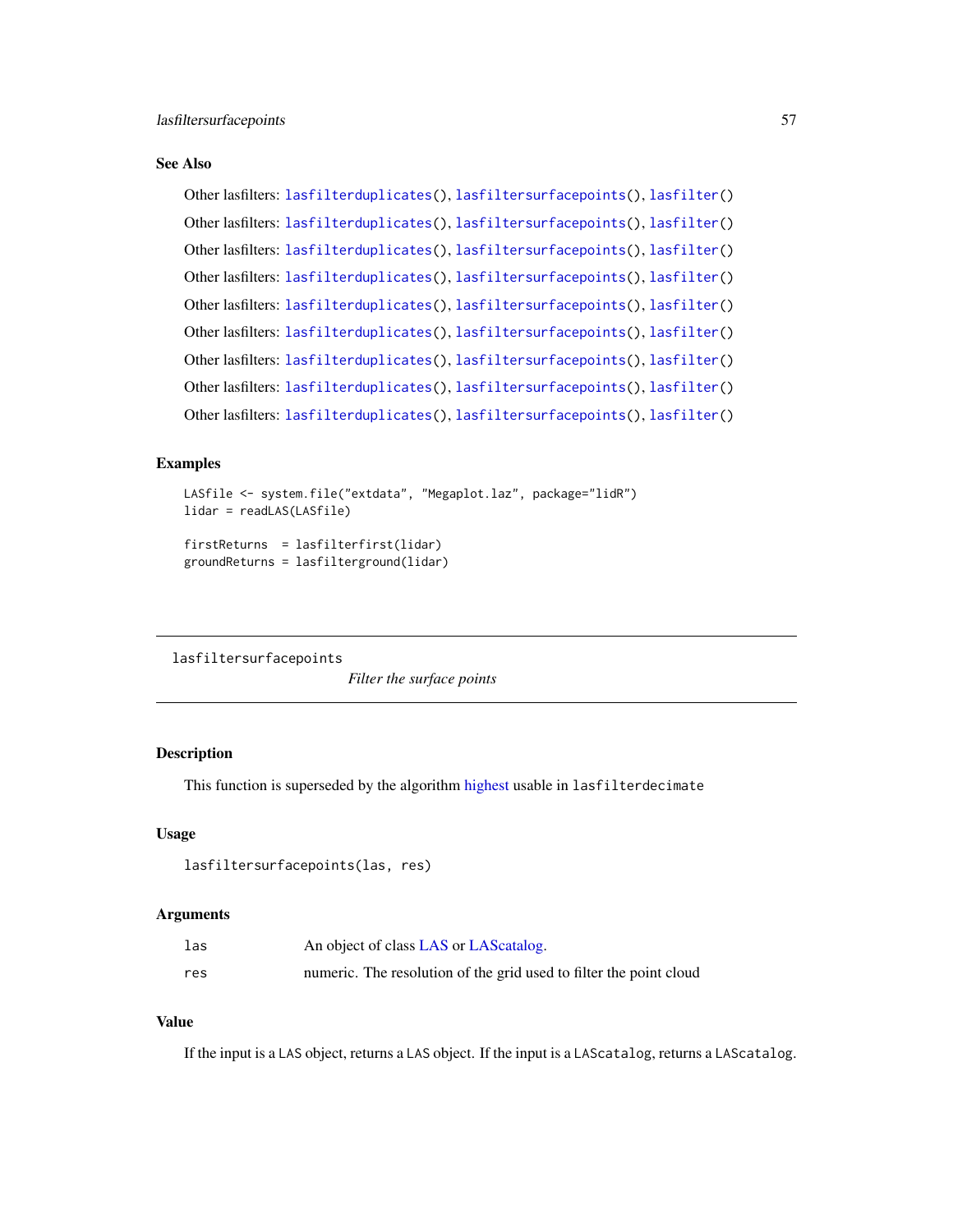### See Also

Other lasfilters: lasfilterduplicates(), lasfiltersurfacepoints(), lasfilter()

Other lasfilters: lasfilterduplicates(), lasfiltersurfacepoints(), lasfilter()

Other lasfilters: lasfilterduplicates(), lasfiltersurfacepoints(), lasfilter()

Other lasfilters: lasfilterduplicates(), lasfiltersurfacepoints(), lasfilter()

Other lasfilters: lasfilterduplicates(), lasfiltersurfacepoints(), lasfilter()

Other lasfilters: lasfilterduplicates(), lasfiltersurfacepoints(), lasfilter()

Other lasfilters: lasfilterduplicates(), lasfiltersurfacepoints(), lasfilter()

Other lasfilters: lasfilterduplicates(), lasfiltersurfacepoints(), lasfilter()

Other lasfilters: lasfilterduplicates(), lasfiltersurfacepoints(), lasfilter()

### Examples

```
LASfile <- system.file("extdata", "Megaplot.laz", package="lidR")
lidar = readLAS(LASfile)

firstReturns  = lasfilterfirst(lidar)
groundReturns = lasfilterground(lidar)
```

---

## lasfiltersurfacepoints

*Filter the surface points*

---

### Description

This function is superseded by the algorithm highest usable in `lasfilterdecimate`

### Usage

```
lasfiltersurfacepoints(las, res)
```

### Arguments

| | |
|---|---|
| las | An object of class LAS or LAScatalog. |
| res | numeric. The resolution of the grid used to filter the point cloud |

### Value

If the input is a `LAS` object, returns a `LAS` object. If the input is a `LAScatalog`, returns a `LAScatalog`.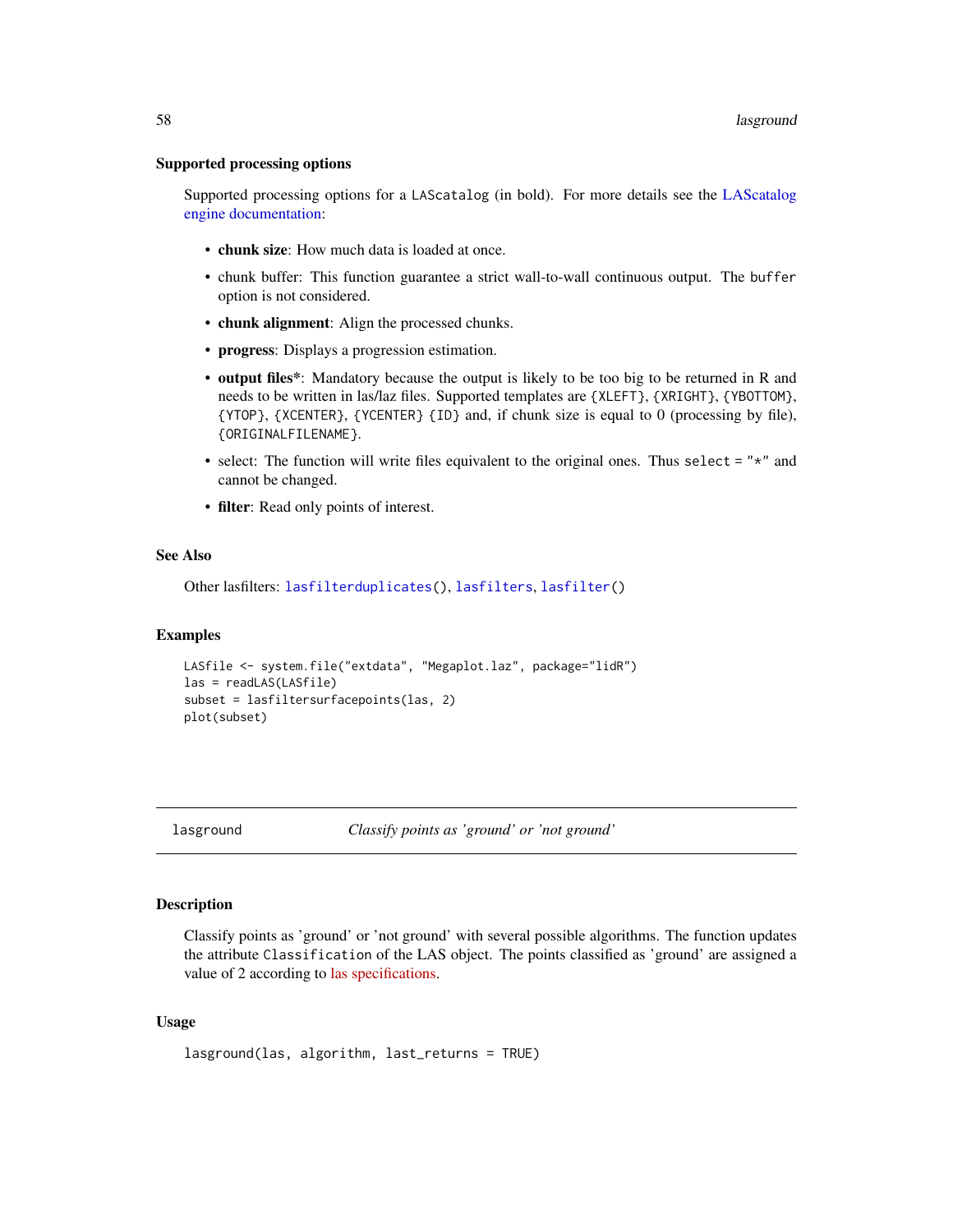### Supported processing options

Supported processing options for a `LAScatalog` (in bold). For more details see the LAScatalog engine documentation:

- **chunk size**: How much data is loaded at once.
- chunk buffer: This function guarantee a strict wall-to-wall continuous output. The `buffer` option is not considered.
- **chunk alignment**: Align the processed chunks.
- **progress**: Displays a progression estimation.
- **output files***: Mandatory because the output is likely to be too big to be returned in R and needs to be written in las/laz files. Supported templates are `{XLEFT}`, `{XRIGHT}`, `{YBOTTOM}`, `{YTOP}`, `{XCENTER}`, `{YCENTER}` `{ID}` and, if chunk size is equal to 0 (processing by file), `{ORIGINALFILENAME}`.
- select: The function will write files equivalent to the original ones. Thus `select = "*"` and cannot be changed.
- **filter**: Read only points of interest.

### See Also

Other lasfilters: `lasfilterduplicates()`, `lasfilters`, `lasfilter()`

### Examples

```
LASfile <- system.file("extdata", "Megaplot.laz", package="lidR")
las = readLAS(LASfile)
subset = lasfiltersurfacepoints(las, 2)
plot(subset)
```

---

## lasground — *Classify points as 'ground' or 'not ground'*

---

### Description

Classify points as 'ground' or 'not ground' with several possible algorithms. The function updates the attribute `Classification` of the LAS object. The points classified as 'ground' are assigned a value of 2 according to las specifications.

### Usage

```
lasground(las, algorithm, last_returns = TRUE)
```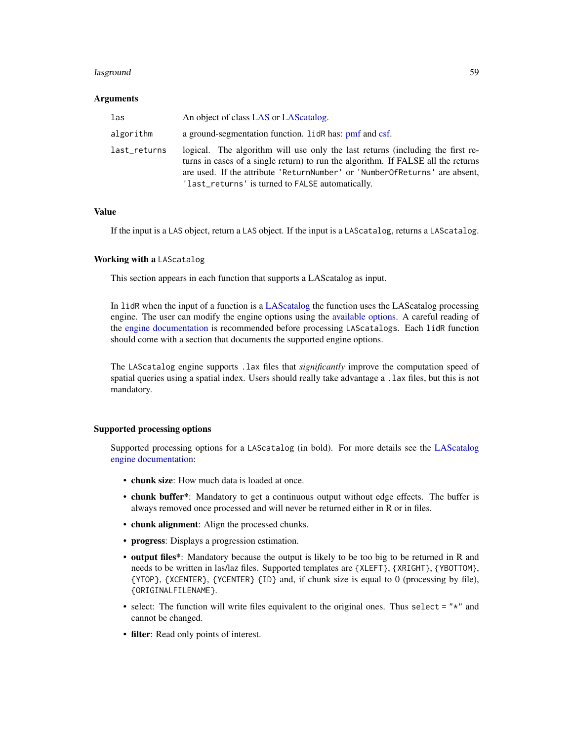### Arguments

| | |
|---|---|
| `las` | An object of class LAS or LAScatalog. |
| `algorithm` | a ground-segmentation function. `lidR` has: pmf and csf. |
| `last_returns` | logical. The algorithm will use only the last returns (including the first returns in cases of a single return) to run the algorithm. If FALSE all the returns are used. If the attribute `'ReturnNumber'` or `'NumberOfReturns'` are absent, `'last_returns'` is turned to `FALSE` automatically. |

### Value

If the input is a `LAS` object, return a `LAS` object. If the input is a `LAScatalog`, returns a `LAScatalog`.

### Working with a `LAScatalog`

This section appears in each function that supports a LAScatalog as input.

In `lidR` when the input of a function is a LAScatalog the function uses the LAScatalog processing engine. The user can modify the engine options using the available options. A careful reading of the engine documentation is recommended before processing `LAScatalogs`. Each `lidR` function should come with a section that documents the supported engine options.

The `LAScatalog` engine supports `.lax` files that *significantly* improve the computation speed of spatial queries using a spatial index. Users should really take advantage a `.lax` files, but this is not mandatory.

### Supported processing options

Supported processing options for a `LAScatalog` (in bold). For more details see the LAScatalog engine documentation:

- **chunk size**: How much data is loaded at once.
- **chunk buffer***: Mandatory to get a continuous output without edge effects. The buffer is always removed once processed and will never be returned either in R or in files.
- **chunk alignment**: Align the processed chunks.
- **progress**: Displays a progression estimation.
- **output files***: Mandatory because the output is likely to be too big to be returned in R and needs to be written in las/laz files. Supported templates are `{XLEFT}`, `{XRIGHT}`, `{YBOTTOM}`, `{YTOP}`, `{XCENTER}`, `{YCENTER}` `{ID}` and, if chunk size is equal to 0 (processing by file), `{ORIGINALFILENAME}`.
- select: The function will write files equivalent to the original ones. Thus `select = "*"` and cannot be changed.
- **filter**: Read only points of interest.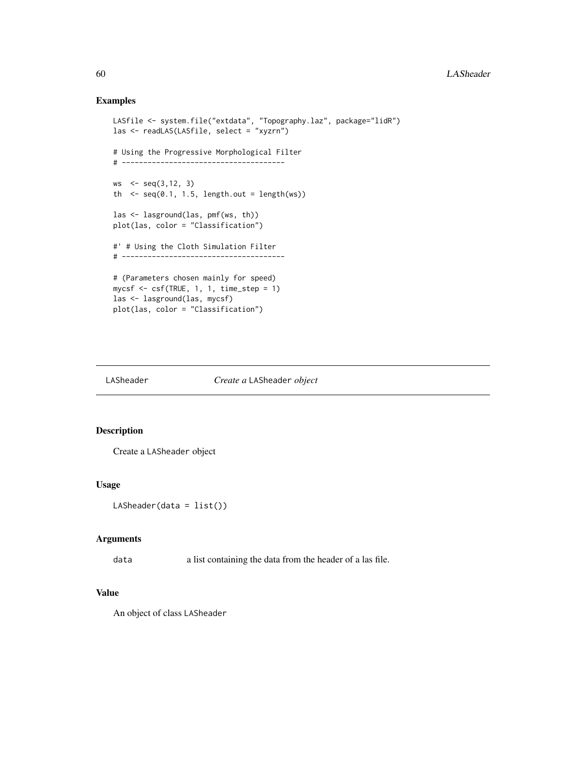## Examples

```
LASfile <- system.file("extdata", "Topography.laz", package="lidR")
las <- readLAS(LASfile, select = "xyzrn")

# Using the Progressive Morphological Filter
# --------------------------------------

ws  <- seq(3,12, 3)
th  <- seq(0.1, 1.5, length.out = length(ws))

las <- lasground(las, pmf(ws, th))
plot(las, color = "Classification")

#' # Using the Cloth Simulation Filter
# --------------------------------------

# (Parameters chosen mainly for speed)
mycsf <- csf(TRUE, 1, 1, time_step = 1)
las <- lasground(las, mycsf)
plot(las, color = "Classification")
```

---

# LASheader — *Create a* LASheader *object*

## Description

Create a LASheader object

## Usage

```
LASheader(data = list())
```

## Arguments

| | |
|---|---|
| data | a list containing the data from the header of a las file. |

## Value

An object of class LASheader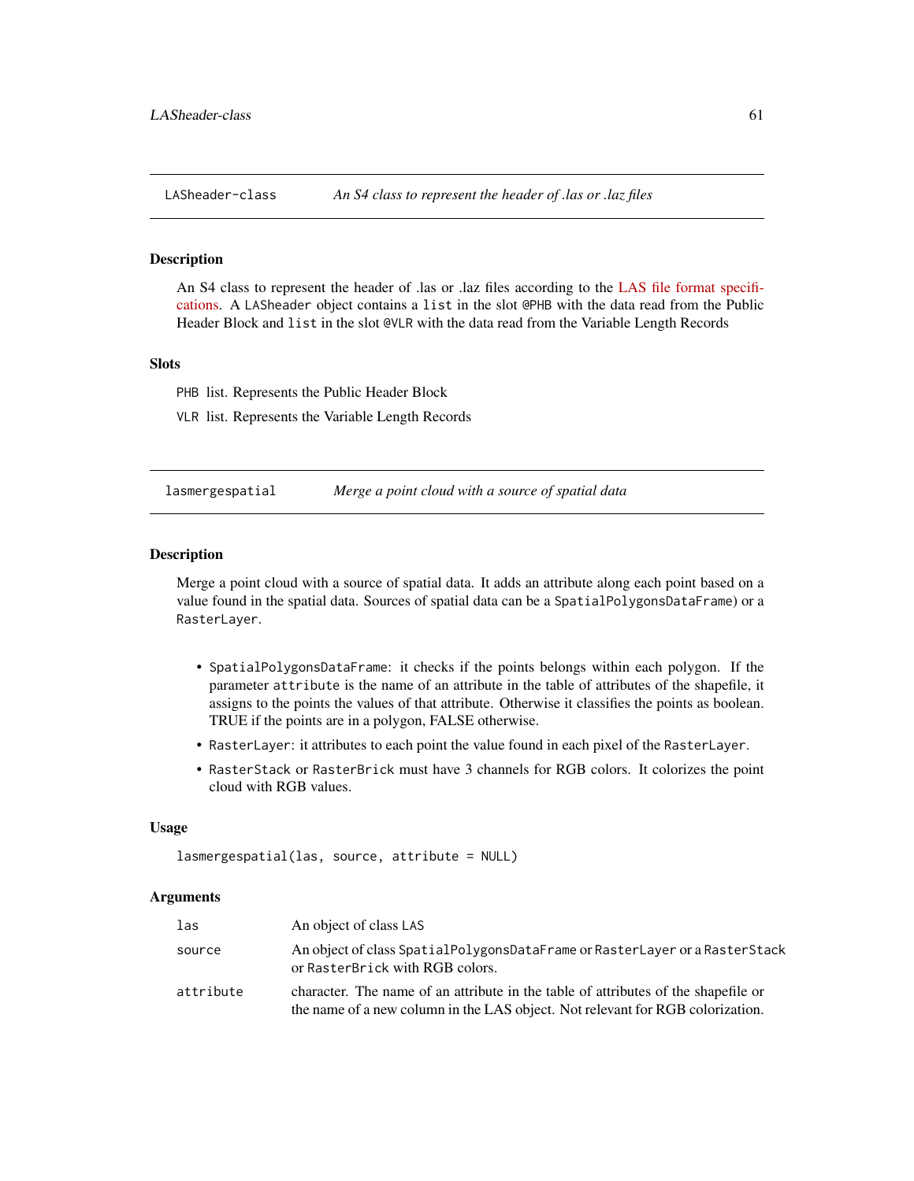## LASheader-class — *An S4 class to represent the header of .las or .laz files*

### Description

An S4 class to represent the header of .las or .laz files according to the LAS file format specifications. A `LASheader` object contains a `list` in the slot `@PHB` with the data read from the Public Header Block and `list` in the slot `@VLR` with the data read from the Variable Length Records

### Slots

`PHB` list. Represents the Public Header Block

`VLR` list. Represents the Variable Length Records

## lasmergespatial — *Merge a point cloud with a source of spatial data*

### Description

Merge a point cloud with a source of spatial data. It adds an attribute along each point based on a value found in the spatial data. Sources of spatial data can be a `SpatialPolygonsDataFrame`) or a `RasterLayer`.

- `SpatialPolygonsDataFrame`: it checks if the points belongs within each polygon. If the parameter `attribute` is the name of an attribute in the table of attributes of the shapefile, it assigns to the points the values of that attribute. Otherwise it classifies the points as boolean. TRUE if the points are in a polygon, FALSE otherwise.
- `RasterLayer`: it attributes to each point the value found in each pixel of the `RasterLayer`.
- `RasterStack` or `RasterBrick` must have 3 channels for RGB colors. It colorizes the point cloud with RGB values.

### Usage

```
lasmergespatial(las, source, attribute = NULL)
```

### Arguments

| | |
|---|---|
| `las` | An object of class `LAS` |
| `source` | An object of class `SpatialPolygonsDataFrame` or `RasterLayer` or a `RasterStack` or `RasterBrick` with RGB colors. |
| `attribute` | character. The name of an attribute in the table of attributes of the shapefile or the name of a new column in the LAS object. Not relevant for RGB colorization. |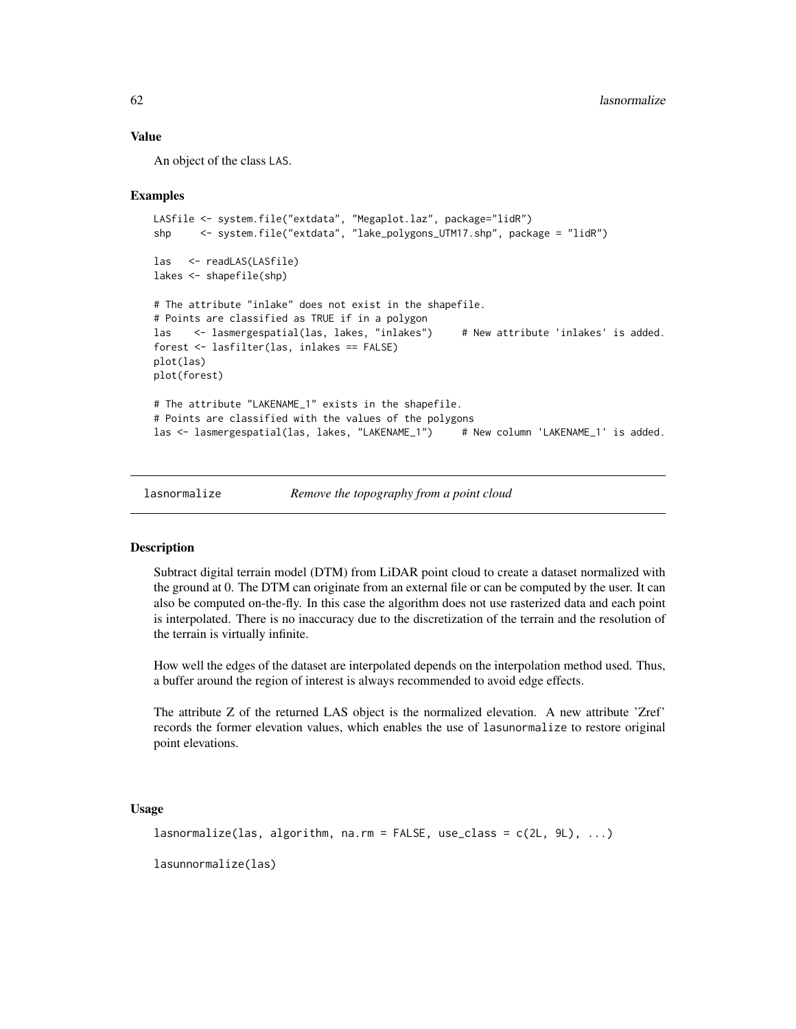### Value

An object of the class LAS.

### Examples

```
LASfile <- system.file("extdata", "Megaplot.laz", package="lidR")
shp     <- system.file("extdata", "lake_polygons_UTM17.shp", package = "lidR")

las   <- readLAS(LASfile)
lakes <- shapefile(shp)

# The attribute "inlake" does not exist in the shapefile.
# Points are classified as TRUE if in a polygon
las    <- lasmergespatial(las, lakes, "inlakes")     # New attribute 'inlakes' is added.
forest <- lasfilter(las, inlakes == FALSE)
plot(las)
plot(forest)

# The attribute "LAKENAME_1" exists in the shapefile.
# Points are classified with the values of the polygons
las <- lasmergespatial(las, lakes, "LAKENAME_1")     # New column 'LAKENAME_1' is added.
```

---

## lasnormalize — *Remove the topography from a point cloud*

### Description

Subtract digital terrain model (DTM) from LiDAR point cloud to create a dataset normalized with the ground at 0. The DTM can originate from an external file or can be computed by the user. It can also be computed on-the-fly. In this case the algorithm does not use rasterized data and each point is interpolated. There is no inaccuracy due to the discretization of the terrain and the resolution of the terrain is virtually infinite.

How well the edges of the dataset are interpolated depends on the interpolation method used. Thus, a buffer around the region of interest is always recommended to avoid edge effects.

The attribute Z of the returned LAS object is the normalized elevation. A new attribute 'Zref' records the former elevation values, which enables the use of `lasunormalize` to restore original point elevations.

### Usage

```
lasnormalize(las, algorithm, na.rm = FALSE, use_class = c(2L, 9L), ...)

lasunnormalize(las)
```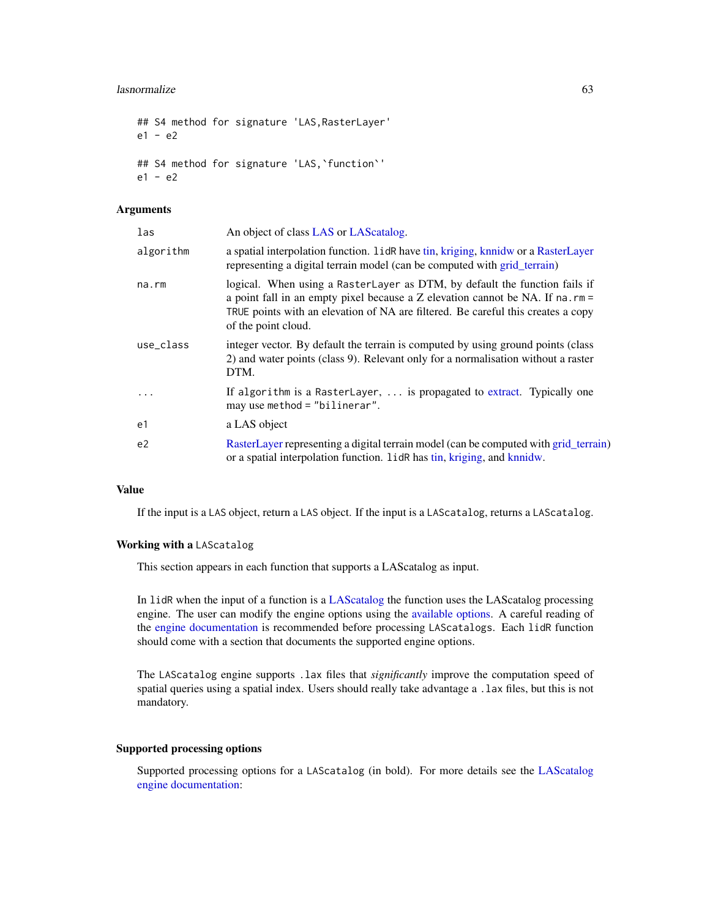```
## S4 method for signature 'LAS,RasterLayer'
e1 - e2

## S4 method for signature 'LAS,`function`'
e1 - e2
```

### Arguments

| | |
|---|---|
| `las` | An object of class LAS or LAScatalog. |
| `algorithm` | a spatial interpolation function. `lidR` have tin, kriging, knnidw or a RasterLayer representing a digital terrain model (can be computed with grid_terrain) |
| `na.rm` | logical. When using a `RasterLayer` as DTM, by default the function fails if a point fall in an empty pixel because a Z elevation cannot be NA. If `na.rm = TRUE` points with an elevation of NA are filtered. Be careful this creates a copy of the point cloud. |
| `use_class` | integer vector. By default the terrain is computed by using ground points (class 2) and water points (class 9). Relevant only for a normalisation without a raster DTM. |
| `...` | If `algorithm` is a `RasterLayer`, `...` is propagated to extract. Typically one may use `method = "bilinerar"`. |
| `e1` | a LAS object |
| `e2` | RasterLayer representing a digital terrain model (can be computed with grid_terrain) or a spatial interpolation function. `lidR` has tin, kriging, and knnidw. |

### Value

If the input is a `LAS` object, return a `LAS` object. If the input is a `LAScatalog`, returns a `LAScatalog`.

### Working with a `LAScatalog`

This section appears in each function that supports a LAScatalog as input.

In `lidR` when the input of a function is a LAScatalog the function uses the LAScatalog processing engine. The user can modify the engine options using the available options. A careful reading of the engine documentation is recommended before processing `LAScatalogs`. Each `lidR` function should come with a section that documents the supported engine options.

The `LAScatalog` engine supports `.lax` files that *significantly* improve the computation speed of spatial queries using a spatial index. Users should really take advantage a `.lax` files, but this is not mandatory.

### Supported processing options

Supported processing options for a `LAScatalog` (in bold). For more details see the LAScatalog engine documentation: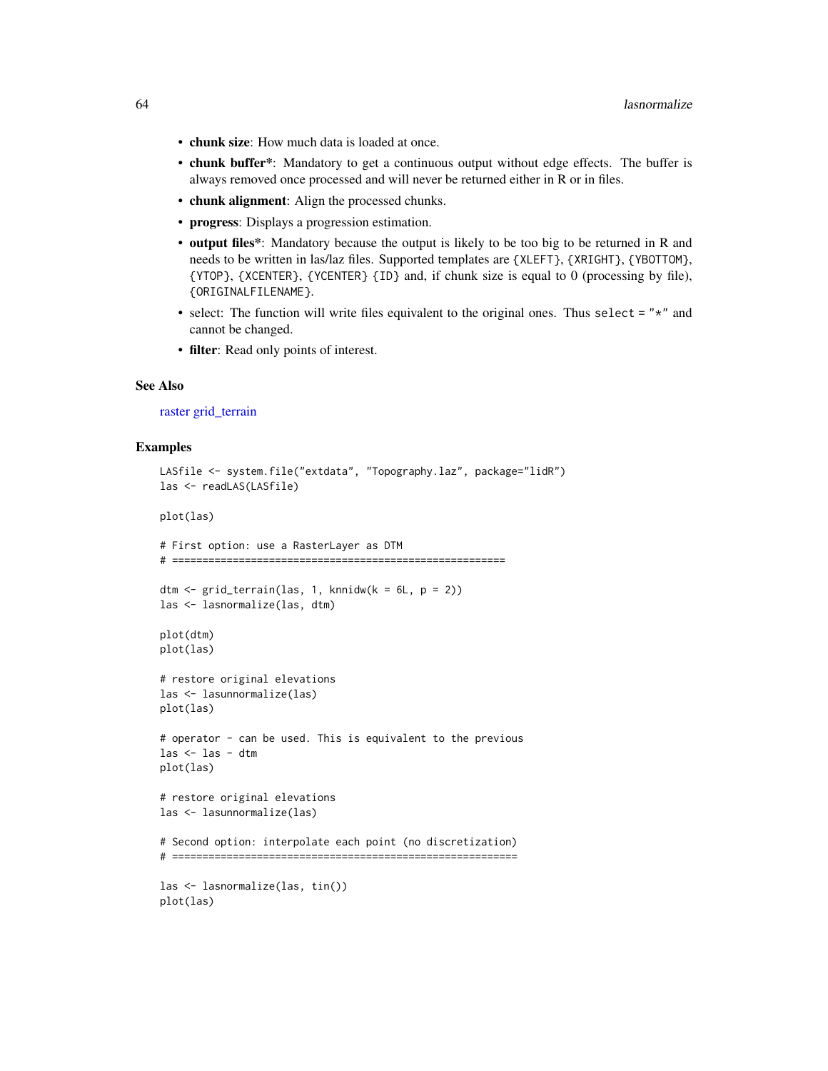- **chunk size**: How much data is loaded at once.
- **chunk buffer***: Mandatory to get a continuous output without edge effects. The buffer is always removed once processed and will never be returned either in R or in files.
- **chunk alignment**: Align the processed chunks.
- **progress**: Displays a progression estimation.
- **output files***: Mandatory because the output is likely to be too big to be returned in R and needs to be written in las/laz files. Supported templates are `{XLEFT}`, `{XRIGHT}`, `{YBOTTOM}`, `{YTOP}`, `{XCENTER}`, `{YCENTER}` `{ID}` and, if chunk size is equal to 0 (processing by file), `{ORIGINALFILENAME}`.
- select: The function will write files equivalent to the original ones. Thus `select = "*"` and cannot be changed.
- **filter**: Read only points of interest.

### See Also

raster grid_terrain

### Examples

```
LASfile <- system.file("extdata", "Topography.laz", package="lidR")
las <- readLAS(LASfile)

plot(las)

# First option: use a RasterLayer as DTM
# =======================================================

dtm <- grid_terrain(las, 1, knnidw(k = 6L, p = 2))
las <- lasnormalize(las, dtm)

plot(dtm)
plot(las)

# restore original elevations
las <- lasunnormalize(las)
plot(las)

# operator - can be used. This is equivalent to the previous
las <- las - dtm
plot(las)

# restore original elevations
las <- lasunnormalize(las)

# Second option: interpolate each point (no discretization)
# =========================================================

las <- lasnormalize(las, tin())
plot(las)
```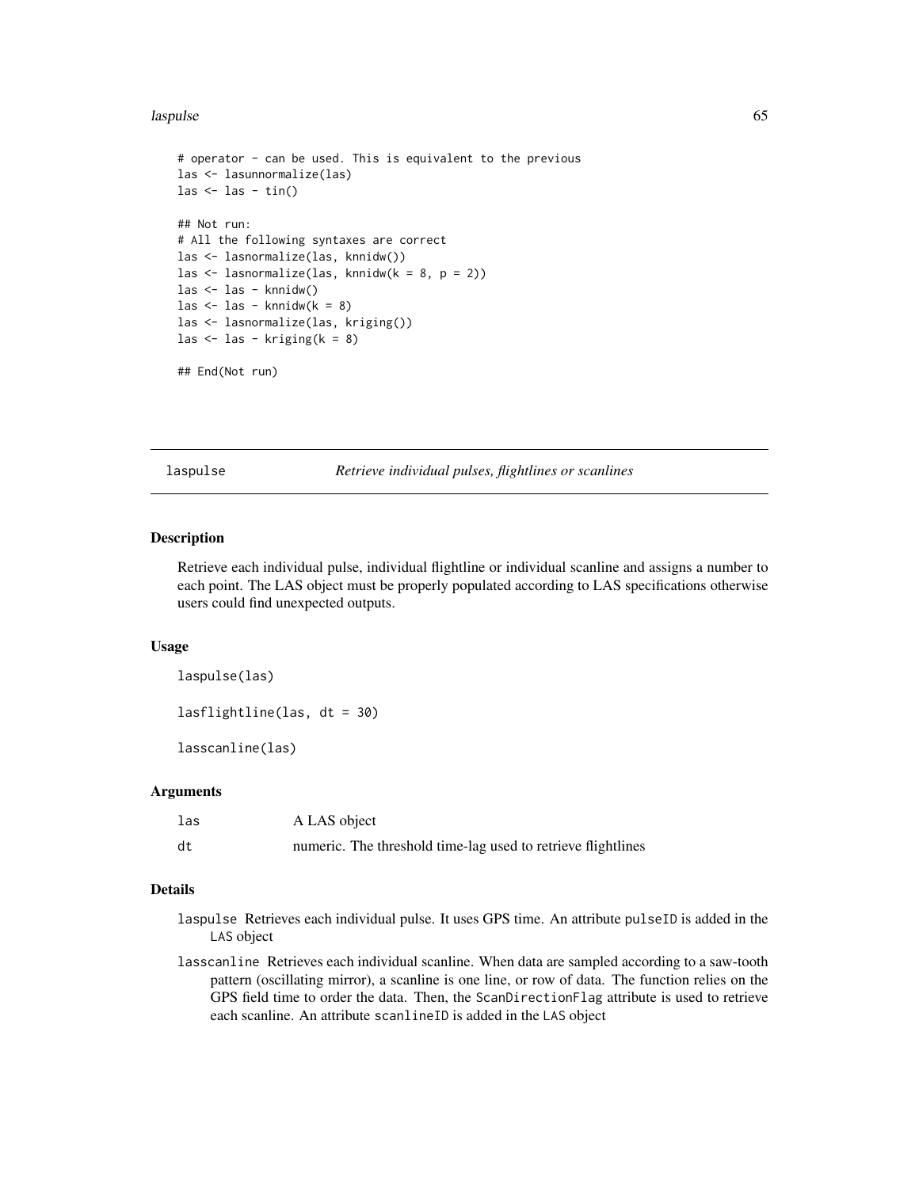```
# operator - can be used. This is equivalent to the previous
las <- lasunnormalize(las)
las <- las - tin()

## Not run:
# All the following syntaxes are correct
las <- lasnormalize(las, knnidw())
las <- lasnormalize(las, knnidw(k = 8, p = 2))
las <- las - knnidw()
las <- las - knnidw(k = 8)
las <- lasnormalize(las, kriging())
las <- las - kriging(k = 8)

## End(Not run)
```

## laspulse — *Retrieve individual pulses, flightlines or scanlines*

### Description

Retrieve each individual pulse, individual flightline or individual scanline and assigns a number to each point. The LAS object must be properly populated according to LAS specifications otherwise users could find unexpected outputs.

### Usage

```
laspulse(las)

lasflightline(las, dt = 30)

lasscanline(las)
```

### Arguments

| | |
|---|---|
| las | A LAS object |
| dt | numeric. The threshold time-lag used to retrieve flightlines |

### Details

- `laspulse` Retrieves each individual pulse. It uses GPS time. An attribute `pulseID` is added in the `LAS` object
- `lasscanline` Retrieves each individual scanline. When data are sampled according to a saw-tooth pattern (oscillating mirror), a scanline is one line, or row of data. The function relies on the GPS field time to order the data. Then, the `ScanDirectionFlag` attribute is used to retrieve each scanline. An attribute `scanlineID` is added in the `LAS` object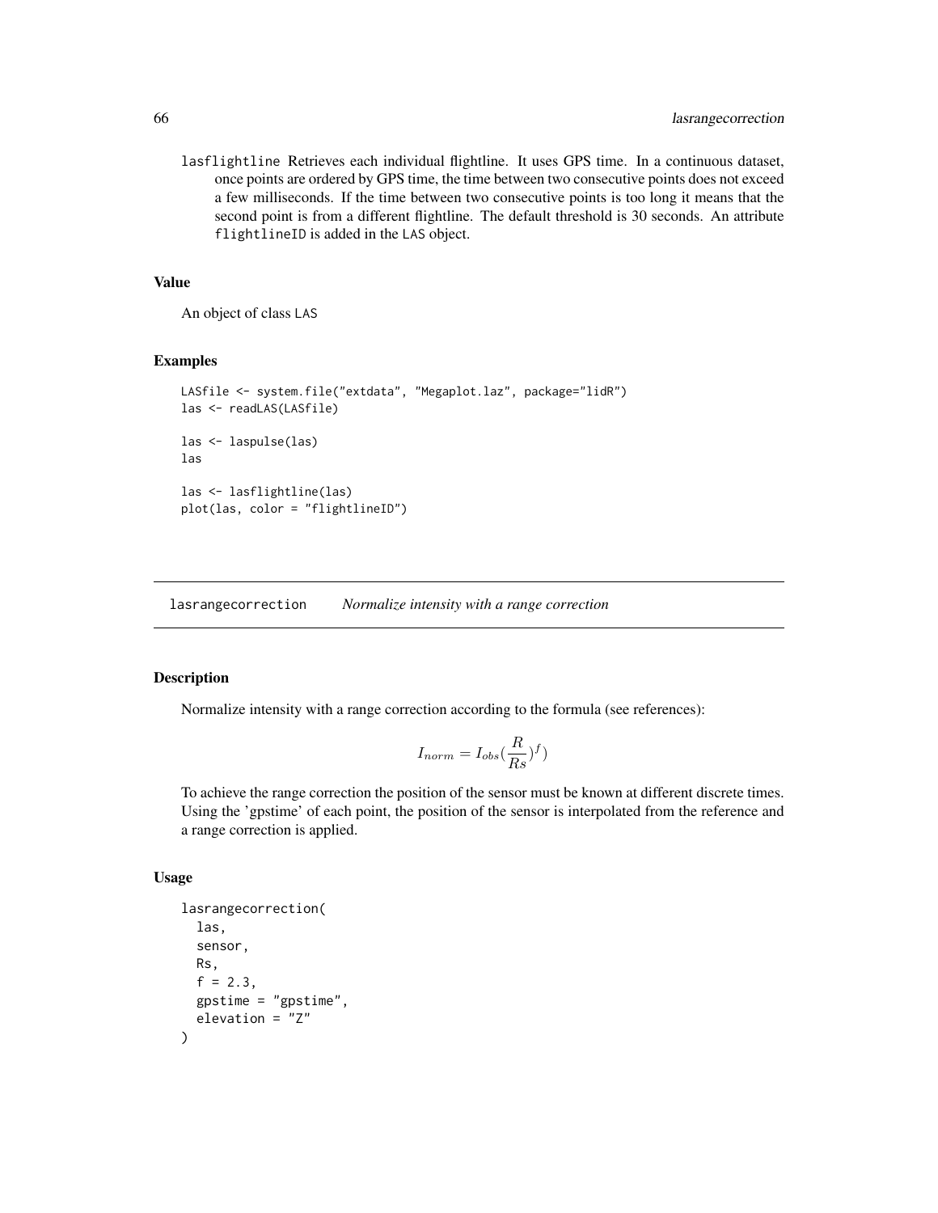lasflightline Retrieves each individual flightline. It uses GPS time. In a continuous dataset, once points are ordered by GPS time, the time between two consecutive points does not exceed a few milliseconds. If the time between two consecutive points is too long it means that the second point is from a different flightline. The default threshold is 30 seconds. An attribute flightlineID is added in the LAS object.

### Value

An object of class LAS

### Examples

```
LASfile <- system.file("extdata", "Megaplot.laz", package="lidR")
las <- readLAS(LASfile)

las <- laspulse(las)
las

las <- lasflightline(las)
plot(las, color = "flightlineID")
```

---

## lasrangecorrection *Normalize intensity with a range correction*

### Description

Normalize intensity with a range correction according to the formula (see references):

$$I_{norm} = I_{obs}(\frac{R}{Rs})^f)$$

To achieve the range correction the position of the sensor must be known at different discrete times. Using the 'gpstime' of each point, the position of the sensor is interpolated from the reference and a range correction is applied.

### Usage

```
lasrangecorrection(
  las,
  sensor,
  Rs,
  f = 2.3,
  gpstime = "gpstime",
  elevation = "Z"
)
```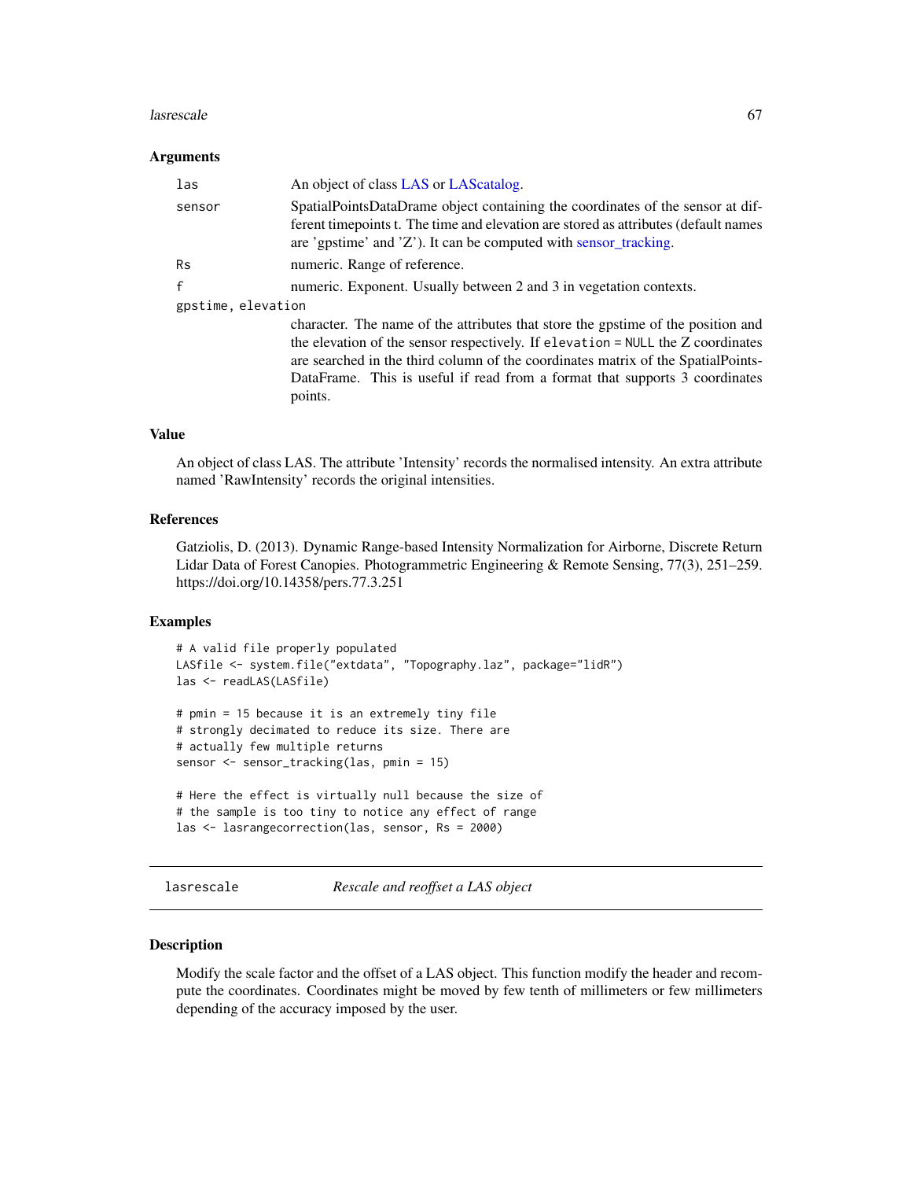### Arguments

| | |
|---|---|
| `las` | An object of class LAS or LAScatalog. |
| `sensor` | SpatialPointsDataDrame object containing the coordinates of the sensor at different timepoints t. The time and elevation are stored as attributes (default names are 'gpstime' and 'Z'). It can be computed with sensor_tracking. |
| `Rs` | numeric. Range of reference. |
| `f` | numeric. Exponent. Usually between 2 and 3 in vegetation contexts. |
| `gpstime, elevation` | character. The name of the attributes that store the gpstime of the position and the elevation of the sensor respectively. If `elevation = NULL` the Z coordinates are searched in the third column of the coordinates matrix of the SpatialPointsDataFrame. This is useful if read from a format that supports 3 coordinates points. |

### Value

An object of class LAS. The attribute 'Intensity' records the normalised intensity. An extra attribute named 'RawIntensity' records the original intensities.

### References

Gatziolis, D. (2013). Dynamic Range-based Intensity Normalization for Airborne, Discrete Return Lidar Data of Forest Canopies. Photogrammetric Engineering & Remote Sensing, 77(3), 251–259. https://doi.org/10.14358/pers.77.3.251

### Examples

```
# A valid file properly populated
LASfile <- system.file("extdata", "Topography.laz", package="lidR")
las <- readLAS(LASfile)

# pmin = 15 because it is an extremely tiny file
# strongly decimated to reduce its size. There are
# actually few multiple returns
sensor <- sensor_tracking(las, pmin = 15)

# Here the effect is virtually null because the size of
# the sample is too tiny to notice any effect of range
las <- lasrangecorrection(las, sensor, Rs = 2000)
```

---

## lasrescale — *Rescale and reoffset a LAS object*

### Description

Modify the scale factor and the offset of a LAS object. This function modify the header and recompute the coordinates. Coordinates might be moved by few tenth of millimeters or few millimeters depending of the accuracy imposed by the user.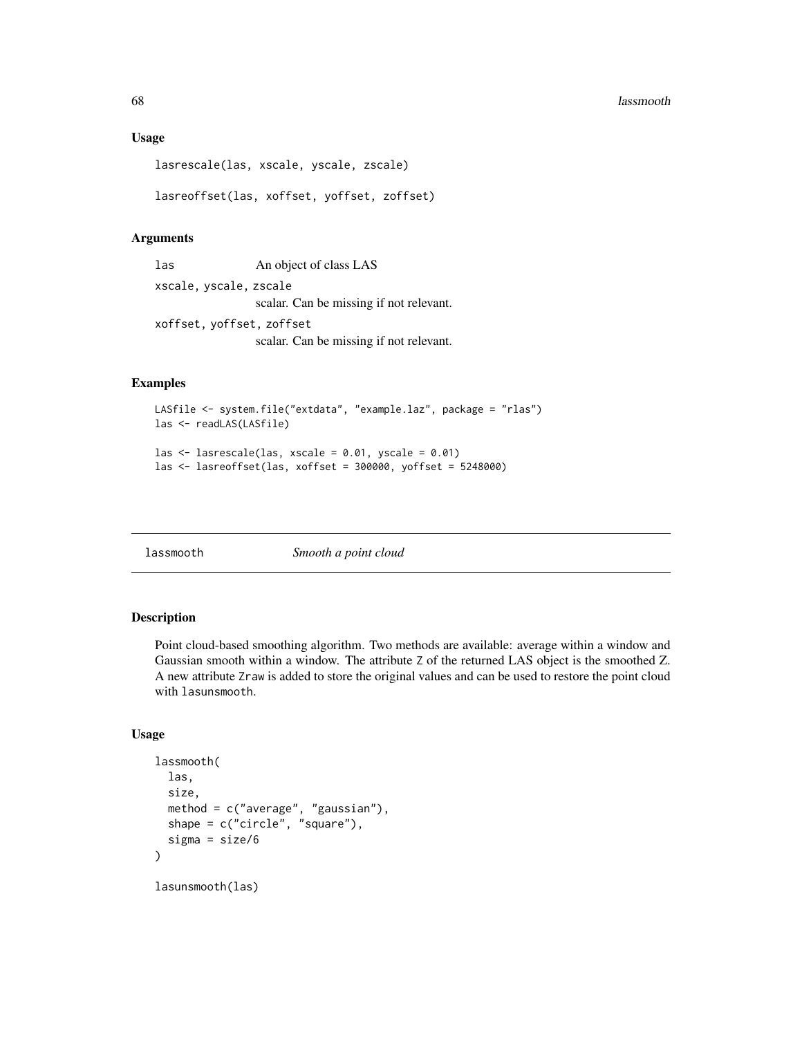## Usage

```
lasrescale(las, xscale, yscale, zscale)

lasreoffset(las, xoffset, yoffset, zoffset)
```

## Arguments

| | |
|---|---|
| las | An object of class LAS |
| xscale, yscale, zscale | scalar. Can be missing if not relevant. |
| xoffset, yoffset, zoffset | scalar. Can be missing if not relevant. |

## Examples

```
LASfile <- system.file("extdata", "example.laz", package = "rlas")
las <- readLAS(LASfile)

las <- lasrescale(las, xscale = 0.01, yscale = 0.01)
las <- lasreoffset(las, xoffset = 300000, yoffset = 5248000)
```

---

# lassmooth *Smooth a point cloud*

---

## Description

Point cloud-based smoothing algorithm. Two methods are available: average within a window and Gaussian smooth within a window. The attribute `Z` of the returned LAS object is the smoothed Z. A new attribute `Zraw` is added to store the original values and can be used to restore the point cloud with `lasunsmooth`.

## Usage

```
lassmooth(
  las,
  size,
  method = c("average", "gaussian"),
  shape = c("circle", "square"),
  sigma = size/6
)

lasunsmooth(las)
```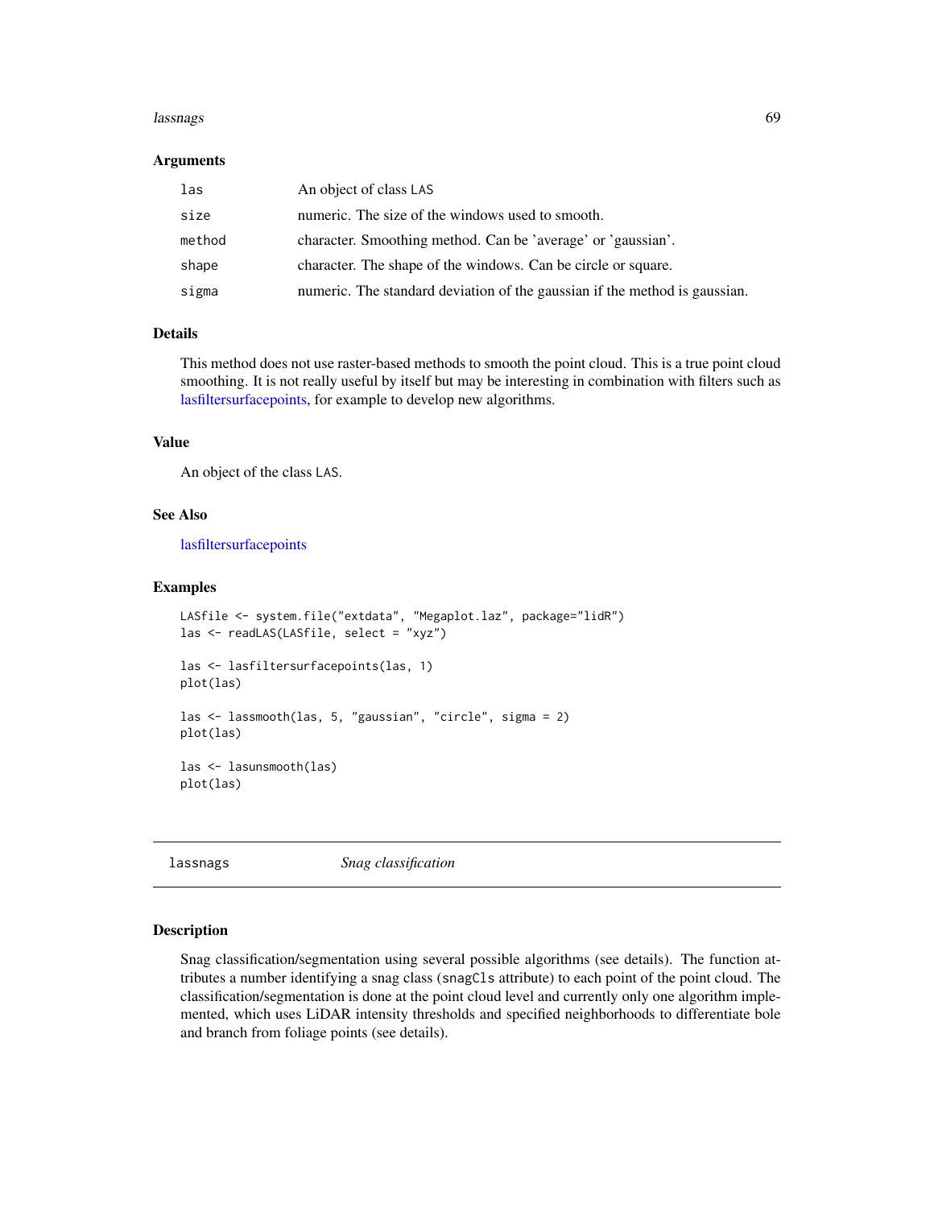### Arguments

| | |
|---|---|
| `las` | An object of class LAS |
| `size` | numeric. The size of the windows used to smooth. |
| `method` | character. Smoothing method. Can be 'average' or 'gaussian'. |
| `shape` | character. The shape of the windows. Can be circle or square. |
| `sigma` | numeric. The standard deviation of the gaussian if the method is gaussian. |

### Details

This method does not use raster-based methods to smooth the point cloud. This is a true point cloud smoothing. It is not really useful by itself but may be interesting in combination with filters such as lasfiltersurfacepoints, for example to develop new algorithms.

### Value

An object of the class LAS.

### See Also

lasfiltersurfacepoints

### Examples

```
LASfile <- system.file("extdata", "Megaplot.laz", package="lidR")
las <- readLAS(LASfile, select = "xyz")

las <- lasfiltersurfacepoints(las, 1)
plot(las)

las <- lassmooth(las, 5, "gaussian", "circle", sigma = 2)
plot(las)

las <- lasunsmooth(las)
plot(las)
```

---

## lassnags — *Snag classification*

### Description

Snag classification/segmentation using several possible algorithms (see details). The function attributes a number identifying a snag class (snagCls attribute) to each point of the point cloud. The classification/segmentation is done at the point cloud level and currently only one algorithm implemented, which uses LiDAR intensity thresholds and specified neighborhoods to differentiate bole and branch from foliage points (see details).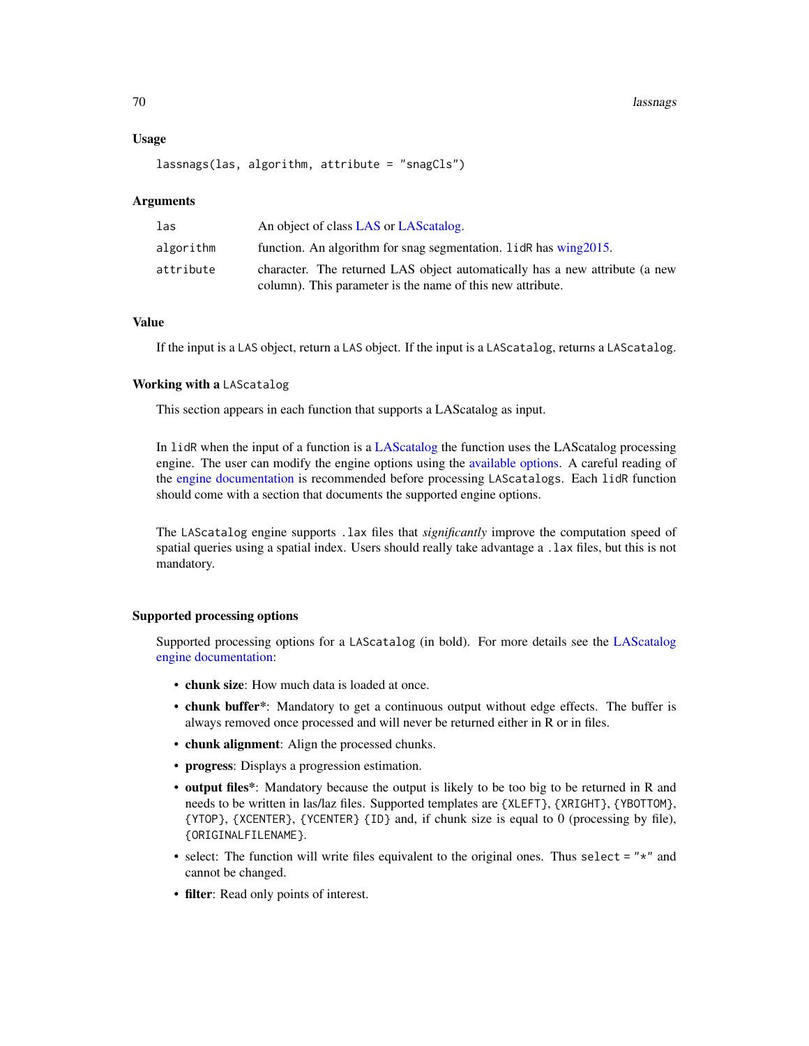### Usage

```
lassnags(las, algorithm, attribute = "snagCls")
```

### Arguments

| | |
|---|---|
| `las` | An object of class LAS or LAScatalog. |
| `algorithm` | function. An algorithm for snag segmentation. `lidR` has wing2015. |
| `attribute` | character. The returned LAS object automatically has a new attribute (a new column). This parameter is the name of this new attribute. |

### Value

If the input is a `LAS` object, return a `LAS` object. If the input is a `LAScatalog`, returns a `LAScatalog`.

### Working with a `LAScatalog`

This section appears in each function that supports a LAScatalog as input.

In `lidR` when the input of a function is a LAScatalog the function uses the LAScatalog processing engine. The user can modify the engine options using the available options. A careful reading of the engine documentation is recommended before processing `LAScatalogs`. Each `lidR` function should come with a section that documents the supported engine options.

The `LAScatalog` engine supports `.lax` files that *significantly* improve the computation speed of spatial queries using a spatial index. Users should really take advantage a `.lax` files, but this is not mandatory.

### Supported processing options

Supported processing options for a `LAScatalog` (in bold). For more details see the LAScatalog engine documentation:

- **chunk size**: How much data is loaded at once.
- **chunk buffer***: Mandatory to get a continuous output without edge effects. The buffer is always removed once processed and will never be returned either in R or in files.
- **chunk alignment**: Align the processed chunks.
- **progress**: Displays a progression estimation.
- **output files***: Mandatory because the output is likely to be too big to be returned in R and needs to be written in las/laz files. Supported templates are `{XLEFT}`, `{XRIGHT}`, `{YBOTTOM}`, `{YTOP}`, `{XCENTER}`, `{YCENTER}` `{ID}` and, if chunk size is equal to 0 (processing by file), `{ORIGINALFILENAME}`.
- select: The function will write files equivalent to the original ones. Thus `select = "*"` and cannot be changed.
- **filter**: Read only points of interest.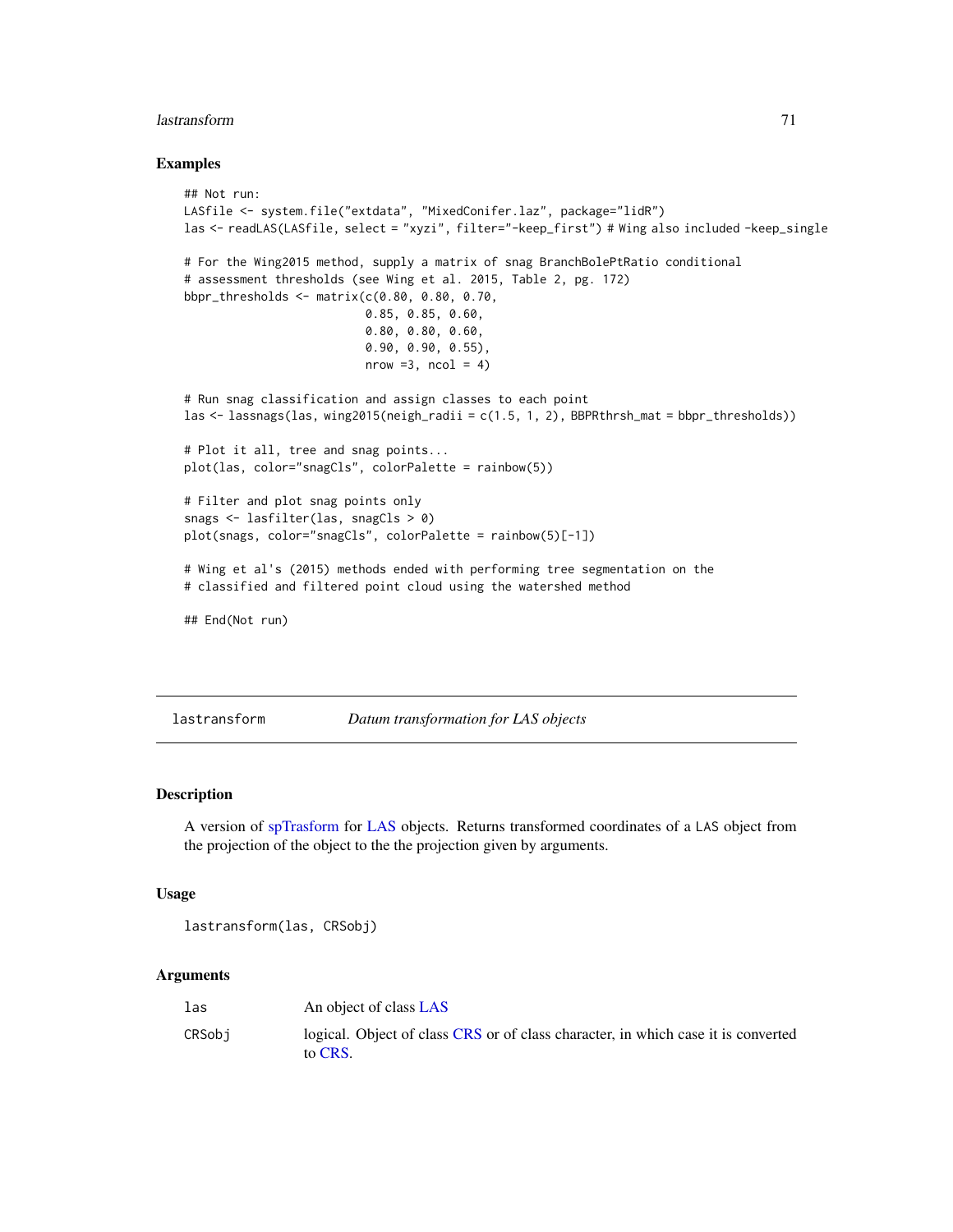### Examples

```
## Not run:
LASfile <- system.file("extdata", "MixedConifer.laz", package="lidR")
las <- readLAS(LASfile, select = "xyzi", filter="-keep_first") # Wing also included -keep_single

# For the Wing2015 method, supply a matrix of snag BranchBolePtRatio conditional
# assessment thresholds (see Wing et al. 2015, Table 2, pg. 172)
bbpr_thresholds <- matrix(c(0.80, 0.80, 0.70,
                          0.85, 0.85, 0.60,
                          0.80, 0.80, 0.60,
                          0.90, 0.90, 0.55),
                          nrow =3, ncol = 4)

# Run snag classification and assign classes to each point
las <- lassnags(las, wing2015(neigh_radii = c(1.5, 1, 2), BBPRthrsh_mat = bbpr_thresholds))

# Plot it all, tree and snag points...
plot(las, color="snagCls", colorPalette = rainbow(5))

# Filter and plot snag points only
snags <- lasfilter(las, snagCls > 0)
plot(snags, color="snagCls", colorPalette = rainbow(5)[-1])

# Wing et al's (2015) methods ended with performing tree segmentation on the
# classified and filtered point cloud using the watershed method

## End(Not run)
```

---

## lastransform    *Datum transformation for LAS objects*

---

### Description

A version of spTrasform for LAS objects. Returns transformed coordinates of a LAS object from the projection of the object to the the projection given by arguments.

### Usage

```
lastransform(las, CRSobj)
```

### Arguments

| | |
|---|---|
| las | An object of class LAS |
| CRSobj | logical. Object of class CRS or of class character, in which case it is converted to CRS. |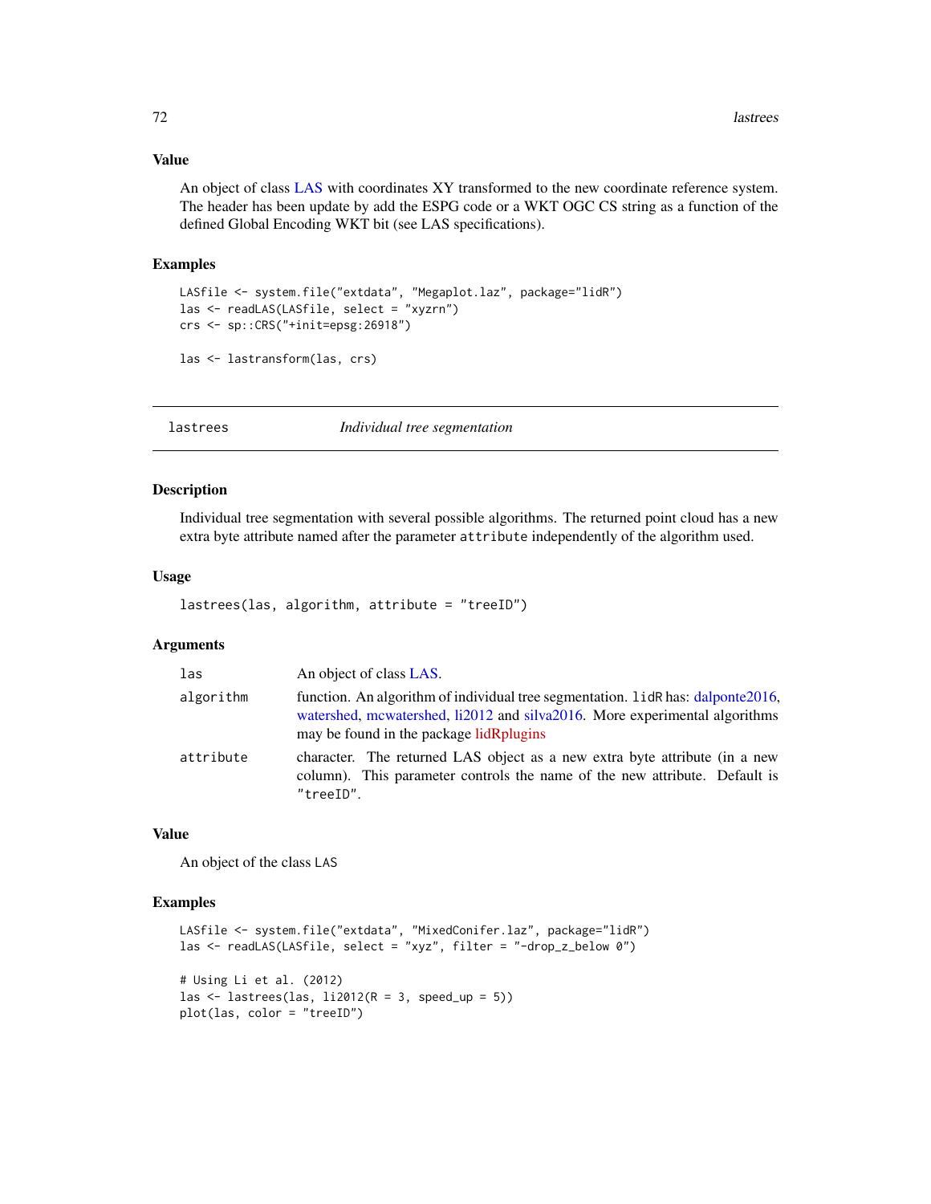## Value

An object of class LAS with coordinates XY transformed to the new coordinate reference system. The header has been update by add the ESPG code or a WKT OGC CS string as a function of the defined Global Encoding WKT bit (see LAS specifications).

## Examples

```
LASfile <- system.file("extdata", "Megaplot.laz", package="lidR")
las <- readLAS(LASfile, select = "xyzrn")
crs <- sp::CRS("+init=epsg:26918")

las <- lastransform(las, crs)
```

---

# lastrees — *Individual tree segmentation*

---

## Description

Individual tree segmentation with several possible algorithms. The returned point cloud has a new extra byte attribute named after the parameter `attribute` independently of the algorithm used.

## Usage

```
lastrees(las, algorithm, attribute = "treeID")
```

## Arguments

| | |
|---|---|
| `las` | An object of class LAS. |
| `algorithm` | function. An algorithm of individual tree segmentation. `lidR` has: dalponte2016, watershed, mcwatershed, li2012 and silva2016. More experimental algorithms may be found in the package lidRplugins |
| `attribute` | character. The returned LAS object as a new extra byte attribute (in a new column). This parameter controls the name of the new attribute. Default is `"treeID"`. |

## Value

An object of the class `LAS`

## Examples

```
LASfile <- system.file("extdata", "MixedConifer.laz", package="lidR")
las <- readLAS(LASfile, select = "xyz", filter = "-drop_z_below 0")

# Using Li et al. (2012)
las <- lastrees(las, li2012(R = 3, speed_up = 5))
plot(las, color = "treeID")
```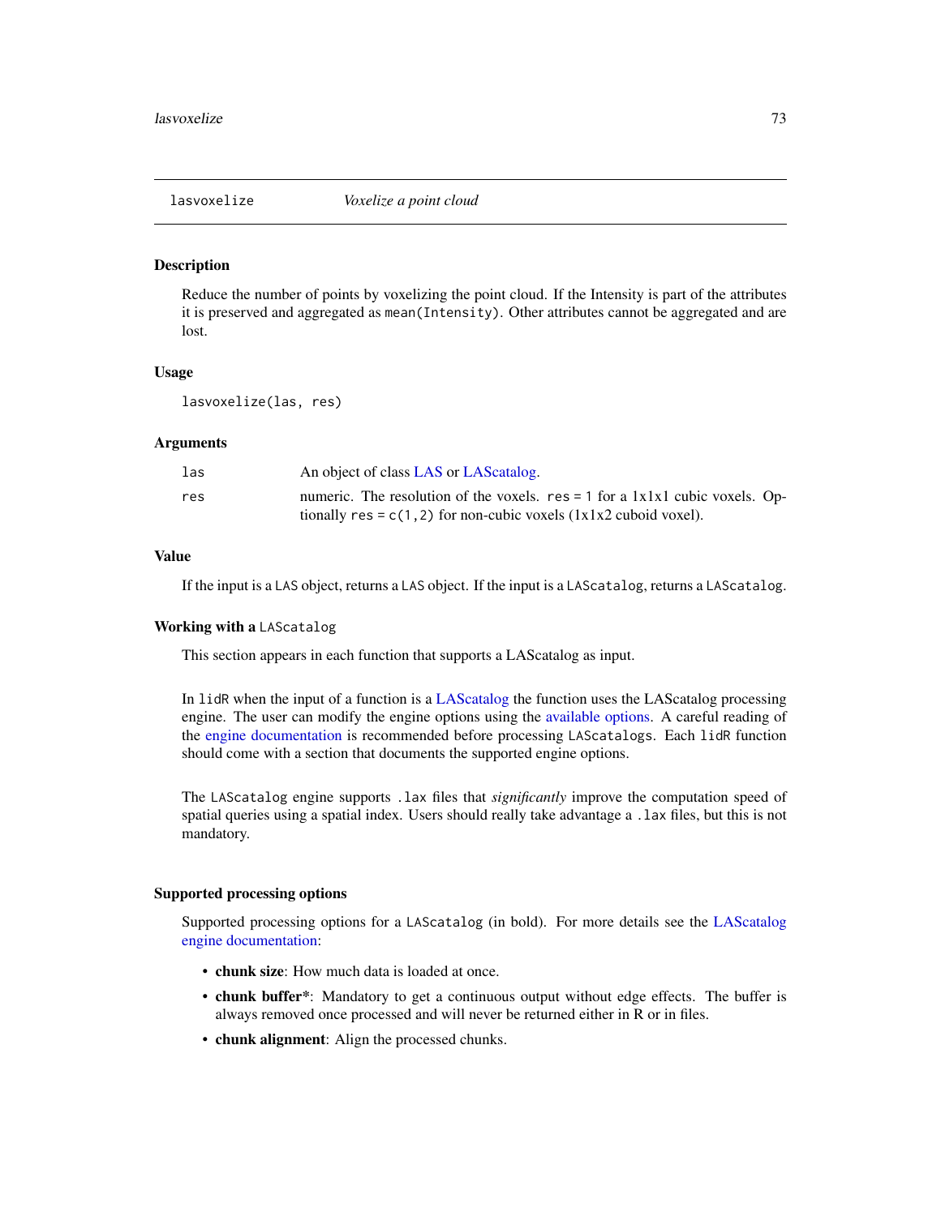## lasvoxelize — *Voxelize a point cloud*

### Description

Reduce the number of points by voxelizing the point cloud. If the Intensity is part of the attributes it is preserved and aggregated as `mean(Intensity)`. Other attributes cannot be aggregated and are lost.

### Usage

```
lasvoxelize(las, res)
```

### Arguments

| | |
|---|---|
| `las` | An object of class LAS or LAScatalog. |
| `res` | numeric. The resolution of the voxels. `res = 1` for a 1x1x1 cubic voxels. Optionally `res = c(1,2)` for non-cubic voxels (1x1x2 cuboid voxel). |

### Value

If the input is a `LAS` object, returns a `LAS` object. If the input is a `LAScatalog`, returns a `LAScatalog`.

### Working with a `LAScatalog`

This section appears in each function that supports a LAScatalog as input.

In `lidR` when the input of a function is a LAScatalog the function uses the LAScatalog processing engine. The user can modify the engine options using the available options. A careful reading of the engine documentation is recommended before processing `LAScatalogs`. Each `lidR` function should come with a section that documents the supported engine options.

The `LAScatalog` engine supports `.lax` files that *significantly* improve the computation speed of spatial queries using a spatial index. Users should really take advantage a `.lax` files, but this is not mandatory.

### Supported processing options

Supported processing options for a `LAScatalog` (in bold). For more details see the LAScatalog engine documentation:

- **chunk size**: How much data is loaded at once.
- **chunk buffer***: Mandatory to get a continuous output without edge effects. The buffer is always removed once processed and will never be returned either in R or in files.
- **chunk alignment**: Align the processed chunks.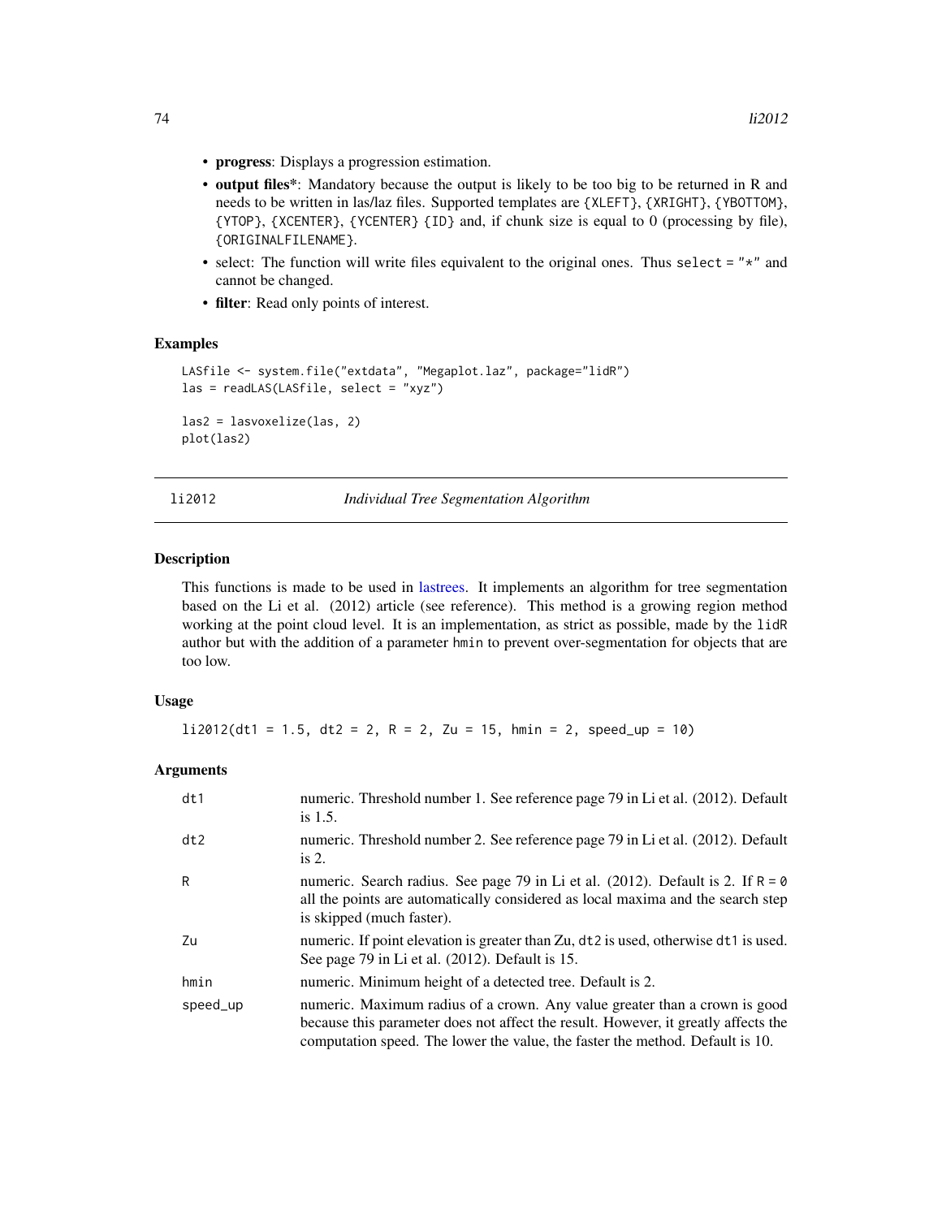- **progress**: Displays a progression estimation.
- **output files***: Mandatory because the output is likely to be too big to be returned in R and needs to be written in las/laz files. Supported templates are `{XLEFT}`, `{XRIGHT}`, `{YBOTTOM}`, `{YTOP}`, `{XCENTER}`, `{YCENTER}` `{ID}` and, if chunk size is equal to 0 (processing by file), `{ORIGINALFILENAME}`.
- select: The function will write files equivalent to the original ones. Thus `select = "*"` and cannot be changed.
- **filter**: Read only points of interest.

## Examples

```
LASfile <- system.file("extdata", "Megaplot.laz", package="lidR")
las = readLAS(LASfile, select = "xyz")

las2 = lasvoxelize(las, 2)
plot(las2)
```

---

# li2012 — *Individual Tree Segmentation Algorithm*

## Description

This functions is made to be used in lastrees. It implements an algorithm for tree segmentation based on the Li et al. (2012) article (see reference). This method is a growing region method working at the point cloud level. It is an implementation, as strict as possible, made by the `lidR` author but with the addition of a parameter `hmin` to prevent over-segmentation for objects that are too low.

## Usage

```
li2012(dt1 = 1.5, dt2 = 2, R = 2, Zu = 15, hmin = 2, speed_up = 10)
```

## Arguments

| | |
|---|---|
| `dt1` | numeric. Threshold number 1. See reference page 79 in Li et al. (2012). Default is 1.5. |
| `dt2` | numeric. Threshold number 2. See reference page 79 in Li et al. (2012). Default is 2. |
| `R` | numeric. Search radius. See page 79 in Li et al. (2012). Default is 2. If `R = 0` all the points are automatically considered as local maxima and the search step is skipped (much faster). |
| `Zu` | numeric. If point elevation is greater than Zu, `dt2` is used, otherwise `dt1` is used. See page 79 in Li et al. (2012). Default is 15. |
| `hmin` | numeric. Minimum height of a detected tree. Default is 2. |
| `speed_up` | numeric. Maximum radius of a crown. Any value greater than a crown is good because this parameter does not affect the result. However, it greatly affects the computation speed. The lower the value, the faster the method. Default is 10. |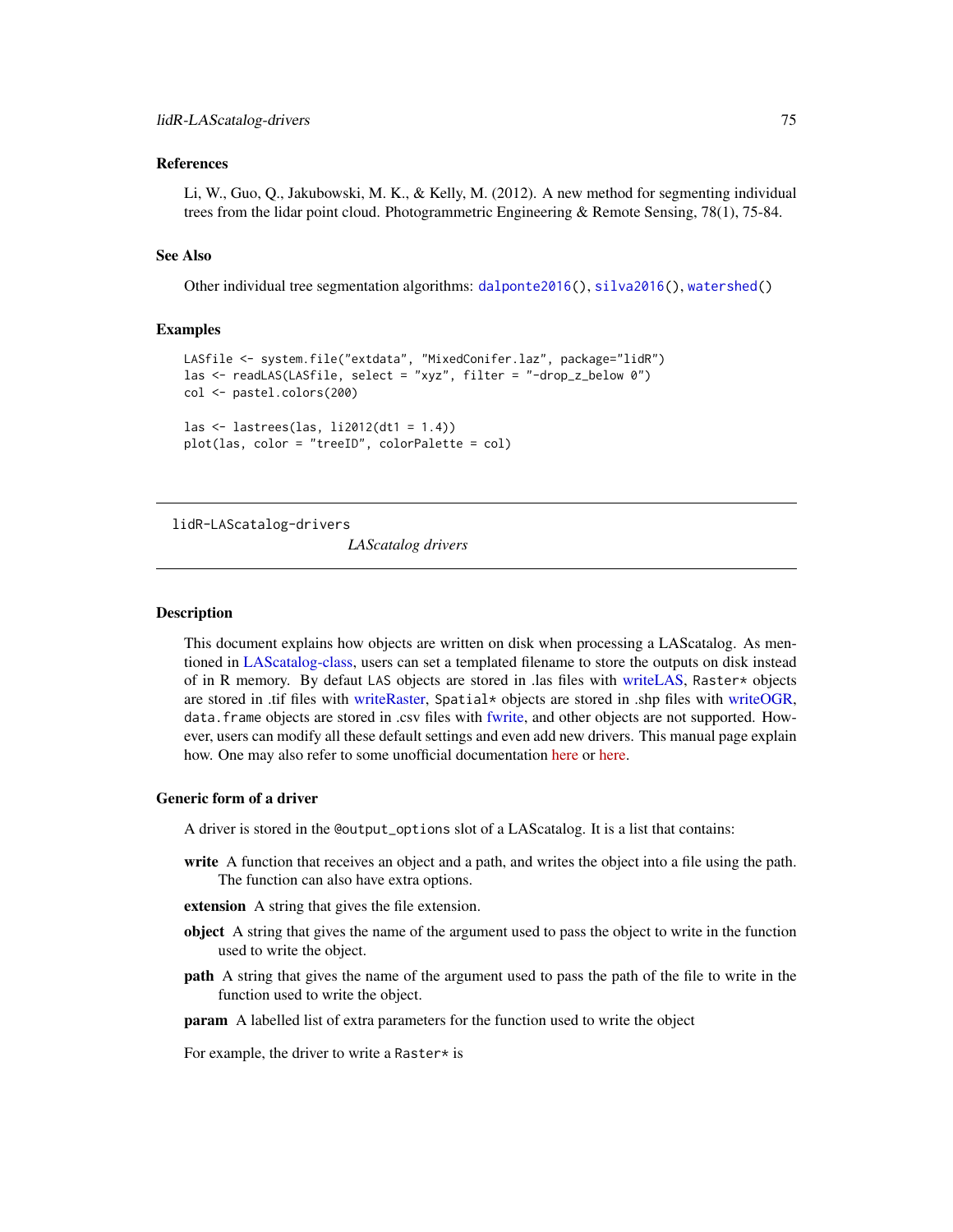### References

Li, W., Guo, Q., Jakubowski, M. K., & Kelly, M. (2012). A new method for segmenting individual trees from the lidar point cloud. Photogrammetric Engineering & Remote Sensing, 78(1), 75-84.

### See Also

Other individual tree segmentation algorithms: `dalponte2016()`, `silva2016()`, `watershed()`

### Examples

```
LASfile <- system.file("extdata", "MixedConifer.laz", package="lidR")
las <- readLAS(LASfile, select = "xyz", filter = "-drop_z_below 0")
col <- pastel.colors(200)

las <- lastrees(las, li2012(dt1 = 1.4))
plot(las, color = "treeID", colorPalette = col)
```

---

## lidR-LAScatalog-drivers &nbsp;&nbsp;&nbsp; *LAScatalog drivers*

---

### Description

This document explains how objects are written on disk when processing a LAScatalog. As mentioned in LAScatalog-class, users can set a templated filename to store the outputs on disk instead of in R memory. By defaut `LAS` objects are stored in .las files with writeLAS, `Raster*` objects are stored in .tif files with writeRaster, `Spatial*` objects are stored in .shp files with writeOGR, `data.frame` objects are stored in .csv files with fwrite, and other objects are not supported. However, users can modify all these default settings and even add new drivers. This manual page explain how. One may also refer to some unofficial documentation here or here.

### Generic form of a driver

A driver is stored in the `@output_options` slot of a LAScatalog. It is a list that contains:

- **write** A function that receives an object and a path, and writes the object into a file using the path. The function can also have extra options.
- **extension** A string that gives the file extension.
- **object** A string that gives the name of the argument used to pass the object to write in the function used to write the object.
- **path** A string that gives the name of the argument used to pass the path of the file to write in the function used to write the object.
- **param** A labelled list of extra parameters for the function used to write the object

For example, the driver to write a `Raster*` is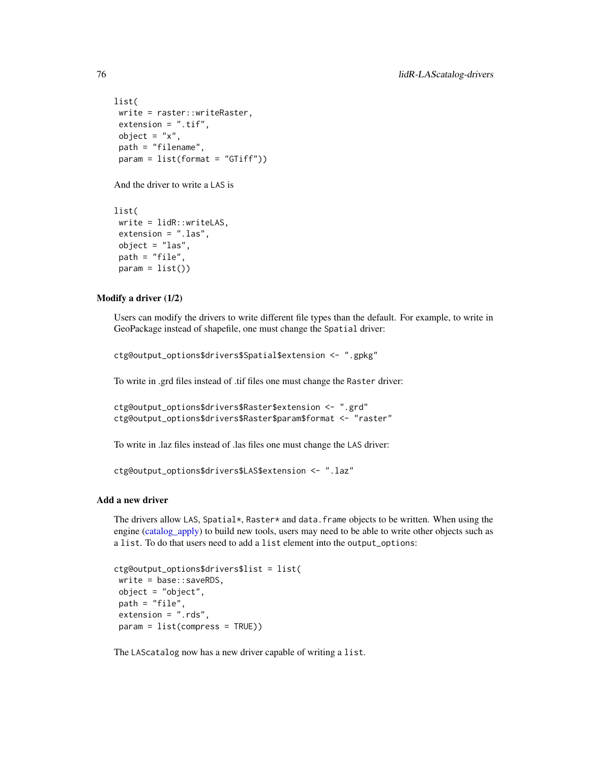```
list(
 write = raster::writeRaster,
 extension = ".tif",
 object = "x",
 path = "filename",
 param = list(format = "GTiff"))
```

And the driver to write a LAS is

```
list(
 write = lidR::writeLAS,
 extension = ".las",
 object = "las",
 path = "file",
 param = list())
```

### Modify a driver (1/2)

Users can modify the drivers to write different file types than the default. For example, to write in GeoPackage instead of shapefile, one must change the Spatial driver:

```
ctg@output_options$drivers$Spatial$extension <- ".gpkg"
```

To write in .grd files instead of .tif files one must change the Raster driver:

```
ctg@output_options$drivers$Raster$extension <- ".grd"
ctg@output_options$drivers$Raster$param$format <- "raster"
```

To write in .laz files instead of .las files one must change the LAS driver:

```
ctg@output_options$drivers$LAS$extension <- ".laz"
```

### Add a new driver

The drivers allow LAS, Spatial*, Raster* and data.frame objects to be written. When using the engine (catalog_apply) to build new tools, users may need to be able to write other objects such as a list. To do that users need to add a list element into the output_options:

```
ctg@output_options$drivers$list = list(
 write = base::saveRDS,
 object = "object",
 path = "file",
 extension = ".rds",
 param = list(compress = TRUE))
```

The LAScatalog now has a new driver capable of writing a list.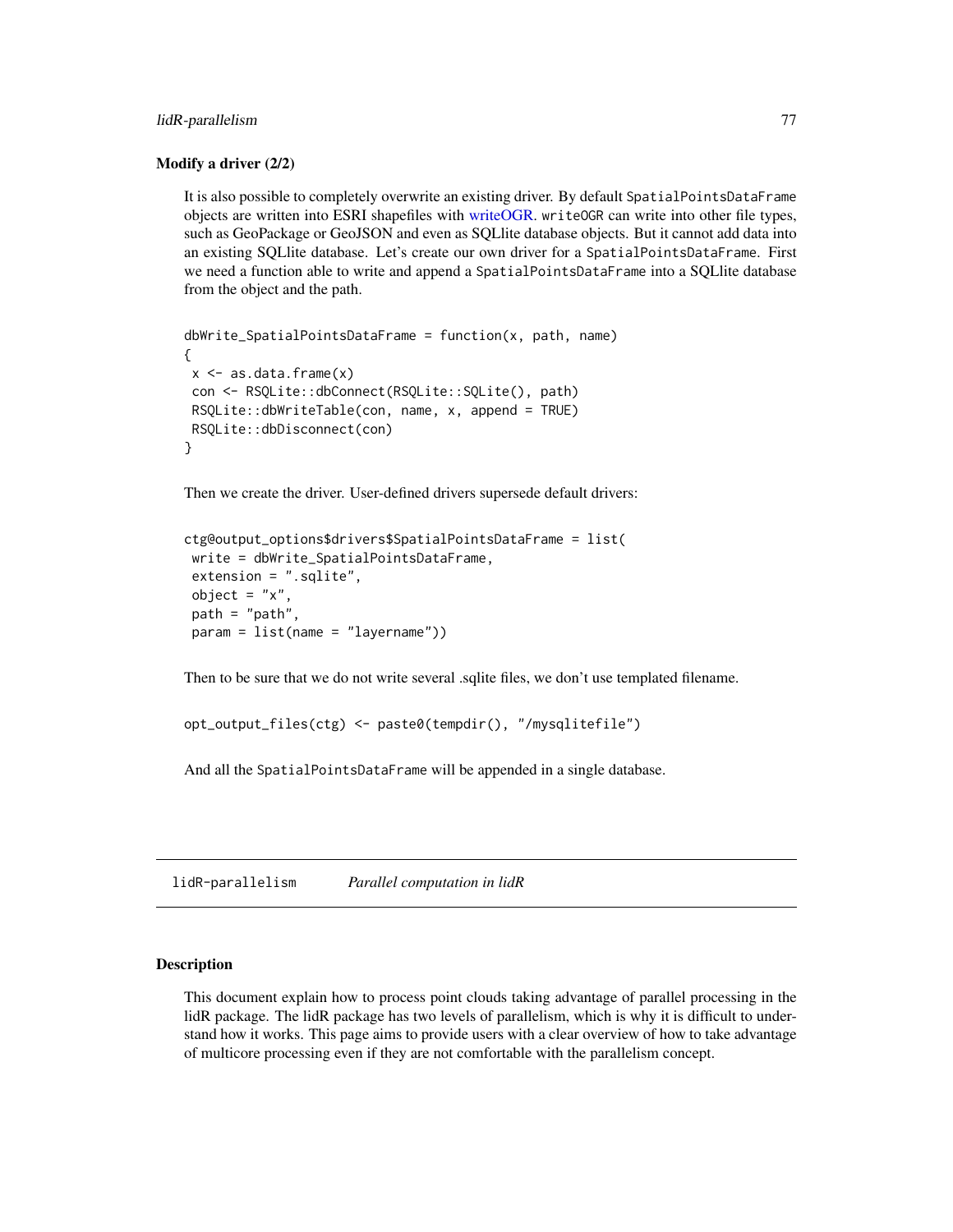### Modify a driver (2/2)

It is also possible to completely overwrite an existing driver. By default `SpatialPointsDataFrame` objects are written into ESRI shapefiles with writeOGR. `writeOGR` can write into other file types, such as GeoPackage or GeoJSON and even as SQLlite database objects. But it cannot add data into an existing SQLlite database. Let's create our own driver for a `SpatialPointsDataFrame`. First we need a function able to write and append a `SpatialPointsDataFrame` into a SQLlite database from the object and the path.

```
dbWrite_SpatialPointsDataFrame = function(x, path, name)
{
 x <- as.data.frame(x)
 con <- RSQLite::dbConnect(RSQLite::SQLite(), path)
 RSQLite::dbWriteTable(con, name, x, append = TRUE)
 RSQLite::dbDisconnect(con)
}
```

Then we create the driver. User-defined drivers supersede default drivers:

```
ctg@output_options$drivers$SpatialPointsDataFrame = list(
 write = dbWrite_SpatialPointsDataFrame,
 extension = ".sqlite",
 object = "x",
 path = "path",
 param = list(name = "layername"))
```

Then to be sure that we do not write several .sqlite files, we don't use templated filename.

```
opt_output_files(ctg) <- paste0(tempdir(), "/mysqlitefile")
```

And all the `SpatialPointsDataFrame` will be appended in a single database.

---

## lidR-parallelism — *Parallel computation in lidR*

### Description

This document explain how to process point clouds taking advantage of parallel processing in the lidR package. The lidR package has two levels of parallelism, which is why it is difficult to understand how it works. This page aims to provide users with a clear overview of how to take advantage of multicore processing even if they are not comfortable with the parallelism concept.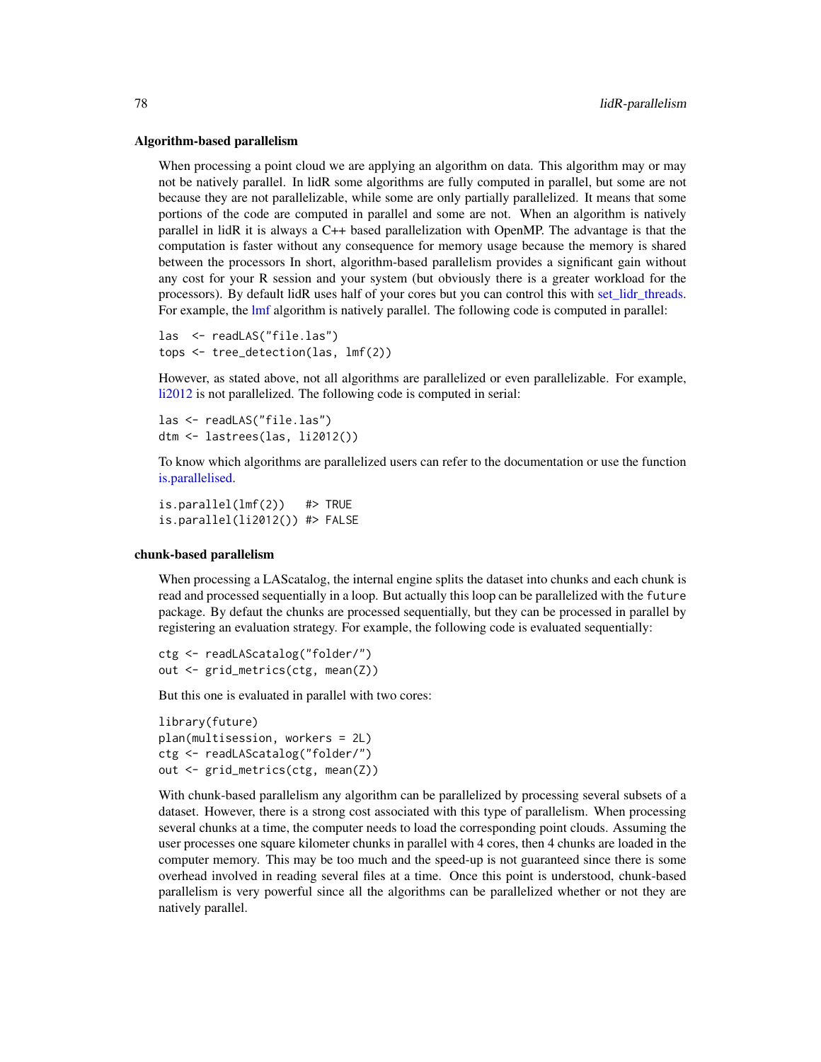### Algorithm-based parallelism

When processing a point cloud we are applying an algorithm on data. This algorithm may or may not be natively parallel. In lidR some algorithms are fully computed in parallel, but some are not because they are not parallelizable, while some are only partially parallelized. It means that some portions of the code are computed in parallel and some are not. When an algorithm is natively parallel in lidR it is always a C++ based parallelization with OpenMP. The advantage is that the computation is faster without any consequence for memory usage because the memory is shared between the processors In short, algorithm-based parallelism provides a significant gain without any cost for your R session and your system (but obviously there is a greater workload for the processors). By default lidR uses half of your cores but you can control this with set_lidr_threads. For example, the lmf algorithm is natively parallel. The following code is computed in parallel:

```
las  <- readLAS("file.las")
tops <- tree_detection(las, lmf(2))
```

However, as stated above, not all algorithms are parallelized or even parallelizable. For example, li2012 is not parallelized. The following code is computed in serial:

```
las <- readLAS("file.las")
dtm <- lastrees(las, li2012())
```

To know which algorithms are parallelized users can refer to the documentation or use the function is.parallelised.

```
is.parallel(lmf(2))   #> TRUE
is.parallel(li2012()) #> FALSE
```

### chunk-based parallelism

When processing a LAScatalog, the internal engine splits the dataset into chunks and each chunk is read and processed sequentially in a loop. But actually this loop can be parallelized with the `future` package. By defaut the chunks are processed sequentially, but they can be processed in parallel by registering an evaluation strategy. For example, the following code is evaluated sequentially:

```
ctg <- readLAScatalog("folder/")
out <- grid_metrics(ctg, mean(Z))
```

But this one is evaluated in parallel with two cores:

```
library(future)
plan(multisession, workers = 2L)
ctg <- readLAScatalog("folder/")
out <- grid_metrics(ctg, mean(Z))
```

With chunk-based parallelism any algorithm can be parallelized by processing several subsets of a dataset. However, there is a strong cost associated with this type of parallelism. When processing several chunks at a time, the computer needs to load the corresponding point clouds. Assuming the user processes one square kilometer chunks in parallel with 4 cores, then 4 chunks are loaded in the computer memory. This may be too much and the speed-up is not guaranteed since there is some overhead involved in reading several files at a time. Once this point is understood, chunk-based parallelism is very powerful since all the algorithms can be parallelized whether or not they are natively parallel.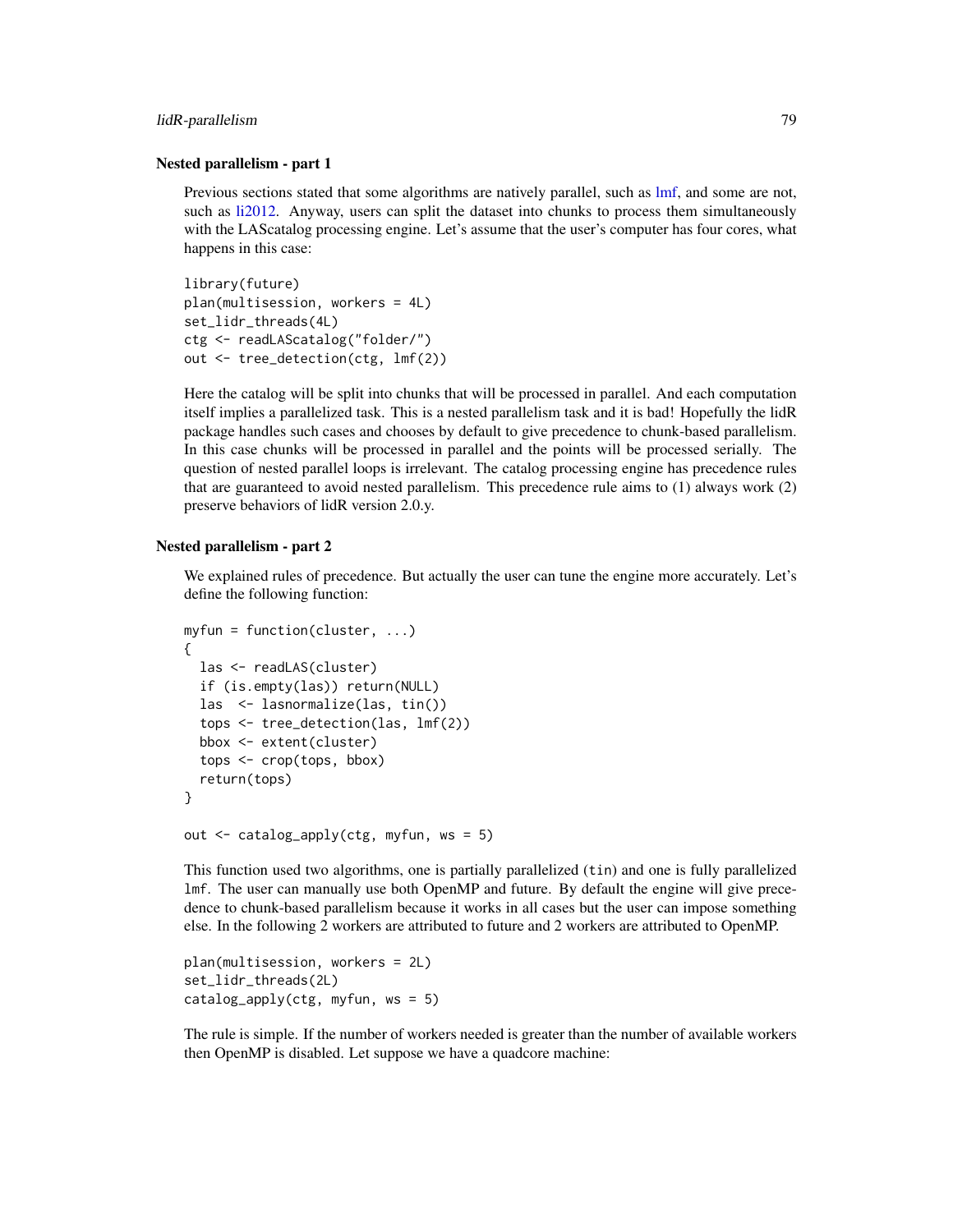### Nested parallelism - part 1

Previous sections stated that some algorithms are natively parallel, such as lmf, and some are not, such as li2012. Anyway, users can split the dataset into chunks to process them simultaneously with the LAScatalog processing engine. Let's assume that the user's computer has four cores, what happens in this case:

```
library(future)
plan(multisession, workers = 4L)
set_lidr_threads(4L)
ctg <- readLAScatalog("folder/")
out <- tree_detection(ctg, lmf(2))
```

Here the catalog will be split into chunks that will be processed in parallel. And each computation itself implies a parallelized task. This is a nested parallelism task and it is bad! Hopefully the lidR package handles such cases and chooses by default to give precedence to chunk-based parallelism. In this case chunks will be processed in parallel and the points will be processed serially. The question of nested parallel loops is irrelevant. The catalog processing engine has precedence rules that are guaranteed to avoid nested parallelism. This precedence rule aims to (1) always work (2) preserve behaviors of lidR version 2.0.y.

### Nested parallelism - part 2

We explained rules of precedence. But actually the user can tune the engine more accurately. Let's define the following function:

```
myfun = function(cluster, ...)
{
  las <- readLAS(cluster)
  if (is.empty(las)) return(NULL)
  las  <- lasnormalize(las, tin())
  tops <- tree_detection(las, lmf(2))
  bbox <- extent(cluster)
  tops <- crop(tops, bbox)
  return(tops)
}

out <- catalog_apply(ctg, myfun, ws = 5)
```

This function used two algorithms, one is partially parallelized (`tin`) and one is fully parallelized `lmf`. The user can manually use both OpenMP and future. By default the engine will give precedence to chunk-based parallelism because it works in all cases but the user can impose something else. In the following 2 workers are attributed to future and 2 workers are attributed to OpenMP.

```
plan(multisession, workers = 2L)
set_lidr_threads(2L)
catalog_apply(ctg, myfun, ws = 5)
```

The rule is simple. If the number of workers needed is greater than the number of available workers then OpenMP is disabled. Let suppose we have a quadcore machine: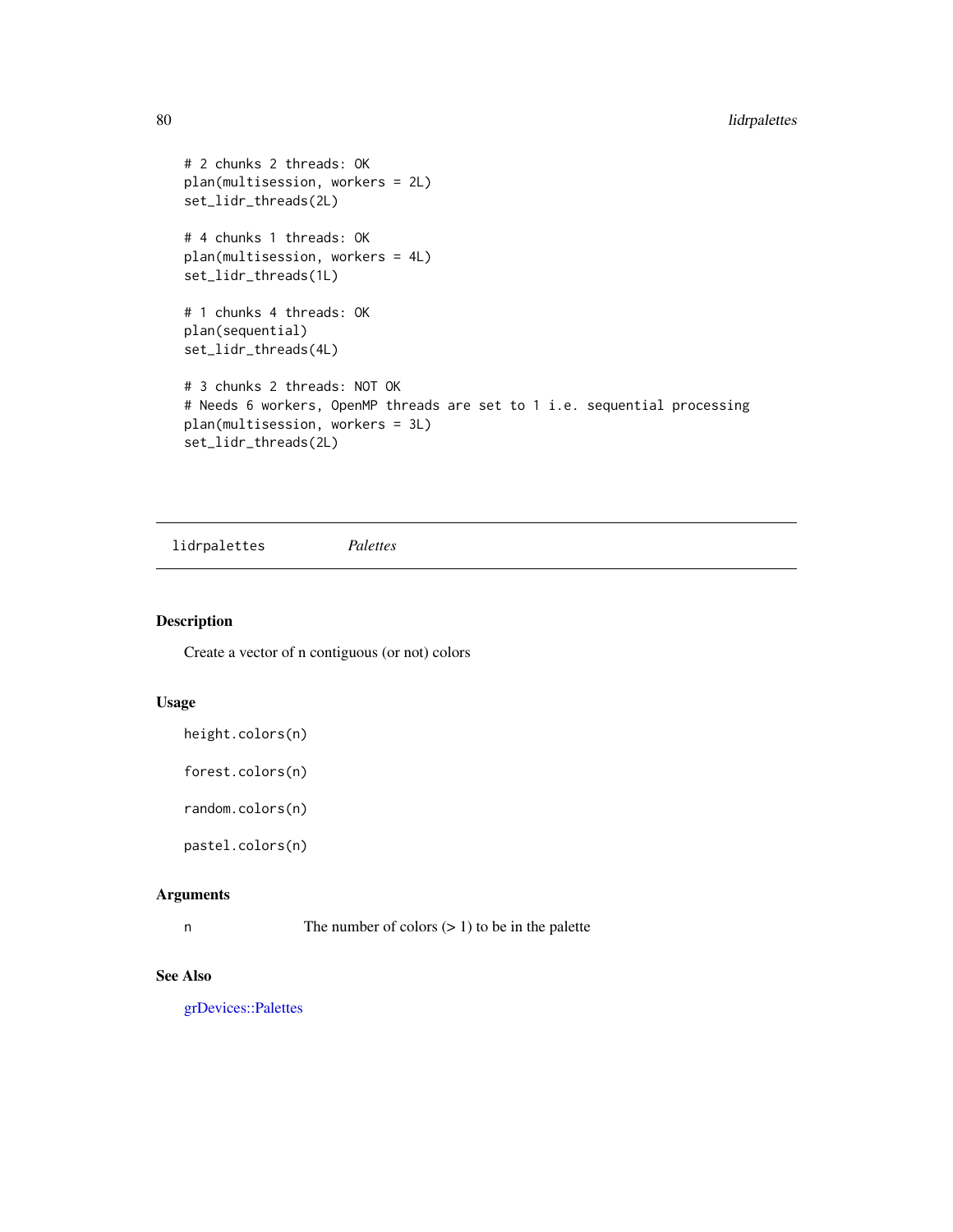```
# 2 chunks 2 threads: OK
plan(multisession, workers = 2L)
set_lidr_threads(2L)

# 4 chunks 1 threads: OK
plan(multisession, workers = 4L)
set_lidr_threads(1L)

# 1 chunks 4 threads: OK
plan(sequential)
set_lidr_threads(4L)

# 3 chunks 2 threads: NOT OK
# Needs 6 workers, OpenMP threads are set to 1 i.e. sequential processing
plan(multisession, workers = 3L)
set_lidr_threads(2L)
```

---

## lidrpalettes *Palettes*

---

### Description

Create a vector of n contiguous (or not) colors

### Usage

```
height.colors(n)

forest.colors(n)

random.colors(n)

pastel.colors(n)
```

### Arguments

| | |
|---|---|
| n | The number of colors (> 1) to be in the palette |

### See Also

grDevices::Palettes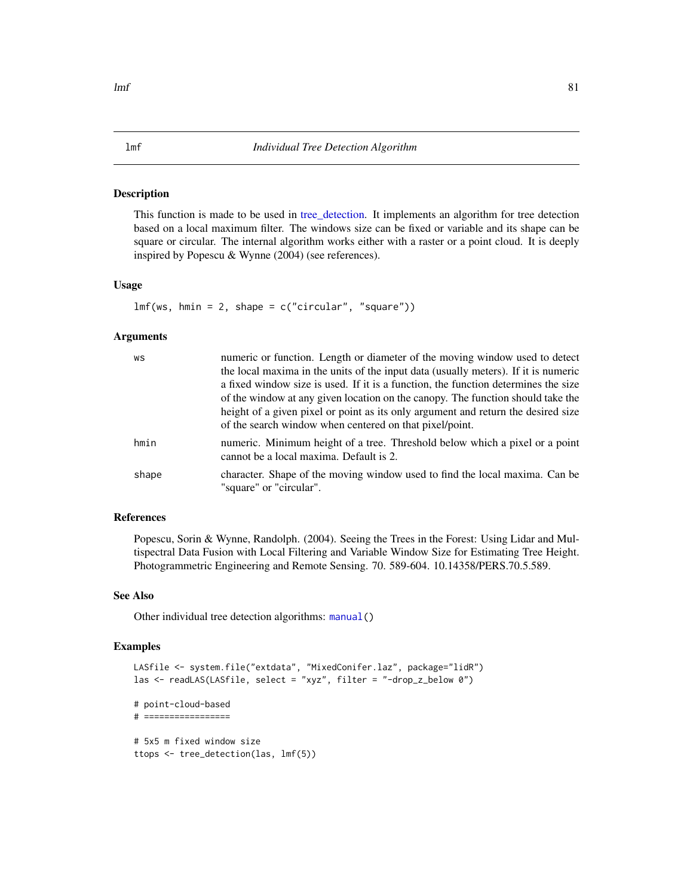# lmf — *Individual Tree Detection Algorithm*

## Description

This function is made to be used in tree_detection. It implements an algorithm for tree detection based on a local maximum filter. The windows size can be fixed or variable and its shape can be square or circular. The internal algorithm works either with a raster or a point cloud. It is deeply inspired by Popescu & Wynne (2004) (see references).

## Usage

```
lmf(ws, hmin = 2, shape = c("circular", "square"))
```

## Arguments

| | |
|---|---|
| `ws` | numeric or function. Length or diameter of the moving window used to detect the local maxima in the units of the input data (usually meters). If it is numeric a fixed window size is used. If it is a function, the function determines the size of the window at any given location on the canopy. The function should take the height of a given pixel or point as its only argument and return the desired size of the search window when centered on that pixel/point. |
| `hmin` | numeric. Minimum height of a tree. Threshold below which a pixel or a point cannot be a local maxima. Default is 2. |
| `shape` | character. Shape of the moving window used to find the local maxima. Can be "square" or "circular". |

## References

Popescu, Sorin & Wynne, Randolph. (2004). Seeing the Trees in the Forest: Using Lidar and Multispectral Data Fusion with Local Filtering and Variable Window Size for Estimating Tree Height. Photogrammetric Engineering and Remote Sensing. 70. 589-604. 10.14358/PERS.70.5.589.

## See Also

Other individual tree detection algorithms: `manual()`

## Examples

```
LASfile <- system.file("extdata", "MixedConifer.laz", package="lidR")
las <- readLAS(LASfile, select = "xyz", filter = "-drop_z_below 0")

# point-cloud-based
# =================

# 5x5 m fixed window size
ttops <- tree_detection(las, lmf(5))
```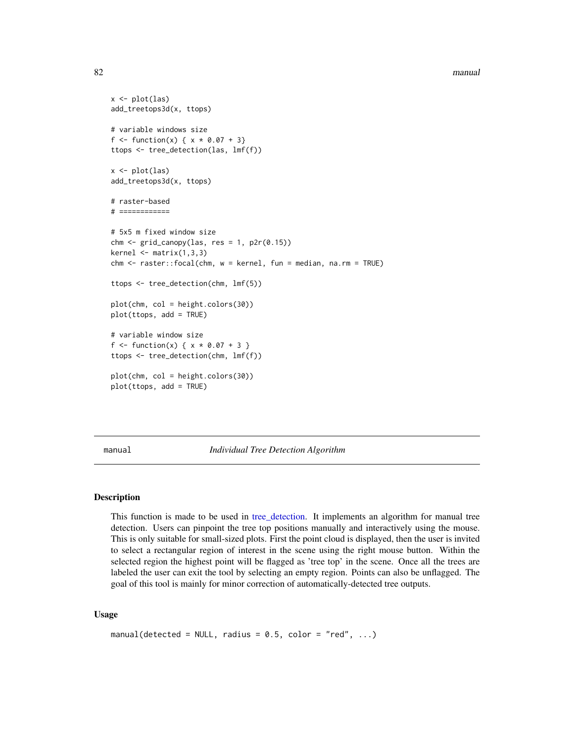```
x <- plot(las)
add_treetops3d(x, ttops)

# variable windows size
f <- function(x) { x * 0.07 + 3}
ttops <- tree_detection(las, lmf(f))

x <- plot(las)
add_treetops3d(x, ttops)

# raster-based
# ============

# 5x5 m fixed window size
chm <- grid_canopy(las, res = 1, p2r(0.15))
kernel <- matrix(1,3,3)
chm <- raster::focal(chm, w = kernel, fun = median, na.rm = TRUE)

ttops <- tree_detection(chm, lmf(5))

plot(chm, col = height.colors(30))
plot(ttops, add = TRUE)

# variable window size
f <- function(x) { x * 0.07 + 3 }
ttops <- tree_detection(chm, lmf(f))

plot(chm, col = height.colors(30))
plot(ttops, add = TRUE)
```

## manual — *Individual Tree Detection Algorithm*

### Description

This function is made to be used in tree_detection. It implements an algorithm for manual tree detection. Users can pinpoint the tree top positions manually and interactively using the mouse. This is only suitable for small-sized plots. First the point cloud is displayed, then the user is invited to select a rectangular region of interest in the scene using the right mouse button. Within the selected region the highest point will be flagged as 'tree top' in the scene. Once all the trees are labeled the user can exit the tool by selecting an empty region. Points can also be unflagged. The goal of this tool is mainly for minor correction of automatically-detected tree outputs.

### Usage

```
manual(detected = NULL, radius = 0.5, color = "red", ...)
```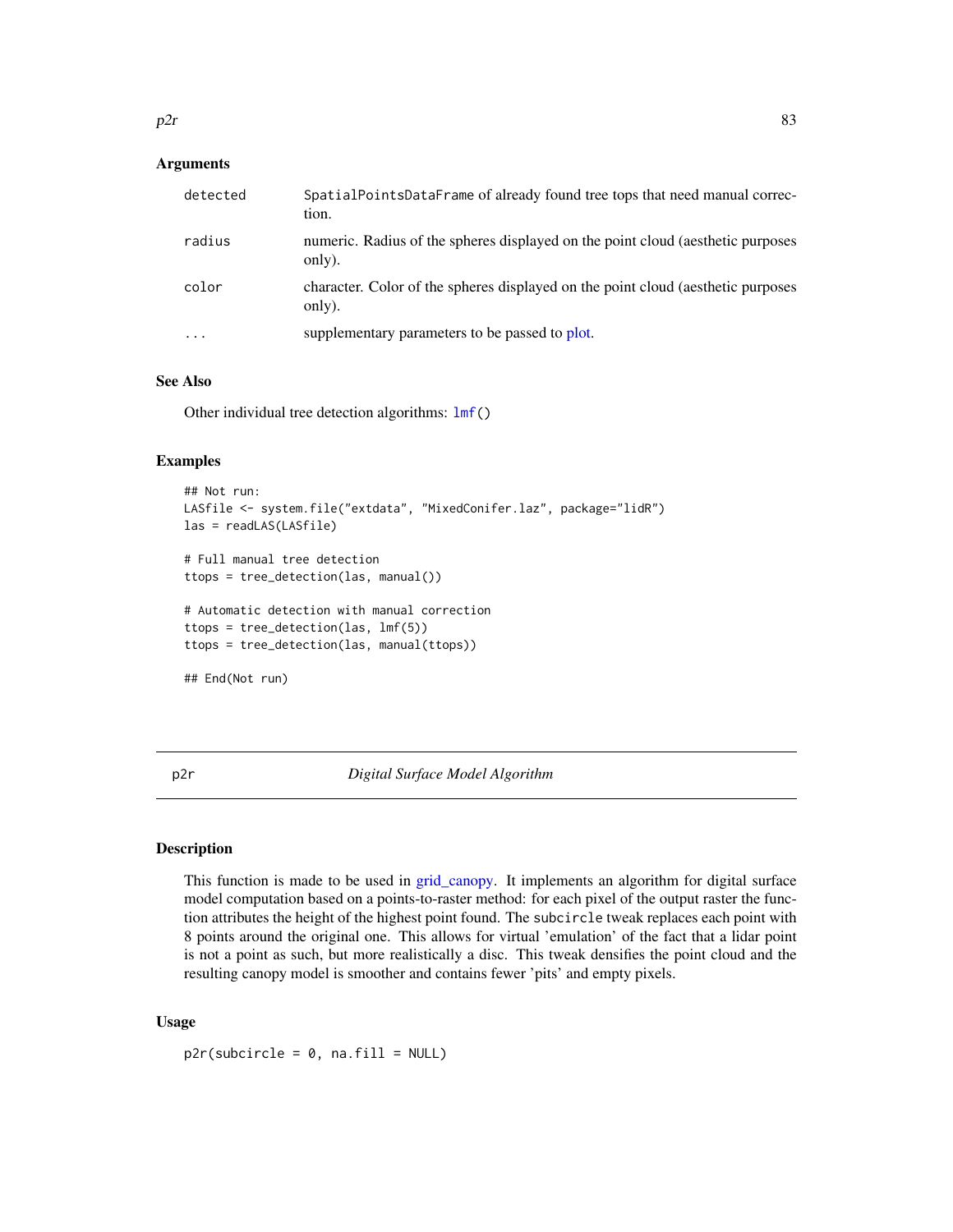### Arguments

| | |
|---|---|
| detected | SpatialPointsDataFrame of already found tree tops that need manual correction. |
| radius | numeric. Radius of the spheres displayed on the point cloud (aesthetic purposes only). |
| color | character. Color of the spheres displayed on the point cloud (aesthetic purposes only). |
| ... | supplementary parameters to be passed to plot. |

### See Also

Other individual tree detection algorithms: `lmf()`

### Examples

```
## Not run:
LASfile <- system.file("extdata", "MixedConifer.laz", package="lidR")
las = readLAS(LASfile)

# Full manual tree detection
ttops = tree_detection(las, manual())

# Automatic detection with manual correction
ttops = tree_detection(las, lmf(5))
ttops = tree_detection(las, manual(ttops))

## End(Not run)
```

---

## p2r — *Digital Surface Model Algorithm*

### Description

This function is made to be used in grid_canopy. It implements an algorithm for digital surface model computation based on a points-to-raster method: for each pixel of the output raster the function attributes the height of the highest point found. The `subcircle` tweak replaces each point with 8 points around the original one. This allows for virtual 'emulation' of the fact that a lidar point is not a point as such, but more realistically a disc. This tweak densifies the point cloud and the resulting canopy model is smoother and contains fewer 'pits' and empty pixels.

### Usage

```
p2r(subcircle = 0, na.fill = NULL)
```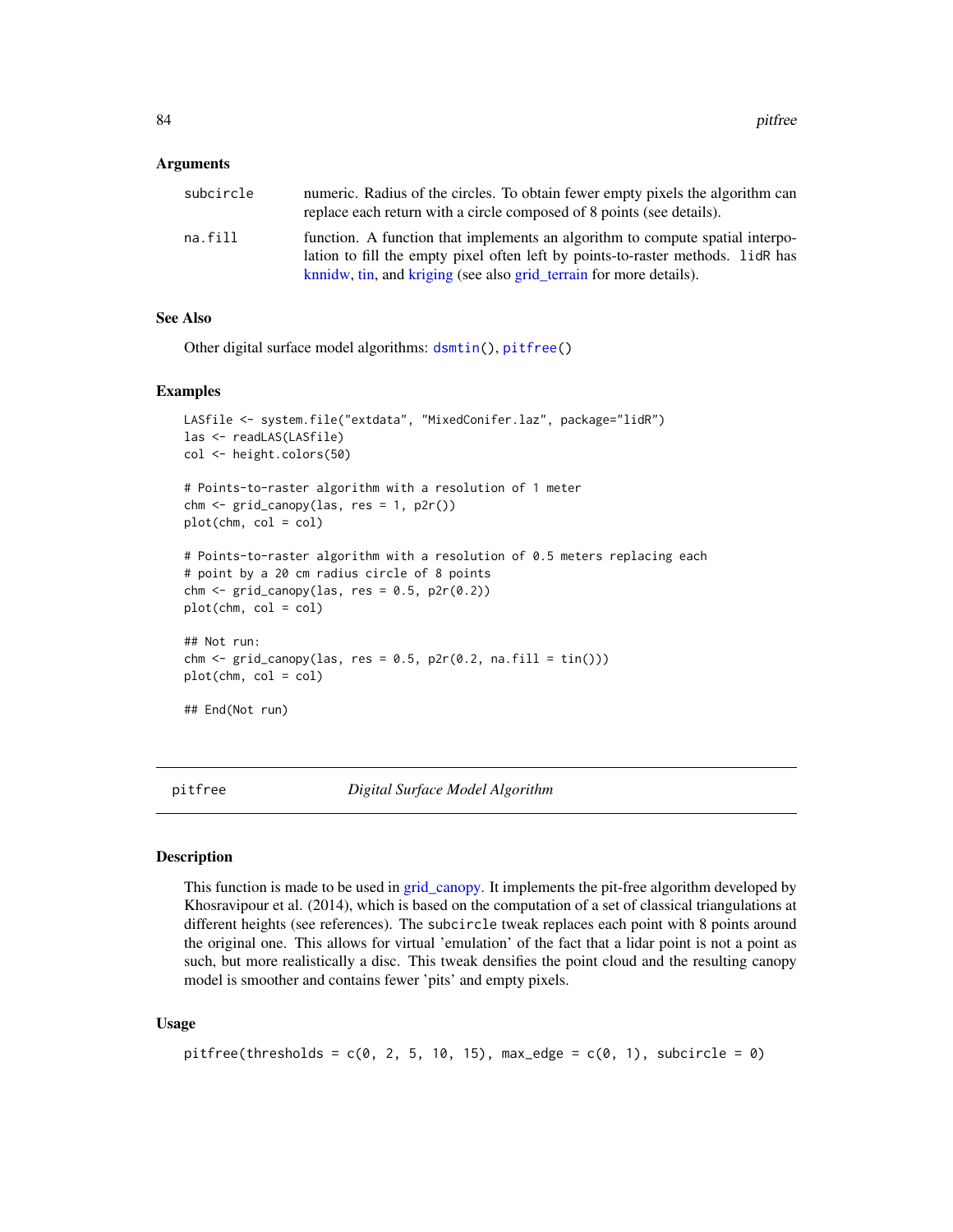### Arguments

| | |
|---|---|
| `subcircle` | numeric. Radius of the circles. To obtain fewer empty pixels the algorithm can replace each return with a circle composed of 8 points (see details). |
| `na.fill` | function. A function that implements an algorithm to compute spatial interpolation to fill the empty pixel often left by points-to-raster methods. `lidR` has knnidw, tin, and kriging (see also grid_terrain for more details). |

### See Also

Other digital surface model algorithms: `dsmtin()`, `pitfree()`

### Examples

```
LASfile <- system.file("extdata", "MixedConifer.laz", package="lidR")
las <- readLAS(LASfile)
col <- height.colors(50)

# Points-to-raster algorithm with a resolution of 1 meter
chm <- grid_canopy(las, res = 1, p2r())
plot(chm, col = col)

# Points-to-raster algorithm with a resolution of 0.5 meters replacing each
# point by a 20 cm radius circle of 8 points
chm <- grid_canopy(las, res = 0.5, p2r(0.2))
plot(chm, col = col)

## Not run:
chm <- grid_canopy(las, res = 0.5, p2r(0.2, na.fill = tin()))
plot(chm, col = col)

## End(Not run)
```

---

## pitfree — *Digital Surface Model Algorithm*

### Description

This function is made to be used in grid_canopy. It implements the pit-free algorithm developed by Khosravipour et al. (2014), which is based on the computation of a set of classical triangulations at different heights (see references). The `subcircle` tweak replaces each point with 8 points around the original one. This allows for virtual 'emulation' of the fact that a lidar point is not a point as such, but more realistically a disc. This tweak densifies the point cloud and the resulting canopy model is smoother and contains fewer 'pits' and empty pixels.

### Usage

```
pitfree(thresholds = c(0, 2, 5, 10, 15), max_edge = c(0, 1), subcircle = 0)
```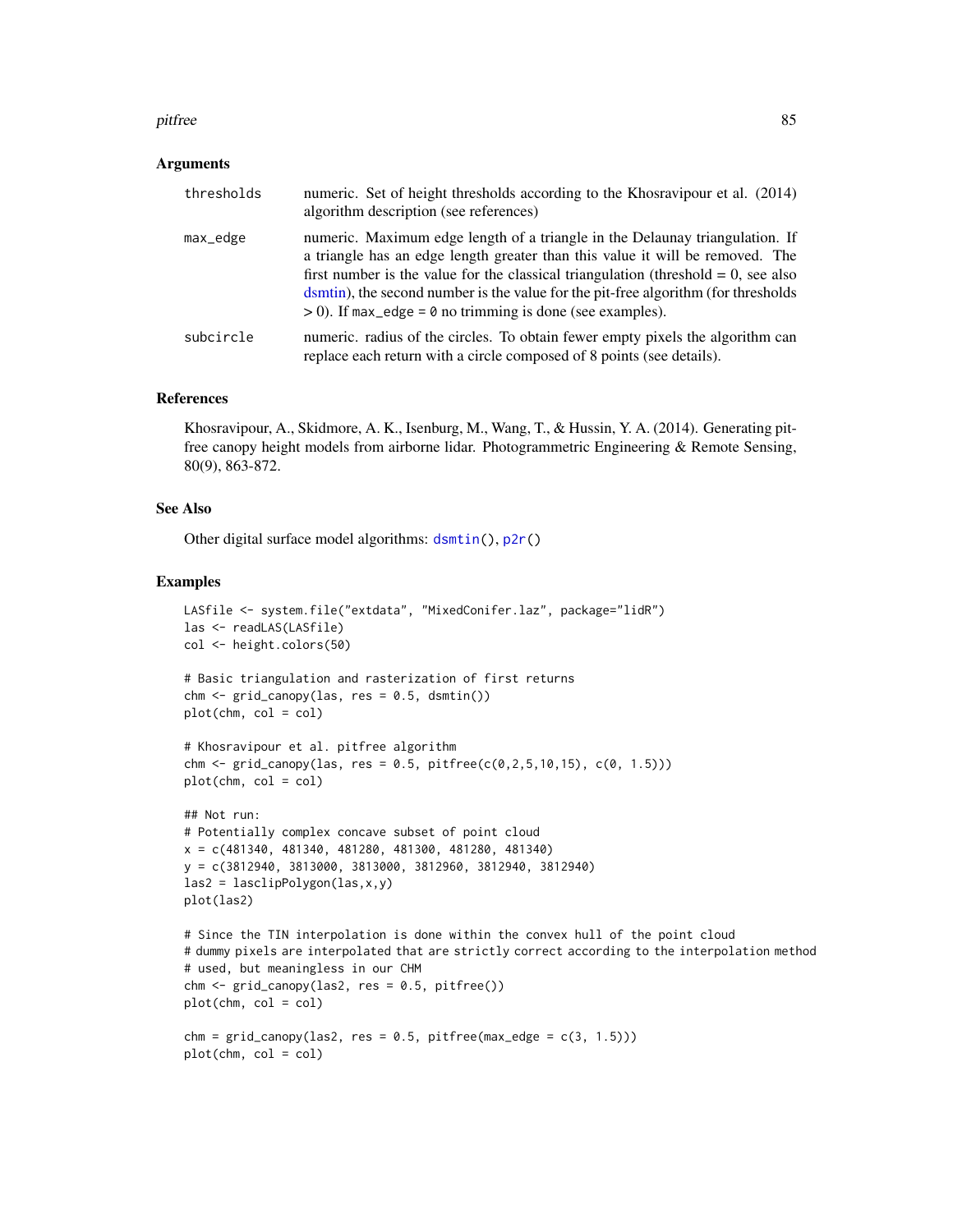## Arguments

| | |
|---|---|
| `thresholds` | numeric. Set of height thresholds according to the Khosravipour et al. (2014) algorithm description (see references) |
| `max_edge` | numeric. Maximum edge length of a triangle in the Delaunay triangulation. If a triangle has an edge length greater than this value it will be removed. The first number is the value for the classical triangulation (threshold = 0, see also dsmtin), the second number is the value for the pit-free algorithm (for thresholds > 0). If `max_edge = 0` no trimming is done (see examples). |
| `subcircle` | numeric. radius of the circles. To obtain fewer empty pixels the algorithm can replace each return with a circle composed of 8 points (see details). |

## References

Khosravipour, A., Skidmore, A. K., Isenburg, M., Wang, T., & Hussin, Y. A. (2014). Generating pit-free canopy height models from airborne lidar. Photogrammetric Engineering & Remote Sensing, 80(9), 863-872.

## See Also

Other digital surface model algorithms: `dsmtin()`, `p2r()`

## Examples

```
LASfile <- system.file("extdata", "MixedConifer.laz", package="lidR")
las <- readLAS(LASfile)
col <- height.colors(50)

# Basic triangulation and rasterization of first returns
chm <- grid_canopy(las, res = 0.5, dsmtin())
plot(chm, col = col)

# Khosravipour et al. pitfree algorithm
chm <- grid_canopy(las, res = 0.5, pitfree(c(0,2,5,10,15), c(0, 1.5)))
plot(chm, col = col)

## Not run:
# Potentially complex concave subset of point cloud
x = c(481340, 481340, 481280, 481300, 481280, 481340)
y = c(3812940, 3813000, 3813000, 3812960, 3812940, 3812940)
las2 = lasclipPolygon(las,x,y)
plot(las2)

# Since the TIN interpolation is done within the convex hull of the point cloud
# dummy pixels are interpolated that are strictly correct according to the interpolation method
# used, but meaningless in our CHM
chm <- grid_canopy(las2, res = 0.5, pitfree())
plot(chm, col = col)

chm = grid_canopy(las2, res = 0.5, pitfree(max_edge = c(3, 1.5)))
plot(chm, col = col)
```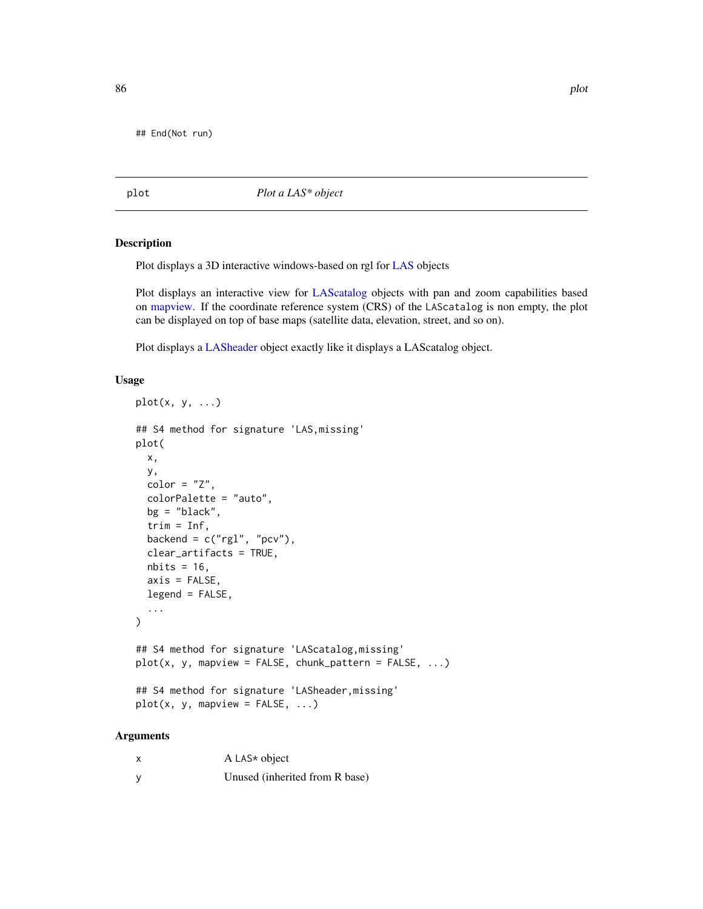```
## End(Not run)
```

## plot — *Plot a LAS* object*

### Description

Plot displays a 3D interactive windows-based on rgl for LAS objects

Plot displays an interactive view for LAScatalog objects with pan and zoom capabilities based on mapview. If the coordinate reference system (CRS) of the `LAScatalog` is non empty, the plot can be displayed on top of base maps (satellite data, elevation, street, and so on).

Plot displays a LASheader object exactly like it displays a LAScatalog object.

### Usage

```
plot(x, y, ...)

## S4 method for signature 'LAS,missing'
plot(
  x,
  y,
  color = "Z",
  colorPalette = "auto",
  bg = "black",
  trim = Inf,
  backend = c("rgl", "pcv"),
  clear_artifacts = TRUE,
  nbits = 16,
  axis = FALSE,
  legend = FALSE,
  ...
)

## S4 method for signature 'LAScatalog,missing'
plot(x, y, mapview = FALSE, chunk_pattern = FALSE, ...)

## S4 method for signature 'LASheader,missing'
plot(x, y, mapview = FALSE, ...)
```

### Arguments

| | |
|---|---|
| x | A `LAS*` object |
| y | Unused (inherited from R base) |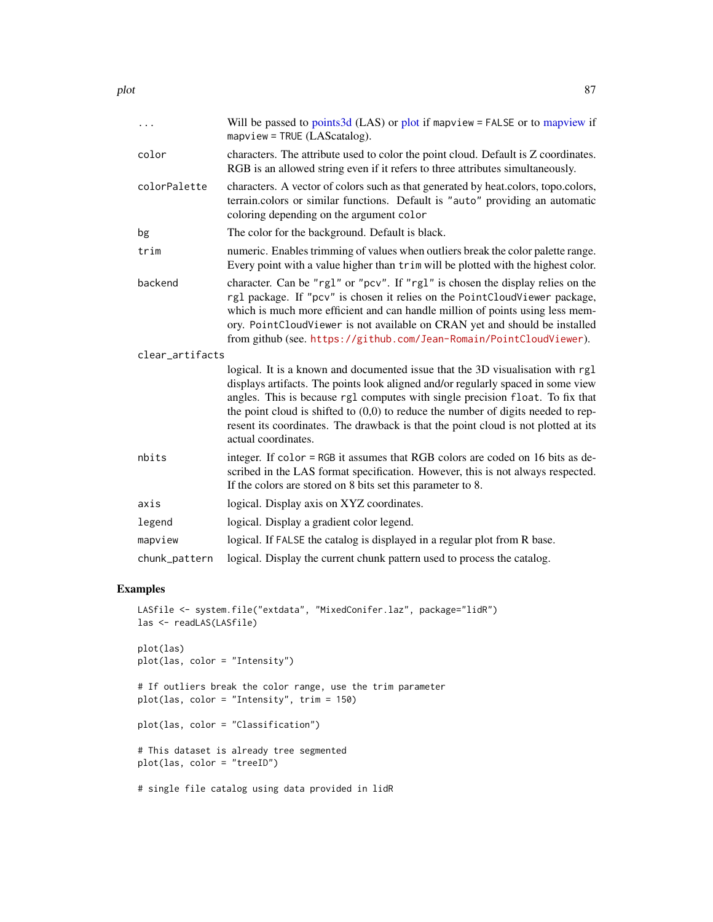| | |
|---|---|
| ... | Will be passed to points3d (LAS) or plot if `mapview = FALSE` or to mapview if `mapview = TRUE` (LAScatalog). |
| color | characters. The attribute used to color the point cloud. Default is Z coordinates. RGB is an allowed string even if it refers to three attributes simultaneously. |
| colorPalette | characters. A vector of colors such as that generated by heat.colors, topo.colors, terrain.colors or similar functions. Default is `"auto"` providing an automatic coloring depending on the argument `color` |
| bg | The color for the background. Default is black. |
| trim | numeric. Enables trimming of values when outliers break the color palette range. Every point with a value higher than `trim` will be plotted with the highest color. |
| backend | character. Can be `"rgl"` or `"pcv"`. If `"rgl"` is chosen the display relies on the `rgl` package. If `"pcv"` is chosen it relies on the `PointCloudViewer` package, which is much more efficient and can handle million of points using less memory. `PointCloudViewer` is not available on CRAN yet and should be installed from github (see. https://github.com/Jean-Romain/PointCloudViewer). |
| clear_artifacts | logical. It is a known and documented issue that the 3D visualisation with `rgl` displays artifacts. The points look aligned and/or regularly spaced in some view angles. This is because `rgl` computes with single precision `float`. To fix that the point cloud is shifted to (0,0) to reduce the number of digits needed to represent its coordinates. The drawback is that the point cloud is not plotted at its actual coordinates. |
| nbits | integer. If `color = RGB` it assumes that RGB colors are coded on 16 bits as described in the LAS format specification. However, this is not always respected. If the colors are stored on 8 bits set this parameter to 8. |
| axis | logical. Display axis on XYZ coordinates. |
| legend | logical. Display a gradient color legend. |
| mapview | logical. If `FALSE` the catalog is displayed in a regular plot from R base. |
| chunk_pattern | logical. Display the current chunk pattern used to process the catalog. |

## Examples

```
LASfile <- system.file("extdata", "MixedConifer.laz", package="lidR")
las <- readLAS(LASfile)

plot(las)
plot(las, color = "Intensity")

# If outliers break the color range, use the trim parameter
plot(las, color = "Intensity", trim = 150)

plot(las, color = "Classification")

# This dataset is already tree segmented
plot(las, color = "treeID")

# single file catalog using data provided in lidR
```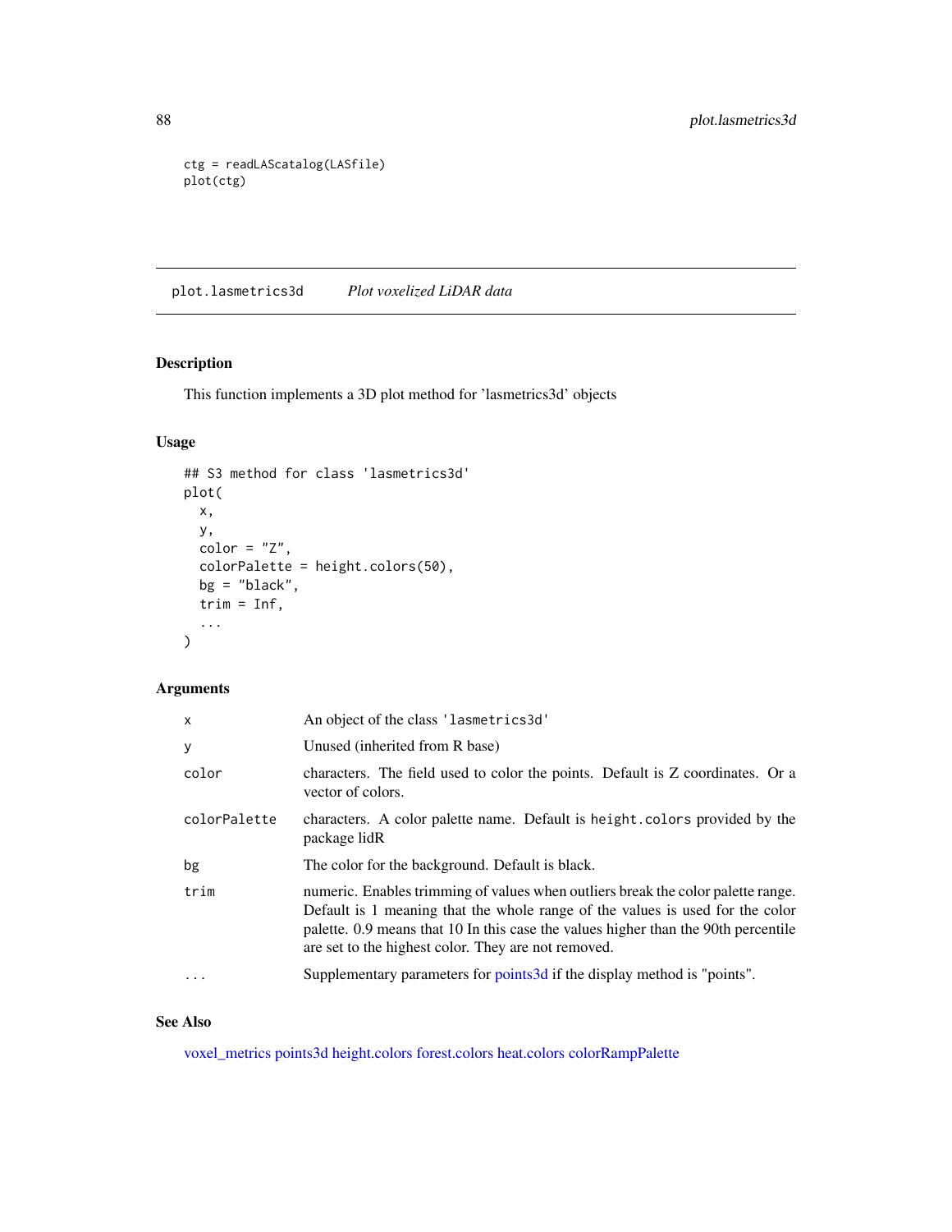```
ctg = readLAScatalog(LASfile)
plot(ctg)
```

## plot.lasmetrics3d    *Plot voxelized LiDAR data*

### Description

This function implements a 3D plot method for 'lasmetrics3d' objects

### Usage

```
## S3 method for class 'lasmetrics3d'
plot(
  x,
  y,
  color = "Z",
  colorPalette = height.colors(50),
  bg = "black",
  trim = Inf,
  ...
)
```

### Arguments

| | |
|---|---|
| x | An object of the class 'lasmetrics3d' |
| y | Unused (inherited from R base) |
| color | characters. The field used to color the points. Default is Z coordinates. Or a vector of colors. |
| colorPalette | characters. A color palette name. Default is height.colors provided by the package lidR |
| bg | The color for the background. Default is black. |
| trim | numeric. Enables trimming of values when outliers break the color palette range. Default is 1 meaning that the whole range of the values is used for the color palette. 0.9 means that 10 In this case the values higher than the 90th percentile are set to the highest color. They are not removed. |
| ... | Supplementary parameters for points3d if the display method is "points". |

### See Also

voxel_metrics points3d height.colors forest.colors heat.colors colorRampPalette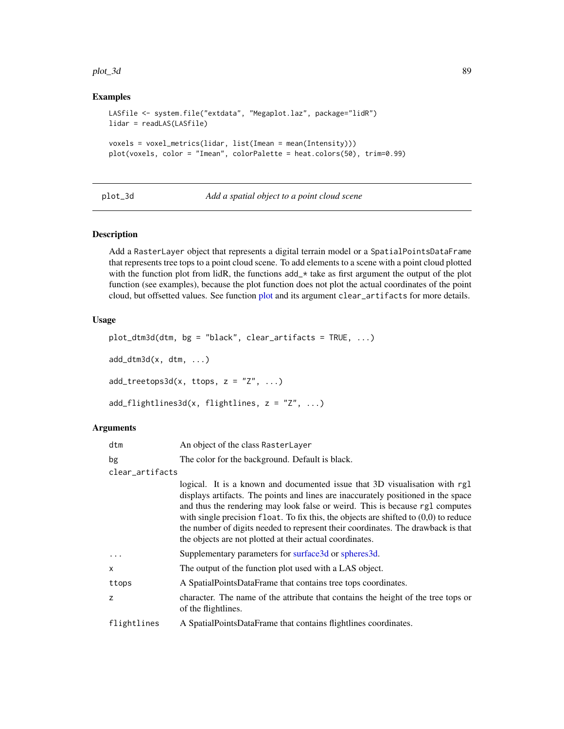## Examples

```
LASfile <- system.file("extdata", "Megaplot.laz", package="lidR")
lidar = readLAS(LASfile)

voxels = voxel_metrics(lidar, list(Imean = mean(Intensity)))
plot(voxels, color = "Imean", colorPalette = heat.colors(50), trim=0.99)
```

---

# plot_3d — *Add a spatial object to a point cloud scene*

## Description

Add a RasterLayer object that represents a digital terrain model or a SpatialPointsDataFrame that represents tree tops to a point cloud scene. To add elements to a scene with a point cloud plotted with the function plot from lidR, the functions add_* take as first argument the output of the plot function (see examples), because the plot function does not plot the actual coordinates of the point cloud, but offsetted values. See function plot and its argument clear_artifacts for more details.

## Usage

```
plot_dtm3d(dtm, bg = "black", clear_artifacts = TRUE, ...)

add_dtm3d(x, dtm, ...)

add_treetops3d(x, ttops, z = "Z", ...)

add_flightlines3d(x, flightlines, z = "Z", ...)
```

## Arguments

| | |
|---|---|
| dtm | An object of the class RasterLayer |
| bg | The color for the background. Default is black. |
| clear_artifacts | logical. It is a known and documented issue that 3D visualisation with rgl displays artifacts. The points and lines are inaccurately positioned in the space and thus the rendering may look false or weird. This is because rgl computes with single precision float. To fix this, the objects are shifted to (0,0) to reduce the number of digits needed to represent their coordinates. The drawback is that the objects are not plotted at their actual coordinates. |
| ... | Supplementary parameters for surface3d or spheres3d. |
| x | The output of the function plot used with a LAS object. |
| ttops | A SpatialPointsDataFrame that contains tree tops coordinates. |
| z | character. The name of the attribute that contains the height of the tree tops or of the flightlines. |
| flightlines | A SpatialPointsDataFrame that contains flightlines coordinates. |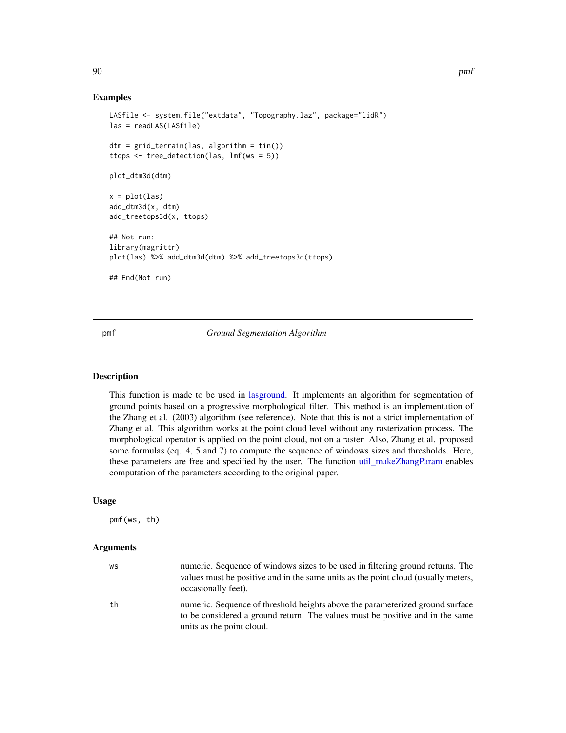## Examples

```
LASfile <- system.file("extdata", "Topography.laz", package="lidR")
las = readLAS(LASfile)

dtm = grid_terrain(las, algorithm = tin())
ttops <- tree_detection(las, lmf(ws = 5))

plot_dtm3d(dtm)

x = plot(las)
add_dtm3d(x, dtm)
add_treetops3d(x, ttops)

## Not run:
library(magrittr)
plot(las) %>% add_dtm3d(dtm) %>% add_treetops3d(ttops)

## End(Not run)
```

---

# pmf *Ground Segmentation Algorithm*

## Description

This function is made to be used in lasground. It implements an algorithm for segmentation of ground points based on a progressive morphological filter. This method is an implementation of the Zhang et al. (2003) algorithm (see reference). Note that this is not a strict implementation of Zhang et al. This algorithm works at the point cloud level without any rasterization process. The morphological operator is applied on the point cloud, not on a raster. Also, Zhang et al. proposed some formulas (eq. 4, 5 and 7) to compute the sequence of windows sizes and thresholds. Here, these parameters are free and specified by the user. The function util_makeZhangParam enables computation of the parameters according to the original paper.

## Usage

```
pmf(ws, th)
```

## Arguments

| | |
|---|---|
| ws | numeric. Sequence of windows sizes to be used in filtering ground returns. The values must be positive and in the same units as the point cloud (usually meters, occasionally feet). |
| th | numeric. Sequence of threshold heights above the parameterized ground surface to be considered a ground return. The values must be positive and in the same units as the point cloud. |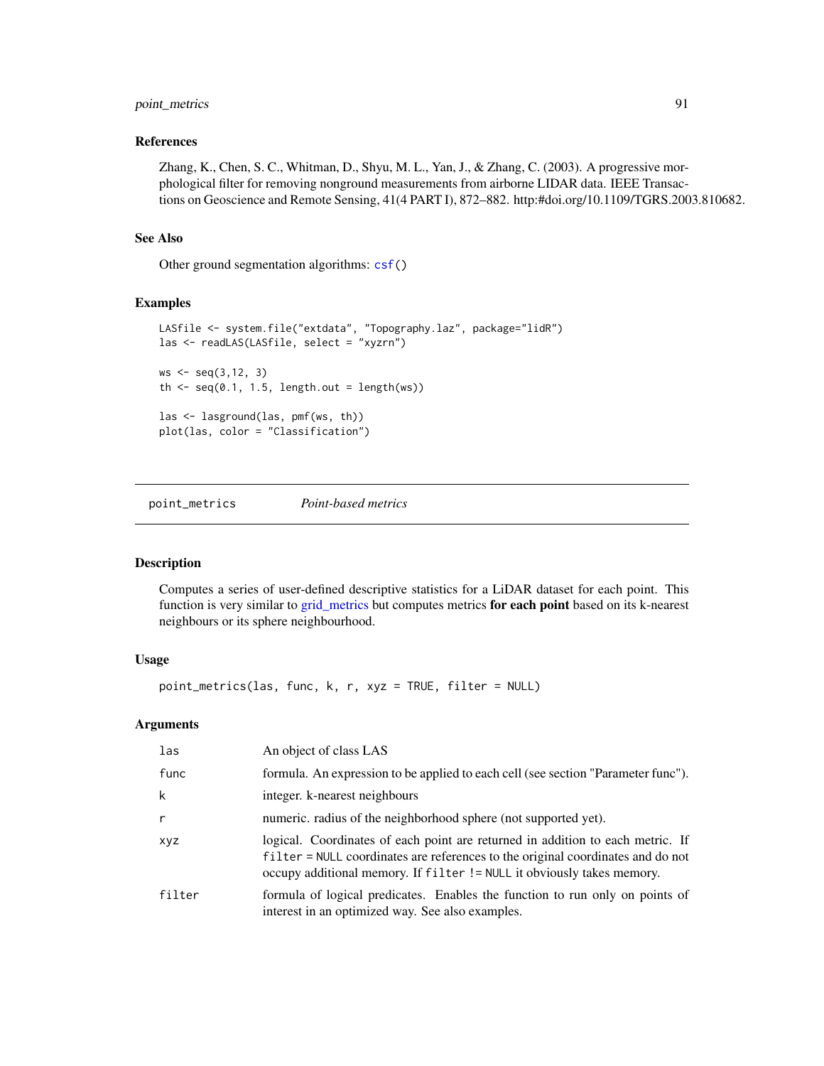### References

Zhang, K., Chen, S. C., Whitman, D., Shyu, M. L., Yan, J., & Zhang, C. (2003). A progressive morphological filter for removing nonground measurements from airborne LIDAR data. IEEE Transactions on Geoscience and Remote Sensing, 41(4 PART I), 872–882. http:#doi.org/10.1109/TGRS.2003.810682.

### See Also

Other ground segmentation algorithms: csf()

### Examples

```
LASfile <- system.file("extdata", "Topography.laz", package="lidR")
las <- readLAS(LASfile, select = "xyzrn")

ws <- seq(3,12, 3)
th <- seq(0.1, 1.5, length.out = length(ws))

las <- lasground(las, pmf(ws, th))
plot(las, color = "Classification")
```

---

## point_metrics *Point-based metrics*

---

### Description

Computes a series of user-defined descriptive statistics for a LiDAR dataset for each point. This function is very similar to grid_metrics but computes metrics **for each point** based on its k-nearest neighbours or its sphere neighbourhood.

### Usage

```
point_metrics(las, func, k, r, xyz = TRUE, filter = NULL)
```

### Arguments

| | |
|---|---|
| `las` | An object of class LAS |
| `func` | formula. An expression to be applied to each cell (see section "Parameter func"). |
| `k` | integer. k-nearest neighbours |
| `r` | numeric. radius of the neighborhood sphere (not supported yet). |
| `xyz` | logical. Coordinates of each point are returned in addition to each metric. If `filter = NULL` coordinates are references to the original coordinates and do not occupy additional memory. If `filter != NULL` it obviously takes memory. |
| `filter` | formula of logical predicates. Enables the function to run only on points of interest in an optimized way. See also examples. |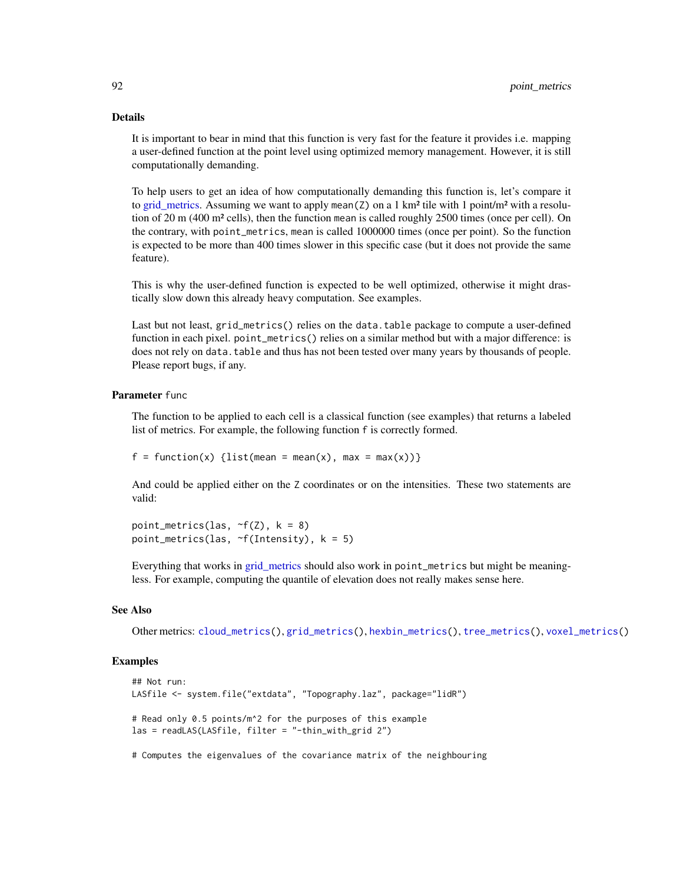### Details

It is important to bear in mind that this function is very fast for the feature it provides i.e. mapping a user-defined function at the point level using optimized memory management. However, it is still computationally demanding.

To help users to get an idea of how computationally demanding this function is, let's compare it to grid_metrics. Assuming we want to apply `mean(Z)` on a 1 km² tile with 1 point/m² with a resolution of 20 m (400 m² cells), then the function `mean` is called roughly 2500 times (once per cell). On the contrary, with `point_metrics`, `mean` is called 1000000 times (once per point). So the function is expected to be more than 400 times slower in this specific case (but it does not provide the same feature).

This is why the user-defined function is expected to be well optimized, otherwise it might drastically slow down this already heavy computation. See examples.

Last but not least, `grid_metrics()` relies on the `data.table` package to compute a user-defined function in each pixel. `point_metrics()` relies on a similar method but with a major difference: is does not rely on `data.table` and thus has not been tested over many years by thousands of people. Please report bugs, if any.

### Parameter `func`

The function to be applied to each cell is a classical function (see examples) that returns a labeled list of metrics. For example, the following function `f` is correctly formed.

```
f = function(x) {list(mean = mean(x), max = max(x))}
```

And could be applied either on the `Z` coordinates or on the intensities. These two statements are valid:

```
point_metrics(las, ~f(Z), k = 8)
point_metrics(las, ~f(Intensity), k = 5)
```

Everything that works in grid_metrics should also work in `point_metrics` but might be meaningless. For example, computing the quantile of elevation does not really makes sense here.

### See Also

Other metrics: `cloud_metrics()`, `grid_metrics()`, `hexbin_metrics()`, `tree_metrics()`, `voxel_metrics()`

### Examples

```
## Not run:
LASfile <- system.file("extdata", "Topography.laz", package="lidR")

# Read only 0.5 points/m^2 for the purposes of this example
las = readLAS(LASfile, filter = "-thin_with_grid 2")

# Computes the eigenvalues of the covariance matrix of the neighbouring
```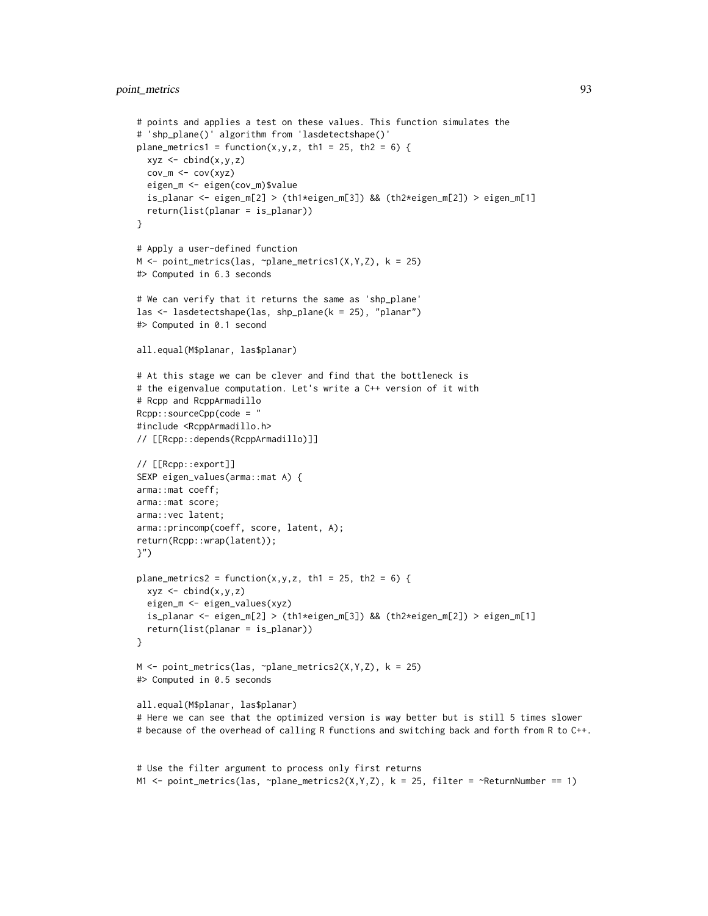```
# points and applies a test on these values. This function simulates the
# 'shp_plane()' algorithm from 'lasdetectshape()'
plane_metrics1 = function(x,y,z, th1 = 25, th2 = 6) {
  xyz <- cbind(x,y,z)
  cov_m <- cov(xyz)
  eigen_m <- eigen(cov_m)$value
  is_planar <- eigen_m[2] > (th1*eigen_m[3]) && (th2*eigen_m[2]) > eigen_m[1]
  return(list(planar = is_planar))
}

# Apply a user-defined function
M <- point_metrics(las, ~plane_metrics1(X,Y,Z), k = 25)
#> Computed in 6.3 seconds

# We can verify that it returns the same as 'shp_plane'
las <- lasdetectshape(las, shp_plane(k = 25), "planar")
#> Computed in 0.1 second

all.equal(M$planar, las$planar)

# At this stage we can be clever and find that the bottleneck is
# the eigenvalue computation. Let's write a C++ version of it with
# Rcpp and RcppArmadillo
Rcpp::sourceCpp(code = "
#include <RcppArmadillo.h>
// [[Rcpp::depends(RcppArmadillo)]]

// [[Rcpp::export]]
SEXP eigen_values(arma::mat A) {
arma::mat coeff;
arma::mat score;
arma::vec latent;
arma::princomp(coeff, score, latent, A);
return(Rcpp::wrap(latent));
}")

plane_metrics2 = function(x,y,z, th1 = 25, th2 = 6) {
  xyz <- cbind(x,y,z)
  eigen_m <- eigen_values(xyz)
  is_planar <- eigen_m[2] > (th1*eigen_m[3]) && (th2*eigen_m[2]) > eigen_m[1]
  return(list(planar = is_planar))
}

M <- point_metrics(las, ~plane_metrics2(X,Y,Z), k = 25)
#> Computed in 0.5 seconds

all.equal(M$planar, las$planar)
# Here we can see that the optimized version is way better but is still 5 times slower
# because of the overhead of calling R functions and switching back and forth from R to C++.


# Use the filter argument to process only first returns
M1 <- point_metrics(las, ~plane_metrics2(X,Y,Z), k = 25, filter = ~ReturnNumber == 1)
```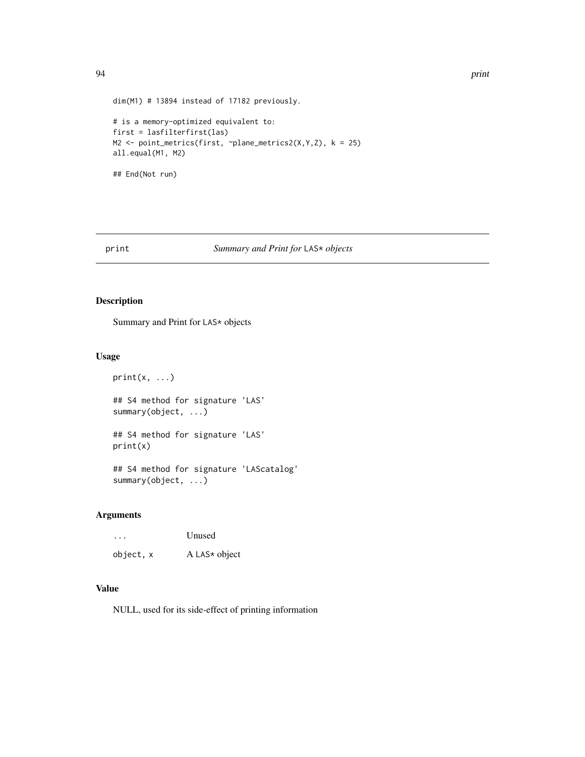```
dim(M1) # 13894 instead of 17182 previously.

# is a memory-optimized equivalent to:
first = lasfilterfirst(las)
M2 <- point_metrics(first, ~plane_metrics2(X,Y,Z), k = 25)
all.equal(M1, M2)

## End(Not run)
```

## print — *Summary and Print for* `LAS*` *objects*

### Description

Summary and Print for `LAS*` objects

### Usage

```
print(x, ...)

## S4 method for signature 'LAS'
summary(object, ...)

## S4 method for signature 'LAS'
print(x)

## S4 method for signature 'LAScatalog'
summary(object, ...)
```

### Arguments

| | |
|---|---|
| `...` | Unused |
| `object, x` | A `LAS*` object |

### Value

NULL, used for its side-effect of printing information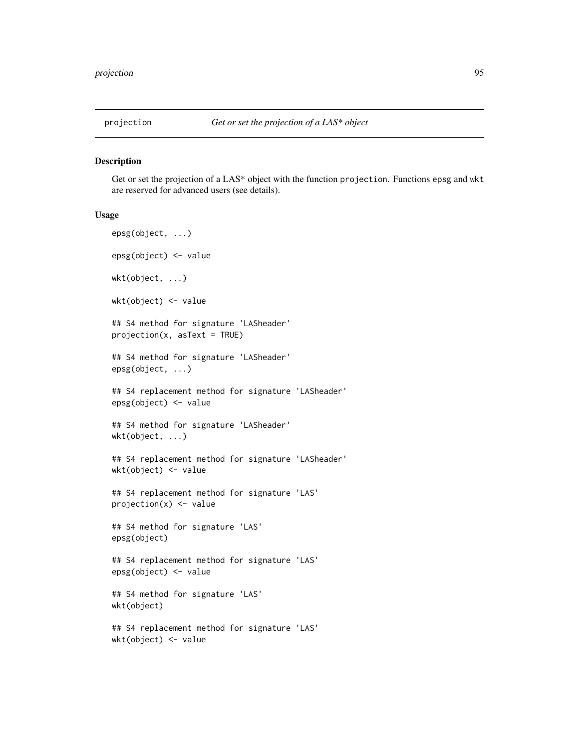projection — *Get or set the projection of a LAS\* object*

## Description

Get or set the projection of a LAS* object with the function `projection`. Functions `epsg` and `wkt` are reserved for advanced users (see details).

## Usage

```
epsg(object, ...)

epsg(object) <- value

wkt(object, ...)

wkt(object) <- value

## S4 method for signature 'LASheader'
projection(x, asText = TRUE)

## S4 method for signature 'LASheader'
epsg(object, ...)

## S4 replacement method for signature 'LASheader'
epsg(object) <- value

## S4 method for signature 'LASheader'
wkt(object, ...)

## S4 replacement method for signature 'LASheader'
wkt(object) <- value

## S4 replacement method for signature 'LAS'
projection(x) <- value

## S4 method for signature 'LAS'
epsg(object)

## S4 replacement method for signature 'LAS'
epsg(object) <- value

## S4 method for signature 'LAS'
wkt(object)

## S4 replacement method for signature 'LAS'
wkt(object) <- value
```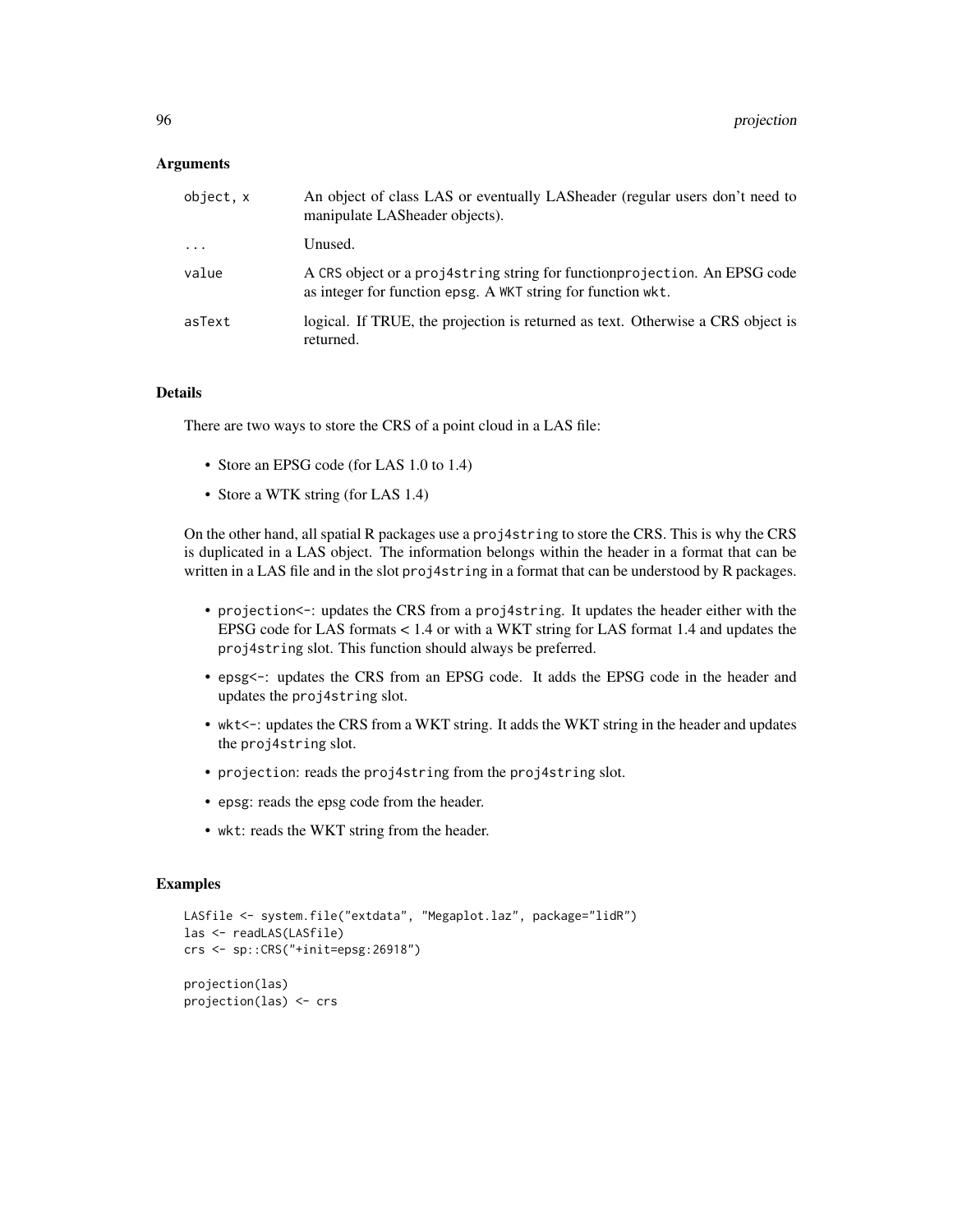### Arguments

| | |
|---|---|
| `object, x` | An object of class LAS or eventually LASheader (regular users don't need to manipulate LASheader objects). |
| `...` | Unused. |
| `value` | A `CRS` object or a `proj4string` string for function`projection`. An EPSG code as integer for function `epsg`. A `WKT` string for function `wkt`. |
| `asText` | logical. If TRUE, the projection is returned as text. Otherwise a CRS object is returned. |

### Details

There are two ways to store the CRS of a point cloud in a LAS file:

- Store an EPSG code (for LAS 1.0 to 1.4)
- Store a WTK string (for LAS 1.4)

On the other hand, all spatial R packages use a `proj4string` to store the CRS. This is why the CRS is duplicated in a LAS object. The information belongs within the header in a format that can be written in a LAS file and in the slot `proj4string` in a format that can be understood by R packages.

- `projection<-`: updates the CRS from a `proj4string`. It updates the header either with the EPSG code for LAS formats < 1.4 or with a WKT string for LAS format 1.4 and updates the `proj4string` slot. This function should always be preferred.
- `epsg<-`: updates the CRS from an EPSG code. It adds the EPSG code in the header and updates the `proj4string` slot.
- `wkt<-`: updates the CRS from a WKT string. It adds the WKT string in the header and updates the `proj4string` slot.
- `projection`: reads the `proj4string` from the `proj4string` slot.
- `epsg`: reads the epsg code from the header.
- `wkt`: reads the WKT string from the header.

### Examples

```
LASfile <- system.file("extdata", "Megaplot.laz", package="lidR")
las <- readLAS(LASfile)
crs <- sp::CRS("+init=epsg:26918")

projection(las)
projection(las) <- crs
```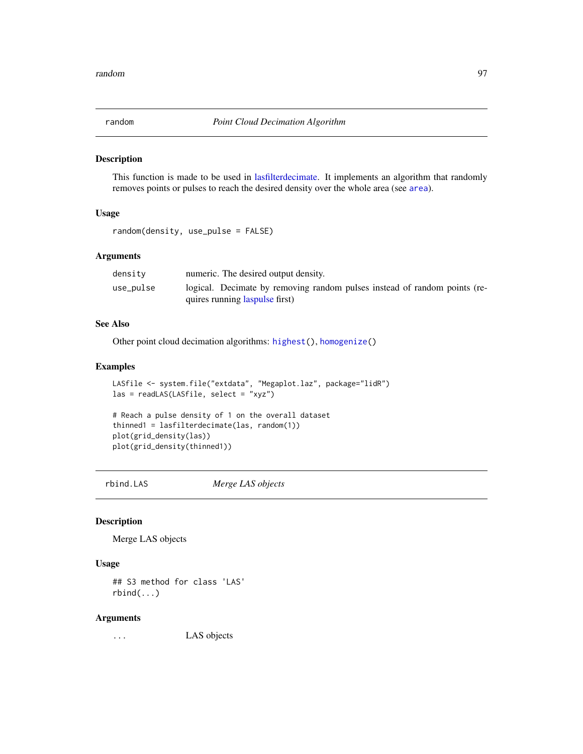## random — *Point Cloud Decimation Algorithm*

### Description

This function is made to be used in lasfilterdecimate. It implements an algorithm that randomly removes points or pulses to reach the desired density over the whole area (see `area`).

### Usage

```
random(density, use_pulse = FALSE)
```

### Arguments

| | |
|---|---|
| `density` | numeric. The desired output density. |
| `use_pulse` | logical. Decimate by removing random pulses instead of random points (requires running laspulse first) |

### See Also

Other point cloud decimation algorithms: `highest()`, `homogenize()`

### Examples

```
LASfile <- system.file("extdata", "Megaplot.laz", package="lidR")
las = readLAS(LASfile, select = "xyz")

# Reach a pulse density of 1 on the overall dataset
thinned1 = lasfilterdecimate(las, random(1))
plot(grid_density(las))
plot(grid_density(thinned1))
```

## rbind.LAS — *Merge LAS objects*

### Description

Merge LAS objects

### Usage

```
## S3 method for class 'LAS'
rbind(...)
```

### Arguments

| | |
|---|---|
| `...` | LAS objects |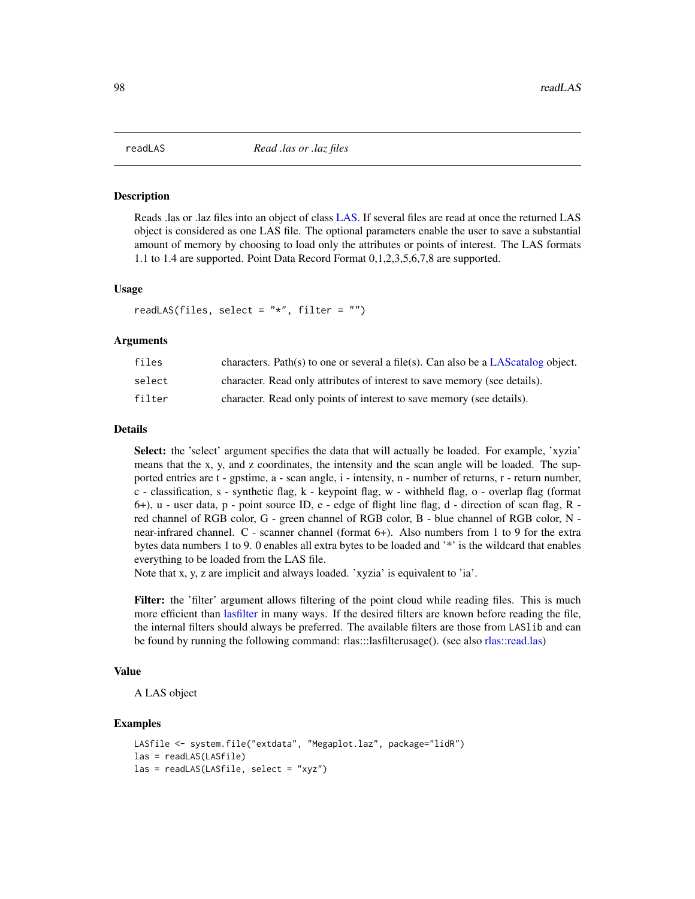readLAS *Read .las or .laz files*

## Description

Reads .las or .laz files into an object of class LAS. If several files are read at once the returned LAS object is considered as one LAS file. The optional parameters enable the user to save a substantial amount of memory by choosing to load only the attributes or points of interest. The LAS formats 1.1 to 1.4 are supported. Point Data Record Format 0,1,2,3,5,6,7,8 are supported.

## Usage

```
readLAS(files, select = "*", filter = "")
```

## Arguments

| | |
|---|---|
| files | characters. Path(s) to one or several a file(s). Can also be a LAScatalog object. |
| select | character. Read only attributes of interest to save memory (see details). |
| filter | character. Read only points of interest to save memory (see details). |

## Details

**Select:** the 'select' argument specifies the data that will actually be loaded. For example, 'xyzia' means that the x, y, and z coordinates, the intensity and the scan angle will be loaded. The supported entries are t - gpstime, a - scan angle, i - intensity, n - number of returns, r - return number, c - classification, s - synthetic flag, k - keypoint flag, w - withheld flag, o - overlap flag (format 6+), u - user data, p - point source ID, e - edge of flight line flag, d - direction of scan flag, R - red channel of RGB color, G - green channel of RGB color, B - blue channel of RGB color, N - near-infrared channel. C - scanner channel (format 6+). Also numbers from 1 to 9 for the extra bytes data numbers 1 to 9. 0 enables all extra bytes to be loaded and '*' is the wildcard that enables everything to be loaded from the LAS file.
Note that x, y, z are implicit and always loaded. 'xyzia' is equivalent to 'ia'.

**Filter:** the 'filter' argument allows filtering of the point cloud while reading files. This is much more efficient than lasfilter in many ways. If the desired filters are known before reading the file, the internal filters should always be preferred. The available filters are those from LASlib and can be found by running the following command: rlas:::lasfilterusage(). (see also rlas::read.las)

## Value

A LAS object

## Examples

```
LASfile <- system.file("extdata", "Megaplot.laz", package="lidR")
las = readLAS(LASfile)
las = readLAS(LASfile, select = "xyz")
```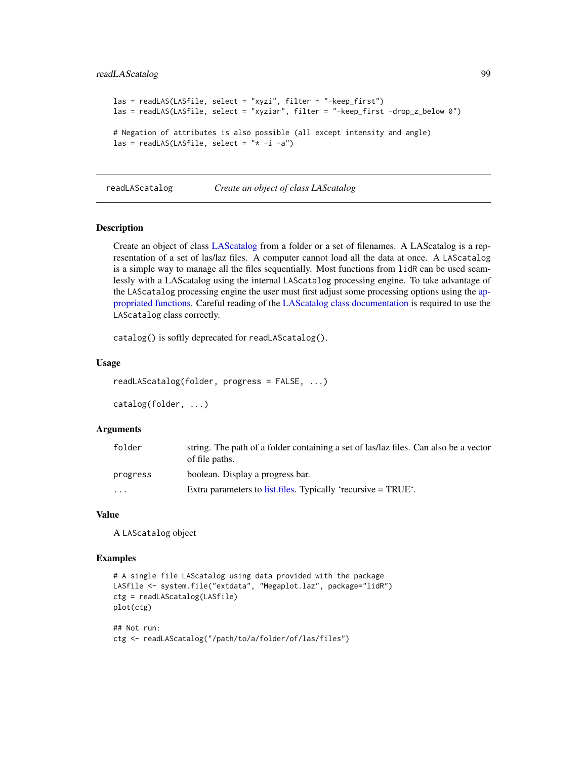```
las = readLAS(LASfile, select = "xyzi", filter = "-keep_first")
las = readLAS(LASfile, select = "xyziar", filter = "-keep_first -drop_z_below 0")

# Negation of attributes is also possible (all except intensity and angle)
las = readLAS(LASfile, select = "* -i -a")
```

---

readLAScatalog *Create an object of class LAScatalog*

---

## Description

Create an object of class LAScatalog from a folder or a set of filenames. A LAScatalog is a representation of a set of las/laz files. A computer cannot load all the data at once. A LAScatalog is a simple way to manage all the files sequentially. Most functions from lidR can be used seamlessly with a LAScatalog using the internal LAScatalog processing engine. To take advantage of the LAScatalog processing engine the user must first adjust some processing options using the appropriated functions. Careful reading of the LAScatalog class documentation is required to use the LAScatalog class correctly.

catalog() is softly deprecated for readLAScatalog().

## Usage

```
readLAScatalog(folder, progress = FALSE, ...)

catalog(folder, ...)
```

## Arguments

| | |
|---|---|
| folder | string. The path of a folder containing a set of las/laz files. Can also be a vector of file paths. |
| progress | boolean. Display a progress bar. |
| ... | Extra parameters to list.files. Typically 'recursive = TRUE'. |

## Value

A LAScatalog object

## Examples

```
# A single file LAScatalog using data provided with the package
LASfile <- system.file("extdata", "Megaplot.laz", package="lidR")
ctg = readLAScatalog(LASfile)
plot(ctg)

## Not run:
ctg <- readLAScatalog("/path/to/a/folder/of/las/files")
```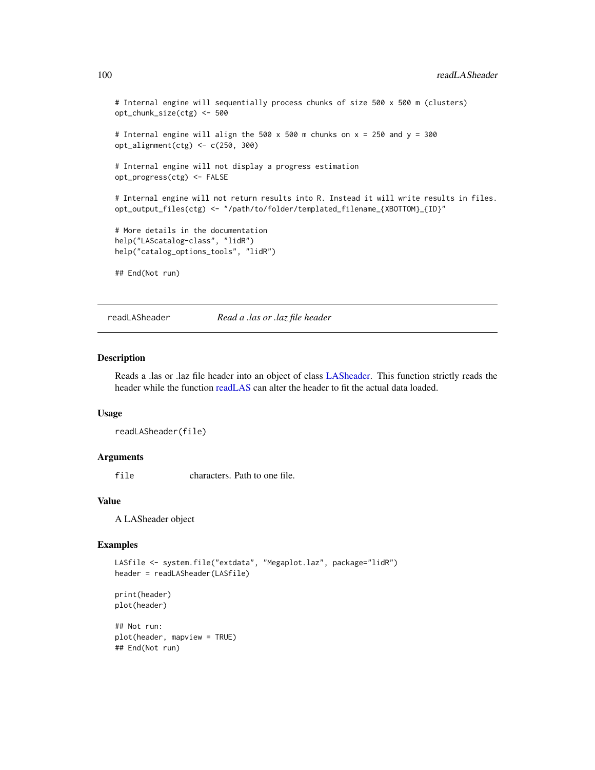```
# Internal engine will sequentially process chunks of size 500 x 500 m (clusters)
opt_chunk_size(ctg) <- 500

# Internal engine will align the 500 x 500 m chunks on x = 250 and y = 300
opt_alignment(ctg) <- c(250, 300)

# Internal engine will not display a progress estimation
opt_progress(ctg) <- FALSE

# Internal engine will not return results into R. Instead it will write results in files.
opt_output_files(ctg) <- "/path/to/folder/templated_filename_{XBOTTOM}_{ID}"

# More details in the documentation
help("LAScatalog-class", "lidR")
help("catalog_options_tools", "lidR")

## End(Not run)
```

---

## readLASheader — *Read a .las or .laz file header*

### Description

Reads a .las or .laz file header into an object of class LASheader. This function strictly reads the header while the function readLAS can alter the header to fit the actual data loaded.

### Usage

```
readLASheader(file)
```

### Arguments

| | |
|---|---|
| `file` | characters. Path to one file. |

### Value

A LASheader object

### Examples

```
LASfile <- system.file("extdata", "Megaplot.laz", package="lidR")
header = readLASheader(LASfile)

print(header)
plot(header)

## Not run:
plot(header, mapview = TRUE)
## End(Not run)
```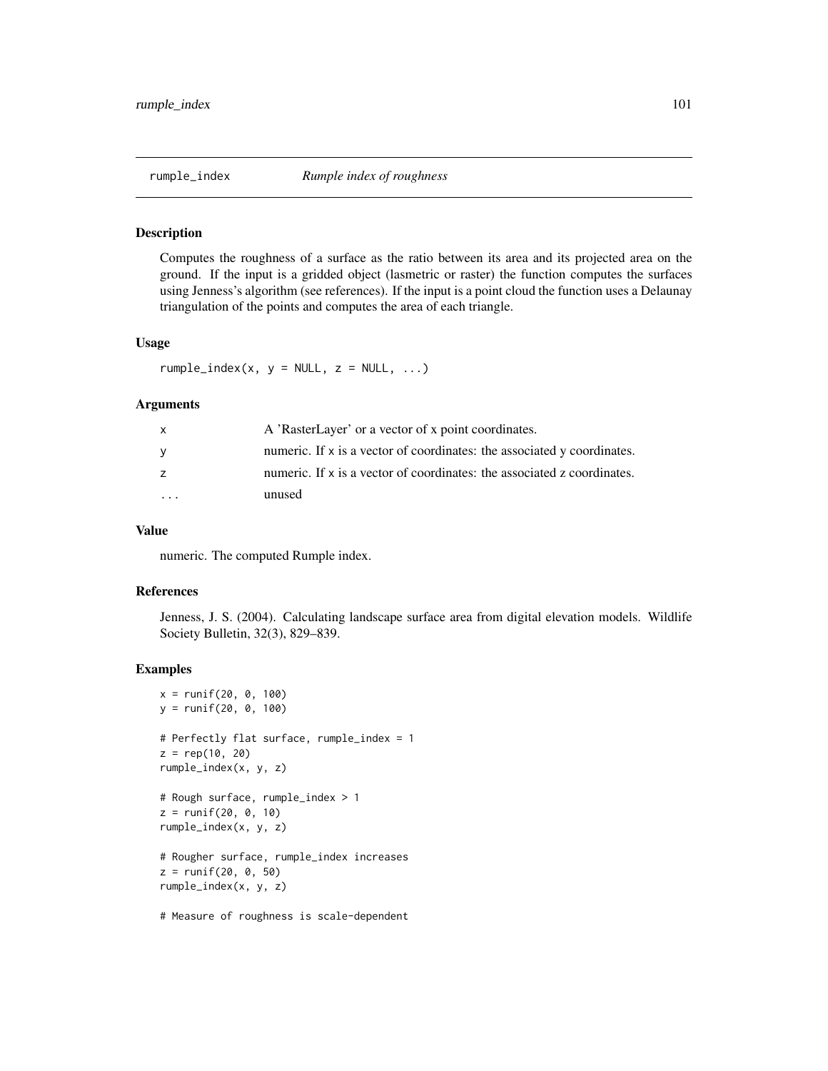## rumple_index *Rumple index of roughness*

### Description

Computes the roughness of a surface as the ratio between its area and its projected area on the ground. If the input is a gridded object (lasmetric or raster) the function computes the surfaces using Jenness's algorithm (see references). If the input is a point cloud the function uses a Delaunay triangulation of the points and computes the area of each triangle.

### Usage

```
rumple_index(x, y = NULL, z = NULL, ...)
```

### Arguments

| | |
|---|---|
| x | A 'RasterLayer' or a vector of x point coordinates. |
| y | numeric. If x is a vector of coordinates: the associated y coordinates. |
| z | numeric. If x is a vector of coordinates: the associated z coordinates. |
| ... | unused |

### Value

numeric. The computed Rumple index.

### References

Jenness, J. S. (2004). Calculating landscape surface area from digital elevation models. Wildlife Society Bulletin, 32(3), 829–839.

### Examples

```
x = runif(20, 0, 100)
y = runif(20, 0, 100)

# Perfectly flat surface, rumple_index = 1
z = rep(10, 20)
rumple_index(x, y, z)

# Rough surface, rumple_index > 1
z = runif(20, 0, 10)
rumple_index(x, y, z)

# Rougher surface, rumple_index increases
z = runif(20, 0, 50)
rumple_index(x, y, z)

# Measure of roughness is scale-dependent
```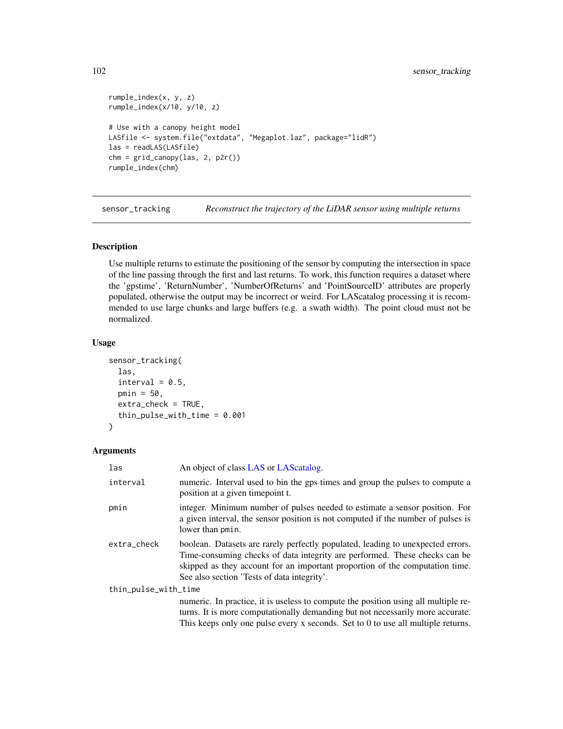```r
rumple_index(x, y, z)
rumple_index(x/10, y/10, z)

# Use with a canopy height model
LASfile <- system.file("extdata", "Megaplot.laz", package="lidR")
las = readLAS(LASfile)
chm = grid_canopy(las, 2, p2r())
rumple_index(chm)
```

## sensor_tracking — *Reconstruct the trajectory of the LiDAR sensor using multiple returns*

### Description

Use multiple returns to estimate the positioning of the sensor by computing the intersection in space of the line passing through the first and last returns. To work, this function requires a dataset where the 'gpstime', 'ReturnNumber', 'NumberOfReturns' and 'PointSourceID' attributes are properly populated, otherwise the output may be incorrect or weird. For LAScatalog processing it is recommended to use large chunks and large buffers (e.g. a swath width). The point cloud must not be normalized.

### Usage

```r
sensor_tracking(
  las,
  interval = 0.5,
  pmin = 50,
  extra_check = TRUE,
  thin_pulse_with_time = 0.001
)
```

### Arguments

| | |
|---|---|
| `las` | An object of class LAS or LAScatalog. |
| `interval` | numeric. Interval used to bin the gps times and group the pulses to compute a position at a given timepoint t. |
| `pmin` | integer. Minimum number of pulses needed to estimate a sensor position. For a given interval, the sensor position is not computed if the number of pulses is lower than `pmin`. |
| `extra_check` | boolean. Datasets are rarely perfectly populated, leading to unexpected errors. Time-consuming checks of data integrity are performed. These checks can be skipped as they account for an important proportion of the computation time. See also section 'Tests of data integrity'. |
| `thin_pulse_with_time` | numeric. In practice, it is useless to compute the position using all multiple returns. It is more computationally demanding but not necessarily more accurate. This keeps only one pulse every x seconds. Set to 0 to use all multiple returns. |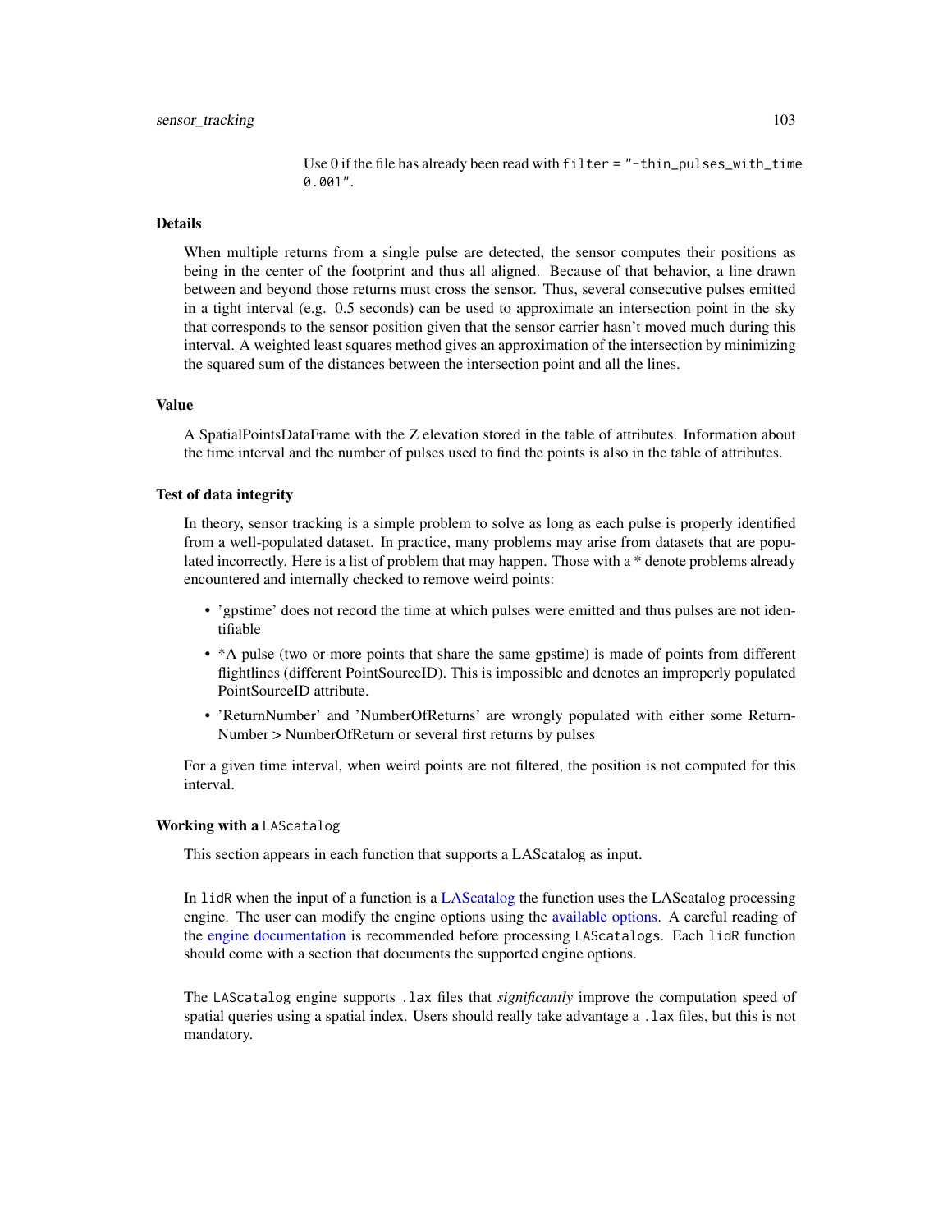Use 0 if the file has already been read with `filter = "-thin_pulses_with_time 0.001"`.

## Details

When multiple returns from a single pulse are detected, the sensor computes their positions as being in the center of the footprint and thus all aligned. Because of that behavior, a line drawn between and beyond those returns must cross the sensor. Thus, several consecutive pulses emitted in a tight interval (e.g. 0.5 seconds) can be used to approximate an intersection point in the sky that corresponds to the sensor position given that the sensor carrier hasn't moved much during this interval. A weighted least squares method gives an approximation of the intersection by minimizing the squared sum of the distances between the intersection point and all the lines.

## Value

A SpatialPointsDataFrame with the Z elevation stored in the table of attributes. Information about the time interval and the number of pulses used to find the points is also in the table of attributes.

## Test of data integrity

In theory, sensor tracking is a simple problem to solve as long as each pulse is properly identified from a well-populated dataset. In practice, many problems may arise from datasets that are populated incorrectly. Here is a list of problem that may happen. Those with a * denote problems already encountered and internally checked to remove weird points:

- 'gpstime' does not record the time at which pulses were emitted and thus pulses are not identifiable
- *A pulse (two or more points that share the same gpstime) is made of points from different flightlines (different PointSourceID). This is impossible and denotes an improperly populated PointSourceID attribute.
- 'ReturnNumber' and 'NumberOfReturns' are wrongly populated with either some ReturnNumber > NumberOfReturn or several first returns by pulses

For a given time interval, when weird points are not filtered, the position is not computed for this interval.

## Working with a `LAScatalog`

This section appears in each function that supports a LAScatalog as input.

In `lidR` when the input of a function is a LAScatalog the function uses the LAScatalog processing engine. The user can modify the engine options using the available options. A careful reading of the engine documentation is recommended before processing `LAScatalogs`. Each `lidR` function should come with a section that documents the supported engine options.

The `LAScatalog` engine supports `.lax` files that *significantly* improve the computation speed of spatial queries using a spatial index. Users should really take advantage a `.lax` files, but this is not mandatory.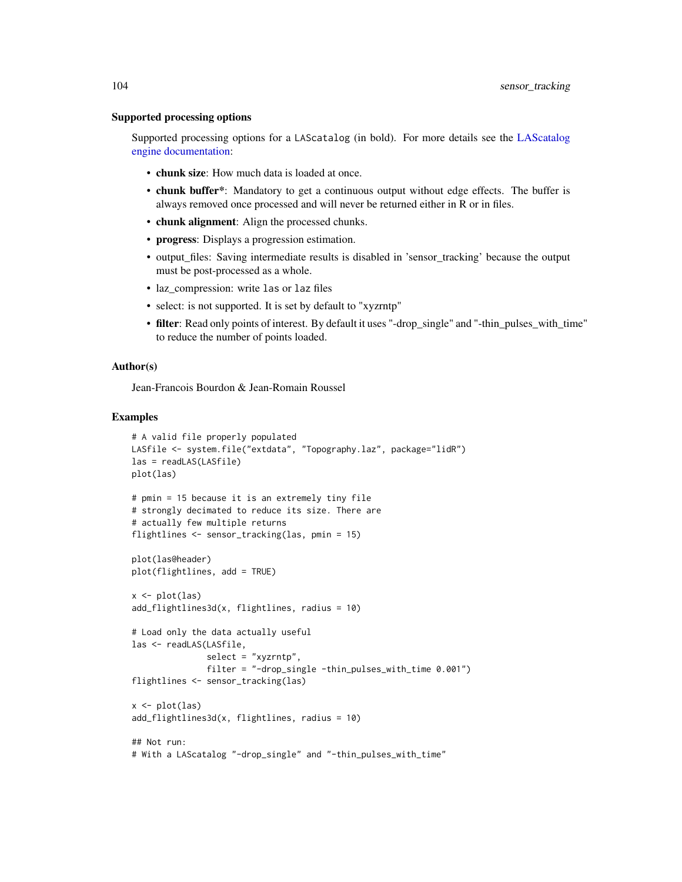### Supported processing options

Supported processing options for a `LAScatalog` (in bold). For more details see the LAScatalog engine documentation:

- **chunk size**: How much data is loaded at once.
- **chunk buffer***: Mandatory to get a continuous output without edge effects. The buffer is always removed once processed and will never be returned either in R or in files.
- **chunk alignment**: Align the processed chunks.
- **progress**: Displays a progression estimation.
- output_files: Saving intermediate results is disabled in 'sensor_tracking' because the output must be post-processed as a whole.
- laz_compression: write `las` or `laz` files
- select: is not supported. It is set by default to "xyzrntp"
- **filter**: Read only points of interest. By default it uses "-drop_single" and "-thin_pulses_with_time" to reduce the number of points loaded.

### Author(s)

Jean-Francois Bourdon & Jean-Romain Roussel

### Examples

```
# A valid file properly populated
LASfile <- system.file("extdata", "Topography.laz", package="lidR")
las = readLAS(LASfile)
plot(las)

# pmin = 15 because it is an extremely tiny file
# strongly decimated to reduce its size. There are
# actually few multiple returns
flightlines <- sensor_tracking(las, pmin = 15)

plot(las@header)
plot(flightlines, add = TRUE)

x <- plot(las)
add_flightlines3d(x, flightlines, radius = 10)

# Load only the data actually useful
las <- readLAS(LASfile,
               select = "xyzrntp",
               filter = "-drop_single -thin_pulses_with_time 0.001")
flightlines <- sensor_tracking(las)

x <- plot(las)
add_flightlines3d(x, flightlines, radius = 10)

## Not run:
# With a LAScatalog "-drop_single" and "-thin_pulses_with_time"
```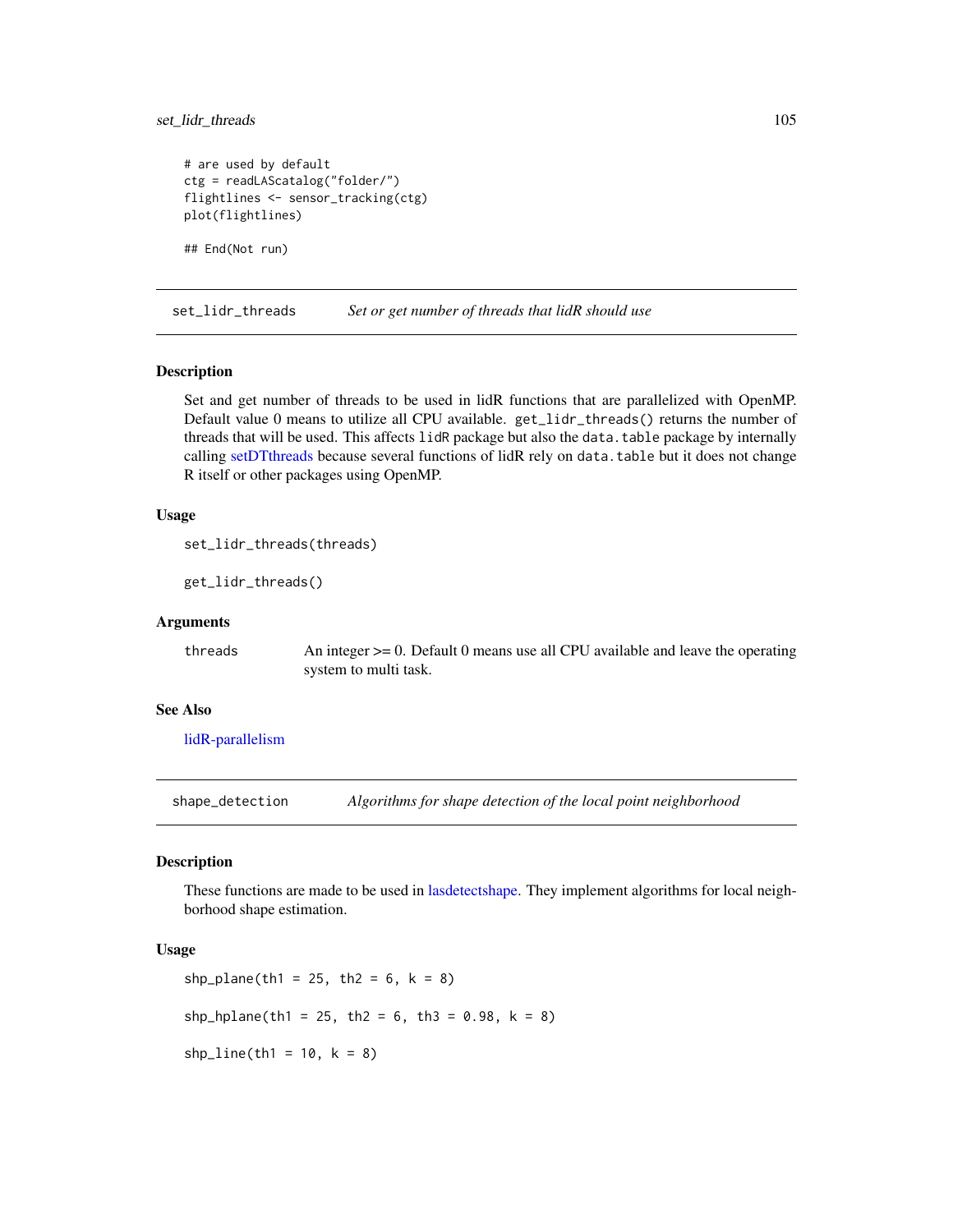```
# are used by default
ctg = readLAScatalog("folder/")
flightlines <- sensor_tracking(ctg)
plot(flightlines)

## End(Not run)
```

## set_lidr_threads — *Set or get number of threads that lidR should use*

### Description

Set and get number of threads to be used in lidR functions that are parallelized with OpenMP. Default value 0 means to utilize all CPU available. `get_lidr_threads()` returns the number of threads that will be used. This affects `lidR` package but also the `data.table` package by internally calling setDTthreads because several functions of lidR rely on `data.table` but it does not change R itself or other packages using OpenMP.

### Usage

```
set_lidr_threads(threads)

get_lidr_threads()
```

### Arguments

| | |
|---|---|
| `threads` | An integer >= 0. Default 0 means use all CPU available and leave the operating system to multi task. |

### See Also

lidR-parallelism

## shape_detection — *Algorithms for shape detection of the local point neighborhood*

### Description

These functions are made to be used in lasdetectshape. They implement algorithms for local neighborhood shape estimation.

### Usage

```
shp_plane(th1 = 25, th2 = 6, k = 8)

shp_hplane(th1 = 25, th2 = 6, th3 = 0.98, k = 8)

shp_line(th1 = 10, k = 8)
```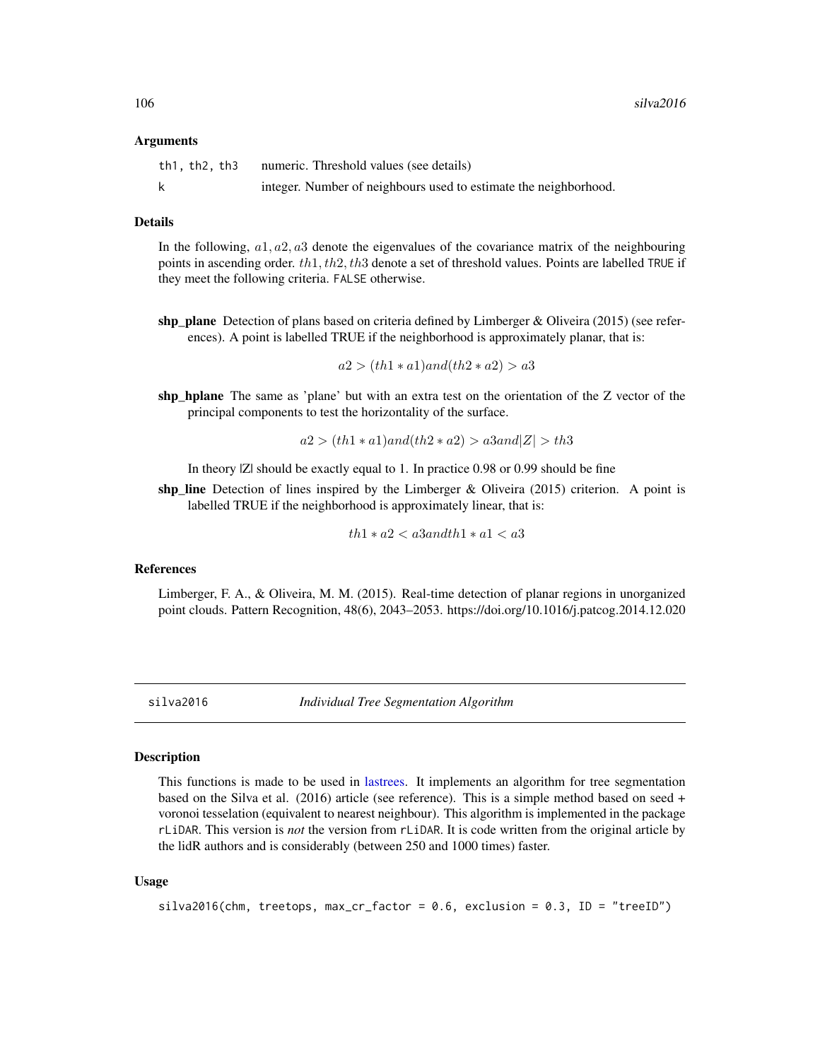### Arguments

| | |
|---|---|
| th1, th2, th3 | numeric. Threshold values (see details) |
| k | integer. Number of neighbours used to estimate the neighborhood. |

### Details

In the following, $a1, a2, a3$ denote the eigenvalues of the covariance matrix of the neighbouring points in ascending order. $th1, th2, th3$ denote a set of threshold values. Points are labelled TRUE if they meet the following criteria. FALSE otherwise.

**shp_plane** Detection of plans based on criteria defined by Limberger & Oliveira (2015) (see references). A point is labelled TRUE if the neighborhood is approximately planar, that is:

$$a2 > (th1 * a1) and (th2 * a2) > a3$$

**shp_hplane** The same as 'plane' but with an extra test on the orientation of the Z vector of the principal components to test the horizontality of the surface.

$$a2 > (th1 * a1) and (th2 * a2) > a3 and |Z| > th3$$

In theory |Z| should be exactly equal to 1. In practice 0.98 or 0.99 should be fine

**shp_line** Detection of lines inspired by the Limberger & Oliveira (2015) criterion. A point is labelled TRUE if the neighborhood is approximately linear, that is:

$$th1 * a2 < a3 and th1 * a1 < a3$$

### References

Limberger, F. A., & Oliveira, M. M. (2015). Real-time detection of planar regions in unorganized point clouds. Pattern Recognition, 48(6), 2043–2053. https://doi.org/10.1016/j.patcog.2014.12.020

---

## silva2016 — *Individual Tree Segmentation Algorithm*

### Description

This functions is made to be used in lastrees. It implements an algorithm for tree segmentation based on the Silva et al. (2016) article (see reference). This is a simple method based on seed + voronoi tesselation (equivalent to nearest neighbour). This algorithm is implemented in the package rLiDAR. This version is *not* the version from rLiDAR. It is code written from the original article by the lidR authors and is considerably (between 250 and 1000 times) faster.

### Usage

```
silva2016(chm, treetops, max_cr_factor = 0.6, exclusion = 0.3, ID = "treeID")
```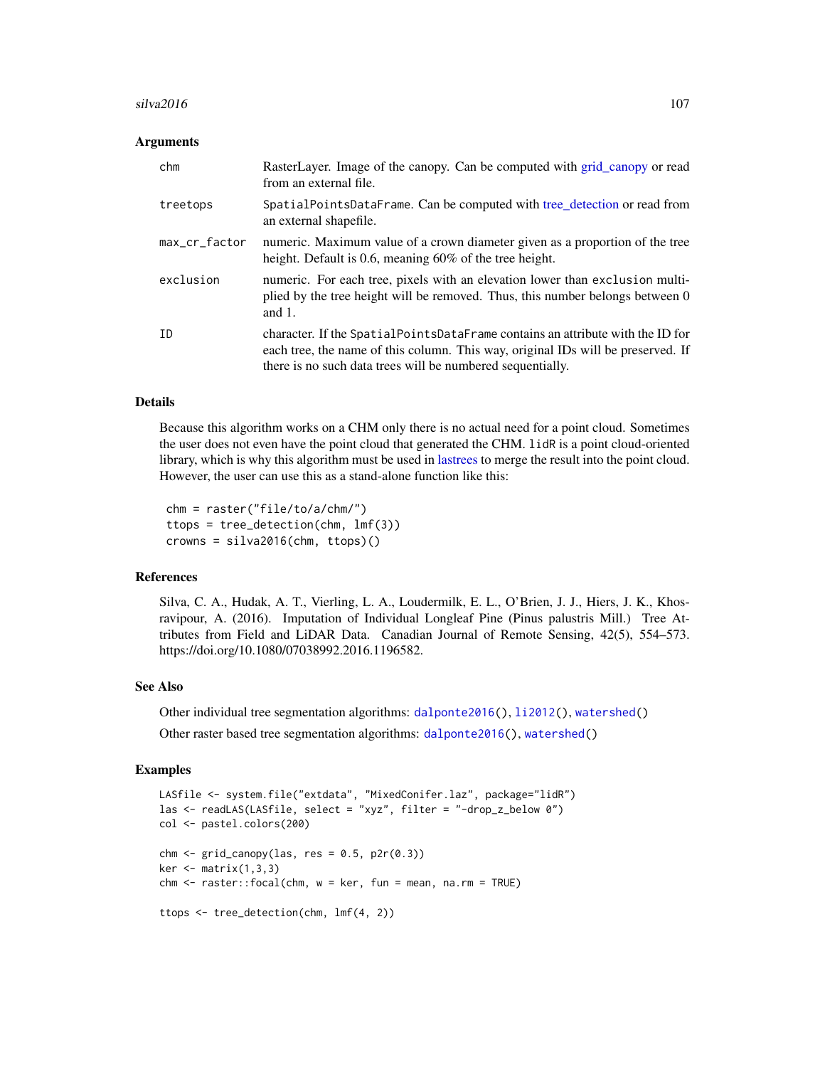### Arguments

| | |
|---|---|
| chm | RasterLayer. Image of the canopy. Can be computed with grid_canopy or read from an external file. |
| treetops | SpatialPointsDataFrame. Can be computed with tree_detection or read from an external shapefile. |
| max_cr_factor | numeric. Maximum value of a crown diameter given as a proportion of the tree height. Default is 0.6, meaning 60% of the tree height. |
| exclusion | numeric. For each tree, pixels with an elevation lower than exclusion multiplied by the tree height will be removed. Thus, this number belongs between 0 and 1. |
| ID | character. If the SpatialPointsDataFrame contains an attribute with the ID for each tree, the name of this column. This way, original IDs will be preserved. If there is no such data trees will be numbered sequentially. |

### Details

Because this algorithm works on a CHM only there is no actual need for a point cloud. Sometimes the user does not even have the point cloud that generated the CHM. `lidR` is a point cloud-oriented library, which is why this algorithm must be used in lastrees to merge the result into the point cloud. However, the user can use this as a stand-alone function like this:

```
chm = raster("file/to/a/chm/")
ttops = tree_detection(chm, lmf(3))
crowns = silva2016(chm, ttops)()
```

### References

Silva, C. A., Hudak, A. T., Vierling, L. A., Loudermilk, E. L., O'Brien, J. J., Hiers, J. K., Khosravipour, A. (2016). Imputation of Individual Longleaf Pine (Pinus palustris Mill.) Tree Attributes from Field and LiDAR Data. Canadian Journal of Remote Sensing, 42(5), 554–573. https://doi.org/10.1080/07038992.2016.1196582.

### See Also

Other individual tree segmentation algorithms: `dalponte2016()`, `li2012()`, `watershed()`

Other raster based tree segmentation algorithms: `dalponte2016()`, `watershed()`

### Examples

```
LASfile <- system.file("extdata", "MixedConifer.laz", package="lidR")
las <- readLAS(LASfile, select = "xyz", filter = "-drop_z_below 0")
col <- pastel.colors(200)

chm <- grid_canopy(las, res = 0.5, p2r(0.3))
ker <- matrix(1,3,3)
chm <- raster::focal(chm, w = ker, fun = mean, na.rm = TRUE)

ttops <- tree_detection(chm, lmf(4, 2))
```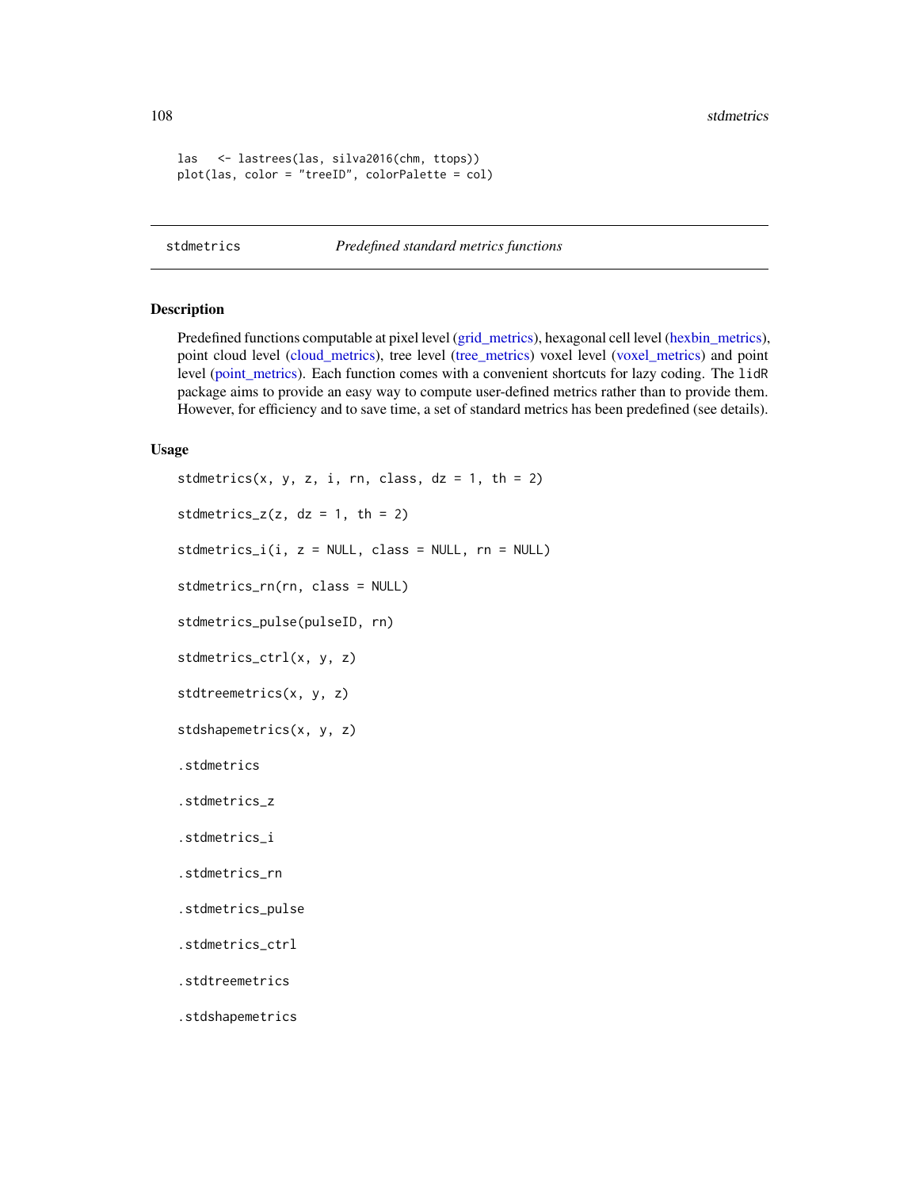```
las   <- lastrees(las, silva2016(chm, ttops))
plot(las, color = "treeID", colorPalette = col)
```

## stdmetrics — *Predefined standard metrics functions*

### Description

Predefined functions computable at pixel level (grid_metrics), hexagonal cell level (hexbin_metrics), point cloud level (cloud_metrics), tree level (tree_metrics) voxel level (voxel_metrics) and point level (point_metrics). Each function comes with a convenient shortcuts for lazy coding. The `lidR` package aims to provide an easy way to compute user-defined metrics rather than to provide them. However, for efficiency and to save time, a set of standard metrics has been predefined (see details).

### Usage

```
stdmetrics(x, y, z, i, rn, class, dz = 1, th = 2)

stdmetrics_z(z, dz = 1, th = 2)

stdmetrics_i(i, z = NULL, class = NULL, rn = NULL)

stdmetrics_rn(rn, class = NULL)

stdmetrics_pulse(pulseID, rn)

stdmetrics_ctrl(x, y, z)

stdtreemetrics(x, y, z)

stdshapemetrics(x, y, z)

.stdmetrics

.stdmetrics_z

.stdmetrics_i

.stdmetrics_rn

.stdmetrics_pulse

.stdmetrics_ctrl

.stdtreemetrics

.stdshapemetrics
```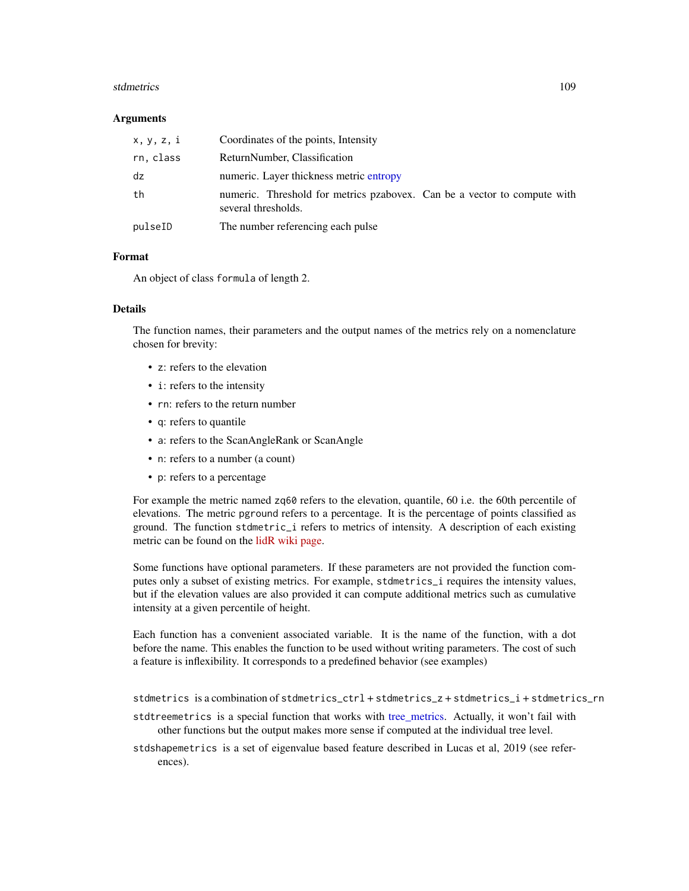### Arguments

| | |
|---|---|
| x, y, z, i | Coordinates of the points, Intensity |
| rn, class | ReturnNumber, Classification |
| dz | numeric. Layer thickness metric entropy |
| th | numeric. Threshold for metrics pzabovex. Can be a vector to compute with several thresholds. |
| pulseID | The number referencing each pulse |

### Format

An object of class `formula` of length 2.

### Details

The function names, their parameters and the output names of the metrics rely on a nomenclature chosen for brevity:

- `z`: refers to the elevation
- `i`: refers to the intensity
- `rn`: refers to the return number
- `q`: refers to quantile
- `a`: refers to the ScanAngleRank or ScanAngle
- `n`: refers to a number (a count)
- `p`: refers to a percentage

For example the metric named `zq60` refers to the elevation, quantile, 60 i.e. the 60th percentile of elevations. The metric `pground` refers to a percentage. It is the percentage of points classified as ground. The function `stdmetric_i` refers to metrics of intensity. A description of each existing metric can be found on the lidR wiki page.

Some functions have optional parameters. If these parameters are not provided the function computes only a subset of existing metrics. For example, `stdmetrics_i` requires the intensity values, but if the elevation values are also provided it can compute additional metrics such as cumulative intensity at a given percentile of height.

Each function has a convenient associated variable. It is the name of the function, with a dot before the name. This enables the function to be used without writing parameters. The cost of such a feature is inflexibility. It corresponds to a predefined behavior (see examples)

`stdmetrics` is a combination of `stdmetrics_ctrl` + `stdmetrics_z` + `stdmetrics_i` + `stdmetrics_rn`

`stdtreemetrics` is a special function that works with tree_metrics. Actually, it won't fail with other functions but the output makes more sense if computed at the individual tree level.

`stdshapemetrics` is a set of eigenvalue based feature described in Lucas et al, 2019 (see references).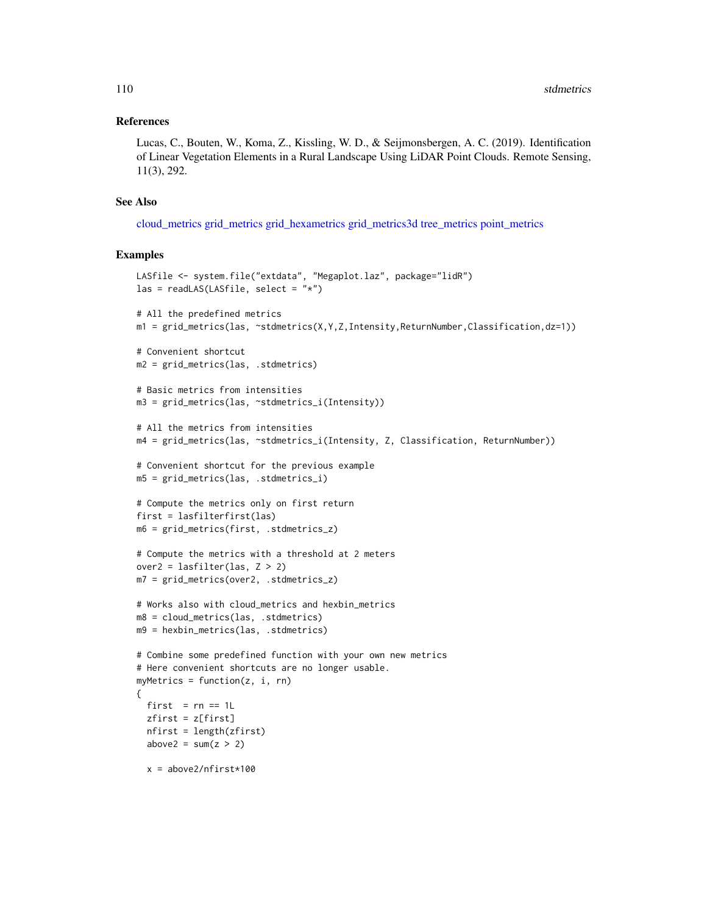## References

Lucas, C., Bouten, W., Koma, Z., Kissling, W. D., & Seijmonsbergen, A. C. (2019). Identification of Linear Vegetation Elements in a Rural Landscape Using LiDAR Point Clouds. Remote Sensing, 11(3), 292.

## See Also

cloud_metrics grid_metrics grid_hexametrics grid_metrics3d tree_metrics point_metrics

## Examples

```
LASfile <- system.file("extdata", "Megaplot.laz", package="lidR")
las = readLAS(LASfile, select = "*")

# All the predefined metrics
m1 = grid_metrics(las, ~stdmetrics(X,Y,Z,Intensity,ReturnNumber,Classification,dz=1))

# Convenient shortcut
m2 = grid_metrics(las, .stdmetrics)

# Basic metrics from intensities
m3 = grid_metrics(las, ~stdmetrics_i(Intensity))

# All the metrics from intensities
m4 = grid_metrics(las, ~stdmetrics_i(Intensity, Z, Classification, ReturnNumber))

# Convenient shortcut for the previous example
m5 = grid_metrics(las, .stdmetrics_i)

# Compute the metrics only on first return
first = lasfilterfirst(las)
m6 = grid_metrics(first, .stdmetrics_z)

# Compute the metrics with a threshold at 2 meters
over2 = lasfilter(las, Z > 2)
m7 = grid_metrics(over2, .stdmetrics_z)

# Works also with cloud_metrics and hexbin_metrics
m8 = cloud_metrics(las, .stdmetrics)
m9 = hexbin_metrics(las, .stdmetrics)

# Combine some predefined function with your own new metrics
# Here convenient shortcuts are no longer usable.
myMetrics = function(z, i, rn)
{
  first  = rn == 1L
  zfirst = z[first]
  nfirst = length(zfirst)
  above2 = sum(z > 2)

  x = above2/nfirst*100
```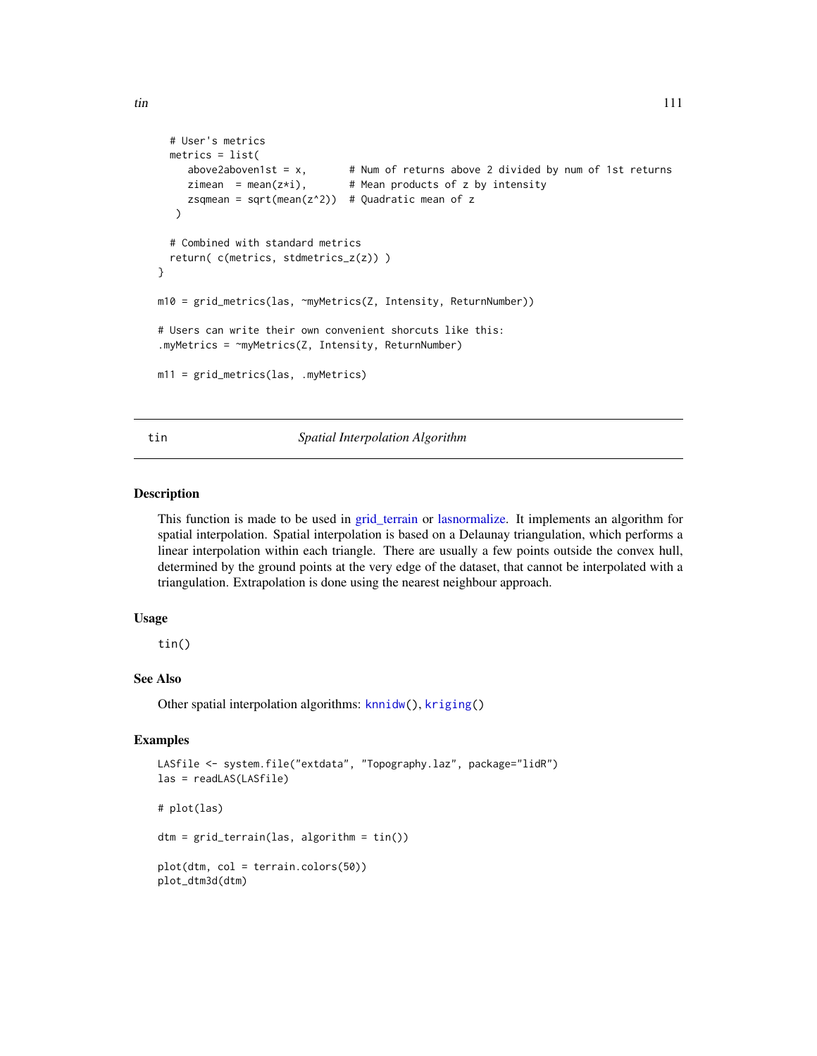```
  # User's metrics
  metrics = list(
     above2aboven1st = x,       # Num of returns above 2 divided by num of 1st returns
     zimean  = mean(z*i),       # Mean products of z by intensity
     zsqmean = sqrt(mean(z^2))  # Quadratic mean of z
   )

  # Combined with standard metrics
  return( c(metrics, stdmetrics_z(z)) )
}

m10 = grid_metrics(las, ~myMetrics(Z, Intensity, ReturnNumber))

# Users can write their own convenient shorcuts like this:
.myMetrics = ~myMetrics(Z, Intensity, ReturnNumber)

m11 = grid_metrics(las, .myMetrics)
```

## tin — *Spatial Interpolation Algorithm*

### Description

This function is made to be used in grid_terrain or lasnormalize. It implements an algorithm for spatial interpolation. Spatial interpolation is based on a Delaunay triangulation, which performs a linear interpolation within each triangle. There are usually a few points outside the convex hull, determined by the ground points at the very edge of the dataset, that cannot be interpolated with a triangulation. Extrapolation is done using the nearest neighbour approach.

### Usage

```
tin()
```

### See Also

Other spatial interpolation algorithms: `knnidw()`, `kriging()`

### Examples

```
LASfile <- system.file("extdata", "Topography.laz", package="lidR")
las = readLAS(LASfile)

# plot(las)

dtm = grid_terrain(las, algorithm = tin())

plot(dtm, col = terrain.colors(50))
plot_dtm3d(dtm)
```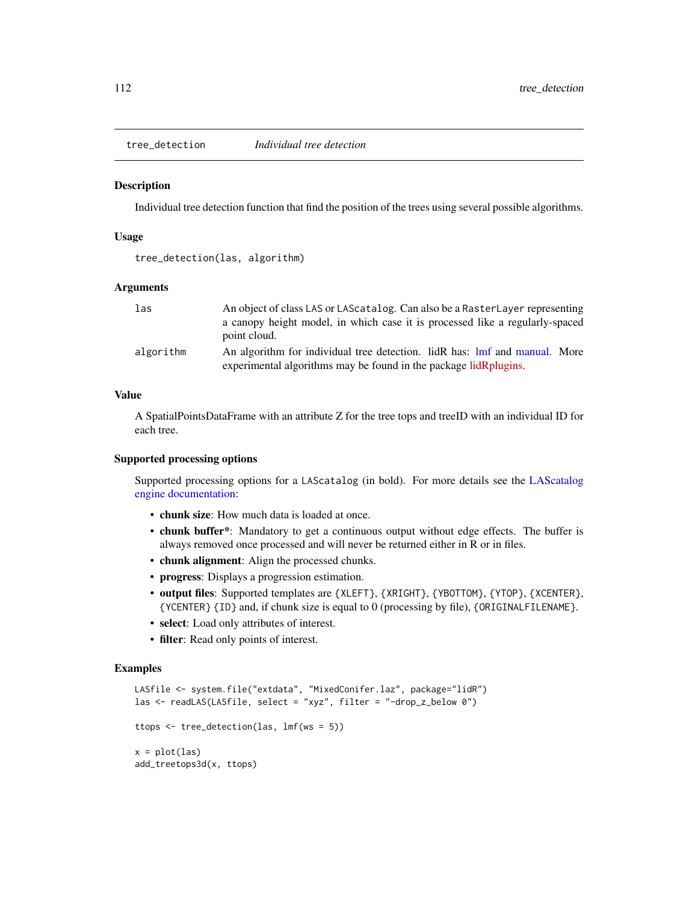## tree_detection *Individual tree detection*

### Description

Individual tree detection function that find the position of the trees using several possible algorithms.

### Usage

```
tree_detection(las, algorithm)
```

### Arguments

| | |
|---|---|
| las | An object of class LAS or LAScatalog. Can also be a RasterLayer representing a canopy height model, in which case it is processed like a regularly-spaced point cloud. |
| algorithm | An algorithm for individual tree detection. lidR has: lmf and manual. More experimental algorithms may be found in the package lidRplugins. |

### Value

A SpatialPointsDataFrame with an attribute Z for the tree tops and treeID with an individual ID for each tree.

### Supported processing options

Supported processing options for a LAScatalog (in bold). For more details see the LAScatalog engine documentation:

- **chunk size**: How much data is loaded at once.
- **chunk buffer***: Mandatory to get a continuous output without edge effects. The buffer is always removed once processed and will never be returned either in R or in files.
- **chunk alignment**: Align the processed chunks.
- **progress**: Displays a progression estimation.
- **output files**: Supported templates are {XLEFT}, {XRIGHT}, {YBOTTOM}, {YTOP}, {XCENTER}, {YCENTER} {ID} and, if chunk size is equal to 0 (processing by file), {ORIGINALFILENAME}.
- **select**: Load only attributes of interest.
- **filter**: Read only points of interest.

### Examples

```
LASfile <- system.file("extdata", "MixedConifer.laz", package="lidR")
las <- readLAS(LASfile, select = "xyz", filter = "-drop_z_below 0")

ttops <- tree_detection(las, lmf(ws = 5))

x = plot(las)
add_treetops3d(x, ttops)
```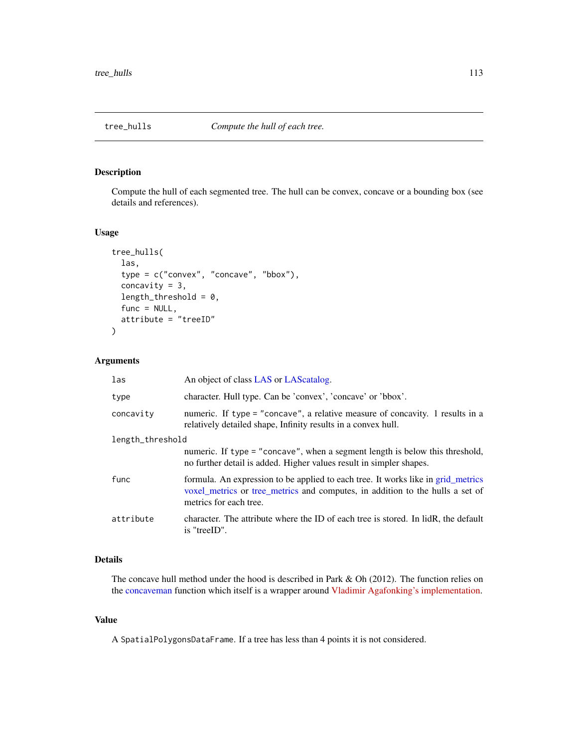# tree_hulls

*Compute the hull of each tree.*

## Description

Compute the hull of each segmented tree. The hull can be convex, concave or a bounding box (see details and references).

## Usage

```
tree_hulls(
  las,
  type = c("convex", "concave", "bbox"),
  concavity = 3,
  length_threshold = 0,
  func = NULL,
  attribute = "treeID"
)
```

## Arguments

- `las`: An object of class LAS or LAScatalog.
- `type`: character. Hull type. Can be 'convex', 'concave' or 'bbox'.
- `concavity`: numeric. If `type = "concave"`, a relative measure of concavity. 1 results in a relatively detailed shape, Infinity results in a convex hull.
- `length_threshold`: numeric. If `type = "concave"`, when a segment length is below this threshold, no further detail is added. Higher values result in simpler shapes.
- `func`: formula. An expression to be applied to each tree. It works like in grid_metrics voxel_metrics or tree_metrics and computes, in addition to the hulls a set of metrics for each tree.
- `attribute`: character. The attribute where the ID of each tree is stored. In lidR, the default is "treeID".

## Details

The concave hull method under the hood is described in Park & Oh (2012). The function relies on the concaveman function which itself is a wrapper around Vladimir Agafonking's implementation.

## Value

A `SpatialPolygonsDataFrame`. If a tree has less than 4 points it is not considered.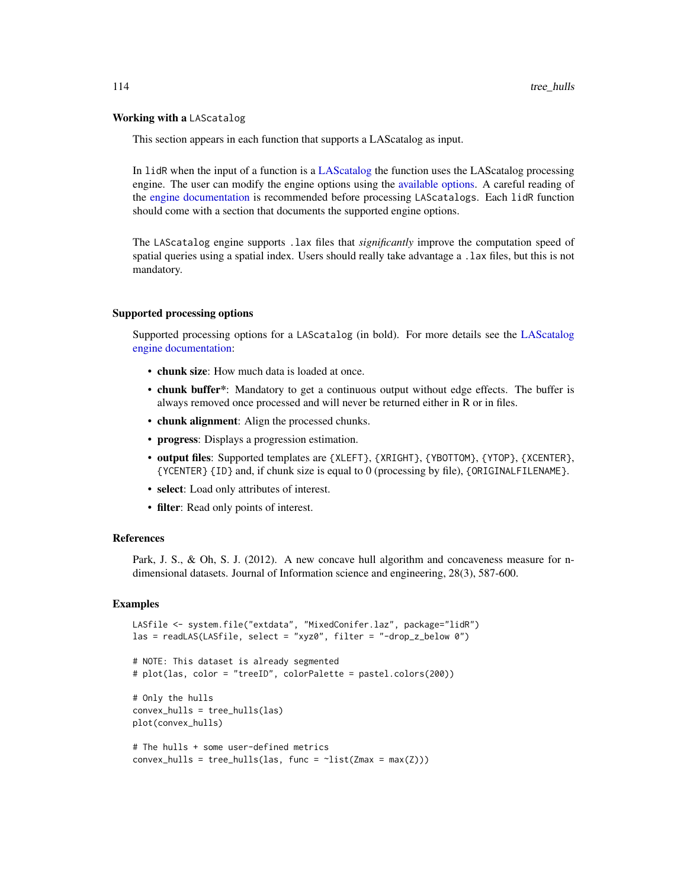### Working with a `LAScatalog`

This section appears in each function that supports a LAScatalog as input.

In `lidR` when the input of a function is a LAScatalog the function uses the LAScatalog processing engine. The user can modify the engine options using the available options. A careful reading of the engine documentation is recommended before processing `LAScatalogs`. Each `lidR` function should come with a section that documents the supported engine options.

The `LAScatalog` engine supports `.lax` files that *significantly* improve the computation speed of spatial queries using a spatial index. Users should really take advantage a `.lax` files, but this is not mandatory.

### Supported processing options

Supported processing options for a `LAScatalog` (in bold). For more details see the LAScatalog engine documentation:

- **chunk size**: How much data is loaded at once.
- **chunk buffer***: Mandatory to get a continuous output without edge effects. The buffer is always removed once processed and will never be returned either in R or in files.
- **chunk alignment**: Align the processed chunks.
- **progress**: Displays a progression estimation.
- **output files**: Supported templates are `{XLEFT}`, `{XRIGHT}`, `{YBOTTOM}`, `{YTOP}`, `{XCENTER}`, `{YCENTER}` `{ID}` and, if chunk size is equal to 0 (processing by file), `{ORIGINALFILENAME}`.
- **select**: Load only attributes of interest.
- **filter**: Read only points of interest.

### References

Park, J. S., & Oh, S. J. (2012). A new concave hull algorithm and concaveness measure for n-dimensional datasets. Journal of Information science and engineering, 28(3), 587-600.

### Examples

```
LASfile <- system.file("extdata", "MixedConifer.laz", package="lidR")
las = readLAS(LASfile, select = "xyz0", filter = "-drop_z_below 0")

# NOTE: This dataset is already segmented
# plot(las, color = "treeID", colorPalette = pastel.colors(200))

# Only the hulls
convex_hulls = tree_hulls(las)
plot(convex_hulls)

# The hulls + some user-defined metrics
convex_hulls = tree_hulls(las, func = ~list(Zmax = max(Z)))
```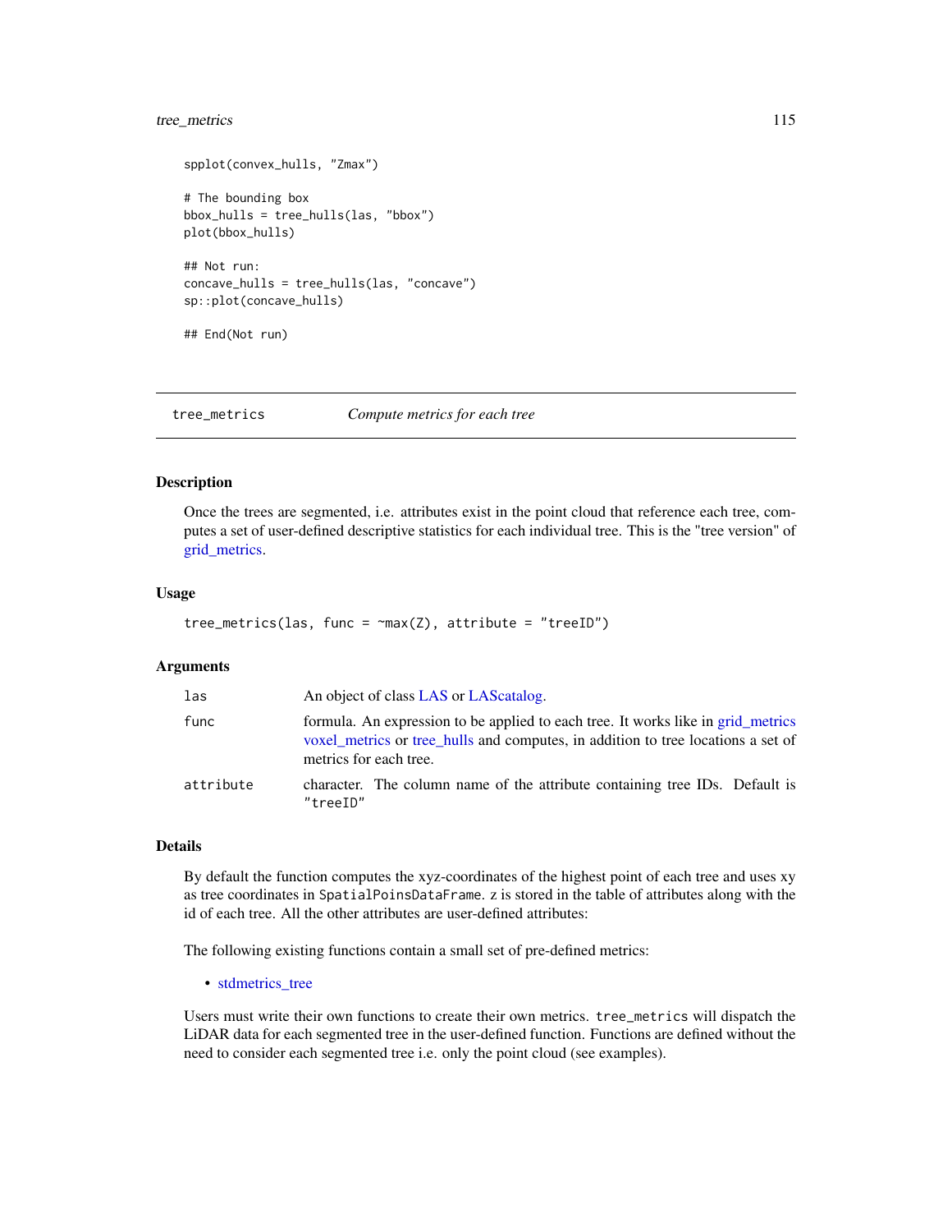```
spplot(convex_hulls, "Zmax")

# The bounding box
bbox_hulls = tree_hulls(las, "bbox")
plot(bbox_hulls)

## Not run:
concave_hulls = tree_hulls(las, "concave")
sp::plot(concave_hulls)

## End(Not run)
```

## tree_metrics — *Compute metrics for each tree*

### Description

Once the trees are segmented, i.e. attributes exist in the point cloud that reference each tree, computes a set of user-defined descriptive statistics for each individual tree. This is the "tree version" of grid_metrics.

### Usage

```
tree_metrics(las, func = ~max(Z), attribute = "treeID")
```

### Arguments

| | |
|---|---|
| las | An object of class LAS or LAScatalog. |
| func | formula. An expression to be applied to each tree. It works like in grid_metrics voxel_metrics or tree_hulls and computes, in addition to tree locations a set of metrics for each tree. |
| attribute | character. The column name of the attribute containing tree IDs. Default is "treeID" |

### Details

By default the function computes the xyz-coordinates of the highest point of each tree and uses xy as tree coordinates in `SpatialPoinsDataFrame`. z is stored in the table of attributes along with the id of each tree. All the other attributes are user-defined attributes:

The following existing functions contain a small set of pre-defined metrics:

- stdmetrics_tree

Users must write their own functions to create their own metrics. `tree_metrics` will dispatch the LiDAR data for each segmented tree in the user-defined function. Functions are defined without the need to consider each segmented tree i.e. only the point cloud (see examples).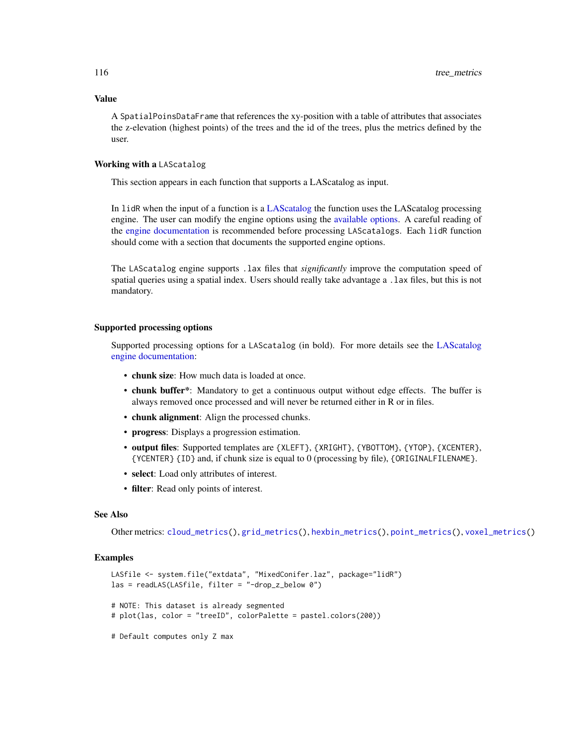## Value

A `SpatialPoinsDataFrame` that references the xy-position with a table of attributes that associates the z-elevation (highest points) of the trees and the id of the trees, plus the metrics defined by the user.

## Working with a `LAScatalog`

This section appears in each function that supports a LAScatalog as input.

In `lidR` when the input of a function is a LAScatalog the function uses the LAScatalog processing engine. The user can modify the engine options using the available options. A careful reading of the engine documentation is recommended before processing `LAScatalogs`. Each `lidR` function should come with a section that documents the supported engine options.

The `LAScatalog` engine supports `.lax` files that *significantly* improve the computation speed of spatial queries using a spatial index. Users should really take advantage a `.lax` files, but this is not mandatory.

## Supported processing options

Supported processing options for a `LAScatalog` (in bold). For more details see the LAScatalog engine documentation:

- **chunk size**: How much data is loaded at once.
- **chunk buffer***: Mandatory to get a continuous output without edge effects. The buffer is always removed once processed and will never be returned either in R or in files.
- **chunk alignment**: Align the processed chunks.
- **progress**: Displays a progression estimation.
- **output files**: Supported templates are `{XLEFT}`, `{XRIGHT}`, `{YBOTTOM}`, `{YTOP}`, `{XCENTER}`, `{YCENTER}` `{ID}` and, if chunk size is equal to 0 (processing by file), `{ORIGINALFILENAME}`.
- **select**: Load only attributes of interest.
- **filter**: Read only points of interest.

## See Also

Other metrics: `cloud_metrics()`, `grid_metrics()`, `hexbin_metrics()`, `point_metrics()`, `voxel_metrics()`

## Examples

```
LASfile <- system.file("extdata", "MixedConifer.laz", package="lidR")
las = readLAS(LASfile, filter = "-drop_z_below 0")

# NOTE: This dataset is already segmented
# plot(las, color = "treeID", colorPalette = pastel.colors(200))

# Default computes only Z max
```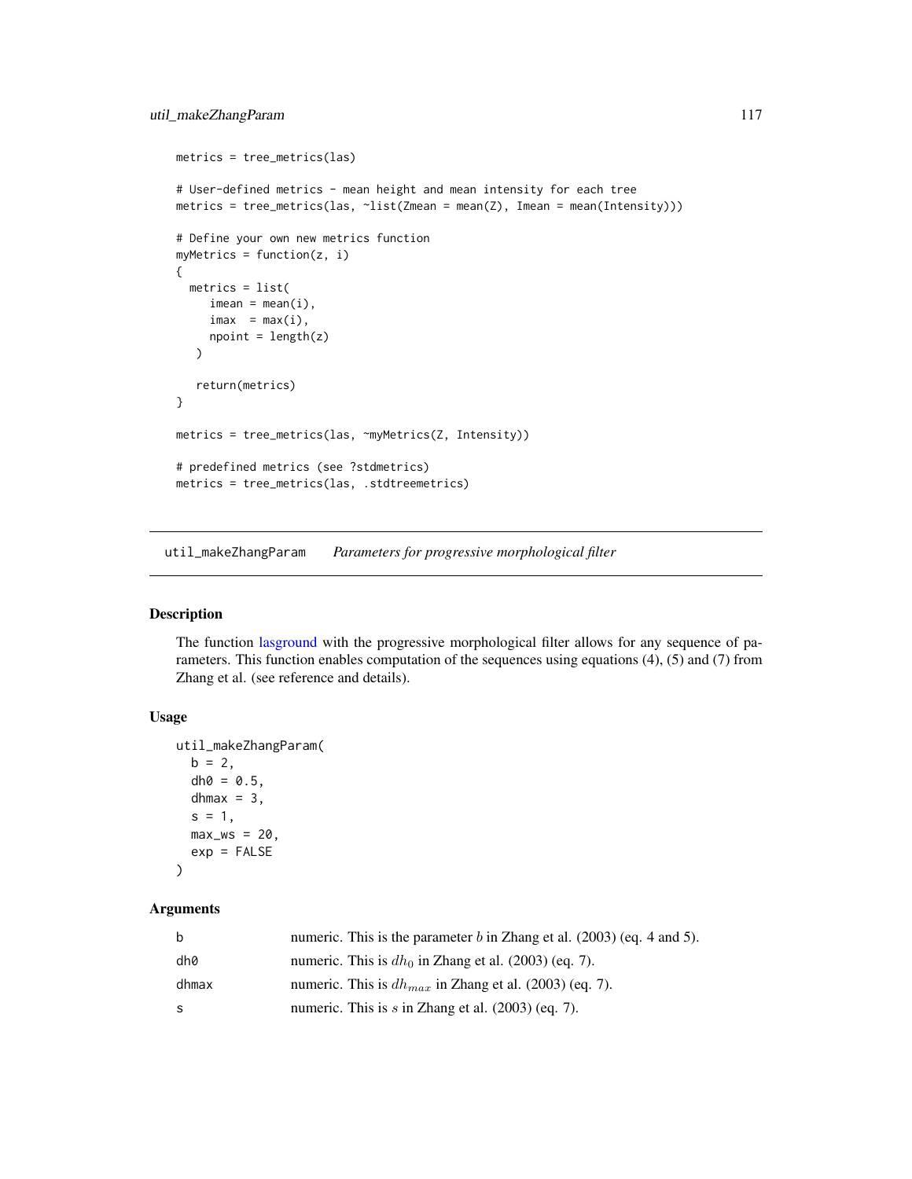```
metrics = tree_metrics(las)

# User-defined metrics - mean height and mean intensity for each tree
metrics = tree_metrics(las, ~list(Zmean = mean(Z), Imean = mean(Intensity)))

# Define your own new metrics function
myMetrics = function(z, i)
{
  metrics = list(
     imean = mean(i),
     imax  = max(i),
     npoint = length(z)
   )

   return(metrics)
}

metrics = tree_metrics(las, ~myMetrics(Z, Intensity))

# predefined metrics (see ?stdmetrics)
metrics = tree_metrics(las, .stdtreemetrics)
```

## util_makeZhangParam *Parameters for progressive morphological filter*

### Description

The function lasground with the progressive morphological filter allows for any sequence of parameters. This function enables computation of the sequences using equations (4), (5) and (7) from Zhang et al. (see reference and details).

### Usage

```
util_makeZhangParam(
  b = 2,
  dh0 = 0.5,
  dhmax = 3,
  s = 1,
  max_ws = 20,
  exp = FALSE
)
```

### Arguments

| | |
|---|---|
| b | numeric. This is the parameter $b$ in Zhang et al. (2003) (eq. 4 and 5). |
| dh0 | numeric. This is $dh_0$ in Zhang et al. (2003) (eq. 7). |
| dhmax | numeric. This is $dh_{max}$ in Zhang et al. (2003) (eq. 7). |
| s | numeric. This is $s$ in Zhang et al. (2003) (eq. 7). |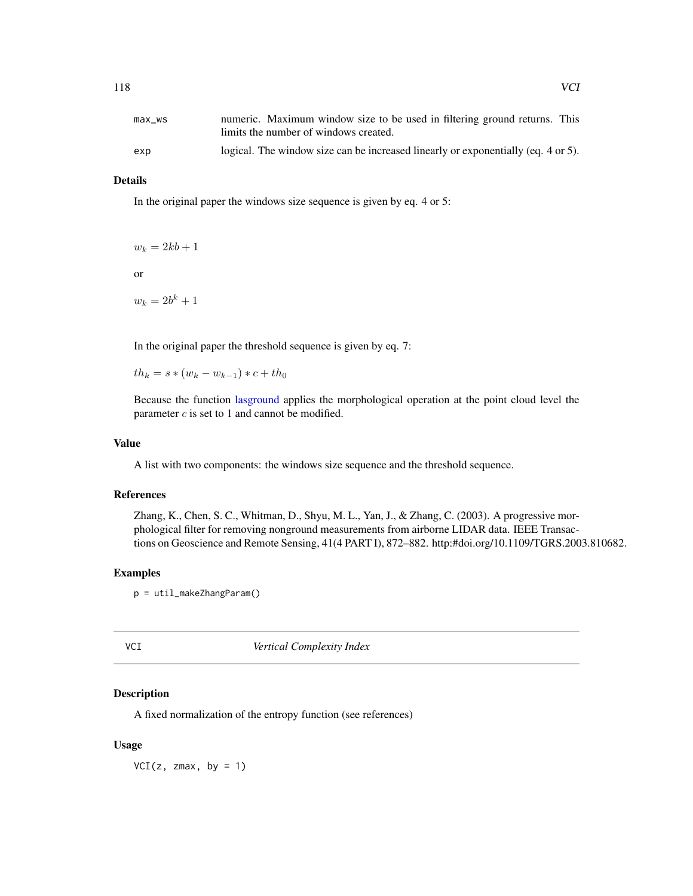| | |
|---|---|
| max_ws | numeric. Maximum window size to be used in filtering ground returns. This limits the number of windows created. |
| exp | logical. The window size can be increased linearly or exponentially (eq. 4 or 5). |

### Details

In the original paper the windows size sequence is given by eq. 4 or 5:

$$w_k = 2kb + 1$$

or

$$w_k = 2b^k + 1$$

In the original paper the threshold sequence is given by eq. 7:

$$th_k = s * (w_k - w_{k-1}) * c + th_0$$

Because the function lasground applies the morphological operation at the point cloud level the parameter $c$ is set to 1 and cannot be modified.

### Value

A list with two components: the windows size sequence and the threshold sequence.

### References

Zhang, K., Chen, S. C., Whitman, D., Shyu, M. L., Yan, J., & Zhang, C. (2003). A progressive morphological filter for removing nonground measurements from airborne LIDAR data. IEEE Transactions on Geoscience and Remote Sensing, 41(4 PART I), 872–882. http:#doi.org/10.1109/TGRS.2003.810682.

### Examples

```
p = util_makeZhangParam()
```

---

## VCI — *Vertical Complexity Index*

### Description

A fixed normalization of the entropy function (see references)

### Usage

```
VCI(z, zmax, by = 1)
```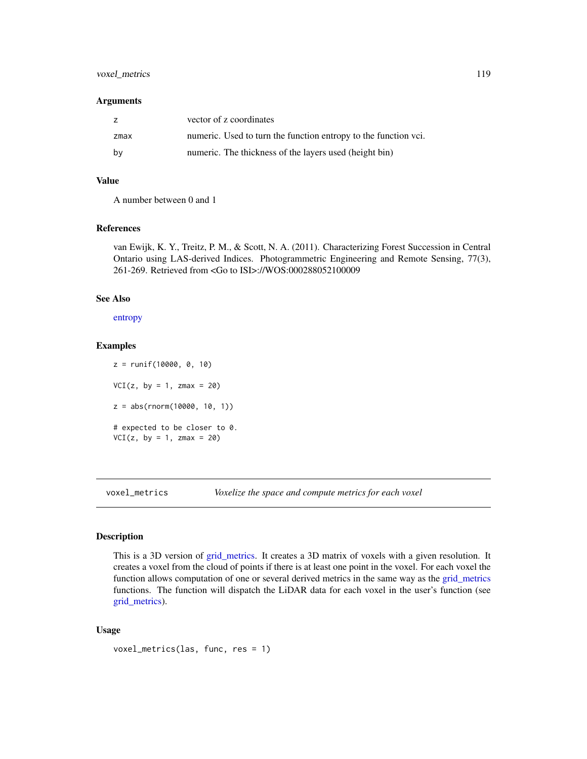### Arguments

| | |
|---|---|
| z | vector of z coordinates |
| zmax | numeric. Used to turn the function entropy to the function vci. |
| by | numeric. The thickness of the layers used (height bin) |

### Value

A number between 0 and 1

### References

van Ewijk, K. Y., Treitz, P. M., & Scott, N. A. (2011). Characterizing Forest Succession in Central Ontario using LAS-derived Indices. Photogrammetric Engineering and Remote Sensing, 77(3), 261-269. Retrieved from <Go to ISI>://WOS:000288052100009

### See Also

entropy

### Examples

```
z = runif(10000, 0, 10)

VCI(z, by = 1, zmax = 20)

z = abs(rnorm(10000, 10, 1))

# expected to be closer to 0.
VCI(z, by = 1, zmax = 20)
```

---

## voxel_metrics *Voxelize the space and compute metrics for each voxel*

---

### Description

This is a 3D version of grid_metrics. It creates a 3D matrix of voxels with a given resolution. It creates a voxel from the cloud of points if there is at least one point in the voxel. For each voxel the function allows computation of one or several derived metrics in the same way as the grid_metrics functions. The function will dispatch the LiDAR data for each voxel in the user's function (see grid_metrics).

### Usage

```
voxel_metrics(las, func, res = 1)
```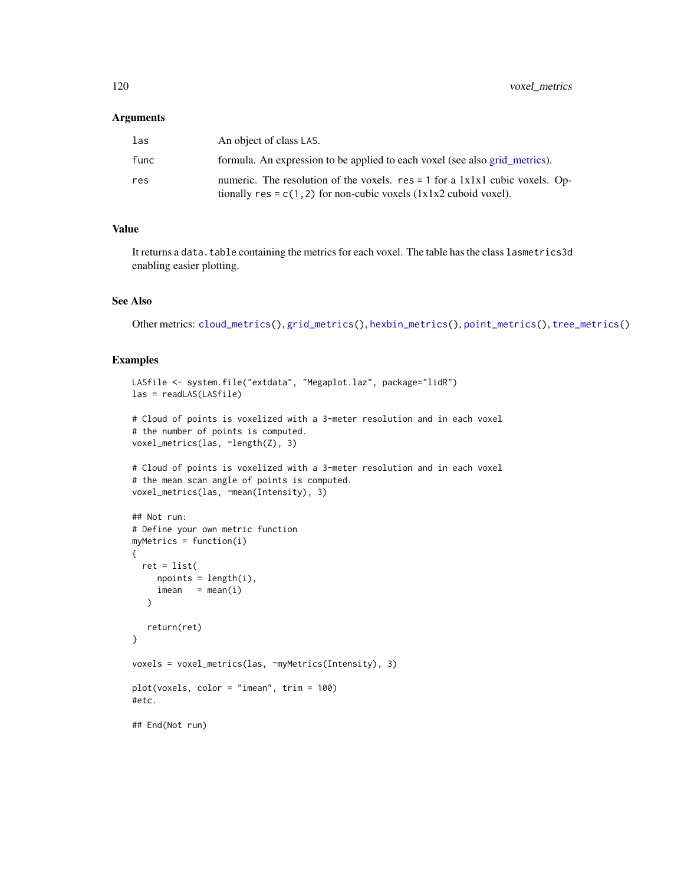## Arguments

| | |
|---|---|
| `las` | An object of class LAS. |
| `func` | formula. An expression to be applied to each voxel (see also grid_metrics). |
| `res` | numeric. The resolution of the voxels. `res = 1` for a 1x1x1 cubic voxels. Optionally `res = c(1,2)` for non-cubic voxels (1x1x2 cuboid voxel). |

## Value

It returns a `data.table` containing the metrics for each voxel. The table has the class `lasmetrics3d` enabling easier plotting.

## See Also

Other metrics: `cloud_metrics()`, `grid_metrics()`, `hexbin_metrics()`, `point_metrics()`, `tree_metrics()`

## Examples

```
LASfile <- system.file("extdata", "Megaplot.laz", package="lidR")
las = readLAS(LASfile)

# Cloud of points is voxelized with a 3-meter resolution and in each voxel
# the number of points is computed.
voxel_metrics(las, ~length(Z), 3)

# Cloud of points is voxelized with a 3-meter resolution and in each voxel
# the mean scan angle of points is computed.
voxel_metrics(las, ~mean(Intensity), 3)

## Not run:
# Define your own metric function
myMetrics = function(i)
{
  ret = list(
     npoints = length(i),
     imean   = mean(i)
   )

   return(ret)
}

voxels = voxel_metrics(las, ~myMetrics(Intensity), 3)

plot(voxels, color = "imean", trim = 100)
#etc.

## End(Not run)
```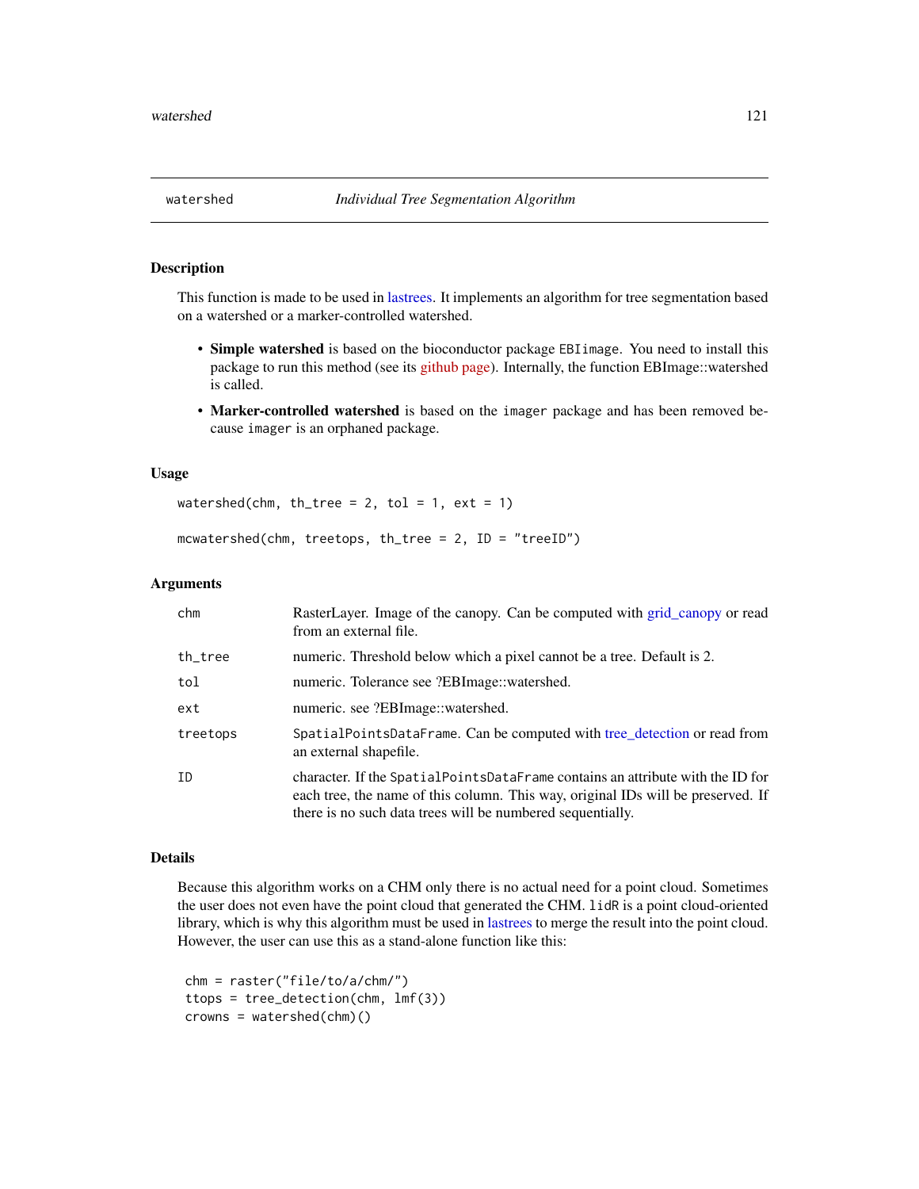## watershed *Individual Tree Segmentation Algorithm*

### Description

This function is made to be used in lastrees. It implements an algorithm for tree segmentation based on a watershed or a marker-controlled watershed.

- **Simple watershed** is based on the bioconductor package `EBIimage`. You need to install this package to run this method (see its github page). Internally, the function EBImage::watershed is called.
- **Marker-controlled watershed** is based on the `imager` package and has been removed because `imager` is an orphaned package.

### Usage

```
watershed(chm, th_tree = 2, tol = 1, ext = 1)

mcwatershed(chm, treetops, th_tree = 2, ID = "treeID")
```

### Arguments

| | |
|---|---|
| `chm` | RasterLayer. Image of the canopy. Can be computed with grid_canopy or read from an external file. |
| `th_tree` | numeric. Threshold below which a pixel cannot be a tree. Default is 2. |
| `tol` | numeric. Tolerance see ?EBImage::watershed. |
| `ext` | numeric. see ?EBImage::watershed. |
| `treetops` | `SpatialPointsDataFrame`. Can be computed with tree_detection or read from an external shapefile. |
| `ID` | character. If the `SpatialPointsDataFrame` contains an attribute with the ID for each tree, the name of this column. This way, original IDs will be preserved. If there is no such data trees will be numbered sequentially. |

### Details

Because this algorithm works on a CHM only there is no actual need for a point cloud. Sometimes the user does not even have the point cloud that generated the CHM. `lidR` is a point cloud-oriented library, which is why this algorithm must be used in lastrees to merge the result into the point cloud. However, the user can use this as a stand-alone function like this:

```
chm = raster("file/to/a/chm/")
ttops = tree_detection(chm, lmf(3))
crowns = watershed(chm)()
```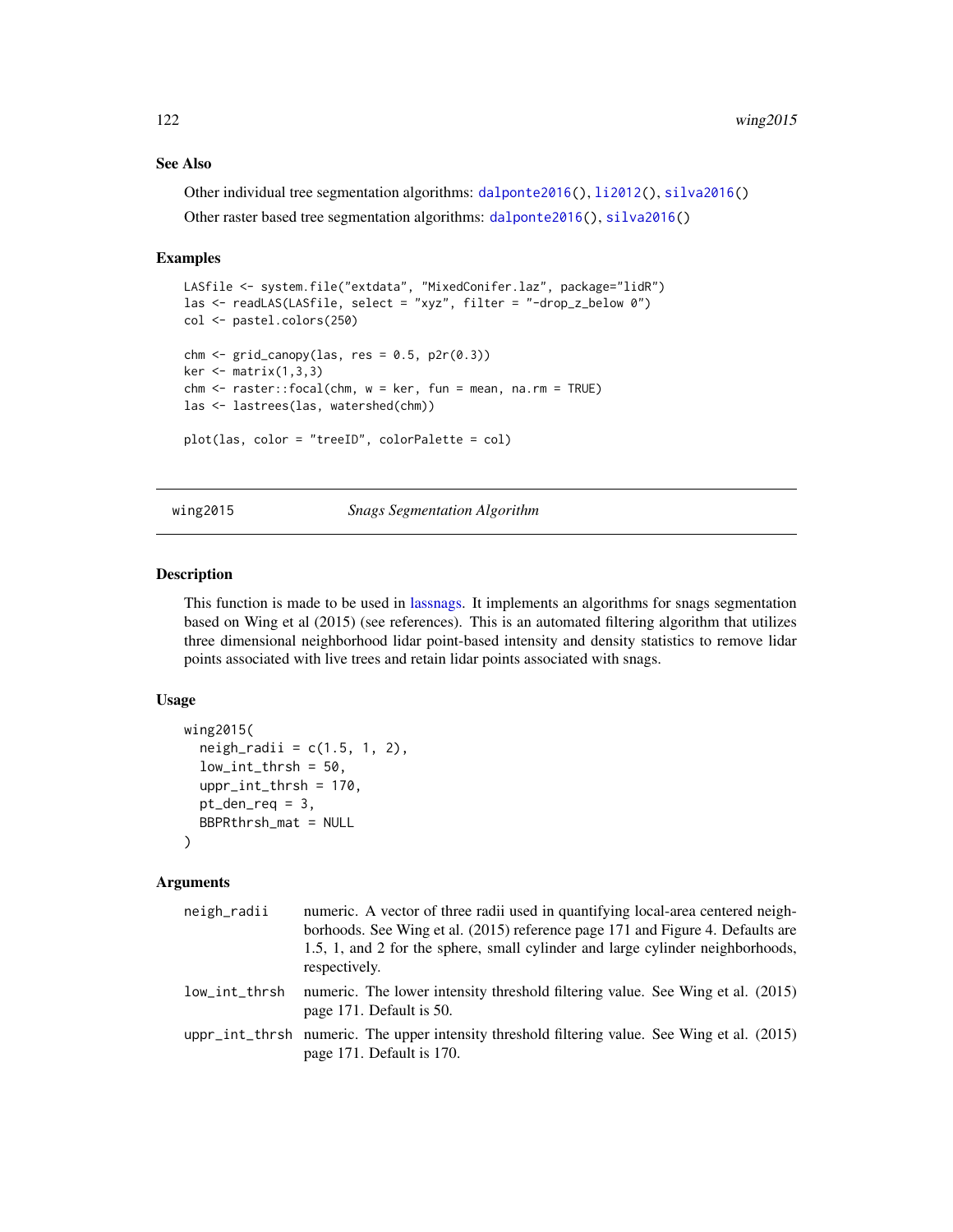### See Also

Other individual tree segmentation algorithms: dalponte2016(), li2012(), silva2016()

Other raster based tree segmentation algorithms: dalponte2016(), silva2016()

### Examples

```
LASfile <- system.file("extdata", "MixedConifer.laz", package="lidR")
las <- readLAS(LASfile, select = "xyz", filter = "-drop_z_below 0")
col <- pastel.colors(250)

chm <- grid_canopy(las, res = 0.5, p2r(0.3))
ker <- matrix(1,3,3)
chm <- raster::focal(chm, w = ker, fun = mean, na.rm = TRUE)
las <- lastrees(las, watershed(chm))

plot(las, color = "treeID", colorPalette = col)
```

---

## wing2015 — *Snags Segmentation Algorithm*

### Description

This function is made to be used in lassnags. It implements an algorithms for snags segmentation based on Wing et al (2015) (see references). This is an automated filtering algorithm that utilizes three dimensional neighborhood lidar point-based intensity and density statistics to remove lidar points associated with live trees and retain lidar points associated with snags.

### Usage

```
wing2015(
  neigh_radii = c(1.5, 1, 2),
  low_int_thrsh = 50,
  uppr_int_thrsh = 170,
  pt_den_req = 3,
  BBPRthrsh_mat = NULL
)
```

### Arguments

| | |
|---|---|
| neigh_radii | numeric. A vector of three radii used in quantifying local-area centered neighborhoods. See Wing et al. (2015) reference page 171 and Figure 4. Defaults are 1.5, 1, and 2 for the sphere, small cylinder and large cylinder neighborhoods, respectively. |
| low_int_thrsh | numeric. The lower intensity threshold filtering value. See Wing et al. (2015) page 171. Default is 50. |
| uppr_int_thrsh | numeric. The upper intensity threshold filtering value. See Wing et al. (2015) page 171. Default is 170. |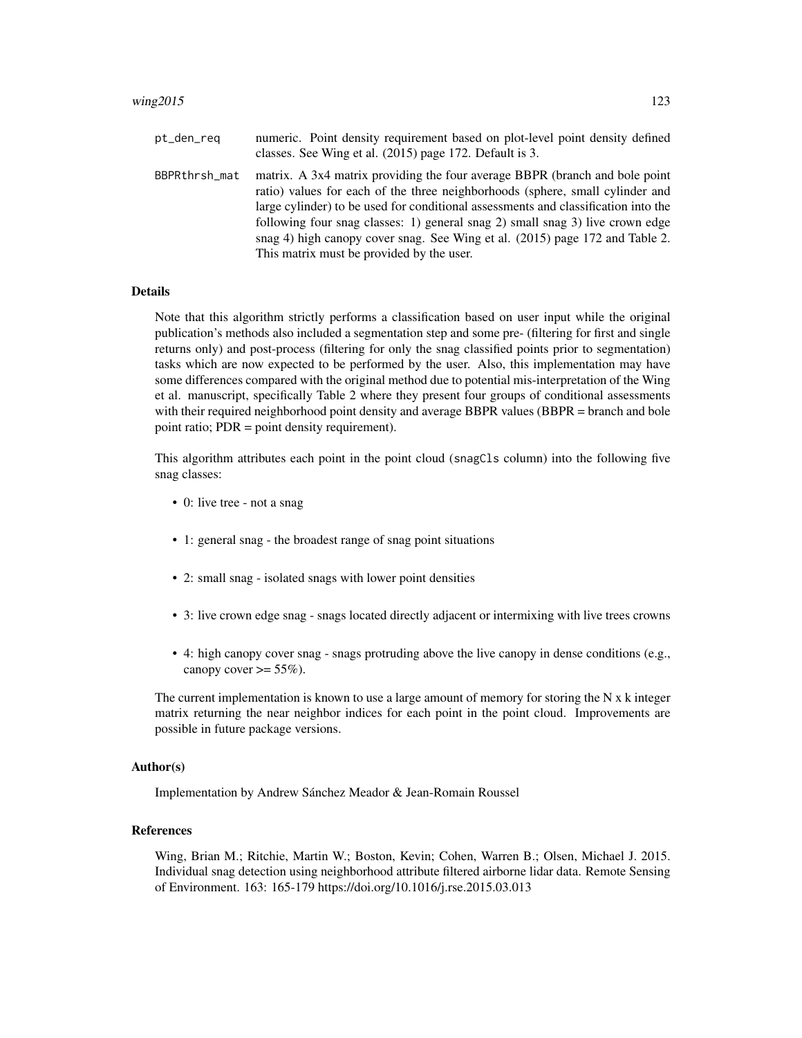| | |
|---|---|
| `pt_den_req` | numeric. Point density requirement based on plot-level point density defined classes. See Wing et al. (2015) page 172. Default is 3. |
| `BBPRthrsh_mat` | matrix. A 3x4 matrix providing the four average BBPR (branch and bole point ratio) values for each of the three neighborhoods (sphere, small cylinder and large cylinder) to be used for conditional assessments and classification into the following four snag classes: 1) general snag 2) small snag 3) live crown edge snag 4) high canopy cover snag. See Wing et al. (2015) page 172 and Table 2. This matrix must be provided by the user. |

### Details

Note that this algorithm strictly performs a classification based on user input while the original publication's methods also included a segmentation step and some pre- (filtering for first and single returns only) and post-process (filtering for only the snag classified points prior to segmentation) tasks which are now expected to be performed by the user. Also, this implementation may have some differences compared with the original method due to potential mis-interpretation of the Wing et al. manuscript, specifically Table 2 where they present four groups of conditional assessments with their required neighborhood point density and average BBPR values (BBPR = branch and bole point ratio; PDR = point density requirement).

This algorithm attributes each point in the point cloud (`snagCls` column) into the following five snag classes:

- 0: live tree - not a snag
- 1: general snag - the broadest range of snag point situations
- 2: small snag - isolated snags with lower point densities
- 3: live crown edge snag - snags located directly adjacent or intermixing with live trees crowns
- 4: high canopy cover snag - snags protruding above the live canopy in dense conditions (e.g., canopy cover >= 55%).

The current implementation is known to use a large amount of memory for storing the N x k integer matrix returning the near neighbor indices for each point in the point cloud. Improvements are possible in future package versions.

### Author(s)

Implementation by Andrew Sánchez Meador & Jean-Romain Roussel

### References

Wing, Brian M.; Ritchie, Martin W.; Boston, Kevin; Cohen, Warren B.; Olsen, Michael J. 2015. Individual snag detection using neighborhood attribute filtered airborne lidar data. Remote Sensing of Environment. 163: 165-179 https://doi.org/10.1016/j.rse.2015.03.013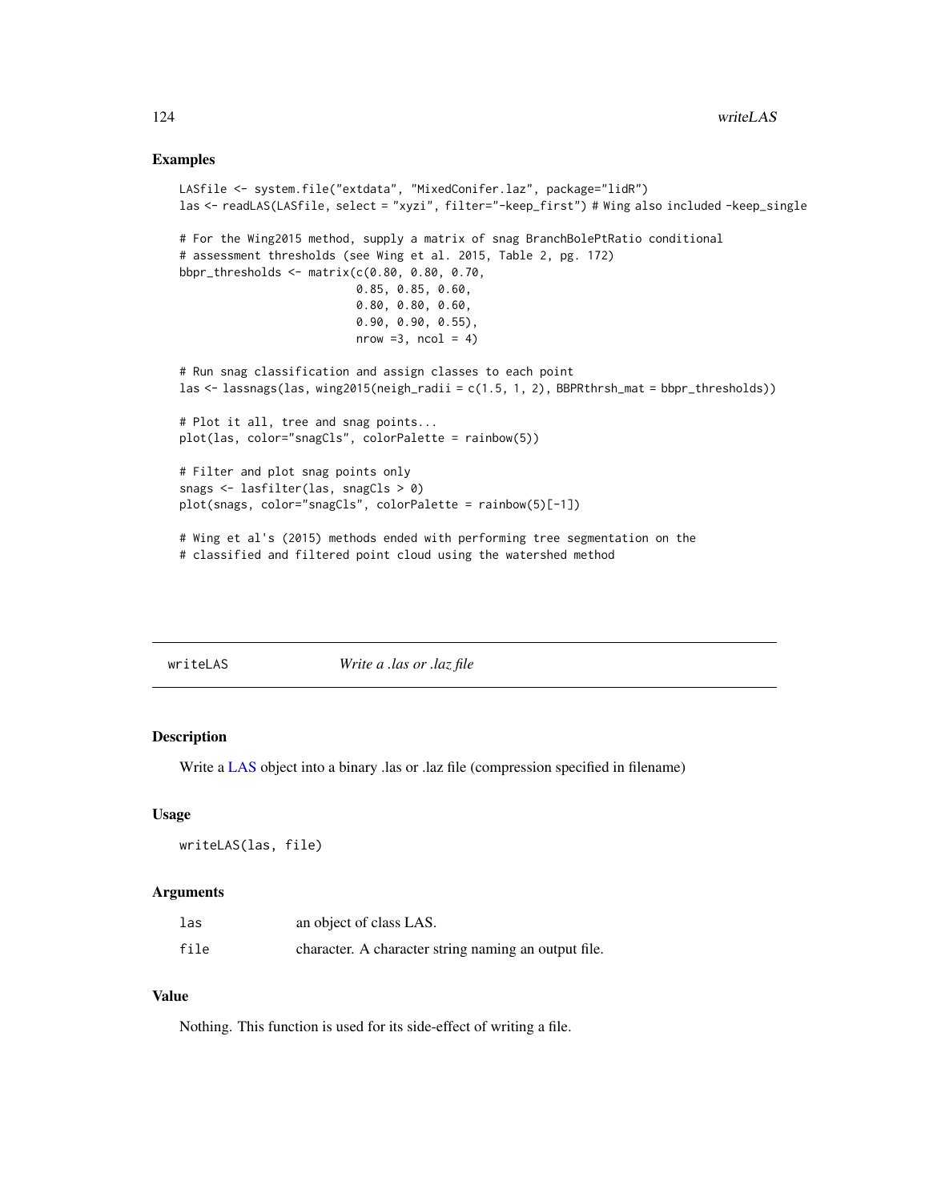## Examples

```
LASfile <- system.file("extdata", "MixedConifer.laz", package="lidR")
las <- readLAS(LASfile, select = "xyzi", filter="-keep_first") # Wing also included -keep_single

# For the Wing2015 method, supply a matrix of snag BranchBolePtRatio conditional
# assessment thresholds (see Wing et al. 2015, Table 2, pg. 172)
bbpr_thresholds <- matrix(c(0.80, 0.80, 0.70,
                          0.85, 0.85, 0.60,
                          0.80, 0.80, 0.60,
                          0.90, 0.90, 0.55),
                          nrow =3, ncol = 4)

# Run snag classification and assign classes to each point
las <- lassnags(las, wing2015(neigh_radii = c(1.5, 1, 2), BBPRthrsh_mat = bbpr_thresholds))

# Plot it all, tree and snag points...
plot(las, color="snagCls", colorPalette = rainbow(5))

# Filter and plot snag points only
snags <- lasfilter(las, snagCls > 0)
plot(snags, color="snagCls", colorPalette = rainbow(5)[-1])

# Wing et al's (2015) methods ended with performing tree segmentation on the
# classified and filtered point cloud using the watershed method
```

# writeLAS — *Write a .las or .laz file*

## Description

Write a LAS object into a binary .las or .laz file (compression specified in filename)

## Usage

```
writeLAS(las, file)
```

## Arguments

| | |
|---|---|
| `las` | an object of class LAS. |
| `file` | character. A character string naming an output file. |

## Value

Nothing. This function is used for its side-effect of writing a file.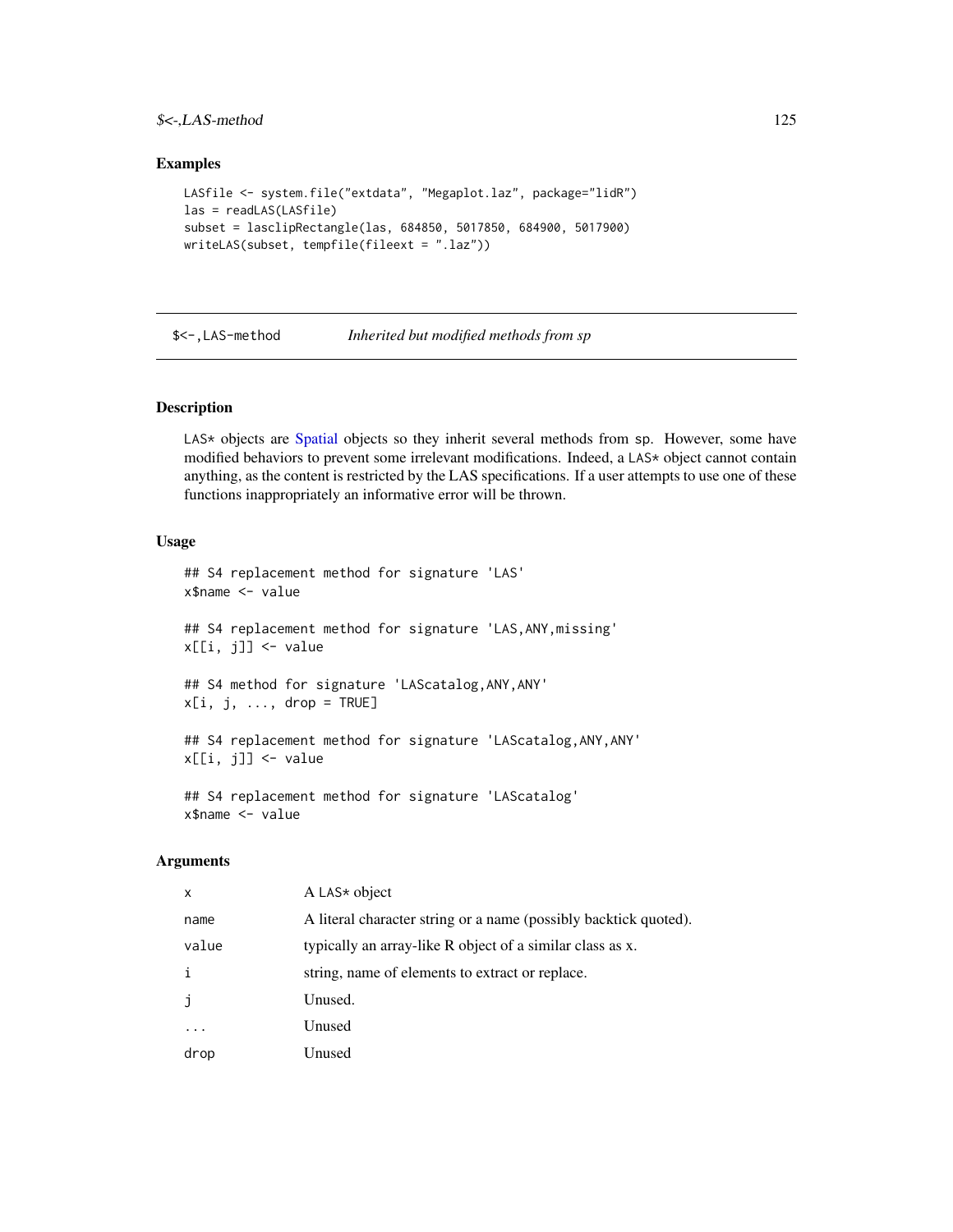## Examples

```
LASfile <- system.file("extdata", "Megaplot.laz", package="lidR")
las = readLAS(LASfile)
subset = lasclipRectangle(las, 684850, 5017850, 684900, 5017900)
writeLAS(subset, tempfile(fileext = ".laz"))
```

---

`$<-,LAS-method` *Inherited but modified methods from sp*

---

## Description

LAS* objects are Spatial objects so they inherit several methods from sp. However, some have modified behaviors to prevent some irrelevant modifications. Indeed, a LAS* object cannot contain anything, as the content is restricted by the LAS specifications. If a user attempts to use one of these functions inappropriately an informative error will be thrown.

## Usage

```
## S4 replacement method for signature 'LAS'
x$name <- value

## S4 replacement method for signature 'LAS,ANY,missing'
x[[i, j]] <- value

## S4 method for signature 'LAScatalog,ANY,ANY'
x[i, j, ..., drop = TRUE]

## S4 replacement method for signature 'LAScatalog,ANY,ANY'
x[[i, j]] <- value

## S4 replacement method for signature 'LAScatalog'
x$name <- value
```

## Arguments

| | |
|---|---|
| x | A LAS* object |
| name | A literal character string or a name (possibly backtick quoted). |
| value | typically an array-like R object of a similar class as x. |
| i | string, name of elements to extract or replace. |
| j | Unused. |
| ... | Unused |
| drop | Unused |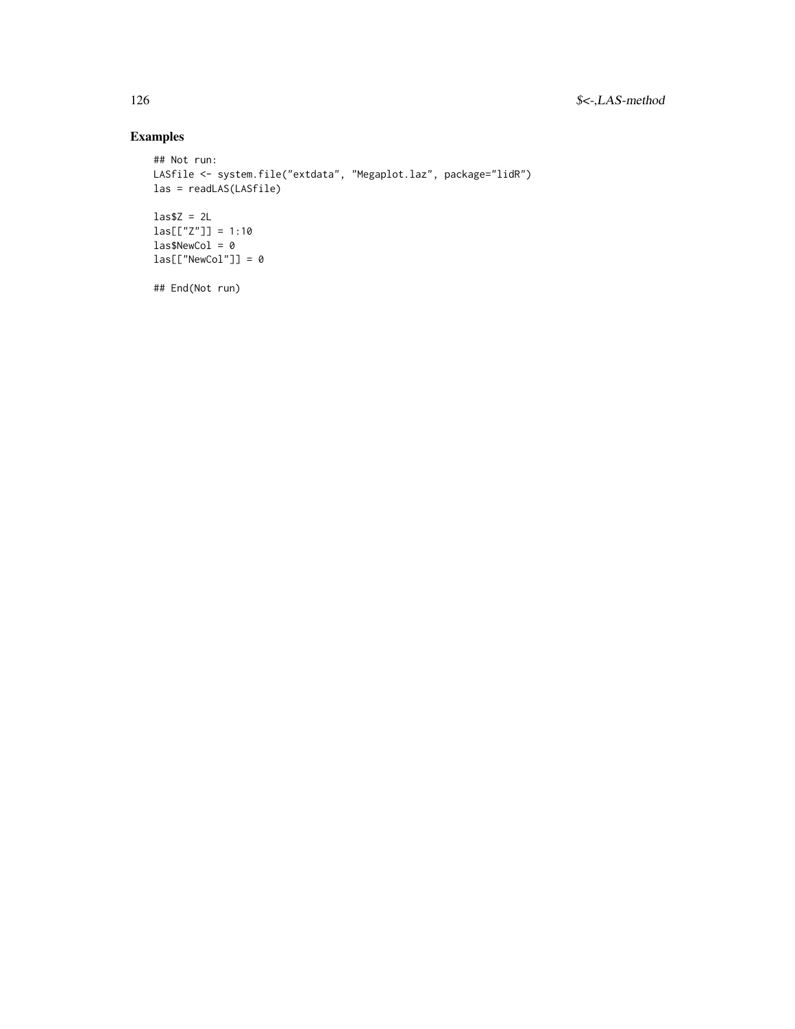## Examples

```
## Not run:
LASfile <- system.file("extdata", "Megaplot.laz", package="lidR")
las = readLAS(LASfile)

las$Z = 2L
las[["Z"]] = 1:10
las$NewCol = 0
las[["NewCol"]] = 0

## End(Not run)
```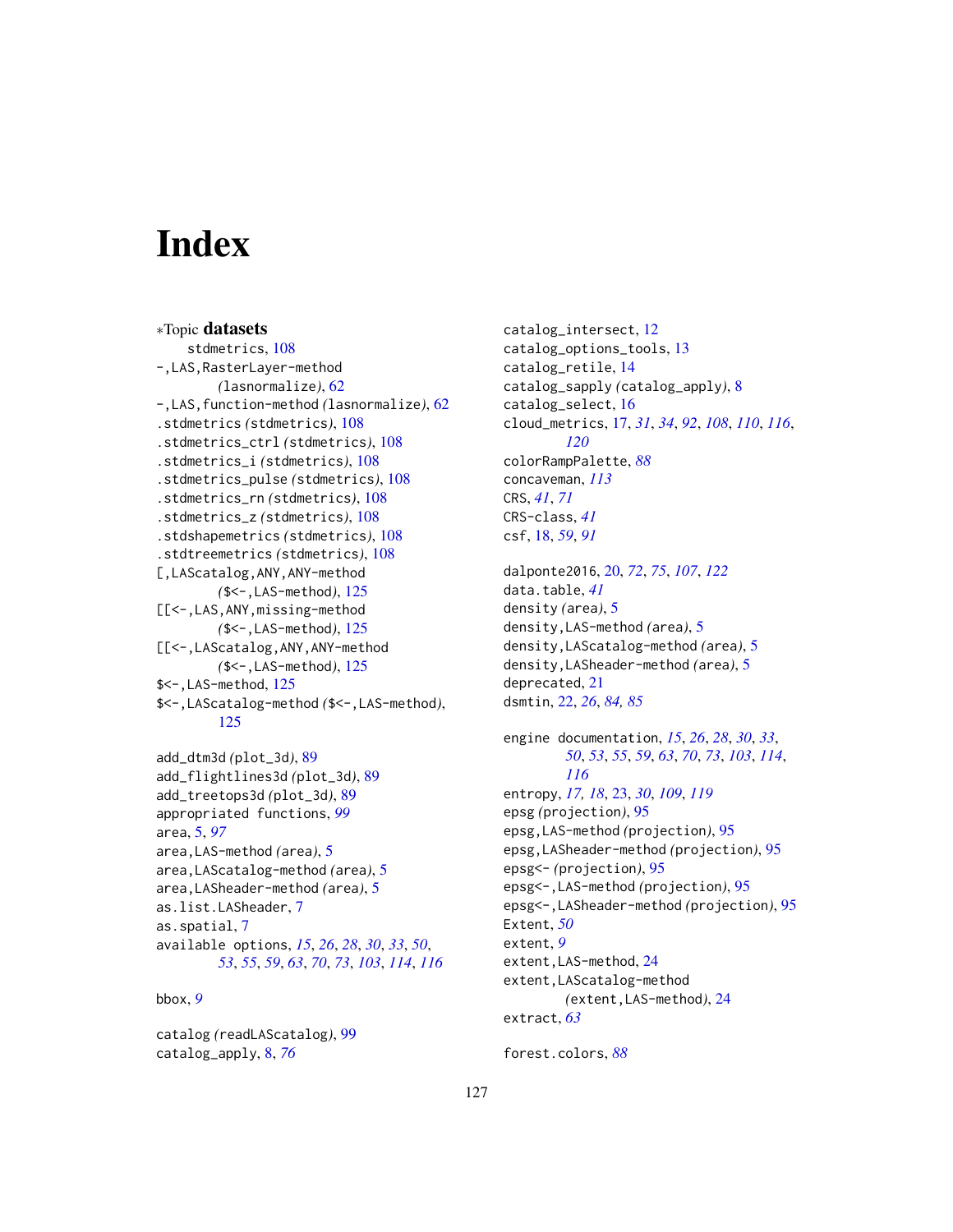# Index

∗Topic **datasets**
stdmetrics, 108
-,LAS,RasterLayer-method (lasnormalize), 62
-,LAS,function-method (lasnormalize), 62
.stdmetrics (stdmetrics), 108
.stdmetrics_ctrl (stdmetrics), 108
.stdmetrics_i (stdmetrics), 108
.stdmetrics_pulse (stdmetrics), 108
.stdmetrics_rn (stdmetrics), 108
.stdmetrics_z (stdmetrics), 108
.stdshapemetrics (stdmetrics), 108
.stdtreemetrics (stdmetrics), 108
[,LAScatalog,ANY,ANY-method ($<-,LAS-method), 125
[[<-,LAS,ANY,missing-method ($<-,LAS-method), 125
[[<-,LAScatalog,ANY,ANY-method ($<-,LAS-method), 125
$<-,LAS-method, 125
$<-,LAScatalog-method ($<-,LAS-method), 125

add_dtm3d (plot_3d), 89
add_flightlines3d (plot_3d), 89
add_treetops3d (plot_3d), 89
appropriated functions, *99*
area, 5, *97*
area,LAS-method (area), 5
area,LAScatalog-method (area), 5
area,LASheader-method (area), 5
as.list.LASheader, 7
as.spatial, 7
available options, *15*, *26*, *28*, *30*, *33*, *50*, *53*, *55*, *59*, *63*, *70*, *73*, *103*, *114*, *116*

bbox, *9*

catalog (readLAScatalog), 99
catalog_apply, 8, *76*
catalog_intersect, 12
catalog_options_tools, 13
catalog_retile, 14
catalog_sapply (catalog_apply), 8
catalog_select, 16
cloud_metrics, 17, *31*, *34*, *92*, *108*, *110*, *116*, *120*
colorRampPalette, *88*
concaveman, *113*
CRS, *41*, *71*
CRS-class, *41*
csf, 18, *59*, *91*

dalponte2016, 20, *72*, *75*, *107*, *122*
data.table, *41*
density (area), 5
density,LAS-method (area), 5
density,LAScatalog-method (area), 5
density,LASheader-method (area), 5
deprecated, 21
dsmtin, 22, *26*, *84*, *85*

engine documentation, *15*, *26*, *28*, *30*, *33*, *50*, *53*, *55*, *59*, *63*, *70*, *73*, *103*, *114*, *116*
entropy, *17*, *18*, 23, *30*, *109*, *119*
epsg (projection), 95
epsg,LAS-method (projection), 95
epsg,LASheader-method (projection), 95
epsg<- (projection), 95
epsg<-,LAS-method (projection), 95
epsg<-,LASheader-method (projection), 95
Extent, *50*
extent, *9*
extent,LAS-method, 24
extent,LAScatalog-method (extent,LAS-method), 24
extract, *63*

forest.colors, *88*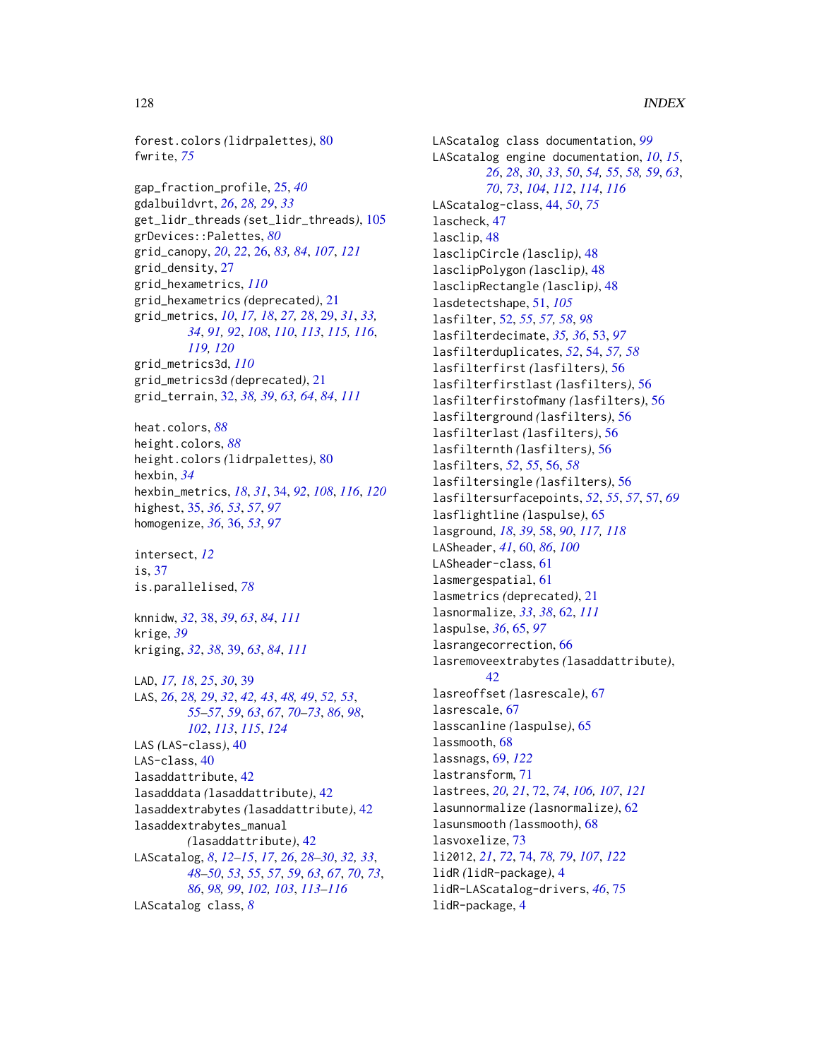forest.colors *(lidrpalettes)*, 80
fwrite, *75*

gap_fraction_profile, 25, *40*
gdalbuildvrt, *26*, *28, 29*, *33*
get_lidr_threads *(set_lidr_threads)*, 105
grDevices::Palettes, *80*
grid_canopy, *20*, *22*, 26, *83, 84*, *107*, *121*
grid_density, 27
grid_hexametrics, *110*
grid_hexametrics *(deprecated)*, 21
grid_metrics, *10*, *17, 18*, *27, 28*, 29, *31*, *33, 34*, *91, 92*, *108*, *110*, *113*, *115, 116*, *119, 120*
grid_metrics3d, *110*
grid_metrics3d *(deprecated)*, 21
grid_terrain, 32, *38, 39*, *63, 64*, *84*, *111*

heat.colors, *88*
height.colors, *88*
height.colors *(lidrpalettes)*, 80
hexbin, *34*
hexbin_metrics, *18*, *31*, 34, *92*, *108*, *116*, *120*
highest, 35, *36*, *53*, *57*, *97*
homogenize, *36*, 36, *53*, *97*

intersect, *12*
is, 37
is.parallelised, *78*

knnidw, *32*, 38, *39*, *63*, *84*, *111*
krige, *39*
kriging, *32*, *38*, 39, *63*, *84*, *111*

LAD, *17, 18*, *25*, *30*, 39
LAS, *26*, *28, 29*, *32*, *42, 43*, *48, 49*, *52, 53*, *55–57*, *59*, *63*, *67*, *70–73*, *86*, *98*, *102*, *113*, *115*, *124*
LAS *(LAS-class)*, 40
LAS-class, 40
lasaddattribute, 42
lasadddata *(lasaddattribute)*, 42
lasaddextrabytes *(lasaddattribute)*, 42
lasaddextrabytes_manual *(lasaddattribute)*, 42
LAScatalog, *8*, *12–15*, *17*, *26*, *28–30*, *32, 33*, *48–50*, *53*, *55*, *57*, *59*, *63*, *67*, *70*, *73*, *86*, *98, 99*, *102, 103*, *113–116*
LAScatalog class, *8*
LAScatalog class documentation, *99*
LAScatalog engine documentation, *10*, *15*, *26*, *28*, *30*, *33*, *50*, *54, 55*, *58, 59*, *63*, *70*, *73*, *104*, *112*, *114*, *116*
LAScatalog-class, 44, *50*, *75*
lascheck, 47
lasclip, 48
lasclipCircle *(lasclip)*, 48
lasclipPolygon *(lasclip)*, 48
lasclipRectangle *(lasclip)*, 48
lasdetectshape, 51, *105*
lasfilter, 52, *55*, *57, 58*, *98*
lasfilterdecimate, *35, 36*, 53, *97*
lasfilterduplicates, *52*, 54, *57, 58*
lasfilterfirst *(lasfilters)*, 56
lasfilterfirstlast *(lasfilters)*, 56
lasfilterfirstofmany *(lasfilters)*, 56
lasfilterground *(lasfilters)*, 56
lasfilterlast *(lasfilters)*, 56
lasfilternth *(lasfilters)*, 56
lasfilters, *52*, *55*, 56, *58*
lasfiltersingle *(lasfilters)*, 56
lasfiltersurfacepoints, *52*, *55*, *57*, 57, *69*
lasflightline *(laspulse)*, 65
lasground, *18*, *39*, 58, *90*, *117, 118*
LASheader, *41*, 60, *86*, *100*
LASheader-class, 61
lasmergespatial, 61
lasmetrics *(deprecated)*, 21
lasnormalize, *33*, *38*, 62, *111*
laspulse, *36*, 65, *97*
lasrangecorrection, 66
lasremoveextrabytes *(lasaddattribute)*, 42
lasreoffset *(lasrescale)*, 67
lasrescale, 67
lasscanline *(laspulse)*, 65
lassmooth, 68
lassnags, 69, *122*
lastransform, 71
lastrees, *20, 21*, 72, *74*, *106, 107*, *121*
lasunnormalize *(lasnormalize)*, 62
lasunsmooth *(lassmooth)*, 68
lasvoxelize, 73
li2012, *21*, *72*, 74, *78, 79*, *107*, *122*
lidR *(lidR-package)*, 4
lidR-LAScatalog-drivers, *46*, 75
lidR-package, 4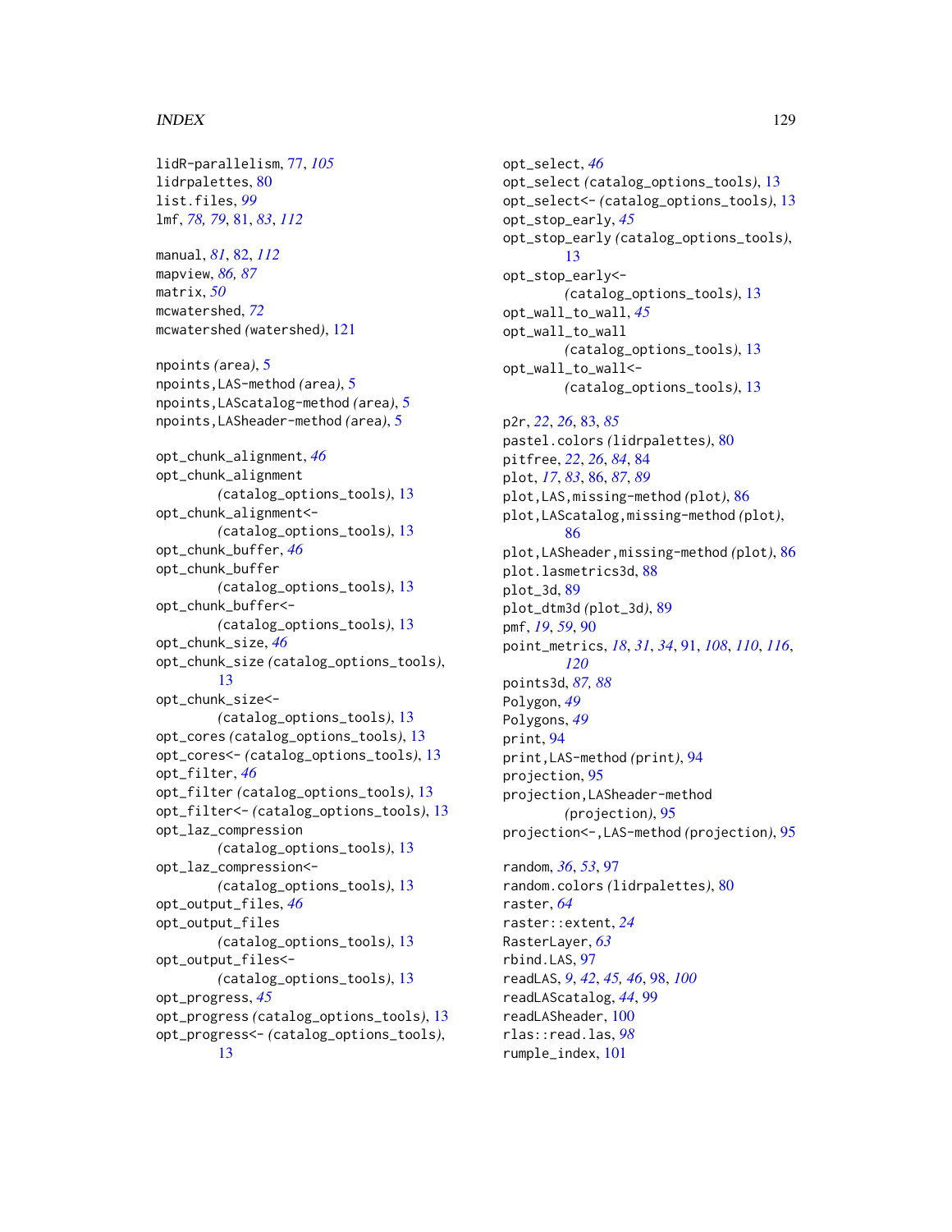lidR-parallelism, 77, *105*
lidrpalettes, 80
list.files, *99*
lmf, *78, 79*, 81, *83*, *112*

manual, *81*, 82, *112*
mapview, *86, 87*
matrix, *50*
mcwatershed, *72*
mcwatershed *(watershed)*, 121

npoints *(area)*, 5
npoints,LAS-method *(area)*, 5
npoints,LAScatalog-method *(area)*, 5
npoints,LASheader-method *(area)*, 5

opt_chunk_alignment, *46*
opt_chunk_alignment *(catalog_options_tools)*, 13
opt_chunk_alignment<- *(catalog_options_tools)*, 13
opt_chunk_buffer, *46*
opt_chunk_buffer *(catalog_options_tools)*, 13
opt_chunk_buffer<- *(catalog_options_tools)*, 13
opt_chunk_size, *46*
opt_chunk_size *(catalog_options_tools)*, 13
opt_chunk_size<- *(catalog_options_tools)*, 13
opt_cores *(catalog_options_tools)*, 13
opt_cores<- *(catalog_options_tools)*, 13
opt_filter, *46*
opt_filter *(catalog_options_tools)*, 13
opt_filter<- *(catalog_options_tools)*, 13
opt_laz_compression *(catalog_options_tools)*, 13
opt_laz_compression<- *(catalog_options_tools)*, 13
opt_output_files, *46*
opt_output_files *(catalog_options_tools)*, 13
opt_output_files<- *(catalog_options_tools)*, 13
opt_progress, *45*
opt_progress *(catalog_options_tools)*, 13
opt_progress<- *(catalog_options_tools)*, 13
opt_select, *46*
opt_select *(catalog_options_tools)*, 13
opt_select<- *(catalog_options_tools)*, 13
opt_stop_early, *45*
opt_stop_early *(catalog_options_tools)*, 13
opt_stop_early<- *(catalog_options_tools)*, 13
opt_wall_to_wall, *45*
opt_wall_to_wall *(catalog_options_tools)*, 13
opt_wall_to_wall<- *(catalog_options_tools)*, 13

p2r, *22*, *26*, 83, *85*
pastel.colors *(lidrpalettes)*, 80
pitfree, *22*, *26*, *84*, 84
plot, *17*, *83*, 86, *87*, *89*
plot,LAS,missing-method *(plot)*, 86
plot,LAScatalog,missing-method *(plot)*, 86
plot,LASheader,missing-method *(plot)*, 86
plot.lasmetrics3d, 88
plot_3d, 89
plot_dtm3d *(plot_3d)*, 89
pmf, *19*, *59*, 90
point_metrics, *18*, *31*, *34*, 91, *108*, *110*, *116*, *120*
points3d, *87, 88*
Polygon, *49*
Polygons, *49*
print, 94
print,LAS-method *(print)*, 94
projection, 95
projection,LASheader-method *(projection)*, 95
projection<-,LAS-method *(projection)*, 95

random, *36*, *53*, 97
random.colors *(lidrpalettes)*, 80
raster, *64*
raster::extent, *24*
RasterLayer, *63*
rbind.LAS, 97
readLAS, *9*, *42*, *45, 46*, 98, *100*
readLAScatalog, *44*, 99
readLASheader, 100
rlas::read.las, *98*
rumple_index, 101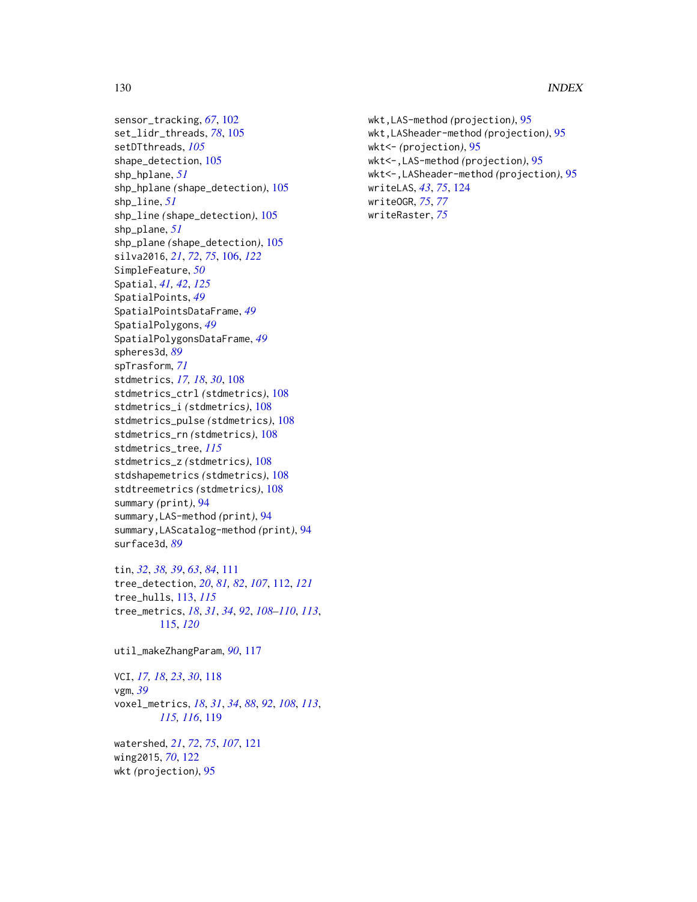sensor_tracking, *67*, 102
set_lidr_threads, *78*, 105
setDTthreads, *105*
shape_detection, 105
shp_hplane, *51*
shp_hplane *(*shape_detection*)*, 105
shp_line, *51*
shp_line *(*shape_detection*)*, 105
shp_plane, *51*
shp_plane *(*shape_detection*)*, 105
silva2016, *21*, *72*, *75*, 106, *122*
SimpleFeature, *50*
Spatial, *41, 42*, *125*
SpatialPoints, *49*
SpatialPointsDataFrame, *49*
SpatialPolygons, *49*
SpatialPolygonsDataFrame, *49*
spheres3d, *89*
spTrasform, *71*
stdmetrics, *17, 18*, *30*, 108
stdmetrics_ctrl *(*stdmetrics*)*, 108
stdmetrics_i *(*stdmetrics*)*, 108
stdmetrics_pulse *(*stdmetrics*)*, 108
stdmetrics_rn *(*stdmetrics*)*, 108
stdmetrics_tree, *115*
stdmetrics_z *(*stdmetrics*)*, 108
stdshapemetrics *(*stdmetrics*)*, 108
stdtreemetrics *(*stdmetrics*)*, 108
summary *(*print*)*, 94
summary,LAS-method *(*print*)*, 94
summary,LAScatalog-method *(*print*)*, 94
surface3d, *89*

tin, *32*, *38, 39*, *63*, *84*, 111
tree_detection, *20*, *81, 82*, *107*, 112, *121*
tree_hulls, 113, *115*
tree_metrics, *18*, *31*, *34*, *92*, *108–110*, *113*, 115, *120*

util_makeZhangParam, *90*, 117

VCI, *17, 18*, *23*, *30*, 118
vgm, *39*
voxel_metrics, *18*, *31*, *34*, *88*, *92*, *108*, *113*, *115, 116*, 119

watershed, *21*, *72*, *75*, *107*, 121
wing2015, *70*, 122
wkt *(*projection*)*, 95
wkt,LAS-method *(*projection*)*, 95
wkt,LASheader-method *(*projection*)*, 95
wkt<- *(*projection*)*, 95
wkt<-,LAS-method *(*projection*)*, 95
wkt<-,LASheader-method *(*projection*)*, 95
writeLAS, *43*, *75*, 124
writeOGR, *75*, *77*
writeRaster, *75*